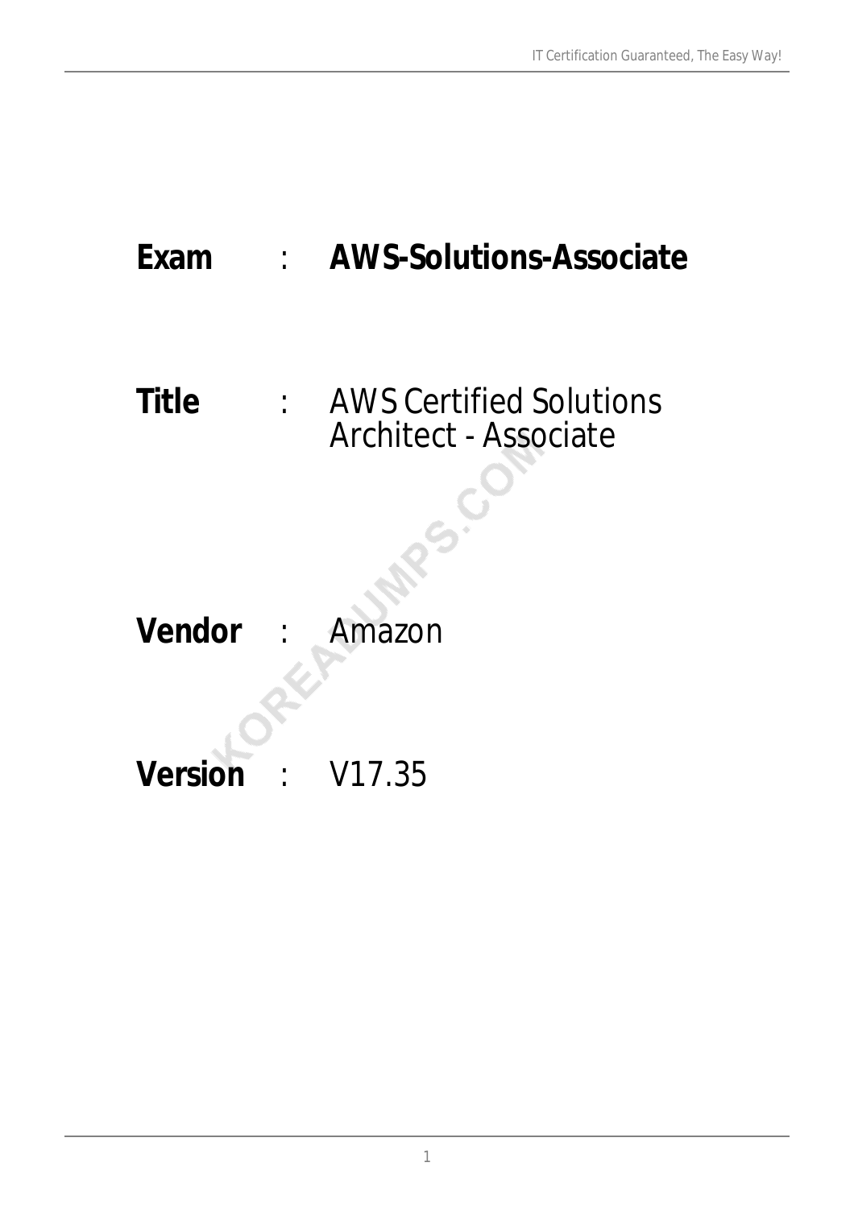**Exam** : **AWS-Solutions-Associate**

**Title** : AWS Certified Solutions Architect - Associate

**Vendor** : Amazon

**Version** : V17.35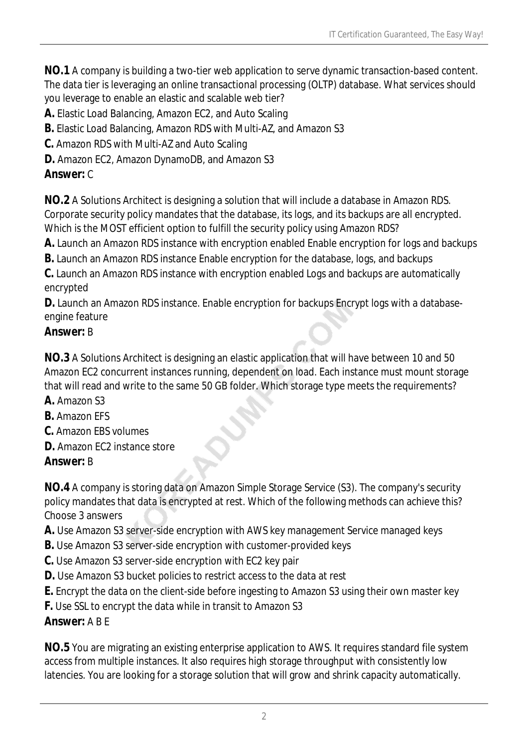**NO.1** A company is building a two-tier web application to serve dynamic transaction-based content. The data tier is leveraging an online transactional processing (OLTP) database. What services should you leverage to enable an elastic and scalable web tier?

**A.** Elastic Load Balancing, Amazon EC2, and Auto Scaling

**B.** Elastic Load Balancing, Amazon RDS with Multi-AZ, and Amazon S3

**C.** Amazon RDS with Multi-AZ and Auto Scaling

**D.** Amazon EC2, Amazon DynamoDB, and Amazon S3

**Answer:** C

**NO.2** A Solutions Architect is designing a solution that will include a database in Amazon RDS. Corporate security policy mandates that the database, its logs, and its backups are all encrypted. Which is the MOST efficient option to fulfill the security policy using Amazon RDS?

**A.** Launch an Amazon RDS instance with encryption enabled Enable encryption for logs and backups

**B.** Launch an Amazon RDS instance Enable encryption for the database, logs, and backups

**C.** Launch an Amazon RDS instance with encryption enabled Logs and backups are automatically encrypted

**D.** Launch an Amazon RDS instance. Enable encryption for backups Encrypt logs with a database-engine feature

**Answer:** B

**NO.3** A Solutions Architect is designing an elastic application that will have between 10 and 50 Amazon EC2 concurrent instances running, dependent on load. Each instance must mount storage that will read and write to the same 50 GB folder. Which storage type meets the requirements?

**A.** Amazon S3

**B.** Amazon EFS

**C.** Amazon EBS volumes

**D.** Amazon EC2 instance store

**Answer:** B

**NO.4** A company is storing data on Amazon Simple Storage Service (S3). The company's security policy mandates that data is encrypted at rest. Which of the following methods can achieve this? Choose 3 answers

**A.** Use Amazon S3 server-side encryption with AWS key management Service managed keys

**B.** Use Amazon S3 server-side encryption with customer-provided keys

**C.** Use Amazon S3 server-side encryption with EC2 key pair

**D.** Use Amazon S3 bucket policies to restrict access to the data at rest

**E.** Encrypt the data on the client-side before ingesting to Amazon S3 using their own master key

**F.** Use SSL to encrypt the data while in transit to Amazon S3

**Answer:** A B E

**NO.5** You are migrating an existing enterprise application to AWS. It requires standard file system access from multiple instances. It also requires high storage throughput with consistently low latencies. You are looking for a storage solution that will grow and shrink capacity automatically.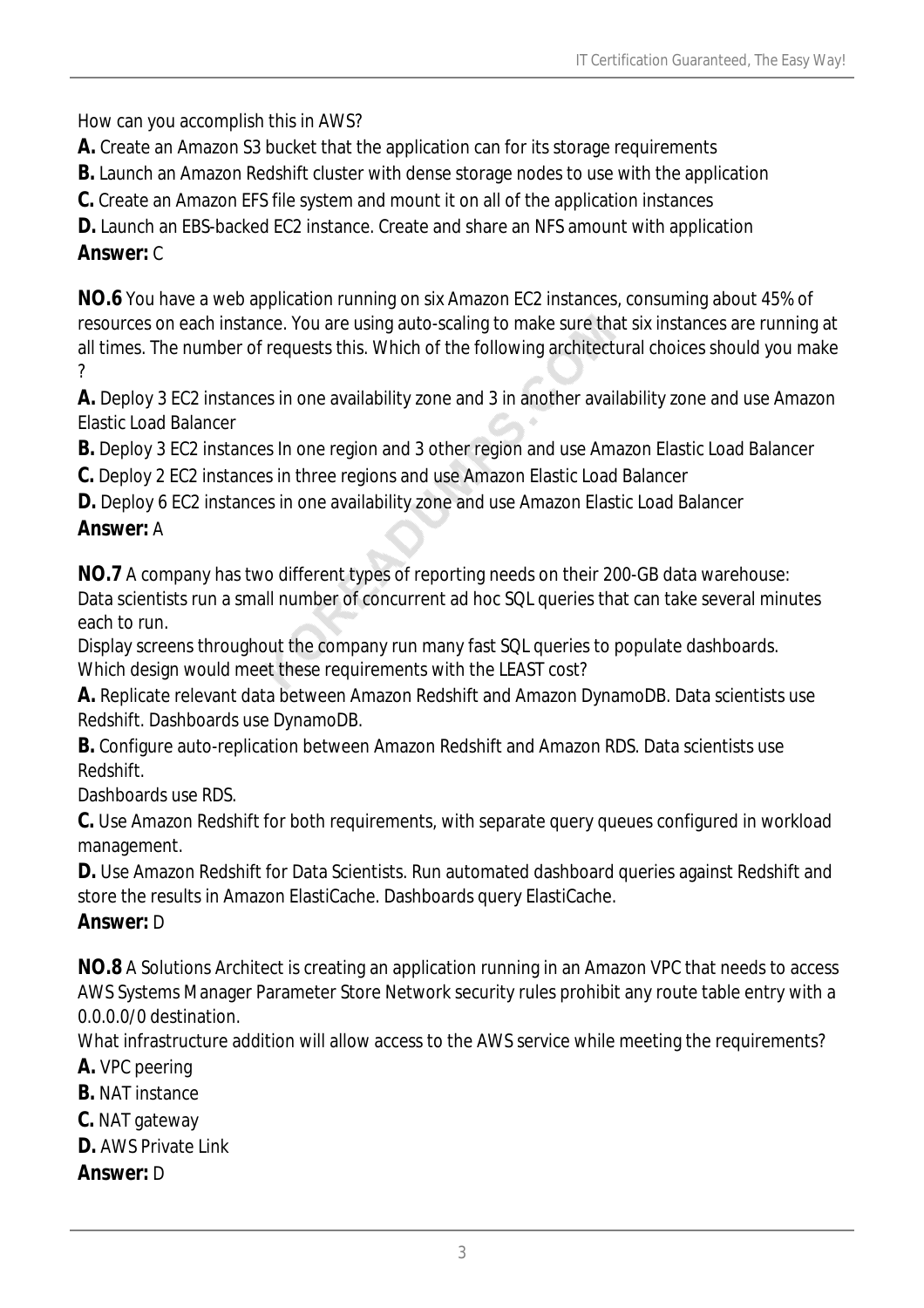How can you accomplish this in AWS?

**A.** Create an Amazon S3 bucket that the application can for its storage requirements
**B.** Launch an Amazon Redshift cluster with dense storage nodes to use with the application
**C.** Create an Amazon EFS file system and mount it on all of the application instances
**D.** Launch an EBS-backed EC2 instance. Create and share an NFS amount with application
**Answer:** C

**NO.6** You have a web application running on six Amazon EC2 instances, consuming about 45% of resources on each instance. You are using auto-scaling to make sure that six instances are running at all times. The number of requests this. Which of the following architectural choices should you make ?

**A.** Deploy 3 EC2 instances in one availability zone and 3 in another availability zone and use Amazon Elastic Load Balancer
**B.** Deploy 3 EC2 instances In one region and 3 other region and use Amazon Elastic Load Balancer
**C.** Deploy 2 EC2 instances in three regions and use Amazon Elastic Load Balancer
**D.** Deploy 6 EC2 instances in one availability zone and use Amazon Elastic Load Balancer
**Answer:** A

**NO.7** A company has two different types of reporting needs on their 200-GB data warehouse:
Data scientists run a small number of concurrent ad hoc SQL queries that can take several minutes each to run.
Display screens throughout the company run many fast SQL queries to populate dashboards.
Which design would meet these requirements with the LEAST cost?

**A.** Replicate relevant data between Amazon Redshift and Amazon DynamoDB. Data scientists use Redshift. Dashboards use DynamoDB.
**B.** Configure auto-replication between Amazon Redshift and Amazon RDS. Data scientists use Redshift.
Dashboards use RDS.
**C.** Use Amazon Redshift for both requirements, with separate query queues configured in workload management.
**D.** Use Amazon Redshift for Data Scientists. Run automated dashboard queries against Redshift and store the results in Amazon ElastiCache. Dashboards query ElastiCache.
**Answer:** D

**NO.8** A Solutions Architect is creating an application running in an Amazon VPC that needs to access AWS Systems Manager Parameter Store Network security rules prohibit any route table entry with a 0.0.0.0/0 destination.
What infrastructure addition will allow access to the AWS service while meeting the requirements?

**A.** VPC peering
**B.** NAT instance
**C.** NAT gateway
**D.** AWS Private Link
**Answer:** D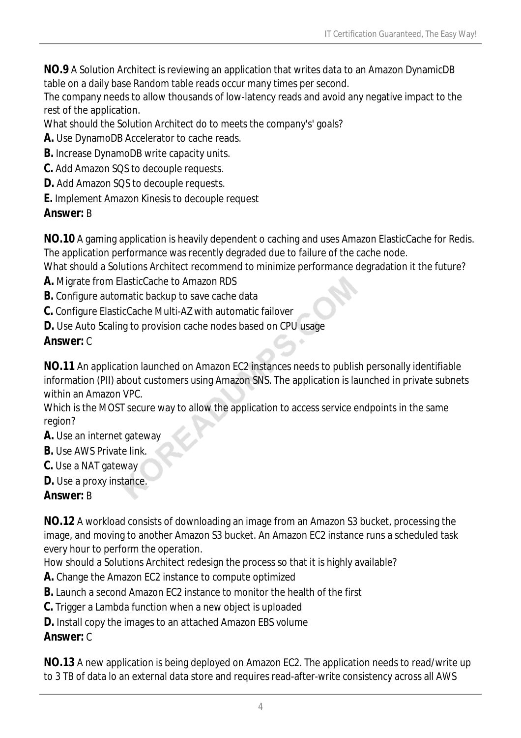**NO.9** A Solution Architect is reviewing an application that writes data to an Amazon DynamicDB table on a daily base Random table reads occur many times per second.
The company needs to allow thousands of low-latency reads and avoid any negative impact to the rest of the application.
What should the Solution Architect do to meets the company's' goals?

**A.** Use DynamoDB Accelerator to cache reads.
**B.** Increase DynamoDB write capacity units.
**C.** Add Amazon SQS to decouple requests.
**D.** Add Amazon SQS to decouple requests.
**E.** Implement Amazon Kinesis to decouple request

**Answer:** B

**NO.10** A gaming application is heavily dependent o caching and uses Amazon ElasticCache for Redis.
The application performance was recently degraded due to failure of the cache node.
What should a Solutions Architect recommend to minimize performance degradation it the future?

**A.** Migrate from ElasticCache to Amazon RDS
**B.** Configure automatic backup to save cache data
**C.** Configure ElasticCache Multi-AZ with automatic failover
**D.** Use Auto Scaling to provision cache nodes based on CPU usage

**Answer:** C

**NO.11** An application launched on Amazon EC2 instances needs to publish personally identifiable information (PII) about customers using Amazon SNS. The application is launched in private subnets within an Amazon VPC.
Which is the MOST secure way to allow the application to access service endpoints in the same region?

**A.** Use an internet gateway
**B.** Use AWS Private link.
**C.** Use a NAT gateway
**D.** Use a proxy instance.

**Answer:** B

**NO.12** A workload consists of downloading an image from an Amazon S3 bucket, processing the image, and moving to another Amazon S3 bucket. An Amazon EC2 instance runs a scheduled task every hour to perform the operation.
How should a Solutions Architect redesign the process so that it is highly available?

**A.** Change the Amazon EC2 instance to compute optimized
**B.** Launch a second Amazon EC2 instance to monitor the health of the first
**C.** Trigger a Lambda function when a new object is uploaded
**D.** Install copy the images to an attached Amazon EBS volume

**Answer:** C

**NO.13** A new application is being deployed on Amazon EC2. The application needs to read/write up to 3 TB of data lo an external data store and requires read-after-write consistency across all AWS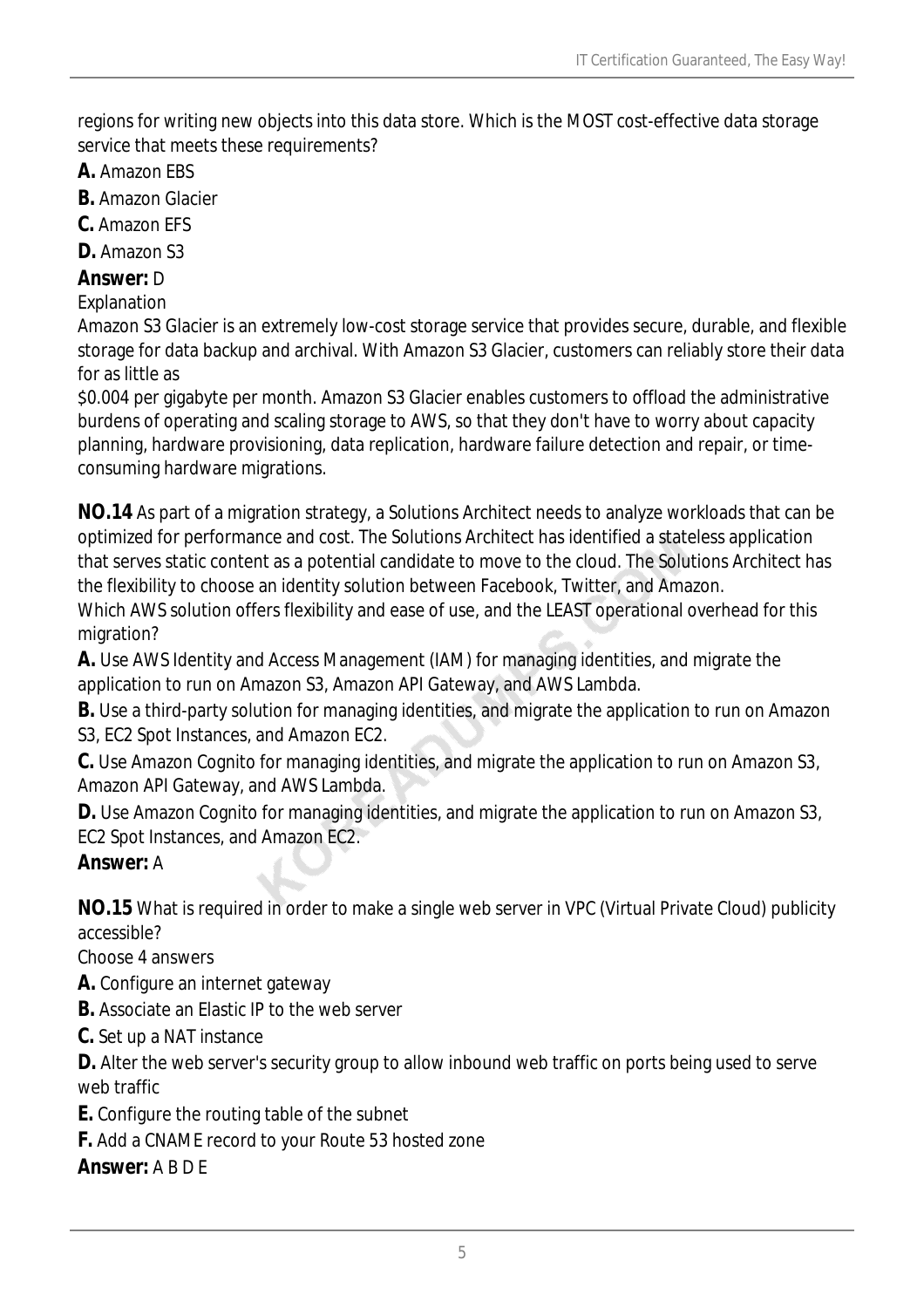regions for writing new objects into this data store. Which is the MOST cost-effective data storage service that meets these requirements?

**A.** Amazon EBS

**B.** Amazon Glacier

**C.** Amazon EFS

**D.** Amazon S3

**Answer:** D

Explanation

Amazon S3 Glacier is an extremely low-cost storage service that provides secure, durable, and flexible storage for data backup and archival. With Amazon S3 Glacier, customers can reliably store their data for as little as

$0.004 per gigabyte per month. Amazon S3 Glacier enables customers to offload the administrative burdens of operating and scaling storage to AWS, so that they don't have to worry about capacity planning, hardware provisioning, data replication, hardware failure detection and repair, or time-consuming hardware migrations.

**NO.14** As part of a migration strategy, a Solutions Architect needs to analyze workloads that can be optimized for performance and cost. The Solutions Architect has identified a stateless application that serves static content as a potential candidate to move to the cloud. The Solutions Architect has the flexibility to choose an identity solution between Facebook, Twitter, and Amazon.

Which AWS solution offers flexibility and ease of use, and the LEAST operational overhead for this migration?

**A.** Use AWS Identity and Access Management (IAM) for managing identities, and migrate the application to run on Amazon S3, Amazon API Gateway, and AWS Lambda.

**B.** Use a third-party solution for managing identities, and migrate the application to run on Amazon S3, EC2 Spot Instances, and Amazon EC2.

**C.** Use Amazon Cognito for managing identities, and migrate the application to run on Amazon S3, Amazon API Gateway, and AWS Lambda.

**D.** Use Amazon Cognito for managing identities, and migrate the application to run on Amazon S3, EC2 Spot Instances, and Amazon EC2.

**Answer:** A

**NO.15** What is required in order to make a single web server in VPC (Virtual Private Cloud) publicity accessible?

Choose 4 answers

**A.** Configure an internet gateway

**B.** Associate an Elastic IP to the web server

**C.** Set up a NAT instance

**D.** Alter the web server's security group to allow inbound web traffic on ports being used to serve web traffic

**E.** Configure the routing table of the subnet

**F.** Add a CNAME record to your Route 53 hosted zone

**Answer:** A B D E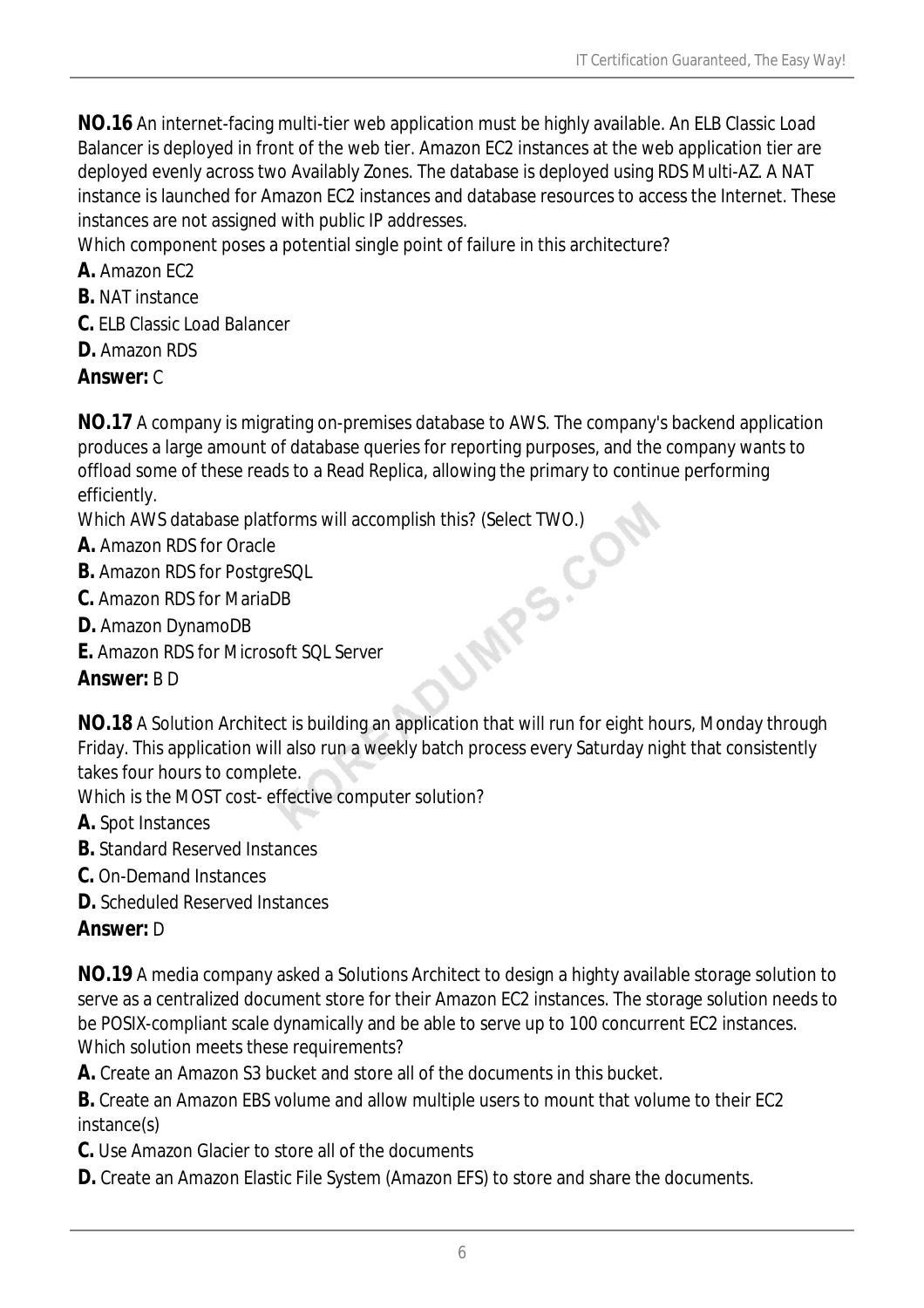**NO.16** An internet-facing multi-tier web application must be highly available. An ELB Classic Load Balancer is deployed in front of the web tier. Amazon EC2 instances at the web application tier are deployed evenly across two Availably Zones. The database is deployed using RDS Multi-AZ. A NAT instance is launched for Amazon EC2 instances and database resources to access the Internet. These instances are not assigned with public IP addresses.
Which component poses a potential single point of failure in this architecture?
**A.** Amazon EC2
**B.** NAT instance
**C.** ELB Classic Load Balancer
**D.** Amazon RDS
**Answer:** C

**NO.17** A company is migrating on-premises database to AWS. The company's backend application produces a large amount of database queries for reporting purposes, and the company wants to offload some of these reads to a Read Replica, allowing the primary to continue performing efficiently.
Which AWS database platforms will accomplish this? (Select TWO.)
**A.** Amazon RDS for Oracle
**B.** Amazon RDS for PostgreSQL
**C.** Amazon RDS for MariaDB
**D.** Amazon DynamoDB
**E.** Amazon RDS for Microsoft SQL Server
**Answer:** B D

**NO.18** A Solution Architect is building an application that will run for eight hours, Monday through Friday. This application will also run a weekly batch process every Saturday night that consistently takes four hours to complete.
Which is the MOST cost- effective computer solution?
**A.** Spot Instances
**B.** Standard Reserved Instances
**C.** On-Demand Instances
**D.** Scheduled Reserved Instances
**Answer:** D

**NO.19** A media company asked a Solutions Architect to design a highty available storage solution to serve as a centralized document store for their Amazon EC2 instances. The storage solution needs to be POSIX-compliant scale dynamically and be able to serve up to 100 concurrent EC2 instances.
Which solution meets these requirements?
**A.** Create an Amazon S3 bucket and store all of the documents in this bucket.
**B.** Create an Amazon EBS volume and allow multiple users to mount that volume to their EC2 instance(s)
**C.** Use Amazon Glacier to store all of the documents
**D.** Create an Amazon Elastic File System (Amazon EFS) to store and share the documents.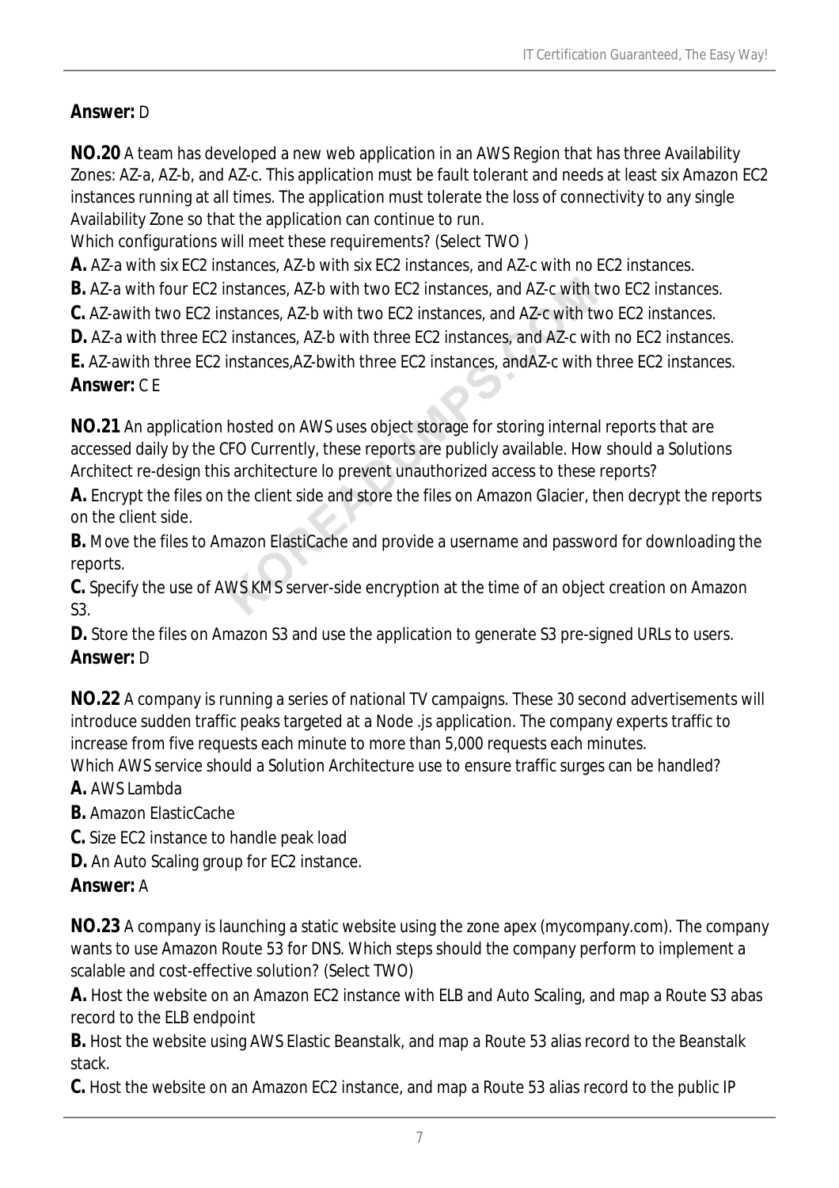**Answer:** D

**NO.20** A team has developed a new web application in an AWS Region that has three Availability Zones: AZ-a, AZ-b, and AZ-c. This application must be fault tolerant and needs at least six Amazon EC2 instances running at all times. The application must tolerate the loss of connectivity to any single Availability Zone so that the application can continue to run.
Which configurations will meet these requirements? (Select TWO )

**A.** AZ-a with six EC2 instances, AZ-b with six EC2 instances, and AZ-c with no EC2 instances.
**B.** AZ-a with four EC2 instances, AZ-b with two EC2 instances, and AZ-c with two EC2 instances.
**C.** AZ-awith two EC2 instances, AZ-b with two EC2 instances, and AZ-c with two EC2 instances.
**D.** AZ-a with three EC2 instances, AZ-b with three EC2 instances, and AZ-c with no EC2 instances.
**E.** AZ-awith three EC2 instances,AZ-bwith three EC2 instances, andAZ-c with three EC2 instances.
**Answer:** C E

**NO.21** An application hosted on AWS uses object storage for storing internal reports that are accessed daily by the CFO Currently, these reports are publicly available. How should a Solutions Architect re-design this architecture lo prevent unauthorized access to these reports?

**A.** Encrypt the files on the client side and store the files on Amazon Glacier, then decrypt the reports on the client side.
**B.** Move the files to Amazon ElastiCache and provide a username and password for downloading the reports.
**C.** Specify the use of AWS KMS server-side encryption at the time of an object creation on Amazon S3.
**D.** Store the files on Amazon S3 and use the application to generate S3 pre-signed URLs to users.
**Answer:** D

**NO.22** A company is running a series of national TV campaigns. These 30 second advertisements will introduce sudden traffic peaks targeted at a Node .js application. The company experts traffic to increase from five requests each minute to more than 5,000 requests each minutes.
Which AWS service should a Solution Architecture use to ensure traffic surges can be handled?

**A.** AWS Lambda
**B.** Amazon ElasticCache
**C.** Size EC2 instance to handle peak load
**D.** An Auto Scaling group for EC2 instance.
**Answer:** A

**NO.23** A company is launching a static website using the zone apex (mycompany.com). The company wants to use Amazon Route 53 for DNS. Which steps should the company perform to implement a scalable and cost-effective solution? (Select TWO)

**A.** Host the website on an Amazon EC2 instance with ELB and Auto Scaling, and map a Route S3 abas record to the ELB endpoint
**B.** Host the website using AWS Elastic Beanstalk, and map a Route 53 alias record to the Beanstalk stack.
**C.** Host the website on an Amazon EC2 instance, and map a Route 53 alias record to the public IP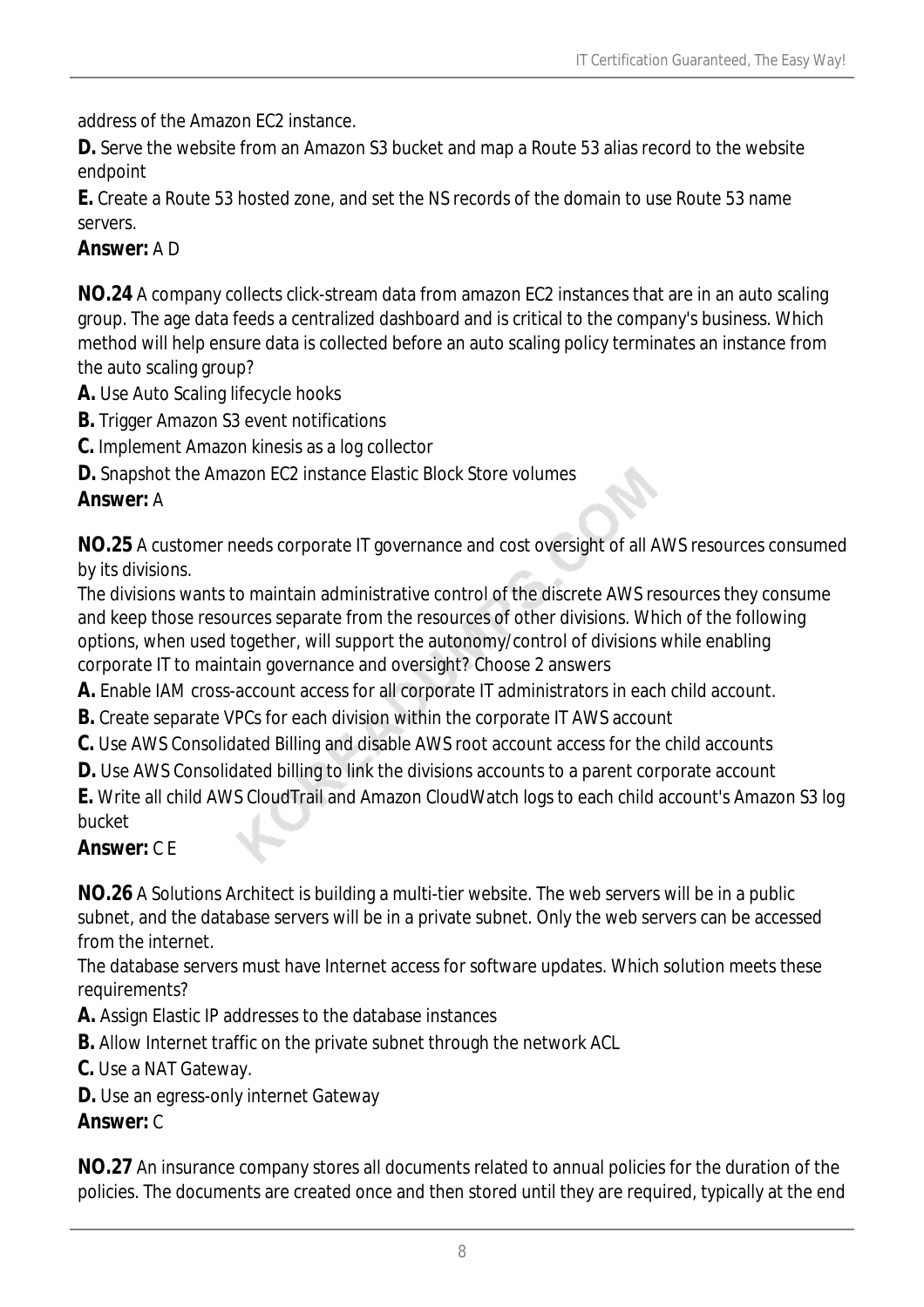address of the Amazon EC2 instance.

**D.** Serve the website from an Amazon S3 bucket and map a Route 53 alias record to the website endpoint

**E.** Create a Route 53 hosted zone, and set the NS records of the domain to use Route 53 name servers.

**Answer:** A D

**NO.24** A company collects click-stream data from amazon EC2 instances that are in an auto scaling group. The age data feeds a centralized dashboard and is critical to the company's business. Which method will help ensure data is collected before an auto scaling policy terminates an instance from the auto scaling group?

**A.** Use Auto Scaling lifecycle hooks

**B.** Trigger Amazon S3 event notifications

**C.** Implement Amazon kinesis as a log collector

**D.** Snapshot the Amazon EC2 instance Elastic Block Store volumes

**Answer:** A

**NO.25** A customer needs corporate IT governance and cost oversight of all AWS resources consumed by its divisions.

The divisions wants to maintain administrative control of the discrete AWS resources they consume and keep those resources separate from the resources of other divisions. Which of the following options, when used together, will support the autonomy/control of divisions while enabling corporate IT to maintain governance and oversight? Choose 2 answers

**A.** Enable IAM cross-account access for all corporate IT administrators in each child account.

**B.** Create separate VPCs for each division within the corporate IT AWS account

**C.** Use AWS Consolidated Billing and disable AWS root account access for the child accounts

**D.** Use AWS Consolidated billing to link the divisions accounts to a parent corporate account

**E.** Write all child AWS CloudTrail and Amazon CloudWatch logs to each child account's Amazon S3 log bucket

**Answer:** C E

**NO.26** A Solutions Architect is building a multi-tier website. The web servers will be in a public subnet, and the database servers will be in a private subnet. Only the web servers can be accessed from the internet.

The database servers must have Internet access for software updates. Which solution meets these requirements?

**A.** Assign Elastic IP addresses to the database instances

**B.** Allow Internet traffic on the private subnet through the network ACL

**C.** Use a NAT Gateway.

**D.** Use an egress-only internet Gateway

**Answer:** C

**NO.27** An insurance company stores all documents related to annual policies for the duration of the policies. The documents are created once and then stored until they are required, typically at the end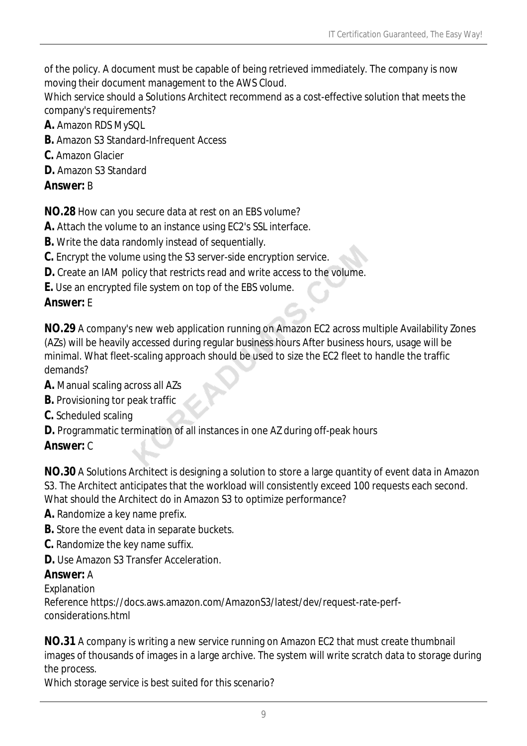of the policy. A document must be capable of being retrieved immediately. The company is now moving their document management to the AWS Cloud.
Which service should a Solutions Architect recommend as a cost-effective solution that meets the company's requirements?

**A.** Amazon RDS MySQL
**B.** Amazon S3 Standard-Infrequent Access
**C.** Amazon Glacier
**D.** Amazon S3 Standard
**Answer:** B

**NO.28** How can you secure data at rest on an EBS volume?
**A.** Attach the volume to an instance using EC2's SSL interface.
**B.** Write the data randomly instead of sequentially.
**C.** Encrypt the volume using the S3 server-side encryption service.
**D.** Create an IAM policy that restricts read and write access to the volume.
**E.** Use an encrypted file system on top of the EBS volume.
**Answer:** E

**NO.29** A company's new web application running on Amazon EC2 across multiple Availability Zones (AZs) will be heavily accessed during regular business hours After business hours, usage will be minimal. What fleet-scaling approach should be used to size the EC2 fleet to handle the traffic demands?
**A.** Manual scaling across all AZs
**B.** Provisioning tor peak traffic
**C.** Scheduled scaling
**D.** Programmatic termination of all instances in one AZ during off-peak hours
**Answer:** C

**NO.30** A Solutions Architect is designing a solution to store a large quantity of event data in Amazon S3. The Architect anticipates that the workload will consistently exceed 100 requests each second.
What should the Architect do in Amazon S3 to optimize performance?
**A.** Randomize a key name prefix.
**B.** Store the event data in separate buckets.
**C.** Randomize the key name suffix.
**D.** Use Amazon S3 Transfer Acceleration.
**Answer:** A
Explanation
Reference https://docs.aws.amazon.com/AmazonS3/latest/dev/request-rate-perf-considerations.html

**NO.31** A company is writing a new service running on Amazon EC2 that must create thumbnail images of thousands of images in a large archive. The system will write scratch data to storage during the process.
Which storage service is best suited for this scenario?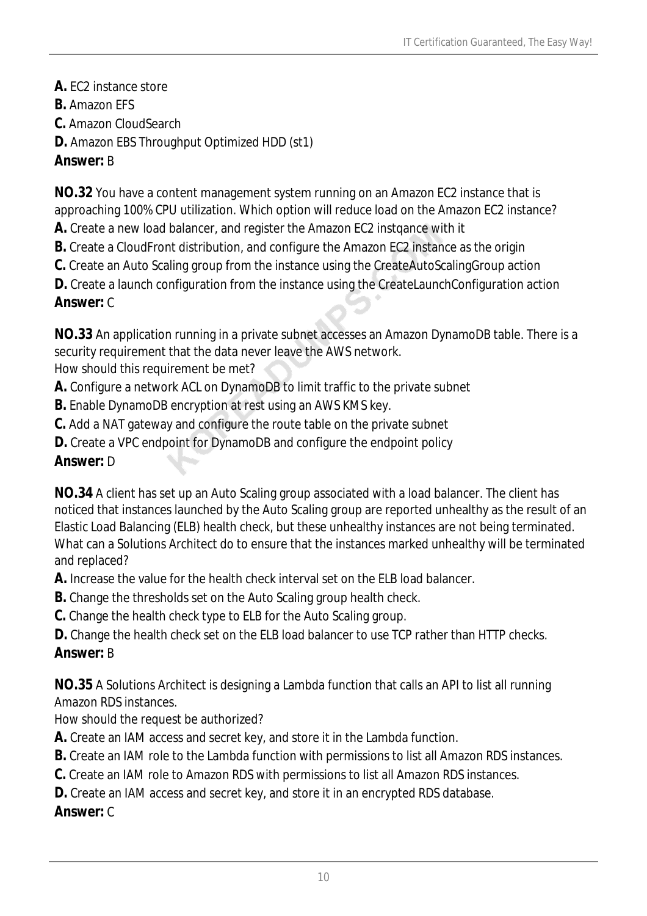**A.** EC2 instance store
**B.** Amazon EFS
**C.** Amazon CloudSearch
**D.** Amazon EBS Throughput Optimized HDD (st1)
**Answer:** B

**NO.32** You have a content management system running on an Amazon EC2 instance that is approaching 100% CPU utilization. Which option will reduce load on the Amazon EC2 instance?
**A.** Create a new load balancer, and register the Amazon EC2 instqance with it
**B.** Create a CloudFront distribution, and configure the Amazon EC2 instance as the origin
**C.** Create an Auto Scaling group from the instance using the CreateAutoScalingGroup action
**D.** Create a launch configuration from the instance using the CreateLaunchConfiguration action
**Answer:** C

**NO.33** An application running in a private subnet accesses an Amazon DynamoDB table. There is a security requirement that the data never leave the AWS network.
How should this requirement be met?
**A.** Configure a network ACL on DynamoDB to limit traffic to the private subnet
**B.** Enable DynamoDB encryption at rest using an AWS KMS key.
**C.** Add a NAT gateway and configure the route table on the private subnet
**D.** Create a VPC endpoint for DynamoDB and configure the endpoint policy
**Answer:** D

**NO.34** A client has set up an Auto Scaling group associated with a load balancer. The client has noticed that instances launched by the Auto Scaling group are reported unhealthy as the result of an Elastic Load Balancing (ELB) health check, but these unhealthy instances are not being terminated.
What can a Solutions Architect do to ensure that the instances marked unhealthy will be terminated and replaced?
**A.** Increase the value for the health check interval set on the ELB load balancer.
**B.** Change the thresholds set on the Auto Scaling group health check.
**C.** Change the health check type to ELB for the Auto Scaling group.
**D.** Change the health check set on the ELB load balancer to use TCP rather than HTTP checks.
**Answer:** B

**NO.35** A Solutions Architect is designing a Lambda function that calls an API to list all running Amazon RDS instances.
How should the request be authorized?
**A.** Create an IAM access and secret key, and store it in the Lambda function.
**B.** Create an IAM role to the Lambda function with permissions to list all Amazon RDS instances.
**C.** Create an IAM role to Amazon RDS with permissions to list all Amazon RDS instances.
**D.** Create an IAM access and secret key, and store it in an encrypted RDS database.
**Answer:** C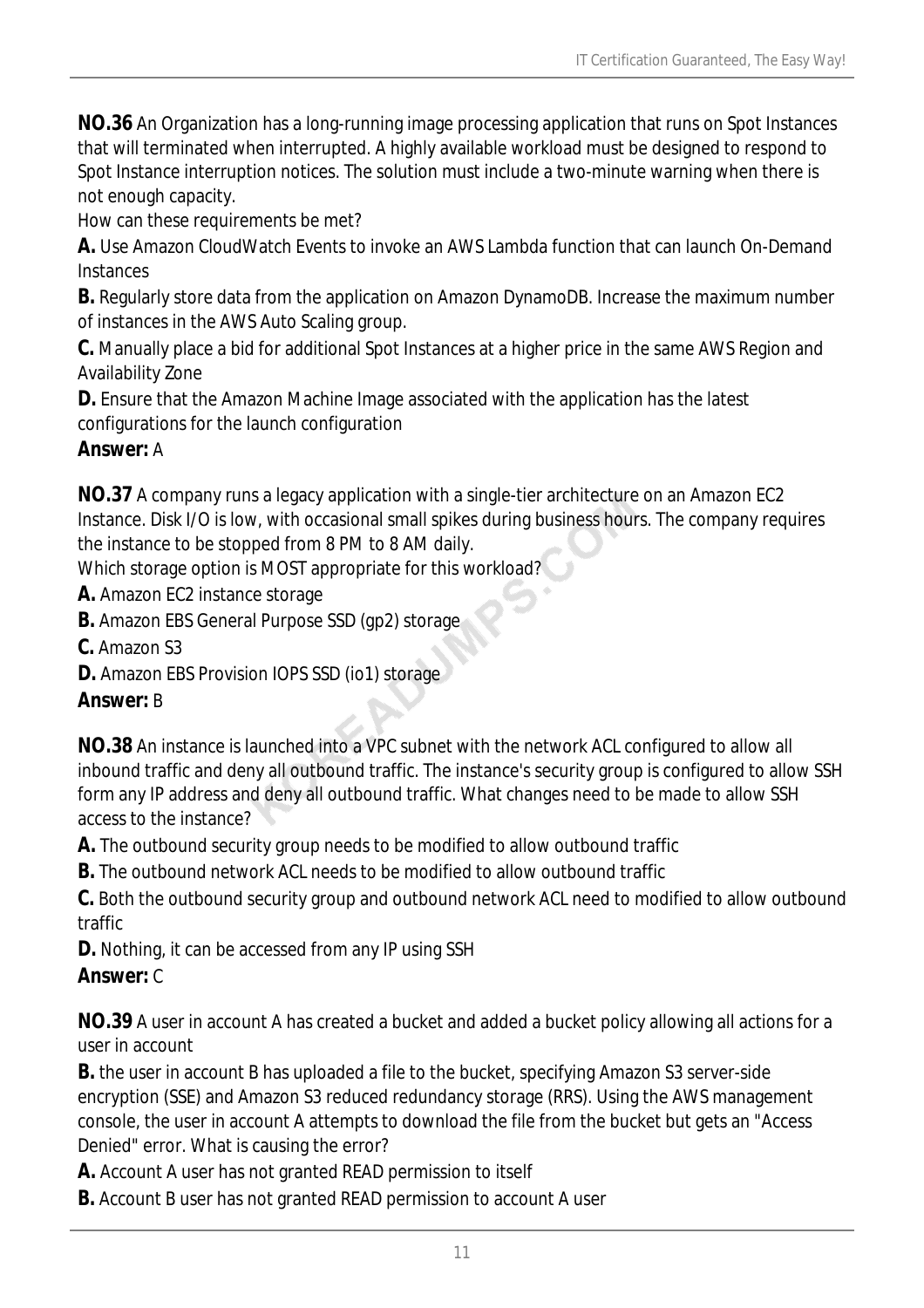**NO.36** An Organization has a long-running image processing application that runs on Spot Instances that will terminated when interrupted. A highly available workload must be designed to respond to Spot Instance interruption notices. The solution must include a two-minute warning when there is not enough capacity.
How can these requirements be met?

**A.** Use Amazon CloudWatch Events to invoke an AWS Lambda function that can launch On-Demand Instances

**B.** Regularly store data from the application on Amazon DynamoDB. Increase the maximum number of instances in the AWS Auto Scaling group.

**C.** Manually place a bid for additional Spot Instances at a higher price in the same AWS Region and Availability Zone

**D.** Ensure that the Amazon Machine Image associated with the application has the latest configurations for the launch configuration

**Answer:** A

**NO.37** A company runs a legacy application with a single-tier architecture on an Amazon EC2 Instance. Disk I/O is low, with occasional small spikes during business hours. The company requires the instance to be stopped from 8 PM to 8 AM daily.
Which storage option is MOST appropriate for this workload?

**A.** Amazon EC2 instance storage

**B.** Amazon EBS General Purpose SSD (gp2) storage

**C.** Amazon S3

**D.** Amazon EBS Provision IOPS SSD (io1) storage

**Answer:** B

**NO.38** An instance is launched into a VPC subnet with the network ACL configured to allow all inbound traffic and deny all outbound traffic. The instance's security group is configured to allow SSH form any IP address and deny all outbound traffic. What changes need to be made to allow SSH access to the instance?

**A.** The outbound security group needs to be modified to allow outbound traffic

**B.** The outbound network ACL needs to be modified to allow outbound traffic

**C.** Both the outbound security group and outbound network ACL need to modified to allow outbound traffic

**D.** Nothing, it can be accessed from any IP using SSH

**Answer:** C

**NO.39** A user in account A has created a bucket and added a bucket policy allowing all actions for a user in account

**B.** the user in account B has uploaded a file to the bucket, specifying Amazon S3 server-side encryption (SSE) and Amazon S3 reduced redundancy storage (RRS). Using the AWS management console, the user in account A attempts to download the file from the bucket but gets an "Access Denied" error. What is causing the error?

**A.** Account A user has not granted READ permission to itself

**B.** Account B user has not granted READ permission to account A user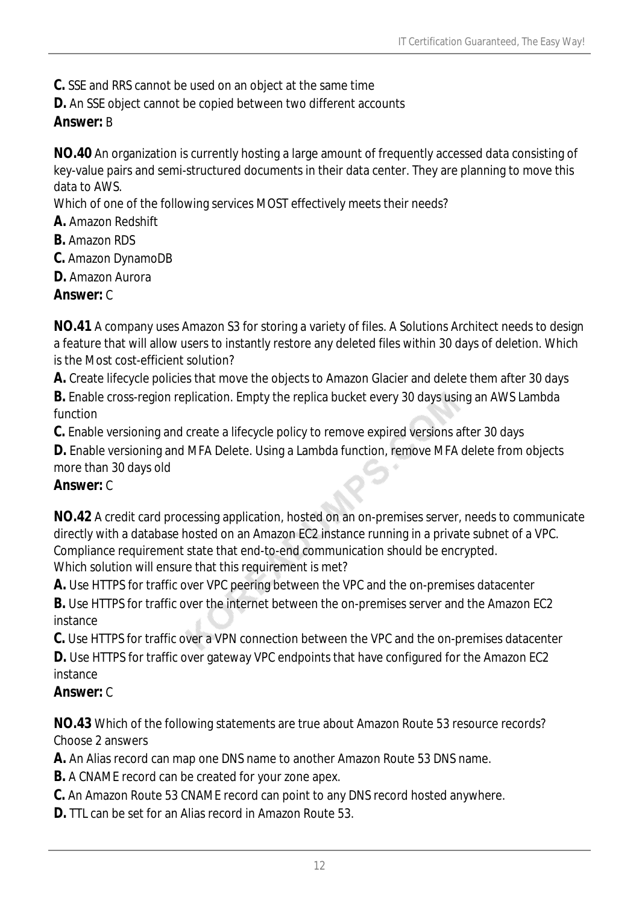**C.** SSE and RRS cannot be used on an object at the same time

**D.** An SSE object cannot be copied between two different accounts

**Answer:** B

**NO.40** An organization is currently hosting a large amount of frequently accessed data consisting of key-value pairs and semi-structured documents in their data center. They are planning to move this data to AWS.

Which of one of the following services MOST effectively meets their needs?

**A.** Amazon Redshift

**B.** Amazon RDS

**C.** Amazon DynamoDB

**D.** Amazon Aurora

**Answer:** C

**NO.41** A company uses Amazon S3 for storing a variety of files. A Solutions Architect needs to design a feature that will allow users to instantly restore any deleted files within 30 days of deletion. Which is the Most cost-efficient solution?

**A.** Create lifecycle policies that move the objects to Amazon Glacier and delete them after 30 days

**B.** Enable cross-region replication. Empty the replica bucket every 30 days using an AWS Lambda function

**C.** Enable versioning and create a lifecycle policy to remove expired versions after 30 days

**D.** Enable versioning and MFA Delete. Using a Lambda function, remove MFA delete from objects more than 30 days old

**Answer:** C

**NO.42** A credit card processing application, hosted on an on-premises server, needs to communicate directly with a database hosted on an Amazon EC2 instance running in a private subnet of a VPC. Compliance requirement state that end-to-end communication should be encrypted.

Which solution will ensure that this requirement is met?

**A.** Use HTTPS for traffic over VPC peering between the VPC and the on-premises datacenter

**B.** Use HTTPS for traffic over the internet between the on-premises server and the Amazon EC2 instance

**C.** Use HTTPS for traffic over a VPN connection between the VPC and the on-premises datacenter

**D.** Use HTTPS for traffic over gateway VPC endpoints that have configured for the Amazon EC2 instance

**Answer:** C

**NO.43** Which of the following statements are true about Amazon Route 53 resource records?

Choose 2 answers

**A.** An Alias record can map one DNS name to another Amazon Route 53 DNS name.

**B.** A CNAME record can be created for your zone apex.

**C.** An Amazon Route 53 CNAME record can point to any DNS record hosted anywhere.

**D.** TTL can be set for an Alias record in Amazon Route 53.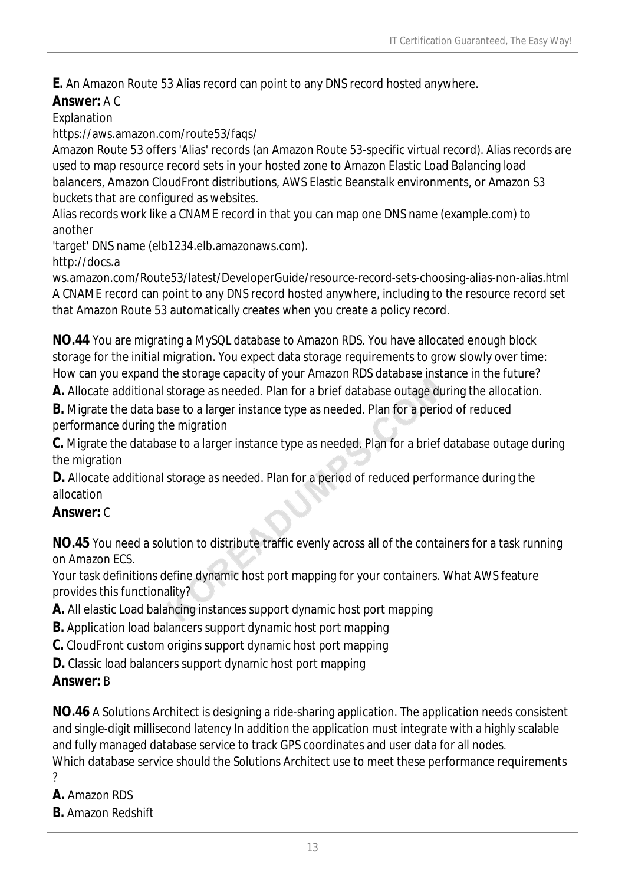**E.** An Amazon Route 53 Alias record can point to any DNS record hosted anywhere.

**Answer:** A C

Explanation

https://aws.amazon.com/route53/faqs/

Amazon Route 53 offers 'Alias' records (an Amazon Route 53-specific virtual record). Alias records are used to map resource record sets in your hosted zone to Amazon Elastic Load Balancing load balancers, Amazon CloudFront distributions, AWS Elastic Beanstalk environments, or Amazon S3 buckets that are configured as websites.

Alias records work like a CNAME record in that you can map one DNS name (example.com) to another

'target' DNS name (elb1234.elb.amazonaws.com).

http://docs.a
ws.amazon.com/Route53/latest/DeveloperGuide/resource-record-sets-choosing-alias-non-alias.html

A CNAME record can point to any DNS record hosted anywhere, including to the resource record set that Amazon Route 53 automatically creates when you create a policy record.

**NO.44** You are migrating a MySQL database to Amazon RDS. You have allocated enough block storage for the initial migration. You expect data storage requirements to grow slowly over time: How can you expand the storage capacity of your Amazon RDS database instance in the future?

**A.** Allocate additional storage as needed. Plan for a brief database outage during the allocation.

**B.** Migrate the data base to a larger instance type as needed. Plan for a period of reduced performance during the migration

**C.** Migrate the database to a larger instance type as needed. Plan for a brief database outage during the migration

**D.** Allocate additional storage as needed. Plan for a period of reduced performance during the allocation

**Answer:** C

**NO.45** You need a solution to distribute traffic evenly across all of the containers for a task running on Amazon ECS.

Your task definitions define dynamic host port mapping for your containers. What AWS feature provides this functionality?

**A.** All elastic Load balancing instances support dynamic host port mapping

**B.** Application load balancers support dynamic host port mapping

**C.** CloudFront custom origins support dynamic host port mapping

**D.** Classic load balancers support dynamic host port mapping

**Answer:** B

**NO.46** A Solutions Architect is designing a ride-sharing application. The application needs consistent and single-digit millisecond latency In addition the application must integrate with a highly scalable and fully managed database service to track GPS coordinates and user data for all nodes.

Which database service should the Solutions Architect use to meet these performance requirements ?

**A.** Amazon RDS

**B.** Amazon Redshift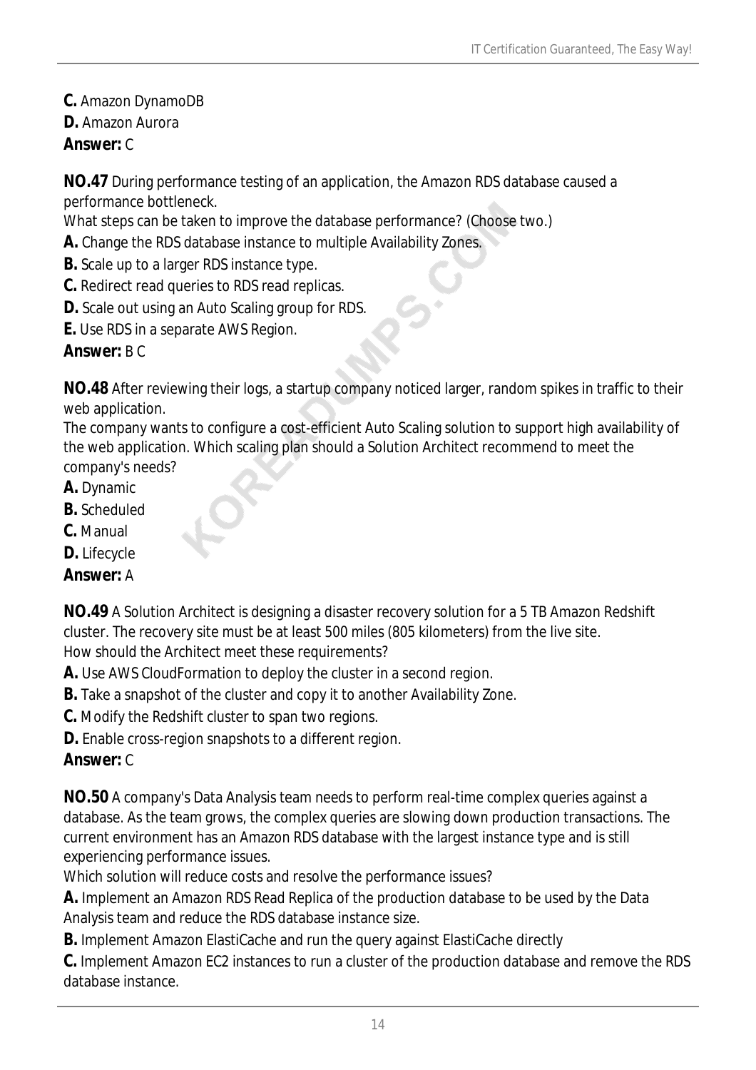**C.** Amazon DynamoDB
**D.** Amazon Aurora
**Answer:** C

**NO.47** During performance testing of an application, the Amazon RDS database caused a performance bottleneck.
What steps can be taken to improve the database performance? (Choose two.)
**A.** Change the RDS database instance to multiple Availability Zones.
**B.** Scale up to a larger RDS instance type.
**C.** Redirect read queries to RDS read replicas.
**D.** Scale out using an Auto Scaling group for RDS.
**E.** Use RDS in a separate AWS Region.
**Answer:** B C

**NO.48** After reviewing their logs, a startup company noticed larger, random spikes in traffic to their web application.
The company wants to configure a cost-efficient Auto Scaling solution to support high availability of the web application. Which scaling plan should a Solution Architect recommend to meet the company's needs?
**A.** Dynamic
**B.** Scheduled
**C.** Manual
**D.** Lifecycle
**Answer:** A

**NO.49** A Solution Architect is designing a disaster recovery solution for a 5 TB Amazon Redshift cluster. The recovery site must be at least 500 miles (805 kilometers) from the live site.
How should the Architect meet these requirements?
**A.** Use AWS CloudFormation to deploy the cluster in a second region.
**B.** Take a snapshot of the cluster and copy it to another Availability Zone.
**C.** Modify the Redshift cluster to span two regions.
**D.** Enable cross-region snapshots to a different region.
**Answer:** C

**NO.50** A company's Data Analysis team needs to perform real-time complex queries against a database. As the team grows, the complex queries are slowing down production transactions. The current environment has an Amazon RDS database with the largest instance type and is still experiencing performance issues.
Which solution will reduce costs and resolve the performance issues?
**A.** Implement an Amazon RDS Read Replica of the production database to be used by the Data Analysis team and reduce the RDS database instance size.
**B.** Implement Amazon ElastiCache and run the query against ElastiCache directly
**C.** Implement Amazon EC2 instances to run a cluster of the production database and remove the RDS database instance.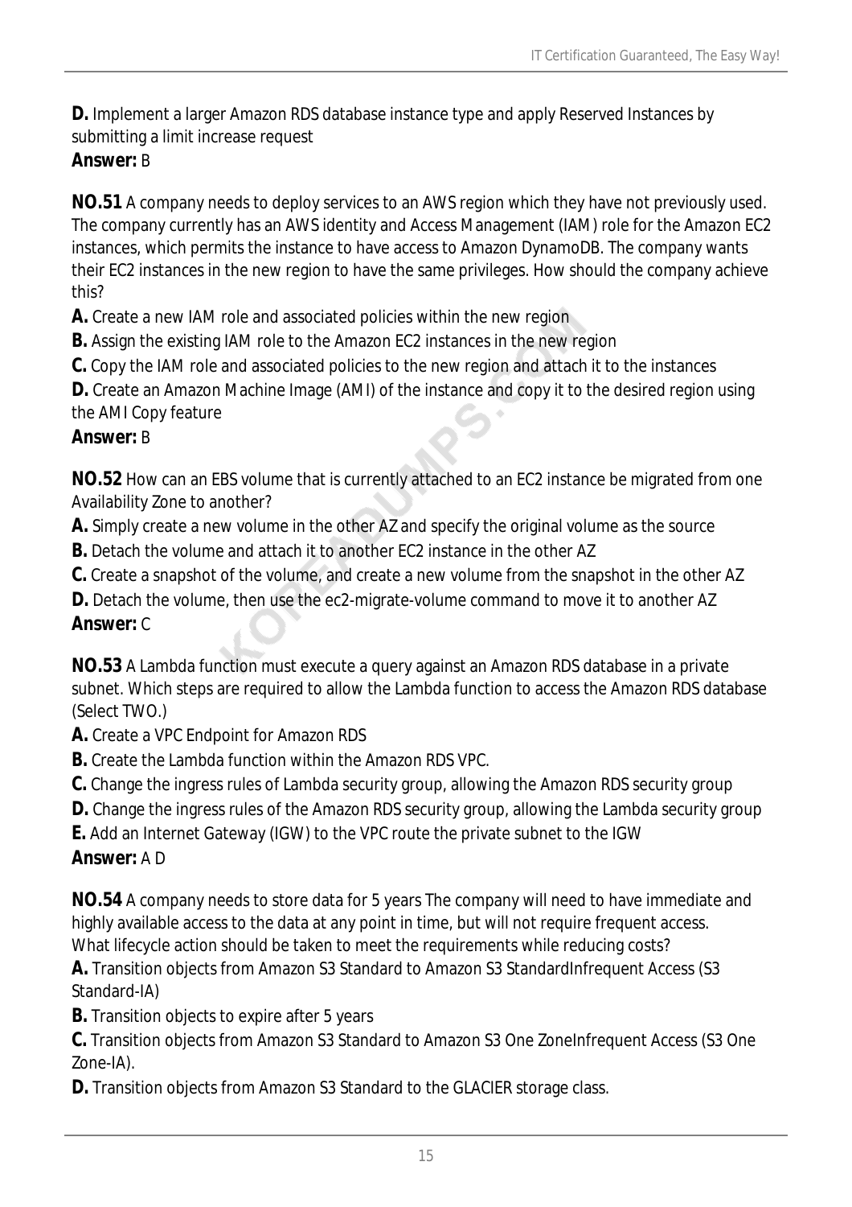**D.** Implement a larger Amazon RDS database instance type and apply Reserved Instances by submitting a limit increase request

**Answer:** B

**NO.51** A company needs to deploy services to an AWS region which they have not previously used. The company currently has an AWS identity and Access Management (IAM) role for the Amazon EC2 instances, which permits the instance to have access to Amazon DynamoDB. The company wants their EC2 instances in the new region to have the same privileges. How should the company achieve this?

**A.** Create a new IAM role and associated policies within the new region

**B.** Assign the existing IAM role to the Amazon EC2 instances in the new region

**C.** Copy the IAM role and associated policies to the new region and attach it to the instances

**D.** Create an Amazon Machine Image (AMI) of the instance and copy it to the desired region using the AMI Copy feature

**Answer:** B

**NO.52** How can an EBS volume that is currently attached to an EC2 instance be migrated from one Availability Zone to another?

**A.** Simply create a new volume in the other AZ and specify the original volume as the source

**B.** Detach the volume and attach it to another EC2 instance in the other AZ

**C.** Create a snapshot of the volume, and create a new volume from the snapshot in the other AZ

**D.** Detach the volume, then use the ec2-migrate-volume command to move it to another AZ

**Answer:** C

**NO.53** A Lambda function must execute a query against an Amazon RDS database in a private subnet. Which steps are required to allow the Lambda function to access the Amazon RDS database (Select TWO.)

**A.** Create a VPC Endpoint for Amazon RDS

**B.** Create the Lambda function within the Amazon RDS VPC.

**C.** Change the ingress rules of Lambda security group, allowing the Amazon RDS security group

**D.** Change the ingress rules of the Amazon RDS security group, allowing the Lambda security group

**E.** Add an Internet Gateway (IGW) to the VPC route the private subnet to the IGW

**Answer:** A D

**NO.54** A company needs to store data for 5 years The company will need to have immediate and highly available access to the data at any point in time, but will not require frequent access. What lifecycle action should be taken to meet the requirements while reducing costs?

**A.** Transition objects from Amazon S3 Standard to Amazon S3 StandardInfrequent Access (S3 Standard-IA)

**B.** Transition objects to expire after 5 years

**C.** Transition objects from Amazon S3 Standard to Amazon S3 One ZoneInfrequent Access (S3 One Zone-IA).

**D.** Transition objects from Amazon S3 Standard to the GLACIER storage class.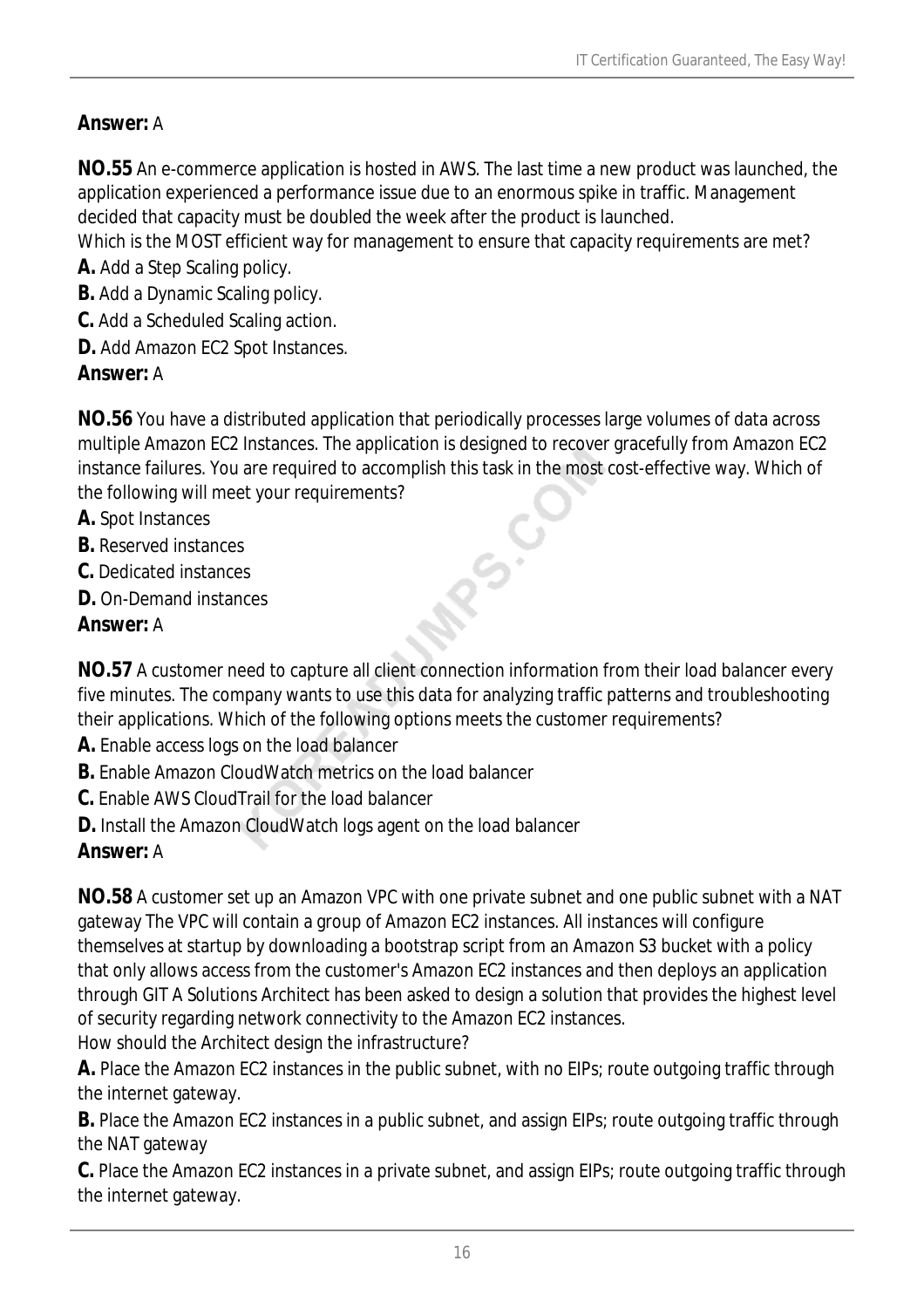**Answer:** A

**NO.55** An e-commerce application is hosted in AWS. The last time a new product was launched, the application experienced a performance issue due to an enormous spike in traffic. Management decided that capacity must be doubled the week after the product is launched.
Which is the MOST efficient way for management to ensure that capacity requirements are met?

**A.** Add a Step Scaling policy.
**B.** Add a Dynamic Scaling policy.
**C.** Add a Scheduled Scaling action.
**D.** Add Amazon EC2 Spot Instances.

**Answer:** A

**NO.56** You have a distributed application that periodically processes large volumes of data across multiple Amazon EC2 Instances. The application is designed to recover gracefully from Amazon EC2 instance failures. You are required to accomplish this task in the most cost-effective way. Which of the following will meet your requirements?

**A.** Spot Instances
**B.** Reserved instances
**C.** Dedicated instances
**D.** On-Demand instances

**Answer:** A

**NO.57** A customer need to capture all client connection information from their load balancer every five minutes. The company wants to use this data for analyzing traffic patterns and troubleshooting their applications. Which of the following options meets the customer requirements?

**A.** Enable access logs on the load balancer
**B.** Enable Amazon CloudWatch metrics on the load balancer
**C.** Enable AWS CloudTrail for the load balancer
**D.** Install the Amazon CloudWatch logs agent on the load balancer

**Answer:** A

**NO.58** A customer set up an Amazon VPC with one private subnet and one public subnet with a NAT gateway The VPC will contain a group of Amazon EC2 instances. All instances will configure themselves at startup by downloading a bootstrap script from an Amazon S3 bucket with a policy that only allows access from the customer's Amazon EC2 instances and then deploys an application through GIT A Solutions Architect has been asked to design a solution that provides the highest level of security regarding network connectivity to the Amazon EC2 instances.
How should the Architect design the infrastructure?

**A.** Place the Amazon EC2 instances in the public subnet, with no EIPs; route outgoing traffic through the internet gateway.
**B.** Place the Amazon EC2 instances in a public subnet, and assign EIPs; route outgoing traffic through the NAT gateway
**C.** Place the Amazon EC2 instances in a private subnet, and assign EIPs; route outgoing traffic through the internet gateway.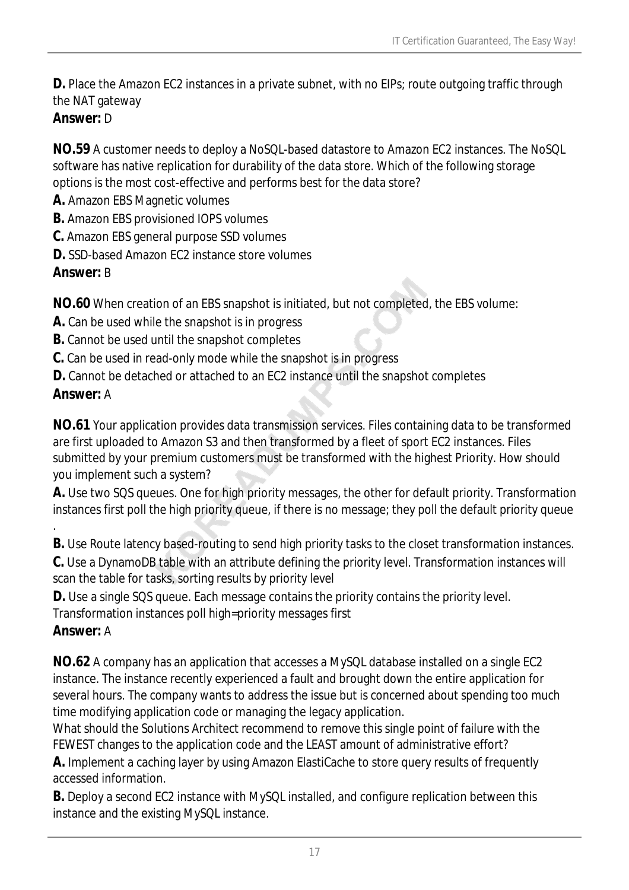**D.** Place the Amazon EC2 instances in a private subnet, with no EIPs; route outgoing traffic through the NAT gateway

**Answer:** D

**NO.59** A customer needs to deploy a NoSQL-based datastore to Amazon EC2 instances. The NoSQL software has native replication for durability of the data store. Which of the following storage options is the most cost-effective and performs best for the data store?

**A.** Amazon EBS Magnetic volumes

**B.** Amazon EBS provisioned IOPS volumes

**C.** Amazon EBS general purpose SSD volumes

**D.** SSD-based Amazon EC2 instance store volumes

**Answer:** B

**NO.60** When creation of an EBS snapshot is initiated, but not completed, the EBS volume:

**A.** Can be used while the snapshot is in progress

**B.** Cannot be used until the snapshot completes

**C.** Can be used in read-only mode while the snapshot is in progress

**D.** Cannot be detached or attached to an EC2 instance until the snapshot completes

**Answer:** A

**NO.61** Your application provides data transmission services. Files containing data to be transformed are first uploaded to Amazon S3 and then transformed by a fleet of sport EC2 instances. Files submitted by your premium customers must be transformed with the highest Priority. How should you implement such a system?

**A.** Use two SQS queues. One for high priority messages, the other for default priority. Transformation instances first poll the high priority queue, if there is no message; they poll the default priority queue .

**B.** Use Route latency based-routing to send high priority tasks to the closet transformation instances.

**C.** Use a DynamoDB table with an attribute defining the priority level. Transformation instances will scan the table for tasks, sorting results by priority level

**D.** Use a single SQS queue. Each message contains the priority contains the priority level. Transformation instances poll high=priority messages first

**Answer:** A

**NO.62** A company has an application that accesses a MySQL database installed on a single EC2 instance. The instance recently experienced a fault and brought down the entire application for several hours. The company wants to address the issue but is concerned about spending too much time modifying application code or managing the legacy application.

What should the Solutions Architect recommend to remove this single point of failure with the FEWEST changes to the application code and the LEAST amount of administrative effort?

**A.** Implement a caching layer by using Amazon ElastiCache to store query results of frequently accessed information.

**B.** Deploy a second EC2 instance with MySQL installed, and configure replication between this instance and the existing MySQL instance.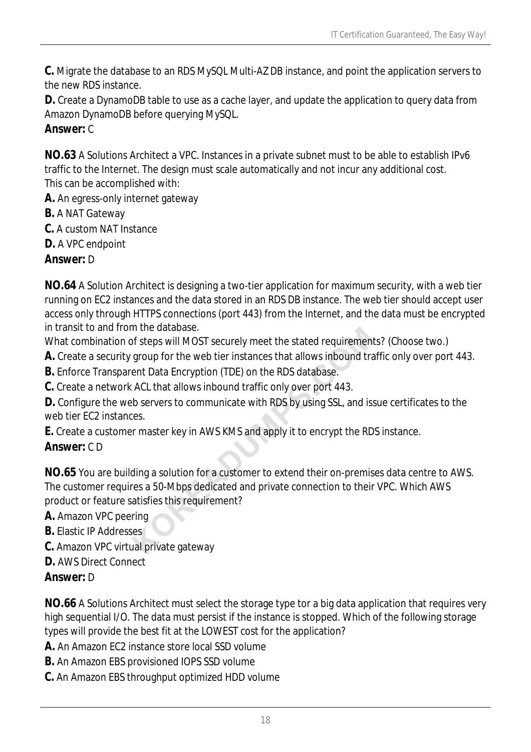**C.** Migrate the database to an RDS MySQL Multi-AZ DB instance, and point the application servers to the new RDS instance.

**D.** Create a DynamoDB table to use as a cache layer, and update the application to query data from Amazon DynamoDB before querying MySQL.

**Answer:** C

**NO.63** A Solutions Architect a VPC. Instances in a private subnet must to be able to establish IPv6 traffic to the Internet. The design must scale automatically and not incur any additional cost.
This can be accomplished with:

**A.** An egress-only internet gateway

**B.** A NAT Gateway

**C.** A custom NAT Instance

**D.** A VPC endpoint

**Answer:** D

**NO.64** A Solution Architect is designing a two-tier application for maximum security, with a web tier running on EC2 instances and the data stored in an RDS DB instance. The web tier should accept user access only through HTTPS connections (port 443) from the Internet, and the data must be encrypted in transit to and from the database.
What combination of steps will MOST securely meet the stated requirements? (Choose two.)

**A.** Create a security group for the web tier instances that allows inbound traffic only over port 443.

**B.** Enforce Transparent Data Encryption (TDE) on the RDS database.

**C.** Create a network ACL that allows inbound traffic only over port 443.

**D.** Configure the web servers to communicate with RDS by using SSL, and issue certificates to the web tier EC2 instances.

**E.** Create a customer master key in AWS KMS and apply it to encrypt the RDS instance.

**Answer:** C D

**NO.65** You are building a solution for a customer to extend their on-premises data centre to AWS. The customer requires a 50-Mbps dedicated and private connection to their VPC. Which AWS product or feature satisfies this requirement?

**A.** Amazon VPC peering

**B.** Elastic IP Addresses

**C.** Amazon VPC virtual private gateway

**D.** AWS Direct Connect

**Answer:** D

**NO.66** A Solutions Architect must select the storage type tor a big data application that requires very high sequential I/O. The data must persist if the instance is stopped. Which of the following storage types will provide the best fit at the LOWEST cost for the application?

**A.** An Amazon EC2 instance store local SSD volume

**B.** An Amazon EBS provisioned IOPS SSD volume

**C.** An Amazon EBS throughput optimized HDD volume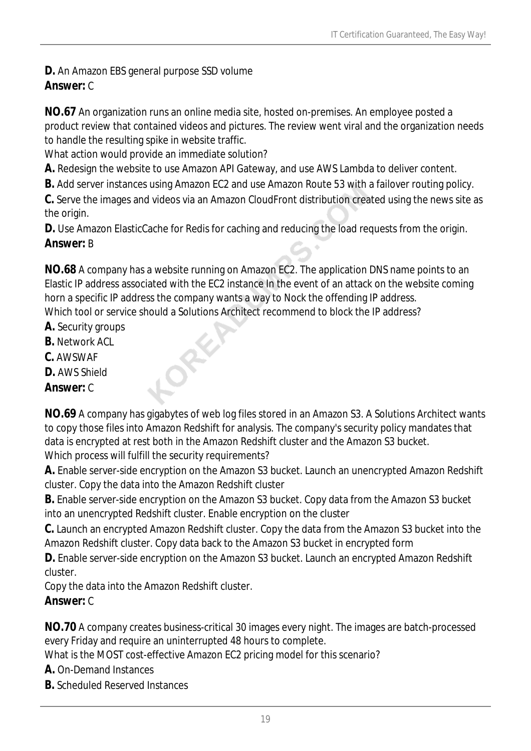**D.** An Amazon EBS general purpose SSD volume
**Answer:** C

**NO.67** An organization runs an online media site, hosted on-premises. An employee posted a product review that contained videos and pictures. The review went viral and the organization needs to handle the resulting spike in website traffic.
What action would provide an immediate solution?
**A.** Redesign the website to use Amazon API Gateway, and use AWS Lambda to deliver content.
**B.** Add server instances using Amazon EC2 and use Amazon Route 53 with a failover routing policy.
**C.** Serve the images and videos via an Amazon CloudFront distribution created using the news site as the origin.
**D.** Use Amazon ElasticCache for Redis for caching and reducing the load requests from the origin.
**Answer:** B

**NO.68** A company has a website running on Amazon EC2. The application DNS name points to an Elastic IP address associated with the EC2 instance In the event of an attack on the website coming horn a specific IP address the company wants a way to Nock the offending IP address.
Which tool or service should a Solutions Architect recommend to block the IP address?
**A.** Security groups
**B.** Network ACL
**C.** AWSWAF
**D.** AWS Shield
**Answer:** C

**NO.69** A company has gigabytes of web log files stored in an Amazon S3. A Solutions Architect wants to copy those files into Amazon Redshift for analysis. The company's security policy mandates that data is encrypted at rest both in the Amazon Redshift cluster and the Amazon S3 bucket.
Which process will fulfill the security requirements?
**A.** Enable server-side encryption on the Amazon S3 bucket. Launch an unencrypted Amazon Redshift cluster. Copy the data into the Amazon Redshift cluster
**B.** Enable server-side encryption on the Amazon S3 bucket. Copy data from the Amazon S3 bucket into an unencrypted Redshift cluster. Enable encryption on the cluster
**C.** Launch an encrypted Amazon Redshift cluster. Copy the data from the Amazon S3 bucket into the Amazon Redshift cluster. Copy data back to the Amazon S3 bucket in encrypted form
**D.** Enable server-side encryption on the Amazon S3 bucket. Launch an encrypted Amazon Redshift cluster.
Copy the data into the Amazon Redshift cluster.
**Answer:** C

**NO.70** A company creates business-critical 30 images every night. The images are batch-processed every Friday and require an uninterrupted 48 hours to complete.
What is the MOST cost-effective Amazon EC2 pricing model for this scenario?
**A.** On-Demand Instances
**B.** Scheduled Reserved Instances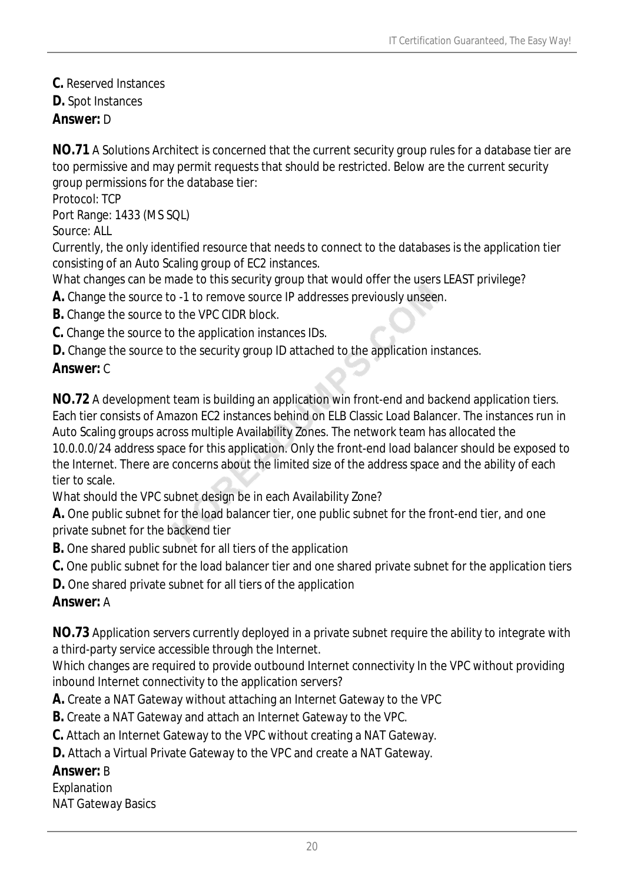**C.** Reserved Instances
**D.** Spot Instances
**Answer:** D

**NO.71** A Solutions Architect is concerned that the current security group rules for a database tier are too permissive and may permit requests that should be restricted. Below are the current security group permissions for the database tier:
Protocol: TCP
Port Range: 1433 (MS SQL)
Source: ALL
Currently, the only identified resource that needs to connect to the databases is the application tier consisting of an Auto Scaling group of EC2 instances.
What changes can be made to this security group that would offer the users LEAST privilege?
**A.** Change the source to -1 to remove source IP addresses previously unseen.
**B.** Change the source to the VPC CIDR block.
**C.** Change the source to the application instances IDs.
**D.** Change the source to the security group ID attached to the application instances.
**Answer:** C

**NO.72** A development team is building an application win front-end and backend application tiers. Each tier consists of Amazon EC2 instances behind on ELB Classic Load Balancer. The instances run in Auto Scaling groups across multiple Availability Zones. The network team has allocated the 10.0.0.0/24 address space for this application. Only the front-end load balancer should be exposed to the Internet. There are concerns about the limited size of the address space and the ability of each tier to scale.
What should the VPC subnet design be in each Availability Zone?
**A.** One public subnet for the load balancer tier, one public subnet for the front-end tier, and one private subnet for the backend tier
**B.** One shared public subnet for all tiers of the application
**C.** One public subnet for the load balancer tier and one shared private subnet for the application tiers
**D.** One shared private subnet for all tiers of the application
**Answer:** A

**NO.73** Application servers currently deployed in a private subnet require the ability to integrate with a third-party service accessible through the Internet.
Which changes are required to provide outbound Internet connectivity In the VPC without providing inbound Internet connectivity to the application servers?
**A.** Create a NAT Gateway without attaching an Internet Gateway to the VPC
**B.** Create a NAT Gateway and attach an Internet Gateway to the VPC.
**C.** Attach an Internet Gateway to the VPC without creating a NAT Gateway.
**D.** Attach a Virtual Private Gateway to the VPC and create a NAT Gateway.
**Answer:** B
Explanation
NAT Gateway Basics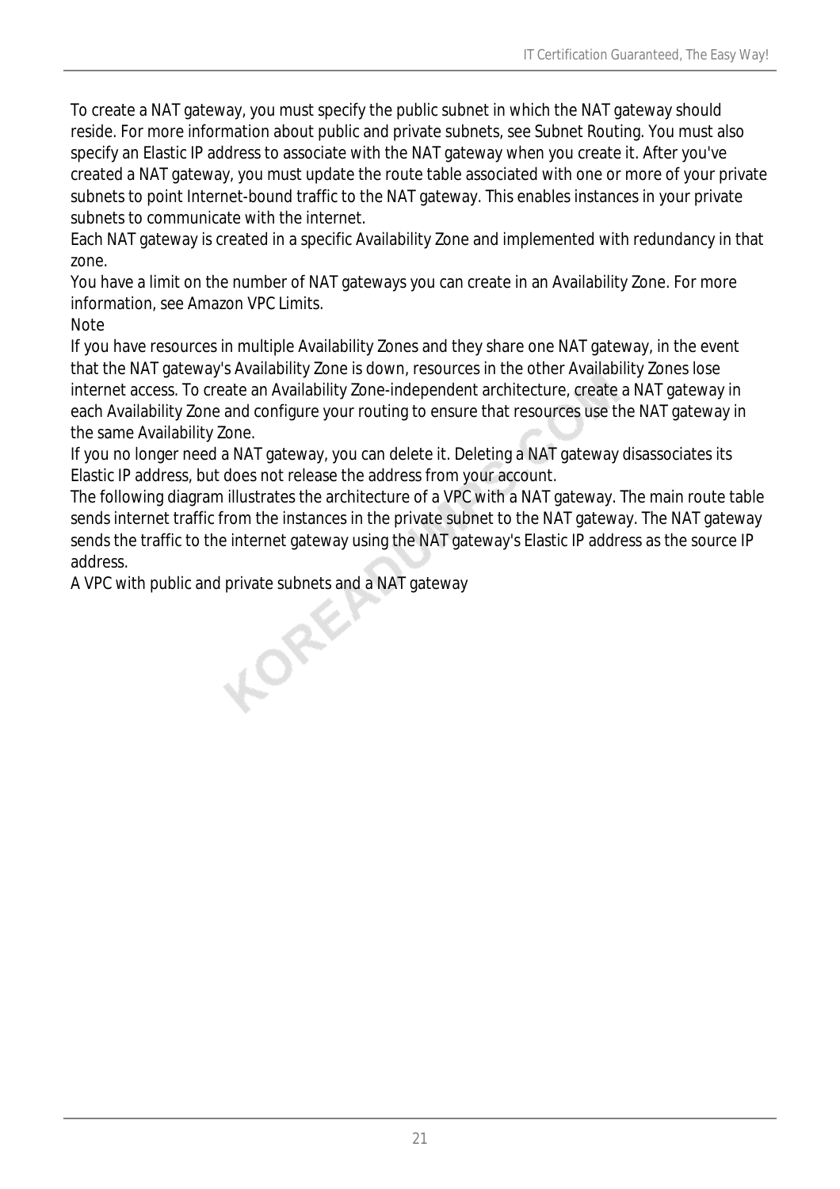To create a NAT gateway, you must specify the public subnet in which the NAT gateway should reside. For more information about public and private subnets, see Subnet Routing. You must also specify an Elastic IP address to associate with the NAT gateway when you create it. After you've created a NAT gateway, you must update the route table associated with one or more of your private subnets to point Internet-bound traffic to the NAT gateway. This enables instances in your private subnets to communicate with the internet.

Each NAT gateway is created in a specific Availability Zone and implemented with redundancy in that zone.

You have a limit on the number of NAT gateways you can create in an Availability Zone. For more information, see Amazon VPC Limits.

Note

If you have resources in multiple Availability Zones and they share one NAT gateway, in the event that the NAT gateway's Availability Zone is down, resources in the other Availability Zones lose internet access. To create an Availability Zone-independent architecture, create a NAT gateway in each Availability Zone and configure your routing to ensure that resources use the NAT gateway in the same Availability Zone.

If you no longer need a NAT gateway, you can delete it. Deleting a NAT gateway disassociates its Elastic IP address, but does not release the address from your account.

The following diagram illustrates the architecture of a VPC with a NAT gateway. The main route table sends internet traffic from the instances in the private subnet to the NAT gateway. The NAT gateway sends the traffic to the internet gateway using the NAT gateway's Elastic IP address as the source IP address.

A VPC with public and private subnets and a NAT gateway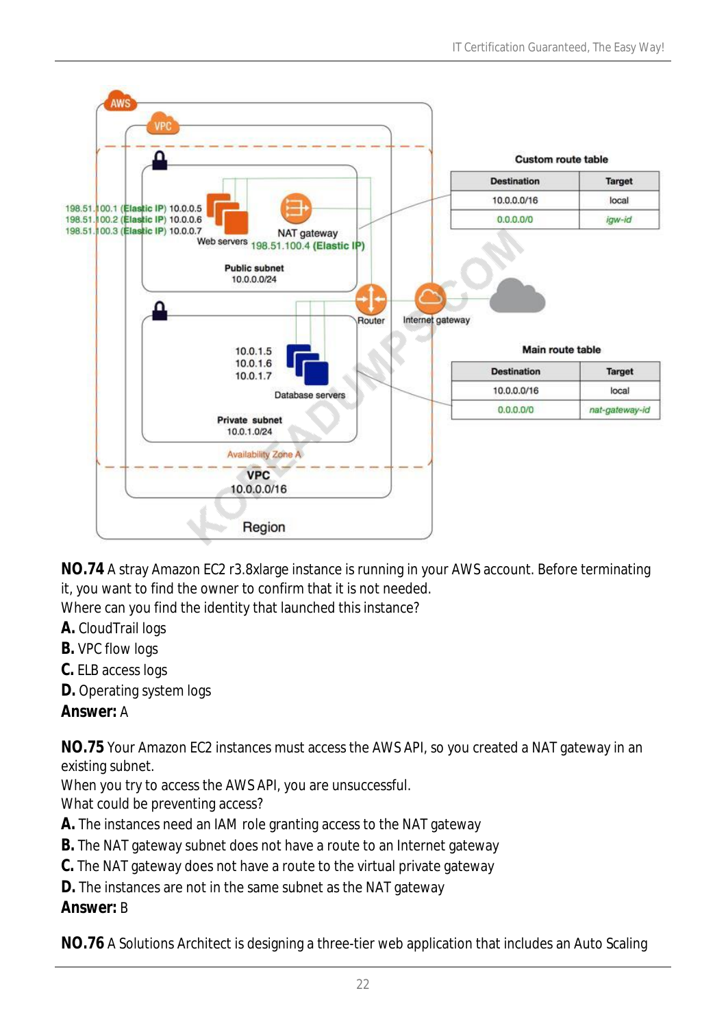**NO.74** A stray Amazon EC2 r3.8xlarge instance is running in your AWS account. Before terminating it, you want to find the owner to confirm that it is not needed.
Where can you find the identity that launched this instance?

**A.** CloudTrail logs
**B.** VPC flow logs
**C.** ELB access logs
**D.** Operating system logs
**Answer:** A

**NO.75** Your Amazon EC2 instances must access the AWS API, so you created a NAT gateway in an existing subnet.
When you try to access the AWS API, you are unsuccessful.
What could be preventing access?

**A.** The instances need an IAM role granting access to the NAT gateway
**B.** The NAT gateway subnet does not have a route to an Internet gateway
**C.** The NAT gateway does not have a route to the virtual private gateway
**D.** The instances are not in the same subnet as the NAT gateway
**Answer:** B

**NO.76** A Solutions Architect is designing a three-tier web application that includes an Auto Scaling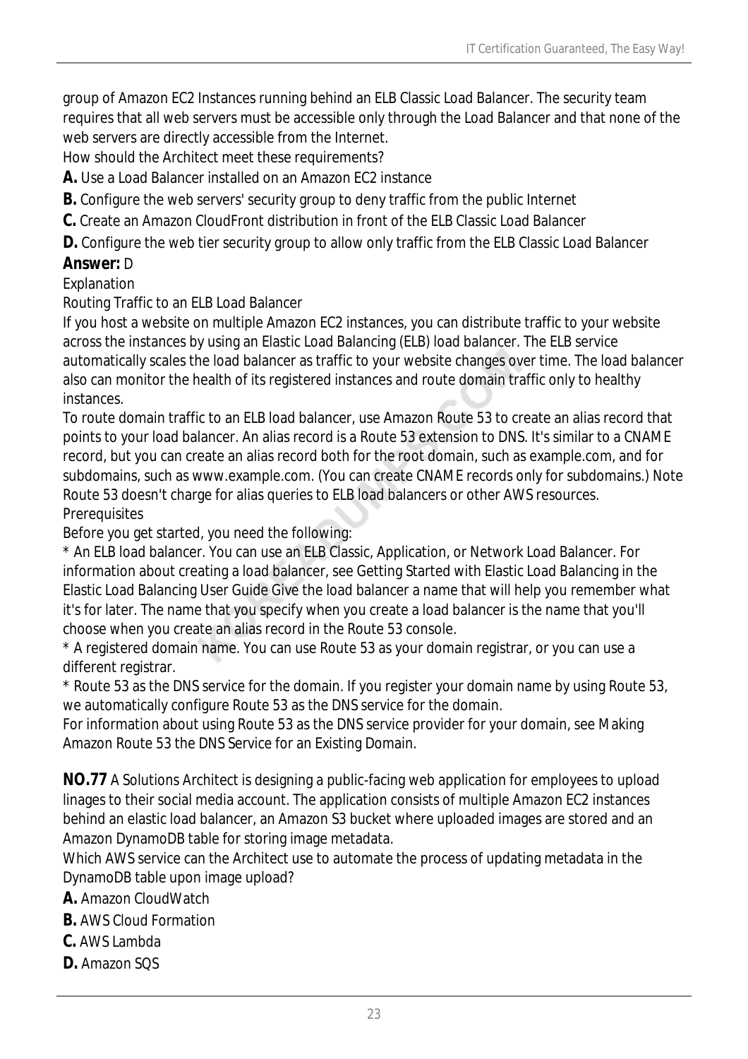group of Amazon EC2 Instances running behind an ELB Classic Load Balancer. The security team requires that all web servers must be accessible only through the Load Balancer and that none of the web servers are directly accessible from the Internet.

How should the Architect meet these requirements?

**A.** Use a Load Balancer installed on an Amazon EC2 instance

**B.** Configure the web servers' security group to deny traffic from the public Internet

**C.** Create an Amazon CloudFront distribution in front of the ELB Classic Load Balancer

**D.** Configure the web tier security group to allow only traffic from the ELB Classic Load Balancer

**Answer:** D

Explanation

Routing Traffic to an ELB Load Balancer

If you host a website on multiple Amazon EC2 instances, you can distribute traffic to your website across the instances by using an Elastic Load Balancing (ELB) load balancer. The ELB service automatically scales the load balancer as traffic to your website changes over time. The load balancer also can monitor the health of its registered instances and route domain traffic only to healthy instances.

To route domain traffic to an ELB load balancer, use Amazon Route 53 to create an alias record that points to your load balancer. An alias record is a Route 53 extension to DNS. It's similar to a CNAME record, but you can create an alias record both for the root domain, such as example.com, and for subdomains, such as www.example.com. (You can create CNAME records only for subdomains.) Note Route 53 doesn't charge for alias queries to ELB load balancers or other AWS resources.

Prerequisites

Before you get started, you need the following:

* An ELB load balancer. You can use an ELB Classic, Application, or Network Load Balancer. For information about creating a load balancer, see Getting Started with Elastic Load Balancing in the Elastic Load Balancing User Guide Give the load balancer a name that will help you remember what it's for later. The name that you specify when you create a load balancer is the name that you'll choose when you create an alias record in the Route 53 console.

* A registered domain name. You can use Route 53 as your domain registrar, or you can use a different registrar.

* Route 53 as the DNS service for the domain. If you register your domain name by using Route 53, we automatically configure Route 53 as the DNS service for the domain.

For information about using Route 53 as the DNS service provider for your domain, see Making Amazon Route 53 the DNS Service for an Existing Domain.

**NO.77** A Solutions Architect is designing a public-facing web application for employees to upload linages to their social media account. The application consists of multiple Amazon EC2 instances behind an elastic load balancer, an Amazon S3 bucket where uploaded images are stored and an Amazon DynamoDB table for storing image metadata.

Which AWS service can the Architect use to automate the process of updating metadata in the DynamoDB table upon image upload?

**A.** Amazon CloudWatch

**B.** AWS Cloud Formation

**C.** AWS Lambda

**D.** Amazon SQS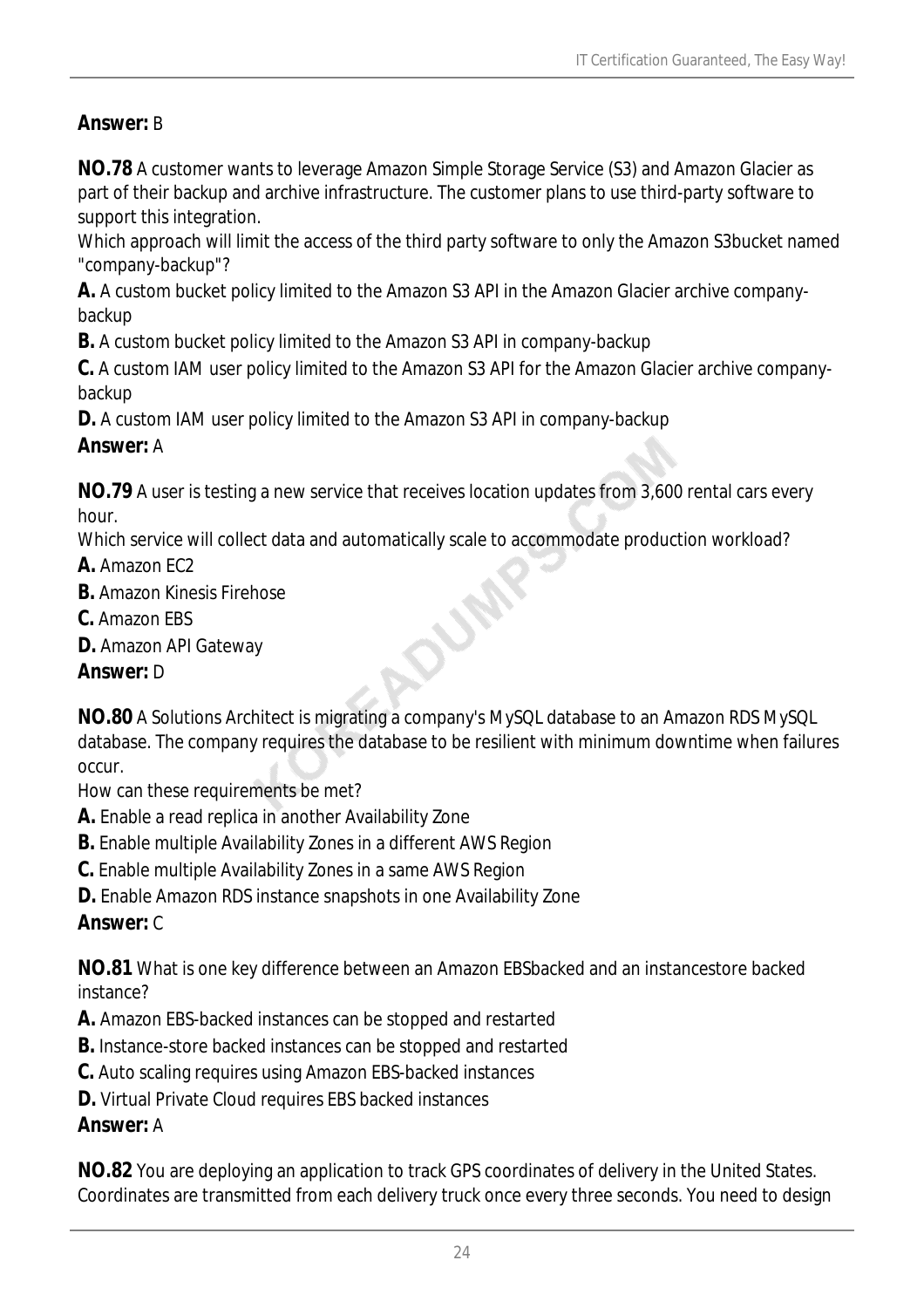**Answer:** B

**NO.78** A customer wants to leverage Amazon Simple Storage Service (S3) and Amazon Glacier as part of their backup and archive infrastructure. The customer plans to use third-party software to support this integration.
Which approach will limit the access of the third party software to only the Amazon S3bucket named "company-backup"?
**A.** A custom bucket policy limited to the Amazon S3 API in the Amazon Glacier archive company-backup
**B.** A custom bucket policy limited to the Amazon S3 API in company-backup
**C.** A custom IAM user policy limited to the Amazon S3 API for the Amazon Glacier archive company-backup
**D.** A custom IAM user policy limited to the Amazon S3 API in company-backup
**Answer:** A

**NO.79** A user is testing a new service that receives location updates from 3,600 rental cars every hour.
Which service will collect data and automatically scale to accommodate production workload?
**A.** Amazon EC2
**B.** Amazon Kinesis Firehose
**C.** Amazon EBS
**D.** Amazon API Gateway
**Answer:** D

**NO.80** A Solutions Architect is migrating a company's MySQL database to an Amazon RDS MySQL database. The company requires the database to be resilient with minimum downtime when failures occur.
How can these requirements be met?
**A.** Enable a read replica in another Availability Zone
**B.** Enable multiple Availability Zones in a different AWS Region
**C.** Enable multiple Availability Zones in a same AWS Region
**D.** Enable Amazon RDS instance snapshots in one Availability Zone
**Answer:** C

**NO.81** What is one key difference between an Amazon EBSbacked and an instancestore backed instance?
**A.** Amazon EBS-backed instances can be stopped and restarted
**B.** Instance-store backed instances can be stopped and restarted
**C.** Auto scaling requires using Amazon EBS-backed instances
**D.** Virtual Private Cloud requires EBS backed instances
**Answer:** A

**NO.82** You are deploying an application to track GPS coordinates of delivery in the United States. Coordinates are transmitted from each delivery truck once every three seconds. You need to design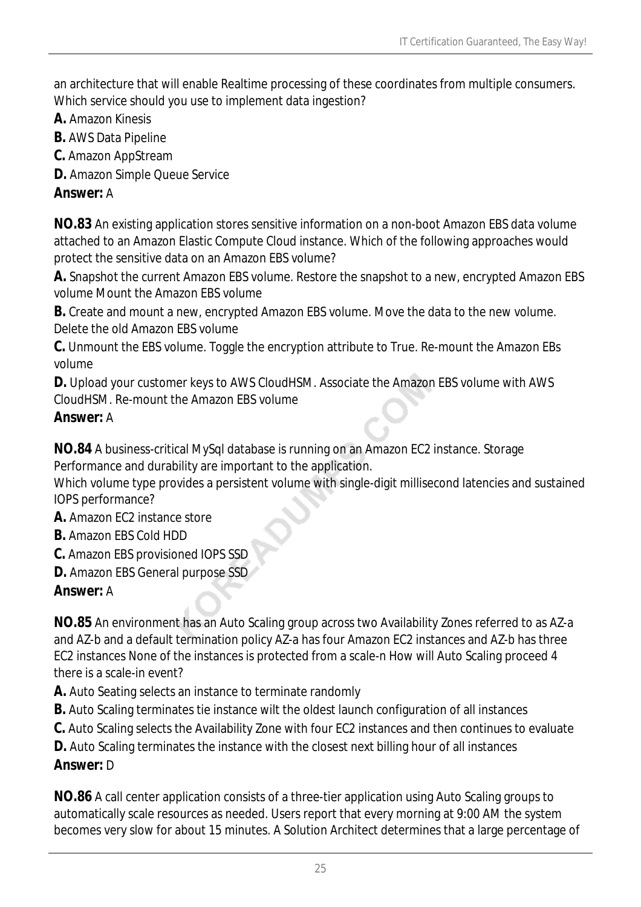an architecture that will enable Realtime processing of these coordinates from multiple consumers. Which service should you use to implement data ingestion?

**A.** Amazon Kinesis

**B.** AWS Data Pipeline

**C.** Amazon AppStream

**D.** Amazon Simple Queue Service

**Answer:** A

**NO.83** An existing application stores sensitive information on a non-boot Amazon EBS data volume attached to an Amazon Elastic Compute Cloud instance. Which of the following approaches would protect the sensitive data on an Amazon EBS volume?

**A.** Snapshot the current Amazon EBS volume. Restore the snapshot to a new, encrypted Amazon EBS volume Mount the Amazon EBS volume

**B.** Create and mount a new, encrypted Amazon EBS volume. Move the data to the new volume. Delete the old Amazon EBS volume

**C.** Unmount the EBS volume. Toggle the encryption attribute to True. Re-mount the Amazon EBs volume

**D.** Upload your customer keys to AWS CloudHSM. Associate the Amazon EBS volume with AWS CloudHSM. Re-mount the Amazon EBS volume

**Answer:** A

**NO.84** A business-critical MySql database is running on an Amazon EC2 instance. Storage Performance and durability are important to the application.

Which volume type provides a persistent volume with single-digit millisecond latencies and sustained IOPS performance?

**A.** Amazon EC2 instance store

**B.** Amazon EBS Cold HDD

**C.** Amazon EBS provisioned IOPS SSD

**D.** Amazon EBS General purpose SSD

**Answer:** A

**NO.85** An environment has an Auto Scaling group across two Availability Zones referred to as AZ-a and AZ-b and a default termination policy AZ-a has four Amazon EC2 instances and AZ-b has three EC2 instances None of the instances is protected from a scale-n How will Auto Scaling proceed 4 there is a scale-in event?

**A.** Auto Seating selects an instance to terminate randomly

**B.** Auto Scaling terminates tie instance wilt the oldest launch configuration of all instances

**C.** Auto Scaling selects the Availability Zone with four EC2 instances and then continues to evaluate

**D.** Auto Scaling terminates the instance with the closest next billing hour of all instances

**Answer:** D

**NO.86** A call center application consists of a three-tier application using Auto Scaling groups to automatically scale resources as needed. Users report that every morning at 9:00 AM the system becomes very slow for about 15 minutes. A Solution Architect determines that a large percentage of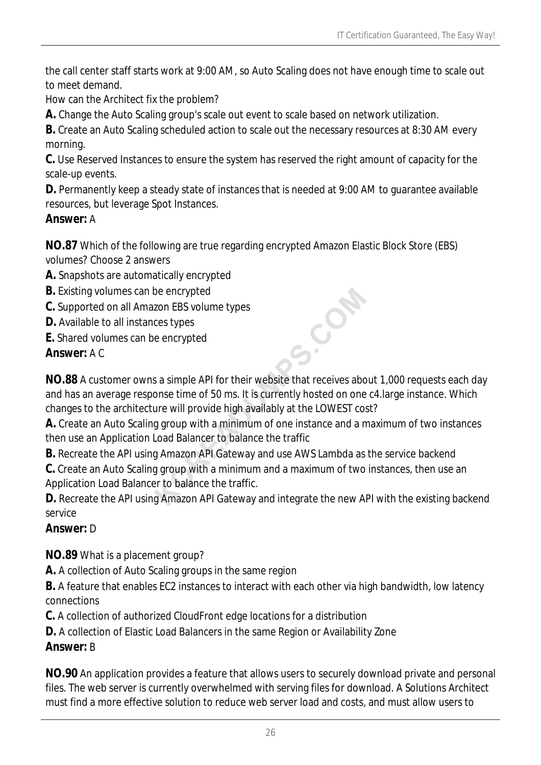the call center staff starts work at 9:00 AM, so Auto Scaling does not have enough time to scale out to meet demand.

How can the Architect fix the problem?

**A.** Change the Auto Scaling group's scale out event to scale based on network utilization.

**B.** Create an Auto Scaling scheduled action to scale out the necessary resources at 8:30 AM every morning.

**C.** Use Reserved Instances to ensure the system has reserved the right amount of capacity for the scale-up events.

**D.** Permanently keep a steady state of instances that is needed at 9:00 AM to guarantee available resources, but leverage Spot Instances.

**Answer:** A

**NO.87** Which of the following are true regarding encrypted Amazon Elastic Block Store (EBS) volumes? Choose 2 answers

**A.** Snapshots are automatically encrypted

**B.** Existing volumes can be encrypted

**C.** Supported on all Amazon EBS volume types

**D.** Available to all instances types

**E.** Shared volumes can be encrypted

**Answer:** A C

**NO.88** A customer owns a simple API for their website that receives about 1,000 requests each day and has an average response time of 50 ms. It is currently hosted on one c4.large instance. Which changes to the architecture will provide high availably at the LOWEST cost?

**A.** Create an Auto Scaling group with a minimum of one instance and a maximum of two instances then use an Application Load Balancer to balance the traffic

**B.** Recreate the API using Amazon API Gateway and use AWS Lambda as the service backend

**C.** Create an Auto Scaling group with a minimum and a maximum of two instances, then use an Application Load Balancer to balance the traffic.

**D.** Recreate the API using Amazon API Gateway and integrate the new API with the existing backend service

**Answer:** D

**NO.89** What is a placement group?

**A.** A collection of Auto Scaling groups in the same region

**B.** A feature that enables EC2 instances to interact with each other via high bandwidth, low latency connections

**C.** A collection of authorized CloudFront edge locations for a distribution

**D.** A collection of Elastic Load Balancers in the same Region or Availability Zone

**Answer:** B

**NO.90** An application provides a feature that allows users to securely download private and personal files. The web server is currently overwhelmed with serving files for download. A Solutions Architect must find a more effective solution to reduce web server load and costs, and must allow users to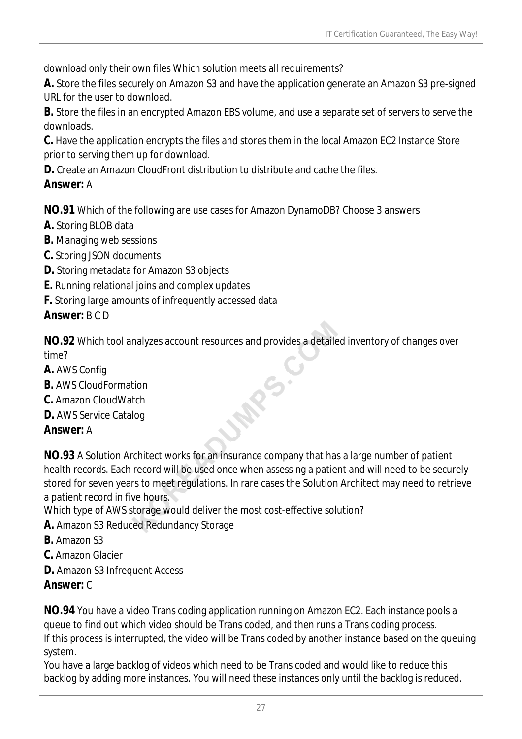download only their own files Which solution meets all requirements?

**A.** Store the files securely on Amazon S3 and have the application generate an Amazon S3 pre-signed URL for the user to download.

**B.** Store the files in an encrypted Amazon EBS volume, and use a separate set of servers to serve the downloads.

**C.** Have the application encrypts the files and stores them in the local Amazon EC2 Instance Store prior to serving them up for download.

**D.** Create an Amazon CloudFront distribution to distribute and cache the files.

**Answer:** A

**NO.91** Which of the following are use cases for Amazon DynamoDB? Choose 3 answers

**A.** Storing BLOB data

**B.** Managing web sessions

**C.** Storing JSON documents

**D.** Storing metadata for Amazon S3 objects

**E.** Running relational joins and complex updates

**F.** Storing large amounts of infrequently accessed data

**Answer:** B C D

**NO.92** Which tool analyzes account resources and provides a detailed inventory of changes over time?

**A.** AWS Config

**B.** AWS CloudFormation

**C.** Amazon CloudWatch

**D.** AWS Service Catalog

**Answer:** A

**NO.93** A Solution Architect works for an insurance company that has a large number of patient health records. Each record will be used once when assessing a patient and will need to be securely stored for seven years to meet regulations. In rare cases the Solution Architect may need to retrieve a patient record in five hours.

Which type of AWS storage would deliver the most cost-effective solution?

**A.** Amazon S3 Reduced Redundancy Storage

**B.** Amazon S3

**C.** Amazon Glacier

**D.** Amazon S3 Infrequent Access

**Answer:** C

**NO.94** You have a video Trans coding application running on Amazon EC2. Each instance pools a queue to find out which video should be Trans coded, and then runs a Trans coding process.

If this process is interrupted, the video will be Trans coded by another instance based on the queuing system.

You have a large backlog of videos which need to be Trans coded and would like to reduce this backlog by adding more instances. You will need these instances only until the backlog is reduced.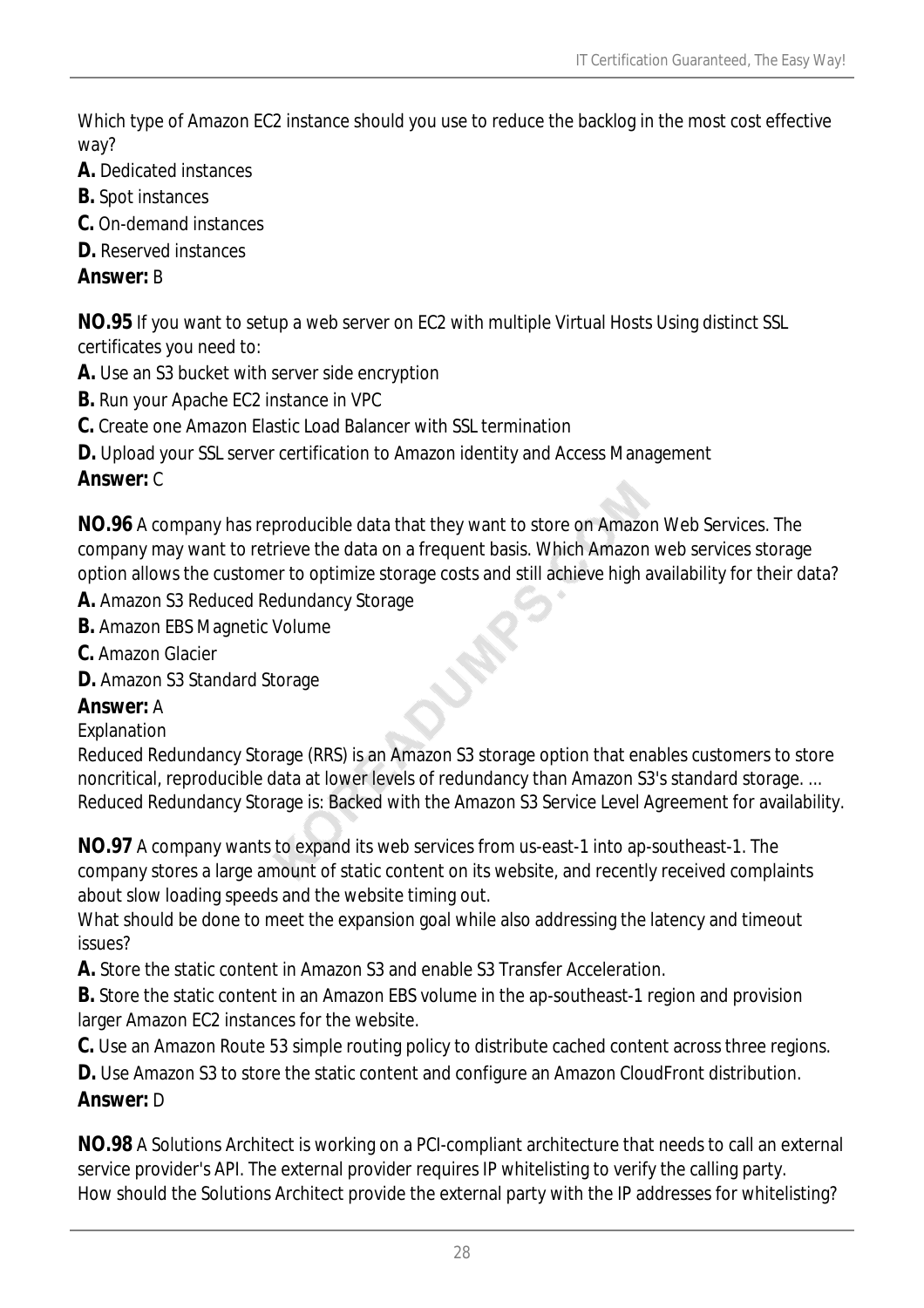Which type of Amazon EC2 instance should you use to reduce the backlog in the most cost effective way?

**A.** Dedicated instances
**B.** Spot instances
**C.** On-demand instances
**D.** Reserved instances
**Answer:** B

**NO.95** If you want to setup a web server on EC2 with multiple Virtual Hosts Using distinct SSL certificates you need to:

**A.** Use an S3 bucket with server side encryption
**B.** Run your Apache EC2 instance in VPC
**C.** Create one Amazon Elastic Load Balancer with SSL termination
**D.** Upload your SSL server certification to Amazon identity and Access Management
**Answer:** C

**NO.96** A company has reproducible data that they want to store on Amazon Web Services. The company may want to retrieve the data on a frequent basis. Which Amazon web services storage option allows the customer to optimize storage costs and still achieve high availability for their data?

**A.** Amazon S3 Reduced Redundancy Storage
**B.** Amazon EBS Magnetic Volume
**C.** Amazon Glacier
**D.** Amazon S3 Standard Storage
**Answer:** A

Explanation

Reduced Redundancy Storage (RRS) is an Amazon S3 storage option that enables customers to store noncritical, reproducible data at lower levels of redundancy than Amazon S3's standard storage. ... Reduced Redundancy Storage is: Backed with the Amazon S3 Service Level Agreement for availability.

**NO.97** A company wants to expand its web services from us-east-1 into ap-southeast-1. The company stores a large amount of static content on its website, and recently received complaints about slow loading speeds and the website timing out.

What should be done to meet the expansion goal while also addressing the latency and timeout issues?

**A.** Store the static content in Amazon S3 and enable S3 Transfer Acceleration.
**B.** Store the static content in an Amazon EBS volume in the ap-southeast-1 region and provision larger Amazon EC2 instances for the website.
**C.** Use an Amazon Route 53 simple routing policy to distribute cached content across three regions.
**D.** Use Amazon S3 to store the static content and configure an Amazon CloudFront distribution.
**Answer:** D

**NO.98** A Solutions Architect is working on a PCI-compliant architecture that needs to call an external service provider's API. The external provider requires IP whitelisting to verify the calling party. How should the Solutions Architect provide the external party with the IP addresses for whitelisting?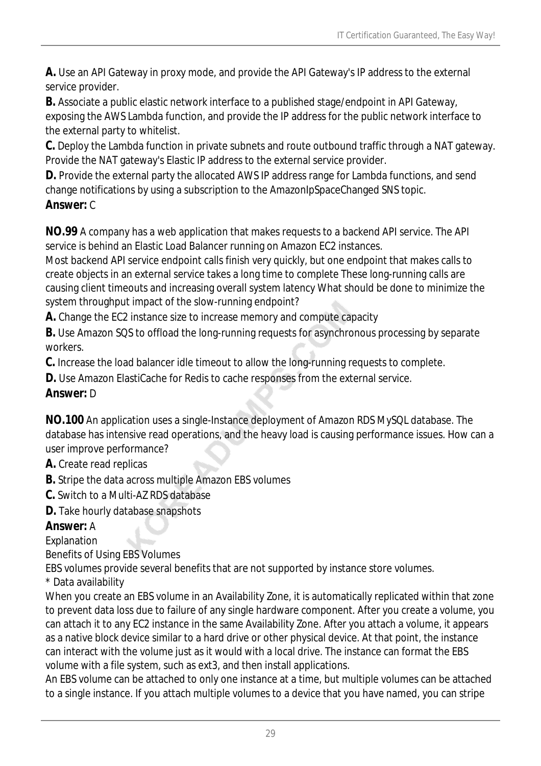**A.** Use an API Gateway in proxy mode, and provide the API Gateway's IP address to the external service provider.

**B.** Associate a public elastic network interface to a published stage/endpoint in API Gateway, exposing the AWS Lambda function, and provide the IP address for the public network interface to the external party to whitelist.

**C.** Deploy the Lambda function in private subnets and route outbound traffic through a NAT gateway. Provide the NAT gateway's Elastic IP address to the external service provider.

**D.** Provide the external party the allocated AWS IP address range for Lambda functions, and send change notifications by using a subscription to the AmazonIpSpaceChanged SNS topic.

**Answer:** C

**NO.99** A company has a web application that makes requests to a backend API service. The API service is behind an Elastic Load Balancer running on Amazon EC2 instances.
Most backend API service endpoint calls finish very quickly, but one endpoint that makes calls to create objects in an external service takes a long time to complete These long-running calls are causing client timeouts and increasing overall system latency What should be done to minimize the system throughput impact of the slow-running endpoint?

**A.** Change the EC2 instance size to increase memory and compute capacity

**B.** Use Amazon SQS to offload the long-running requests for asynchronous processing by separate workers.

**C.** Increase the load balancer idle timeout to allow the long-running requests to complete.

**D.** Use Amazon ElastiCache for Redis to cache responses from the external service.

**Answer:** D

**NO.100** An application uses a single-Instance deployment of Amazon RDS MySQL database. The database has intensive read operations, and the heavy load is causing performance issues. How can a user improve performance?

**A.** Create read replicas

**B.** Stripe the data across multiple Amazon EBS volumes

**C.** Switch to a Multi-AZ RDS database

**D.** Take hourly database snapshots

**Answer:** A

Explanation

Benefits of Using EBS Volumes

EBS volumes provide several benefits that are not supported by instance store volumes.

* Data availability

When you create an EBS volume in an Availability Zone, it is automatically replicated within that zone to prevent data loss due to failure of any single hardware component. After you create a volume, you can attach it to any EC2 instance in the same Availability Zone. After you attach a volume, it appears as a native block device similar to a hard drive or other physical device. At that point, the instance can interact with the volume just as it would with a local drive. The instance can format the EBS volume with a file system, such as ext3, and then install applications.

An EBS volume can be attached to only one instance at a time, but multiple volumes can be attached to a single instance. If you attach multiple volumes to a device that you have named, you can stripe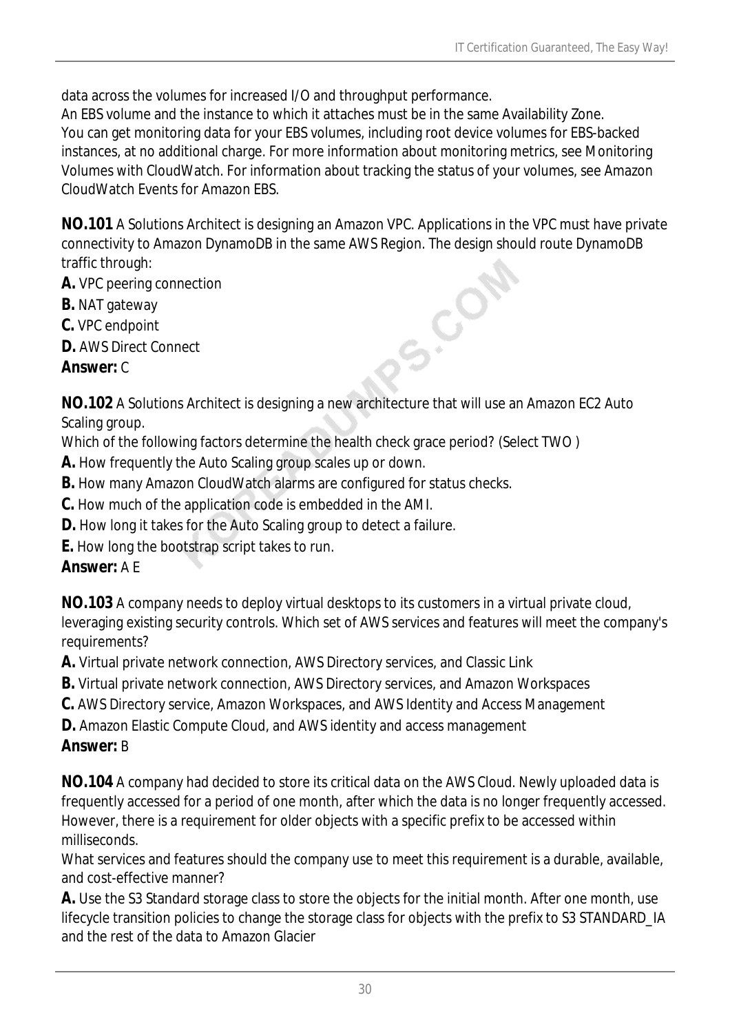data across the volumes for increased I/O and throughput performance.
An EBS volume and the instance to which it attaches must be in the same Availability Zone.
You can get monitoring data for your EBS volumes, including root device volumes for EBS-backed instances, at no additional charge. For more information about monitoring metrics, see Monitoring Volumes with CloudWatch. For information about tracking the status of your volumes, see Amazon CloudWatch Events for Amazon EBS.

**NO.101** A Solutions Architect is designing an Amazon VPC. Applications in the VPC must have private connectivity to Amazon DynamoDB in the same AWS Region. The design should route DynamoDB traffic through:
**A.** VPC peering connection
**B.** NAT gateway
**C.** VPC endpoint
**D.** AWS Direct Connect
**Answer:** C

**NO.102** A Solutions Architect is designing a new architecture that will use an Amazon EC2 Auto Scaling group.
Which of the following factors determine the health check grace period? (Select TWO )
**A.** How frequently the Auto Scaling group scales up or down.
**B.** How many Amazon CloudWatch alarms are configured for status checks.
**C.** How much of the application code is embedded in the AMI.
**D.** How long it takes for the Auto Scaling group to detect a failure.
**E.** How long the bootstrap script takes to run.
**Answer:** A E

**NO.103** A company needs to deploy virtual desktops to its customers in a virtual private cloud, leveraging existing security controls. Which set of AWS services and features will meet the company's requirements?
**A.** Virtual private network connection, AWS Directory services, and Classic Link
**B.** Virtual private network connection, AWS Directory services, and Amazon Workspaces
**C.** AWS Directory service, Amazon Workspaces, and AWS Identity and Access Management
**D.** Amazon Elastic Compute Cloud, and AWS identity and access management
**Answer:** B

**NO.104** A company had decided to store its critical data on the AWS Cloud. Newly uploaded data is frequently accessed for a period of one month, after which the data is no longer frequently accessed. However, there is a requirement for older objects with a specific prefix to be accessed within milliseconds.
What services and features should the company use to meet this requirement is a durable, available, and cost-effective manner?
**A.** Use the S3 Standard storage class to store the objects for the initial month. After one month, use lifecycle transition policies to change the storage class for objects with the prefix to S3 STANDARD_IA and the rest of the data to Amazon Glacier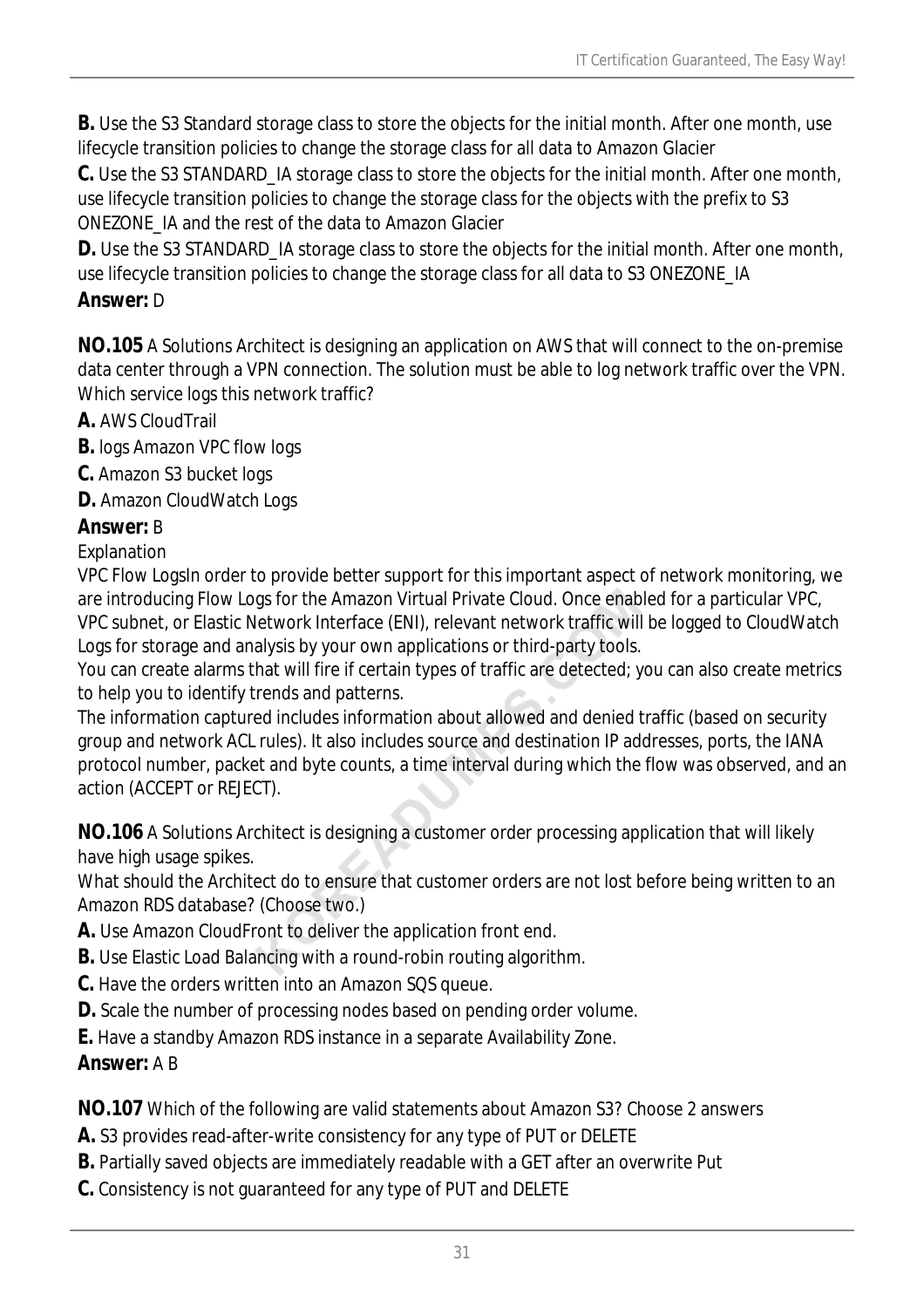**B.** Use the S3 Standard storage class to store the objects for the initial month. After one month, use lifecycle transition policies to change the storage class for all data to Amazon Glacier

**C.** Use the S3 STANDARD_IA storage class to store the objects for the initial month. After one month, use lifecycle transition policies to change the storage class for the objects with the prefix to S3 ONEZONE_IA and the rest of the data to Amazon Glacier

**D.** Use the S3 STANDARD_IA storage class to store the objects for the initial month. After one month, use lifecycle transition policies to change the storage class for all data to S3 ONEZONE_IA

**Answer:** D

**NO.105** A Solutions Architect is designing an application on AWS that will connect to the on-premise data center through a VPN connection. The solution must be able to log network traffic over the VPN. Which service logs this network traffic?

**A.** AWS CloudTrail

**B.** logs Amazon VPC flow logs

**C.** Amazon S3 bucket logs

**D.** Amazon CloudWatch Logs

**Answer:** B

Explanation

VPC Flow LogsIn order to provide better support for this important aspect of network monitoring, we are introducing Flow Logs for the Amazon Virtual Private Cloud. Once enabled for a particular VPC, VPC subnet, or Elastic Network Interface (ENI), relevant network traffic will be logged to CloudWatch Logs for storage and analysis by your own applications or third-party tools.

You can create alarms that will fire if certain types of traffic are detected; you can also create metrics to help you to identify trends and patterns.

The information captured includes information about allowed and denied traffic (based on security group and network ACL rules). It also includes source and destination IP addresses, ports, the IANA protocol number, packet and byte counts, a time interval during which the flow was observed, and an action (ACCEPT or REJECT).

**NO.106** A Solutions Architect is designing a customer order processing application that will likely have high usage spikes.

What should the Architect do to ensure that customer orders are not lost before being written to an Amazon RDS database? (Choose two.)

**A.** Use Amazon CloudFront to deliver the application front end.

**B.** Use Elastic Load Balancing with a round-robin routing algorithm.

**C.** Have the orders written into an Amazon SQS queue.

**D.** Scale the number of processing nodes based on pending order volume.

**E.** Have a standby Amazon RDS instance in a separate Availability Zone.

**Answer:** A B

**NO.107** Which of the following are valid statements about Amazon S3? Choose 2 answers

**A.** S3 provides read-after-write consistency for any type of PUT or DELETE

**B.** Partially saved objects are immediately readable with a GET after an overwrite Put

**C.** Consistency is not guaranteed for any type of PUT and DELETE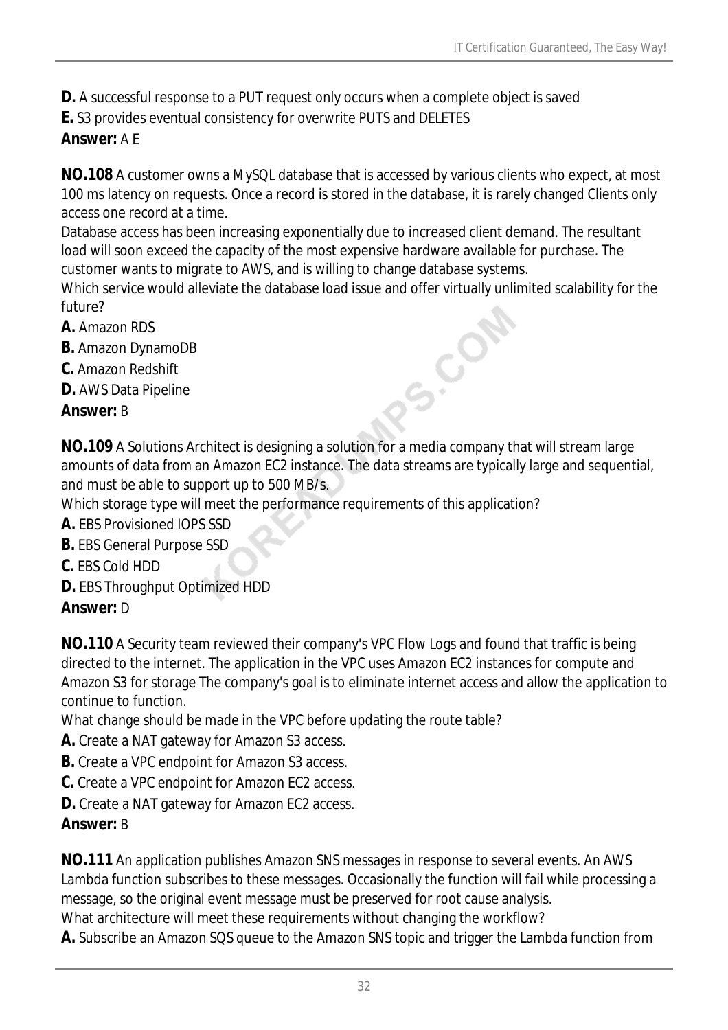**D.** A successful response to a PUT request only occurs when a complete object is saved
**E.** S3 provides eventual consistency for overwrite PUTS and DELETES
**Answer:** A E

**NO.108** A customer owns a MySQL database that is accessed by various clients who expect, at most 100 ms latency on requests. Once a record is stored in the database, it is rarely changed Clients only access one record at a time.
Database access has been increasing exponentially due to increased client demand. The resultant load will soon exceed the capacity of the most expensive hardware available for purchase. The customer wants to migrate to AWS, and is willing to change database systems.
Which service would alleviate the database load issue and offer virtually unlimited scalability for the future?
**A.** Amazon RDS
**B.** Amazon DynamoDB
**C.** Amazon Redshift
**D.** AWS Data Pipeline
**Answer:** B

**NO.109** A Solutions Architect is designing a solution for a media company that will stream large amounts of data from an Amazon EC2 instance. The data streams are typically large and sequential, and must be able to support up to 500 MB/s.
Which storage type will meet the performance requirements of this application?
**A.** EBS Provisioned IOPS SSD
**B.** EBS General Purpose SSD
**C.** EBS Cold HDD
**D.** EBS Throughput Optimized HDD
**Answer:** D

**NO.110** A Security team reviewed their company's VPC Flow Logs and found that traffic is being directed to the internet. The application in the VPC uses Amazon EC2 instances for compute and Amazon S3 for storage The company's goal is to eliminate internet access and allow the application to continue to function.
What change should be made in the VPC before updating the route table?
**A.** Create a NAT gateway for Amazon S3 access.
**B.** Create a VPC endpoint for Amazon S3 access.
**C.** Create a VPC endpoint for Amazon EC2 access.
**D.** Create a NAT gateway for Amazon EC2 access.
**Answer:** B

**NO.111** An application publishes Amazon SNS messages in response to several events. An AWS Lambda function subscribes to these messages. Occasionally the function will fail while processing a message, so the original event message must be preserved for root cause analysis.
What architecture will meet these requirements without changing the workflow?
**A.** Subscribe an Amazon SQS queue to the Amazon SNS topic and trigger the Lambda function from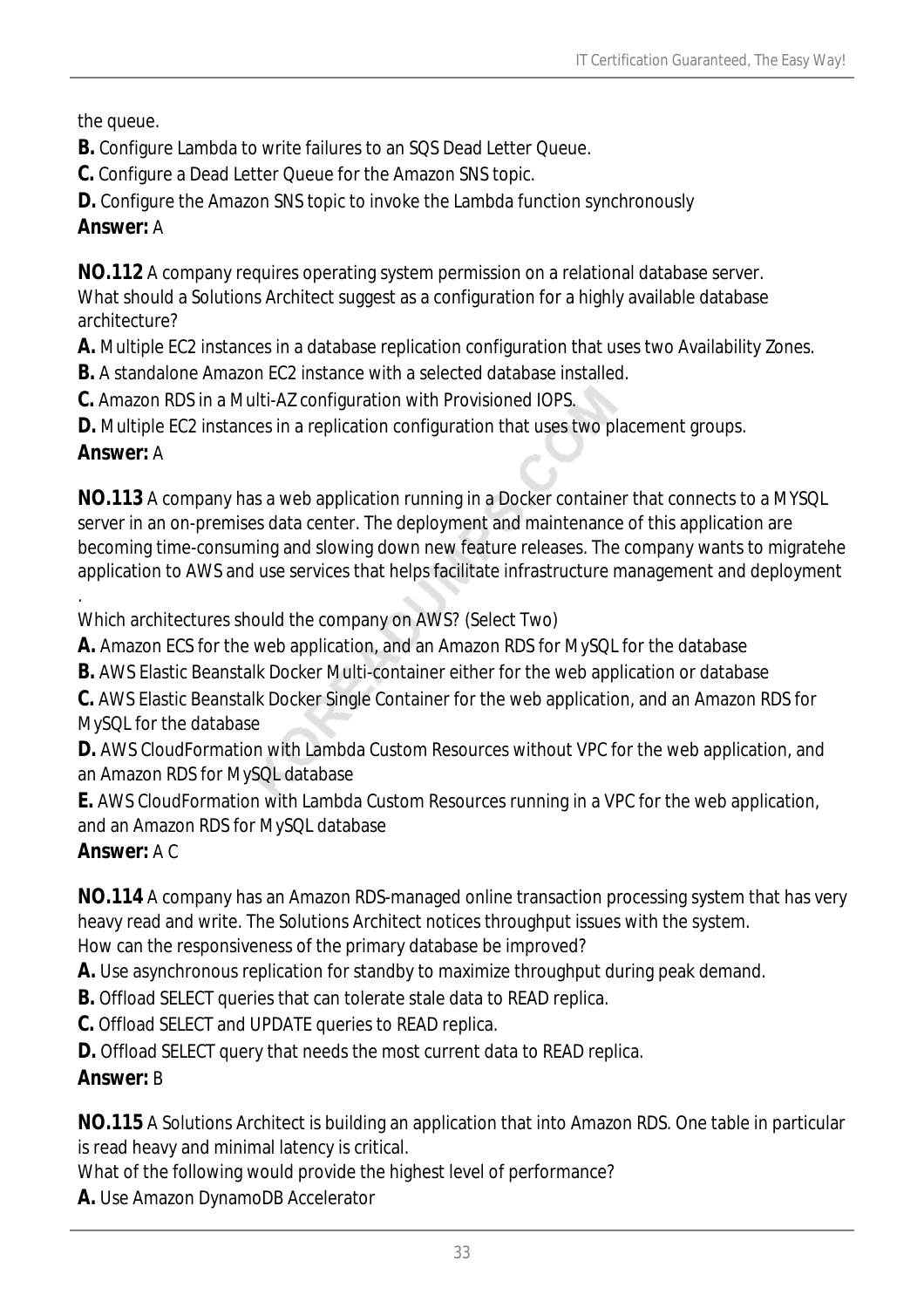the queue.

**B.** Configure Lambda to write failures to an SQS Dead Letter Queue.

**C.** Configure a Dead Letter Queue for the Amazon SNS topic.

**D.** Configure the Amazon SNS topic to invoke the Lambda function synchronously

**Answer:** A

**NO.112** A company requires operating system permission on a relational database server.
What should a Solutions Architect suggest as a configuration for a highly available database architecture?

**A.** Multiple EC2 instances in a database replication configuration that uses two Availability Zones.

**B.** A standalone Amazon EC2 instance with a selected database installed.

**C.** Amazon RDS in a Multi-AZ configuration with Provisioned IOPS.

**D.** Multiple EC2 instances in a replication configuration that uses two placement groups.

**Answer:** A

**NO.113** A company has a web application running in a Docker container that connects to a MYSQL server in an on-premises data center. The deployment and maintenance of this application are becoming time-consuming and slowing down new feature releases. The company wants to migratehe application to AWS and use services that helps facilitate infrastructure management and deployment
.
Which architectures should the company on AWS? (Select Two)

**A.** Amazon ECS for the web application, and an Amazon RDS for MySQL for the database

**B.** AWS Elastic Beanstalk Docker Multi-container either for the web application or database

**C.** AWS Elastic Beanstalk Docker Single Container for the web application, and an Amazon RDS for MySQL for the database

**D.** AWS CloudFormation with Lambda Custom Resources without VPC for the web application, and an Amazon RDS for MySQL database

**E.** AWS CloudFormation with Lambda Custom Resources running in a VPC for the web application, and an Amazon RDS for MySQL database

**Answer:** A C

**NO.114** A company has an Amazon RDS-managed online transaction processing system that has very heavy read and write. The Solutions Architect notices throughput issues with the system.
How can the responsiveness of the primary database be improved?

**A.** Use asynchronous replication for standby to maximize throughput during peak demand.

**B.** Offload SELECT queries that can tolerate stale data to READ replica.

**C.** Offload SELECT and UPDATE queries to READ replica.

**D.** Offload SELECT query that needs the most current data to READ replica.

**Answer:** B

**NO.115** A Solutions Architect is building an application that into Amazon RDS. One table in particular is read heavy and minimal latency is critical.
What of the following would provide the highest level of performance?

**A.** Use Amazon DynamoDB Accelerator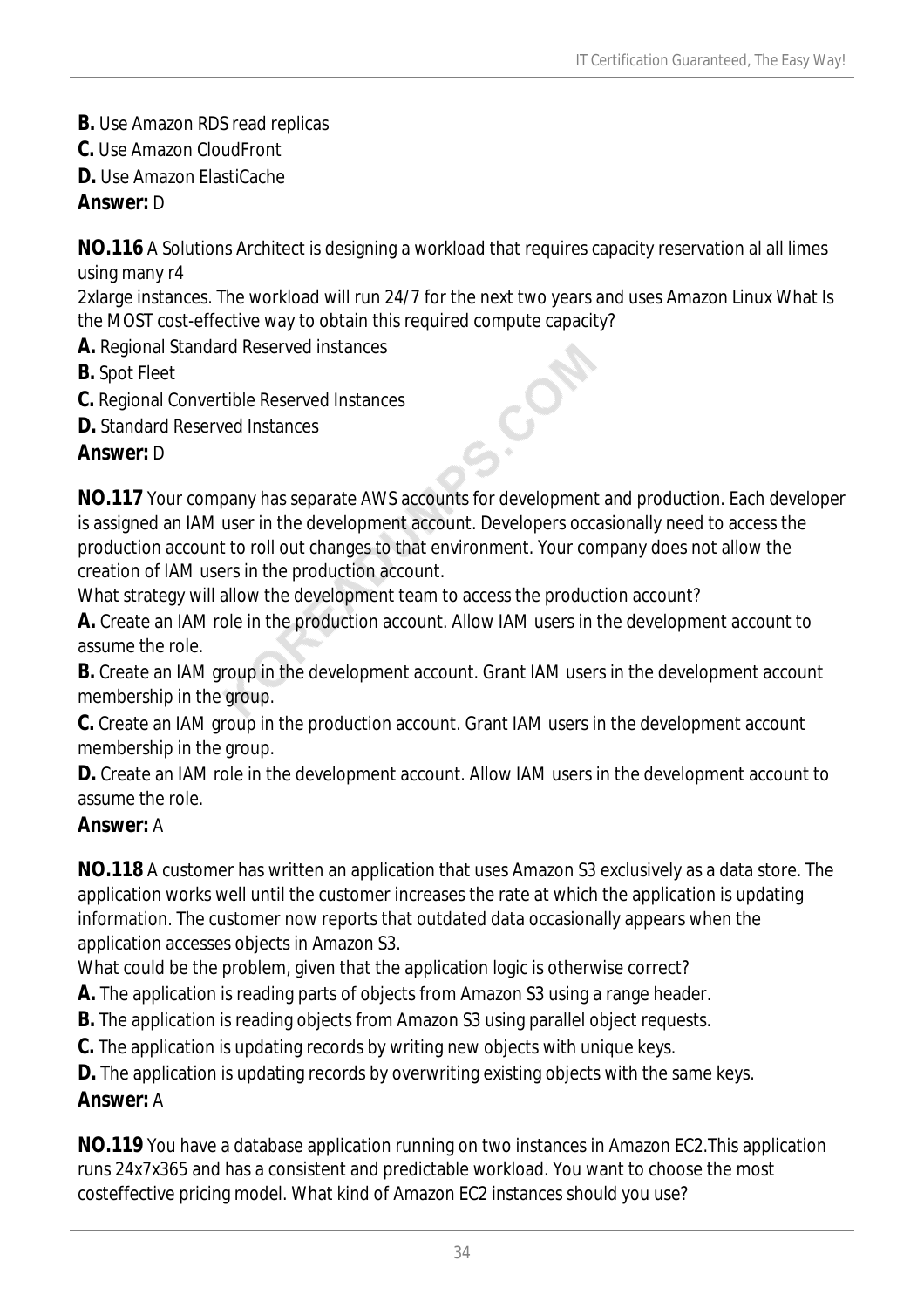**B.** Use Amazon RDS read replicas
**C.** Use Amazon CloudFront
**D.** Use Amazon ElastiCache
**Answer:** D

**NO.116** A Solutions Architect is designing a workload that requires capacity reservation al all limes using many r4
2xlarge instances. The workload will run 24/7 for the next two years and uses Amazon Linux What Is the MOST cost-effective way to obtain this required compute capacity?
**A.** Regional Standard Reserved instances
**B.** Spot Fleet
**C.** Regional Convertible Reserved Instances
**D.** Standard Reserved Instances
**Answer:** D

**NO.117** Your company has separate AWS accounts for development and production. Each developer is assigned an IAM user in the development account. Developers occasionally need to access the production account to roll out changes to that environment. Your company does not allow the creation of IAM users in the production account.
What strategy will allow the development team to access the production account?
**A.** Create an IAM role in the production account. Allow IAM users in the development account to assume the role.
**B.** Create an IAM group in the development account. Grant IAM users in the development account membership in the group.
**C.** Create an IAM group in the production account. Grant IAM users in the development account membership in the group.
**D.** Create an IAM role in the development account. Allow IAM users in the development account to assume the role.
**Answer:** A

**NO.118** A customer has written an application that uses Amazon S3 exclusively as a data store. The application works well until the customer increases the rate at which the application is updating information. The customer now reports that outdated data occasionally appears when the application accesses objects in Amazon S3.
What could be the problem, given that the application logic is otherwise correct?
**A.** The application is reading parts of objects from Amazon S3 using a range header.
**B.** The application is reading objects from Amazon S3 using parallel object requests.
**C.** The application is updating records by writing new objects with unique keys.
**D.** The application is updating records by overwriting existing objects with the same keys.
**Answer:** A

**NO.119** You have a database application running on two instances in Amazon EC2.This application runs 24x7x365 and has a consistent and predictable workload. You want to choose the most costeffective pricing model. What kind of Amazon EC2 instances should you use?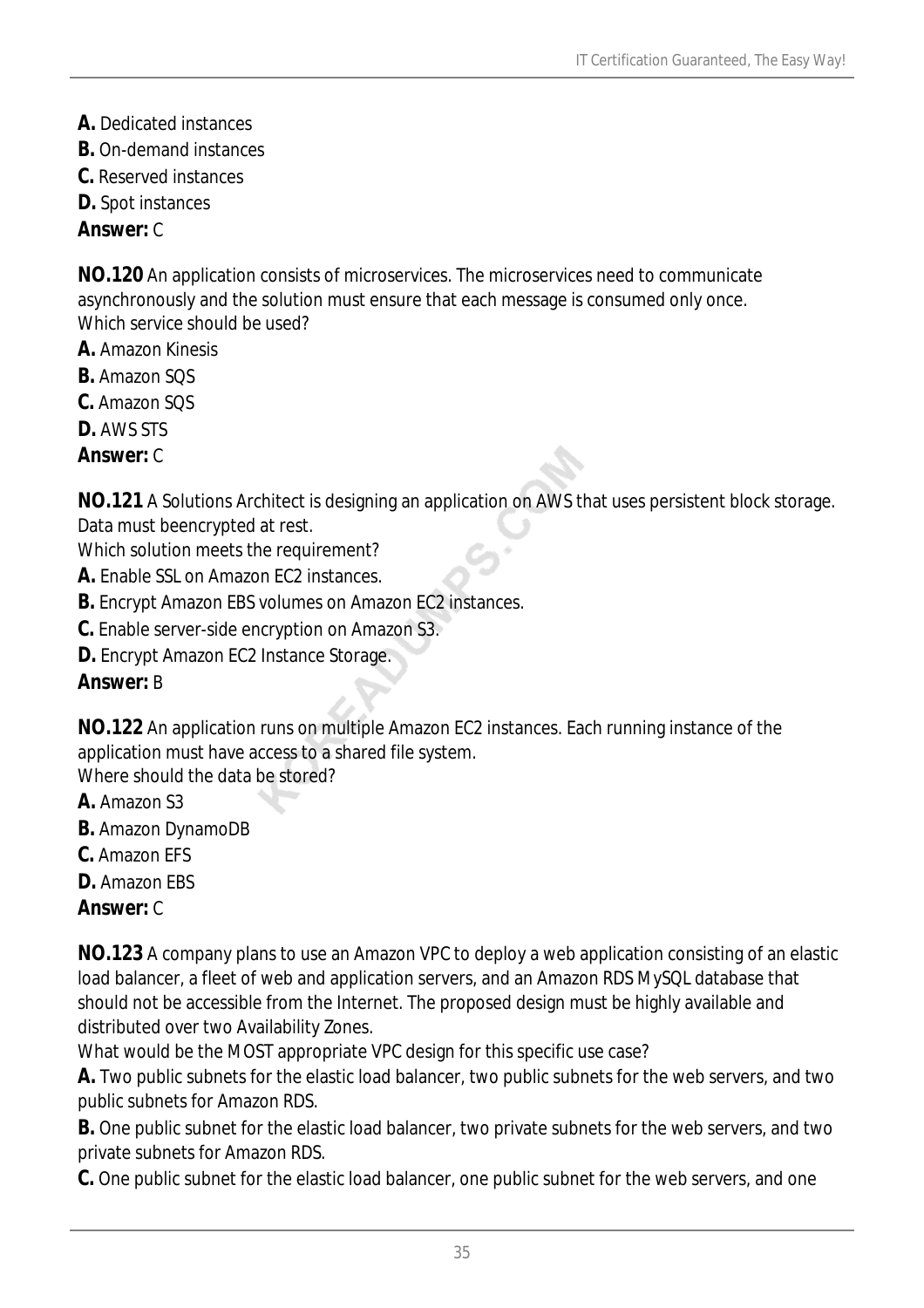**A.** Dedicated instances
**B.** On-demand instances
**C.** Reserved instances
**D.** Spot instances
**Answer:** C

**NO.120** An application consists of microservices. The microservices need to communicate asynchronously and the solution must ensure that each message is consumed only once.
Which service should be used?
**A.** Amazon Kinesis
**B.** Amazon SQS
**C.** Amazon SQS
**D.** AWS STS
**Answer:** C

**NO.121** A Solutions Architect is designing an application on AWS that uses persistent block storage. Data must beencrypted at rest.
Which solution meets the requirement?
**A.** Enable SSL on Amazon EC2 instances.
**B.** Encrypt Amazon EBS volumes on Amazon EC2 instances.
**C.** Enable server-side encryption on Amazon S3.
**D.** Encrypt Amazon EC2 Instance Storage.
**Answer:** B

**NO.122** An application runs on multiple Amazon EC2 instances. Each running instance of the application must have access to a shared file system.
Where should the data be stored?
**A.** Amazon S3
**B.** Amazon DynamoDB
**C.** Amazon EFS
**D.** Amazon EBS
**Answer:** C

**NO.123** A company plans to use an Amazon VPC to deploy a web application consisting of an elastic load balancer, a fleet of web and application servers, and an Amazon RDS MySQL database that should not be accessible from the Internet. The proposed design must be highly available and distributed over two Availability Zones.
What would be the MOST appropriate VPC design for this specific use case?
**A.** Two public subnets for the elastic load balancer, two public subnets for the web servers, and two public subnets for Amazon RDS.
**B.** One public subnet for the elastic load balancer, two private subnets for the web servers, and two private subnets for Amazon RDS.
**C.** One public subnet for the elastic load balancer, one public subnet for the web servers, and one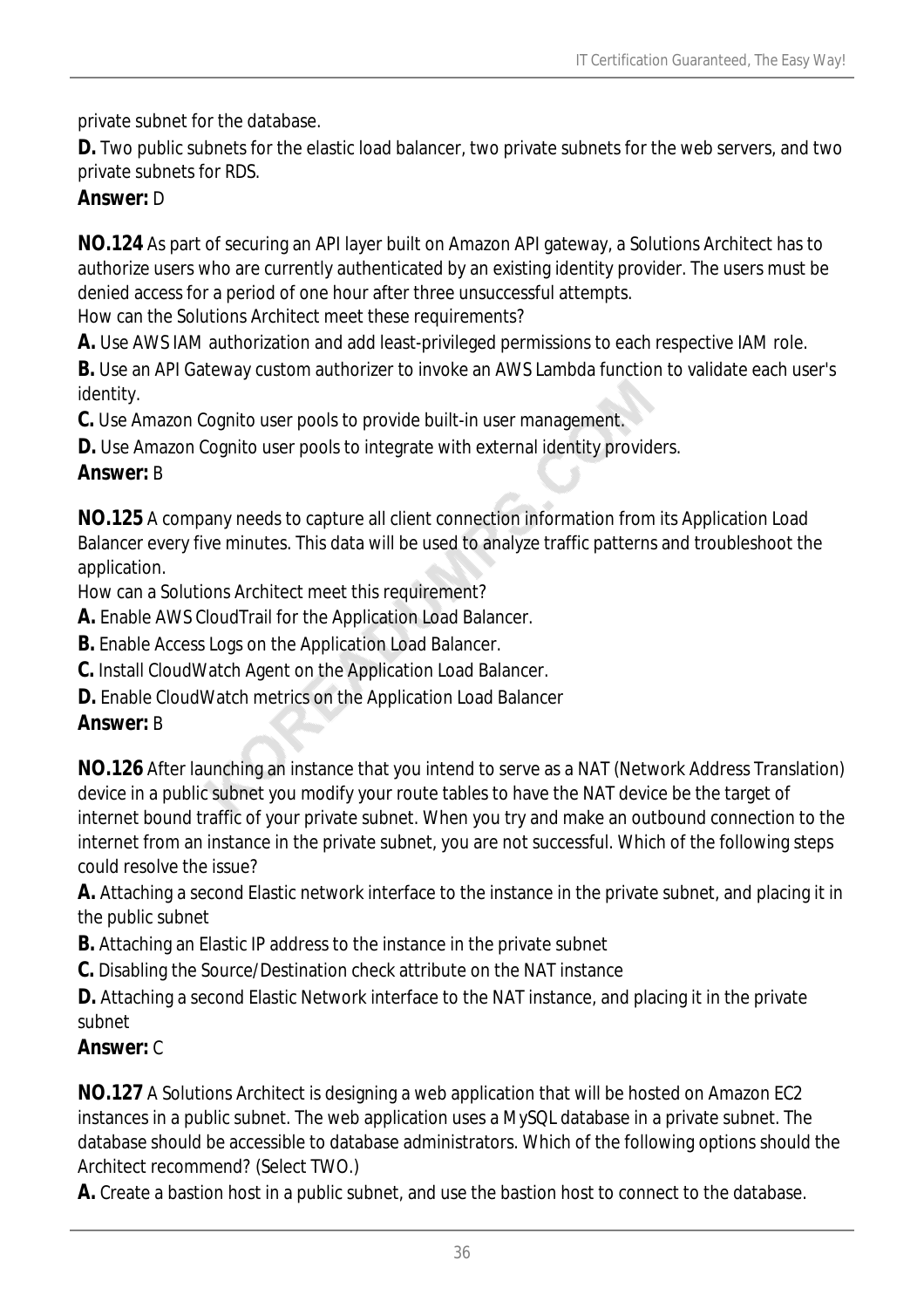private subnet for the database.

**D.** Two public subnets for the elastic load balancer, two private subnets for the web servers, and two private subnets for RDS.

**Answer:** D

**NO.124** As part of securing an API layer built on Amazon API gateway, a Solutions Architect has to authorize users who are currently authenticated by an existing identity provider. The users must be denied access for a period of one hour after three unsuccessful attempts.
How can the Solutions Architect meet these requirements?

**A.** Use AWS IAM authorization and add least-privileged permissions to each respective IAM role.

**B.** Use an API Gateway custom authorizer to invoke an AWS Lambda function to validate each user's identity.

**C.** Use Amazon Cognito user pools to provide built-in user management.

**D.** Use Amazon Cognito user pools to integrate with external identity providers.

**Answer:** B

**NO.125** A company needs to capture all client connection information from its Application Load Balancer every five minutes. This data will be used to analyze traffic patterns and troubleshoot the application.
How can a Solutions Architect meet this requirement?

**A.** Enable AWS CloudTrail for the Application Load Balancer.

**B.** Enable Access Logs on the Application Load Balancer.

**C.** Install CloudWatch Agent on the Application Load Balancer.

**D.** Enable CloudWatch metrics on the Application Load Balancer

**Answer:** B

**NO.126** After launching an instance that you intend to serve as a NAT (Network Address Translation) device in a public subnet you modify your route tables to have the NAT device be the target of internet bound traffic of your private subnet. When you try and make an outbound connection to the internet from an instance in the private subnet, you are not successful. Which of the following steps could resolve the issue?

**A.** Attaching a second Elastic network interface to the instance in the private subnet, and placing it in the public subnet

**B.** Attaching an Elastic IP address to the instance in the private subnet

**C.** Disabling the Source/Destination check attribute on the NAT instance

**D.** Attaching a second Elastic Network interface to the NAT instance, and placing it in the private subnet

**Answer:** C

**NO.127** A Solutions Architect is designing a web application that will be hosted on Amazon EC2 instances in a public subnet. The web application uses a MySQL database in a private subnet. The database should be accessible to database administrators. Which of the following options should the Architect recommend? (Select TWO.)

**A.** Create a bastion host in a public subnet, and use the bastion host to connect to the database.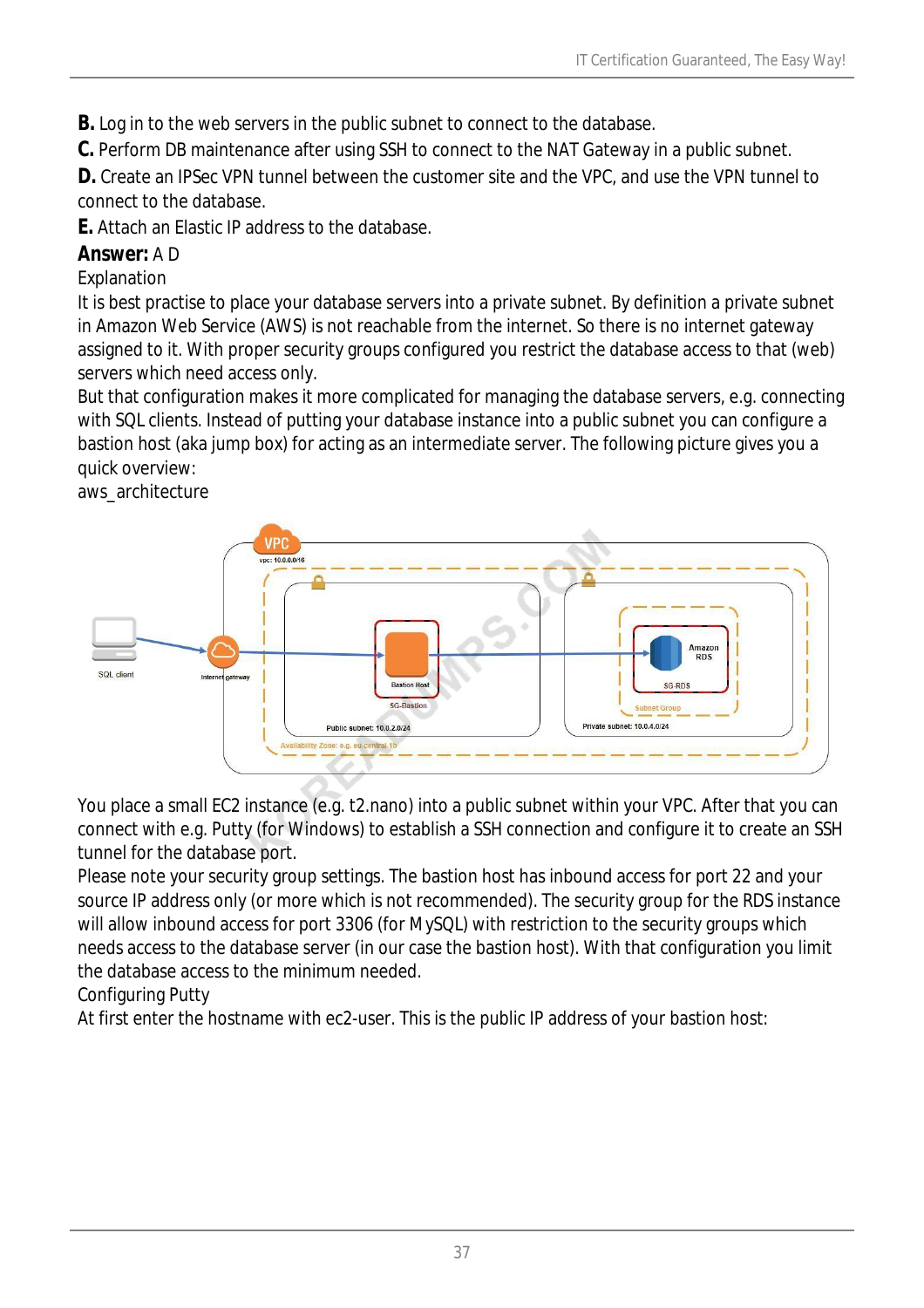**B.** Log in to the web servers in the public subnet to connect to the database.
**C.** Perform DB maintenance after using SSH to connect to the NAT Gateway in a public subnet.
**D.** Create an IPSec VPN tunnel between the customer site and the VPC, and use the VPN tunnel to connect to the database.
**E.** Attach an Elastic IP address to the database.

**Answer:** A D

Explanation

It is best practise to place your database servers into a private subnet. By definition a private subnet in Amazon Web Service (AWS) is not reachable from the internet. So there is no internet gateway assigned to it. With proper security groups configured you restrict the database access to that (web) servers which need access only.

But that configuration makes it more complicated for managing the database servers, e.g. connecting with SQL clients. Instead of putting your database instance into a public subnet you can configure a bastion host (aka jump box) for acting as an intermediate server. The following picture gives you a quick overview:

aws_architecture

You place a small EC2 instance (e.g. t2.nano) into a public subnet within your VPC. After that you can connect with e.g. Putty (for Windows) to establish a SSH connection and configure it to create an SSH tunnel for the database port.

Please note your security group settings. The bastion host has inbound access for port 22 and your source IP address only (or more which is not recommended). The security group for the RDS instance will allow inbound access for port 3306 (for MySQL) with restriction to the security groups which needs access to the database server (in our case the bastion host). With that configuration you limit the database access to the minimum needed.

Configuring Putty

At first enter the hostname with ec2-user. This is the public IP address of your bastion host: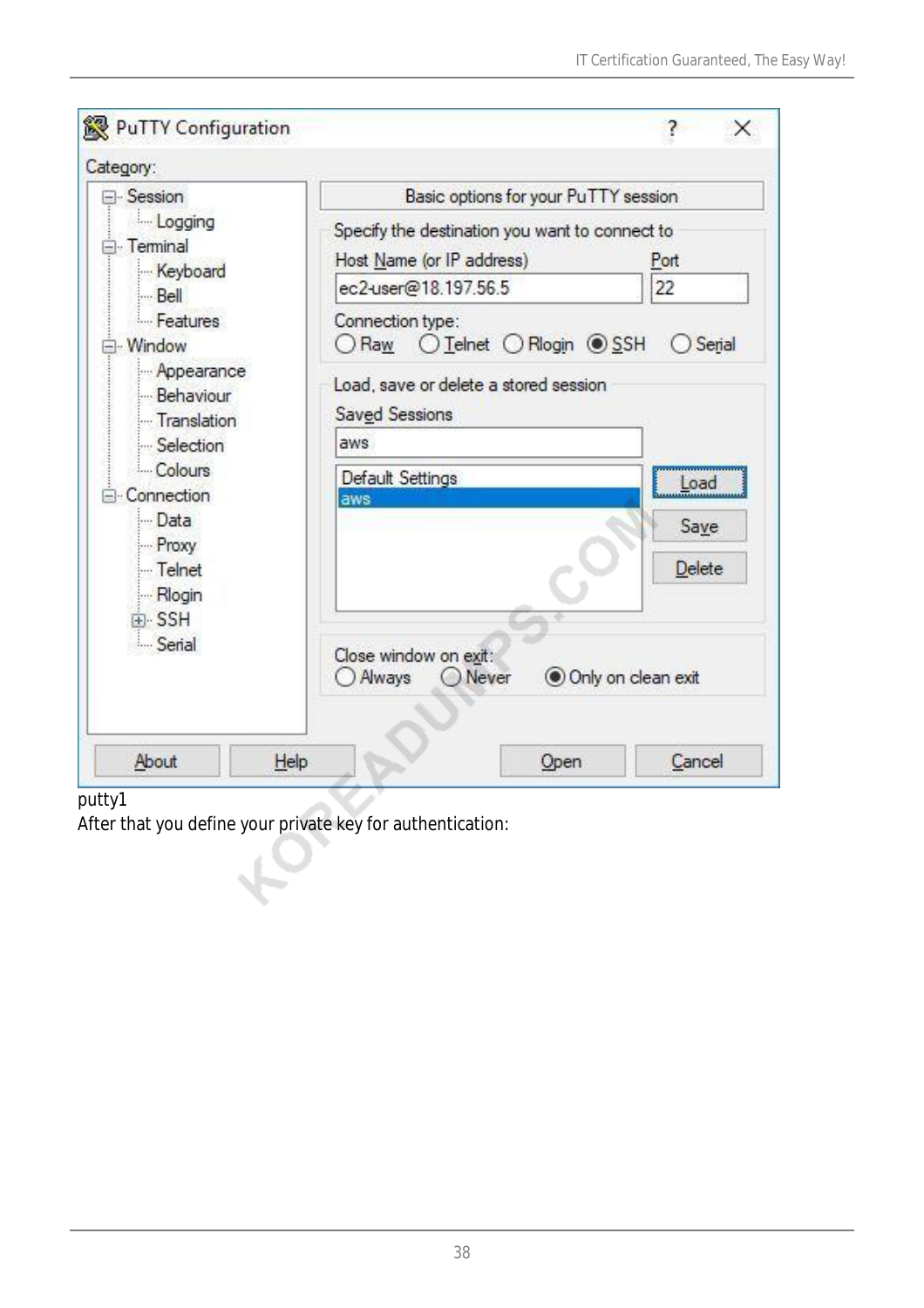putty1

After that you define your private key for authentication: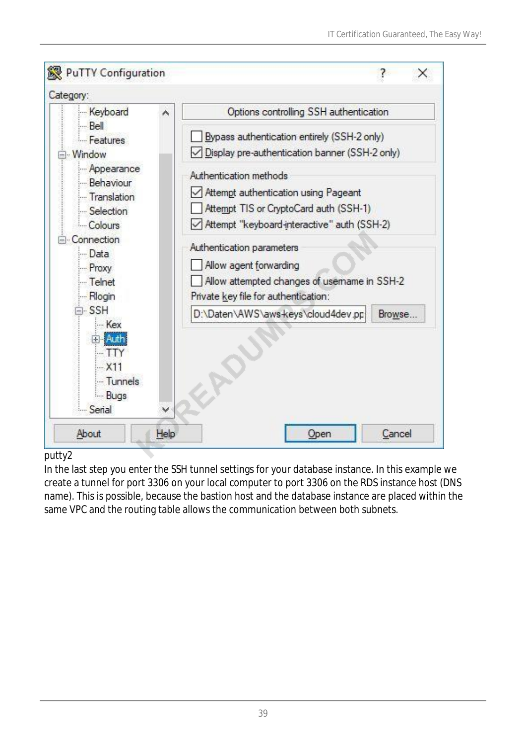putty2

In the last step you enter the SSH tunnel settings for your database instance. In this example we create a tunnel for port 3306 on your local computer to port 3306 on the RDS instance host (DNS name). This is possible, because the bastion host and the database instance are placed within the same VPC and the routing table allows the communication between both subnets.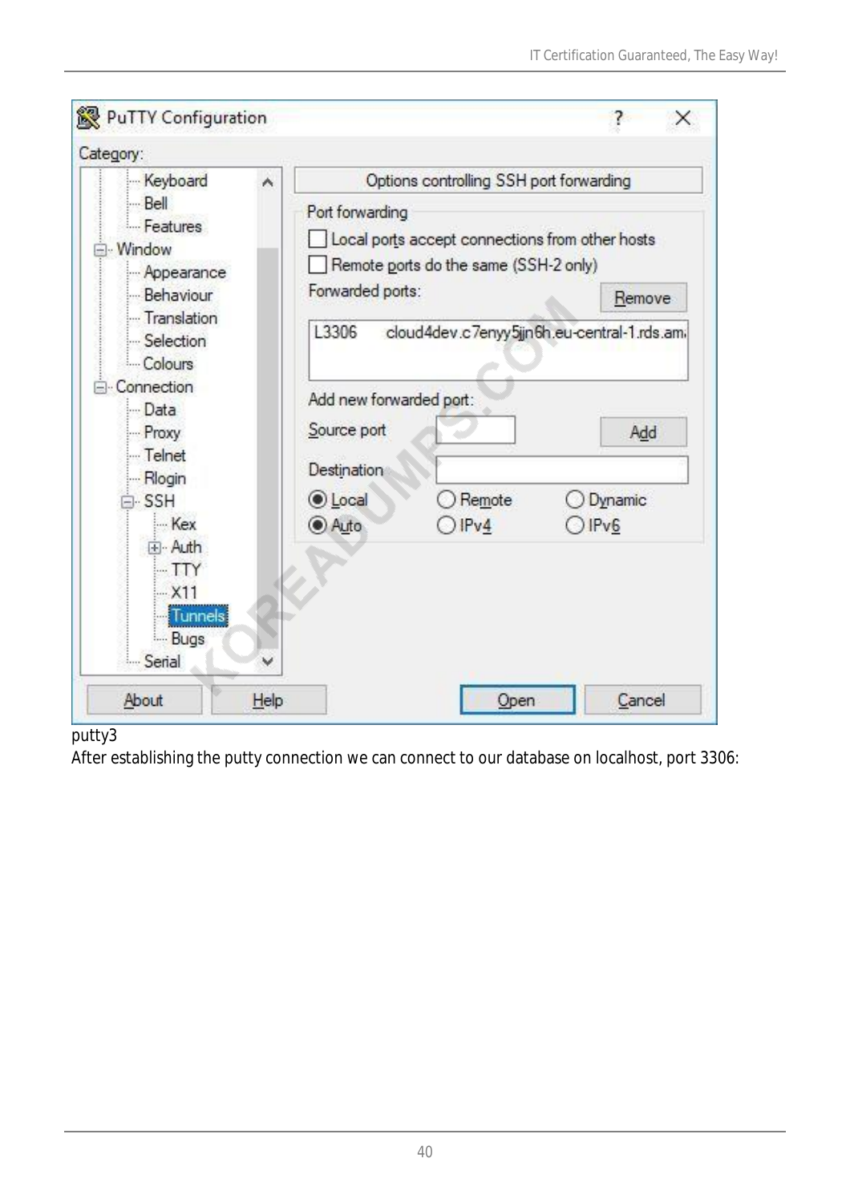putty3

After establishing the putty connection we can connect to our database on localhost, port 3306: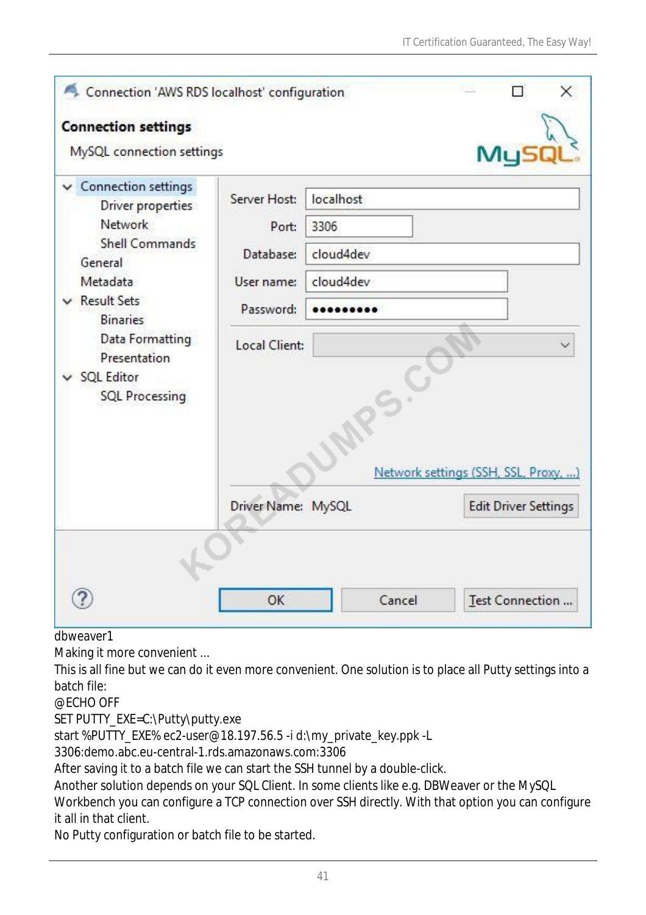dbweaver1

Making it more convenient ...

This is all fine but we can do it even more convenient. One solution is to place all Putty settings into a batch file:

```
@ECHO OFF
SET PUTTY_EXE=C:\Putty\putty.exe
start %PUTTY_EXE% ec2-user@18.197.56.5 -i d:\my_private_key.ppk -L
3306:demo.abc.eu-central-1.rds.amazonaws.com:3306
```

After saving it to a batch file we can start the SSH tunnel by a double-click.

Another solution depends on your SQL Client. In some clients like e.g. DBWeaver or the MySQL Workbench you can configure a TCP connection over SSH directly. With that option you can configure it all in that client.

No Putty configuration or batch file to be started.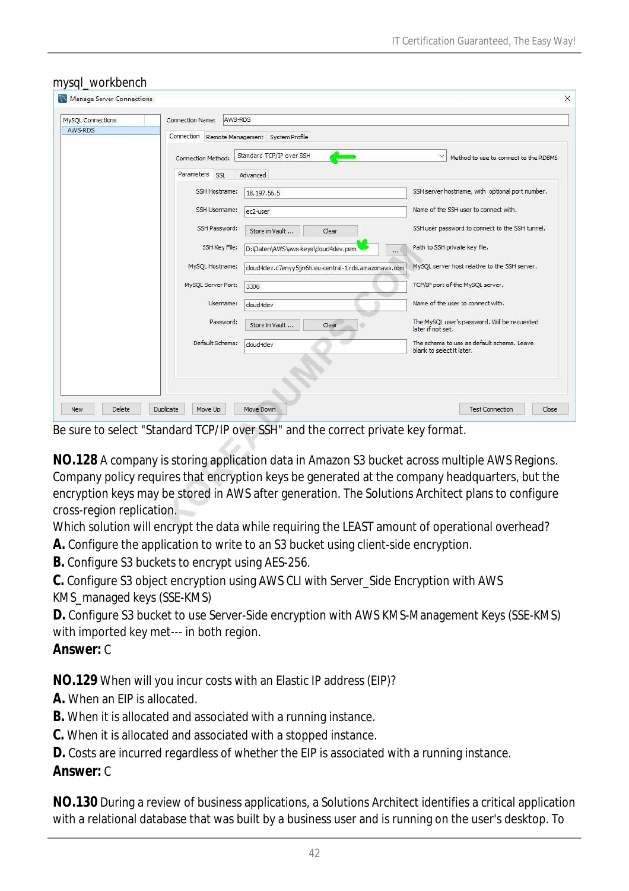mysql_workbench

Be sure to select "Standard TCP/IP over SSH" and the correct private key format.

**NO.128** A company is storing application data in Amazon S3 bucket across multiple AWS Regions. Company policy requires that encryption keys be generated at the company headquarters, but the encryption keys may be stored in AWS after generation. The Solutions Architect plans to configure cross-region replication.

Which solution will encrypt the data while requiring the LEAST amount of operational overhead?

**A.** Configure the application to write to an S3 bucket using client-side encryption.

**B.** Configure S3 buckets to encrypt using AES-256.

**C.** Configure S3 object encryption using AWS CLI with Server_Side Encryption with AWS KMS_managed keys (SSE-KMS)

**D.** Configure S3 bucket to use Server-Side encryption with AWS KMS-Management Keys (SSE-KMS) with imported key met--- in both region.

**Answer:** C

**NO.129** When will you incur costs with an Elastic IP address (EIP)?

**A.** When an EIP is allocated.

**B.** When it is allocated and associated with a running instance.

**C.** When it is allocated and associated with a stopped instance.

**D.** Costs are incurred regardless of whether the EIP is associated with a running instance.

**Answer:** C

**NO.130** During a review of business applications, a Solutions Architect identifies a critical application with a relational database that was built by a business user and is running on the user's desktop. To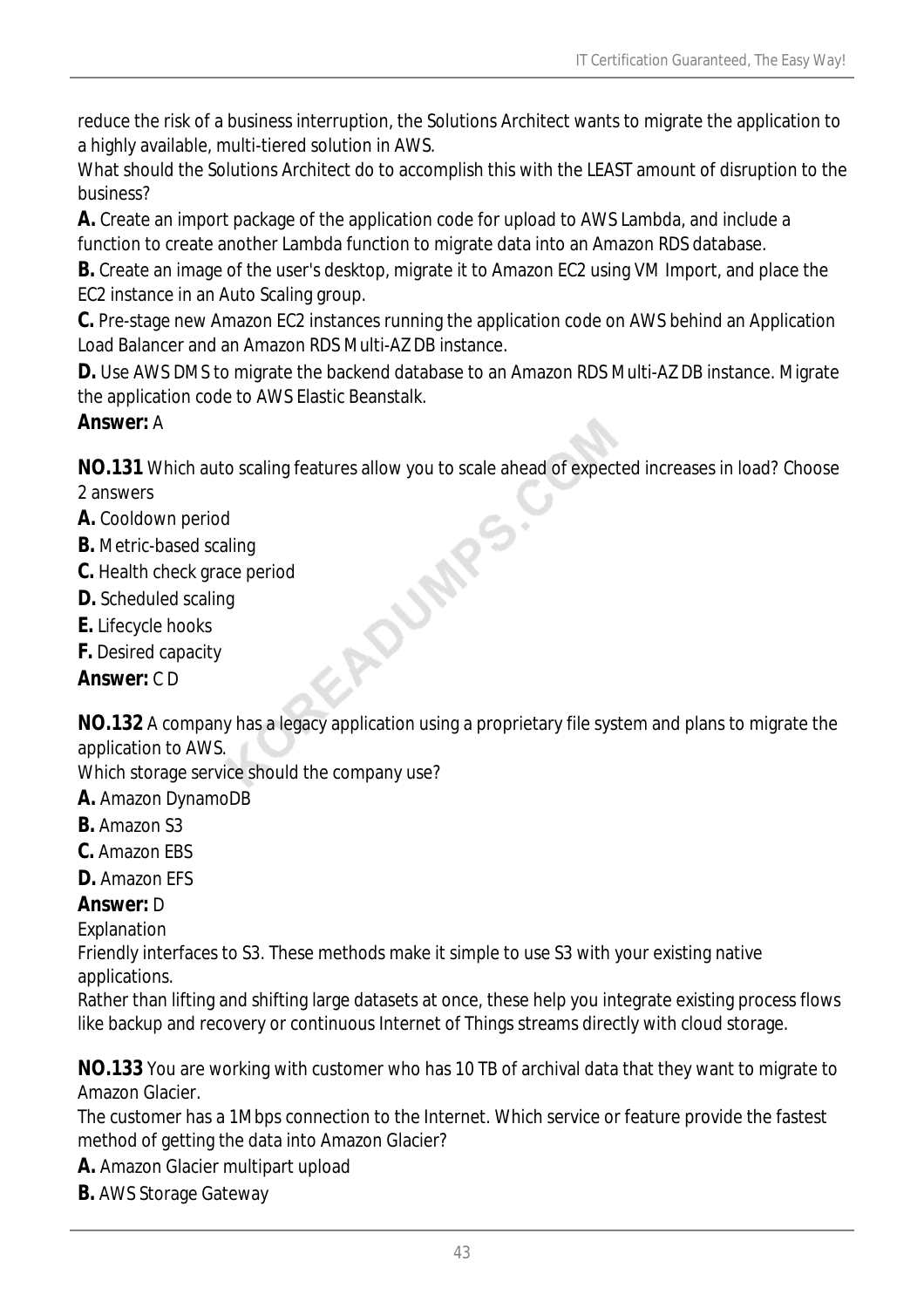reduce the risk of a business interruption, the Solutions Architect wants to migrate the application to a highly available, multi-tiered solution in AWS.
What should the Solutions Architect do to accomplish this with the LEAST amount of disruption to the business?

**A.** Create an import package of the application code for upload to AWS Lambda, and include a function to create another Lambda function to migrate data into an Amazon RDS database.
**B.** Create an image of the user's desktop, migrate it to Amazon EC2 using VM Import, and place the EC2 instance in an Auto Scaling group.
**C.** Pre-stage new Amazon EC2 instances running the application code on AWS behind an Application Load Balancer and an Amazon RDS Multi-AZ DB instance.
**D.** Use AWS DMS to migrate the backend database to an Amazon RDS Multi-AZ DB instance. Migrate the application code to AWS Elastic Beanstalk.
**Answer:** A

**NO.131** Which auto scaling features allow you to scale ahead of expected increases in load? Choose 2 answers
**A.** Cooldown period
**B.** Metric-based scaling
**C.** Health check grace period
**D.** Scheduled scaling
**E.** Lifecycle hooks
**F.** Desired capacity
**Answer:** C D

**NO.132** A company has a legacy application using a proprietary file system and plans to migrate the application to AWS.
Which storage service should the company use?
**A.** Amazon DynamoDB
**B.** Amazon S3
**C.** Amazon EBS
**D.** Amazon EFS
**Answer:** D
Explanation
Friendly interfaces to S3. These methods make it simple to use S3 with your existing native applications.
Rather than lifting and shifting large datasets at once, these help you integrate existing process flows like backup and recovery or continuous Internet of Things streams directly with cloud storage.

**NO.133** You are working with customer who has 10 TB of archival data that they want to migrate to Amazon Glacier.
The customer has a 1Mbps connection to the Internet. Which service or feature provide the fastest method of getting the data into Amazon Glacier?
**A.** Amazon Glacier multipart upload
**B.** AWS Storage Gateway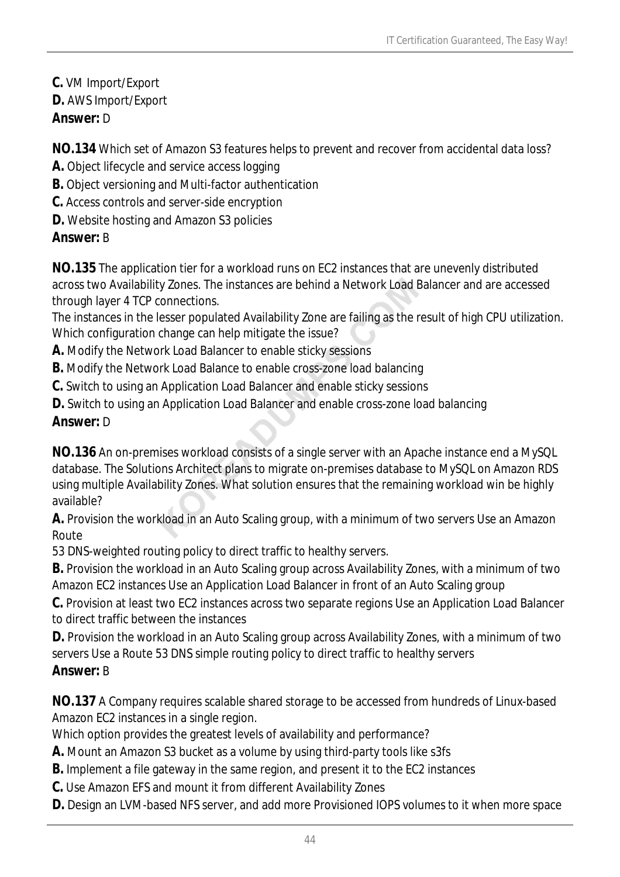**C.** VM Import/Export
**D.** AWS Import/Export
**Answer:** D

**NO.134** Which set of Amazon S3 features helps to prevent and recover from accidental data loss?
**A.** Object lifecycle and service access logging
**B.** Object versioning and Multi-factor authentication
**C.** Access controls and server-side encryption
**D.** Website hosting and Amazon S3 policies
**Answer:** B

**NO.135** The application tier for a workload runs on EC2 instances that are unevenly distributed across two Availability Zones. The instances are behind a Network Load Balancer and are accessed through layer 4 TCP connections.
The instances in the lesser populated Availability Zone are failing as the result of high CPU utilization. Which configuration change can help mitigate the issue?
**A.** Modify the Network Load Balancer to enable sticky sessions
**B.** Modify the Network Load Balance to enable cross-zone load balancing
**C.** Switch to using an Application Load Balancer and enable sticky sessions
**D.** Switch to using an Application Load Balancer and enable cross-zone load balancing
**Answer:** D

**NO.136** An on-premises workload consists of a single server with an Apache instance end a MySQL database. The Solutions Architect plans to migrate on-premises database to MySQL on Amazon RDS using multiple Availability Zones. What solution ensures that the remaining workload win be highly available?
**A.** Provision the workload in an Auto Scaling group, with a minimum of two servers Use an Amazon Route
53 DNS-weighted routing policy to direct traffic to healthy servers.
**B.** Provision the workload in an Auto Scaling group across Availability Zones, with a minimum of two Amazon EC2 instances Use an Application Load Balancer in front of an Auto Scaling group
**C.** Provision at least two EC2 instances across two separate regions Use an Application Load Balancer to direct traffic between the instances
**D.** Provision the workload in an Auto Scaling group across Availability Zones, with a minimum of two servers Use a Route 53 DNS simple routing policy to direct traffic to healthy servers
**Answer:** B

**NO.137** A Company requires scalable shared storage to be accessed from hundreds of Linux-based Amazon EC2 instances in a single region.
Which option provides the greatest levels of availability and performance?
**A.** Mount an Amazon S3 bucket as a volume by using third-party tools like s3fs
**B.** Implement a file gateway in the same region, and present it to the EC2 instances
**C.** Use Amazon EFS and mount it from different Availability Zones
**D.** Design an LVM-based NFS server, and add more Provisioned IOPS volumes to it when more space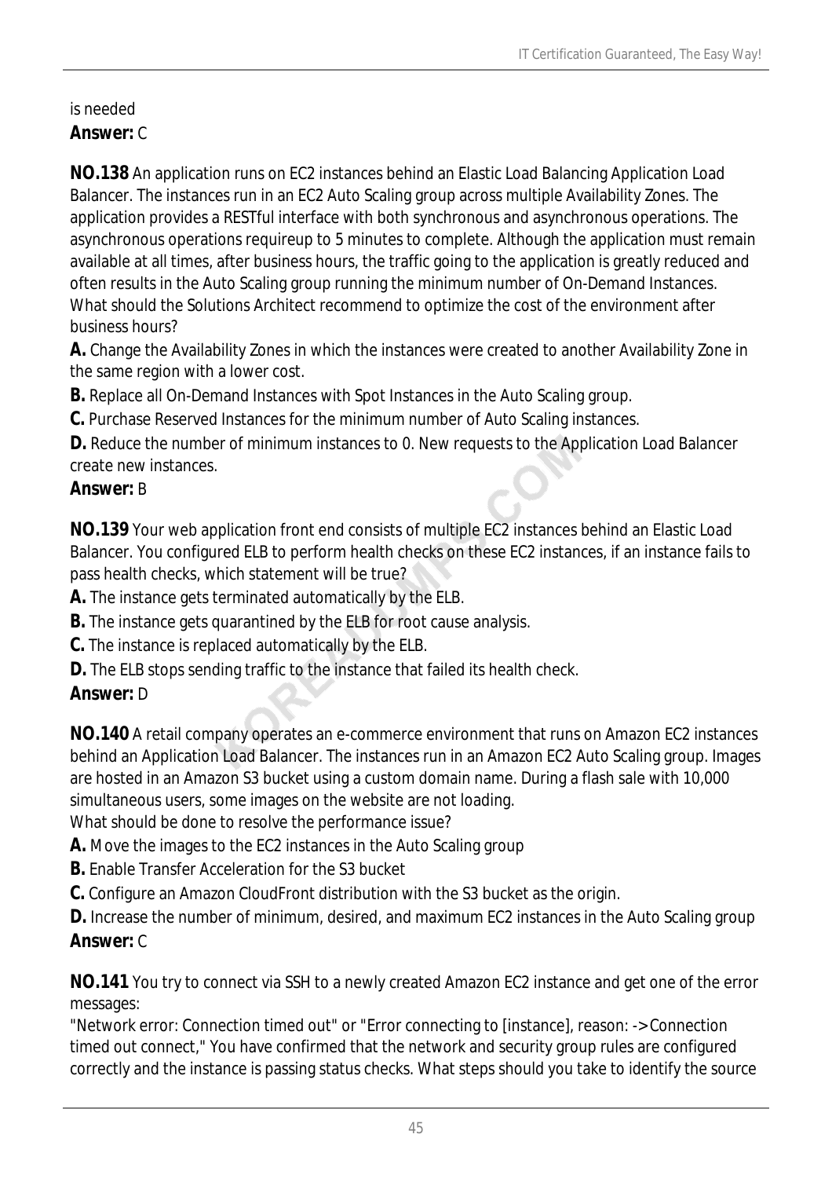is needed

**Answer:** C

**NO.138** An application runs on EC2 instances behind an Elastic Load Balancing Application Load Balancer. The instances run in an EC2 Auto Scaling group across multiple Availability Zones. The application provides a RESTful interface with both synchronous and asynchronous operations. The asynchronous operations requireup to 5 minutes to complete. Although the application must remain available at all times, after business hours, the traffic going to the application is greatly reduced and often results in the Auto Scaling group running the minimum number of On-Demand Instances. What should the Solutions Architect recommend to optimize the cost of the environment after business hours?

**A.** Change the Availability Zones in which the instances were created to another Availability Zone in the same region with a lower cost.

**B.** Replace all On-Demand Instances with Spot Instances in the Auto Scaling group.

**C.** Purchase Reserved Instances for the minimum number of Auto Scaling instances.

**D.** Reduce the number of minimum instances to 0. New requests to the Application Load Balancer create new instances.

**Answer:** B

**NO.139** Your web application front end consists of multiple EC2 instances behind an Elastic Load Balancer. You configured ELB to perform health checks on these EC2 instances, if an instance fails to pass health checks, which statement will be true?

**A.** The instance gets terminated automatically by the ELB.

**B.** The instance gets quarantined by the ELB for root cause analysis.

**C.** The instance is replaced automatically by the ELB.

**D.** The ELB stops sending traffic to the instance that failed its health check.

**Answer:** D

**NO.140** A retail company operates an e-commerce environment that runs on Amazon EC2 instances behind an Application Load Balancer. The instances run in an Amazon EC2 Auto Scaling group. Images are hosted in an Amazon S3 bucket using a custom domain name. During a flash sale with 10,000 simultaneous users, some images on the website are not loading.

What should be done to resolve the performance issue?

**A.** Move the images to the EC2 instances in the Auto Scaling group

**B.** Enable Transfer Acceleration for the S3 bucket

**C.** Configure an Amazon CloudFront distribution with the S3 bucket as the origin.

**D.** Increase the number of minimum, desired, and maximum EC2 instances in the Auto Scaling group

**Answer:** C

**NO.141** You try to connect via SSH to a newly created Amazon EC2 instance and get one of the error messages:

"Network error: Connection timed out" or "Error connecting to [instance], reason: -> Connection timed out connect," You have confirmed that the network and security group rules are configured correctly and the instance is passing status checks. What steps should you take to identify the source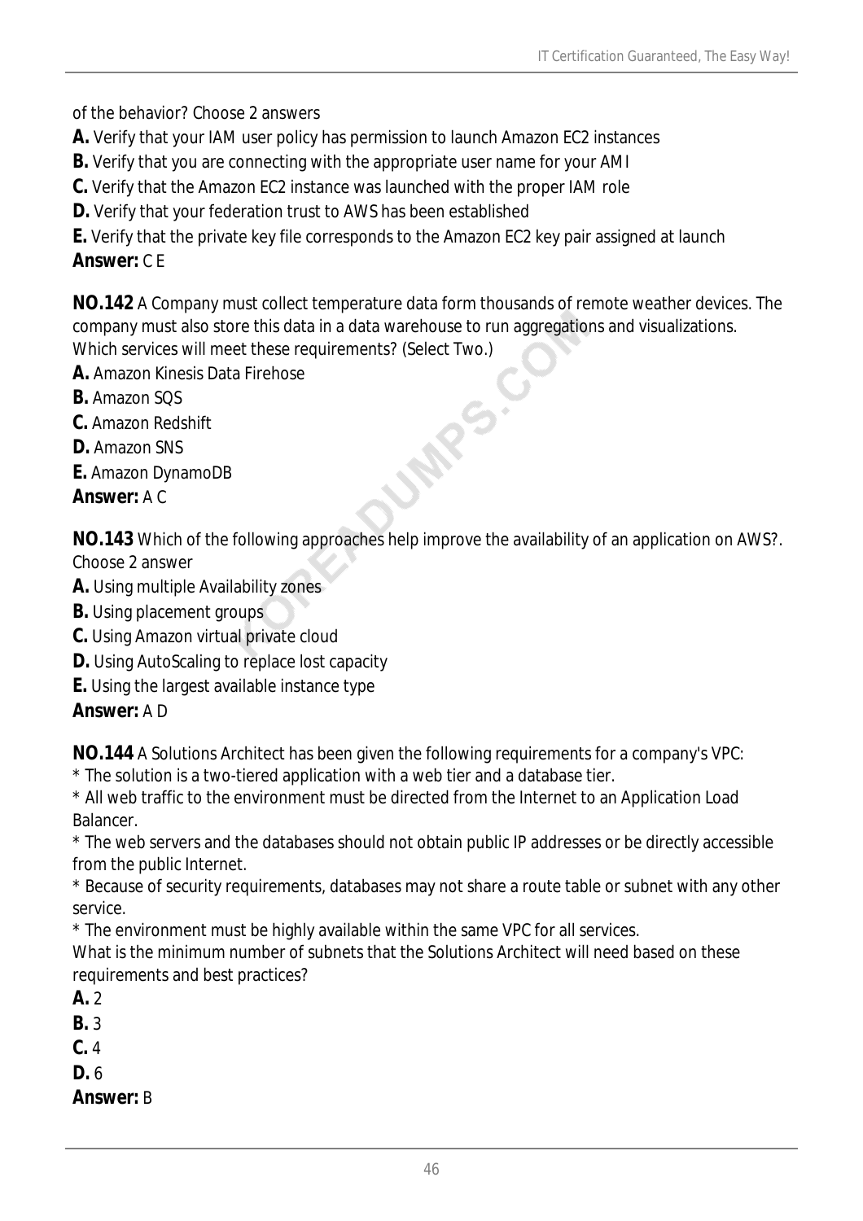of the behavior? Choose 2 answers

**A.** Verify that your IAM user policy has permission to launch Amazon EC2 instances

**B.** Verify that you are connecting with the appropriate user name for your AMI

**C.** Verify that the Amazon EC2 instance was launched with the proper IAM role

**D.** Verify that your federation trust to AWS has been established

**E.** Verify that the private key file corresponds to the Amazon EC2 key pair assigned at launch

**Answer:** C E

**NO.142** A Company must collect temperature data form thousands of remote weather devices. The company must also store this data in a data warehouse to run aggregations and visualizations. Which services will meet these requirements? (Select Two.)

**A.** Amazon Kinesis Data Firehose

**B.** Amazon SQS

**C.** Amazon Redshift

**D.** Amazon SNS

**E.** Amazon DynamoDB

**Answer:** A C

**NO.143** Which of the following approaches help improve the availability of an application on AWS?. Choose 2 answer

**A.** Using multiple Availability zones

**B.** Using placement groups

**C.** Using Amazon virtual private cloud

**D.** Using AutoScaling to replace lost capacity

**E.** Using the largest available instance type

**Answer:** A D

**NO.144** A Solutions Architect has been given the following requirements for a company's VPC:

* The solution is a two-tiered application with a web tier and a database tier.

* All web traffic to the environment must be directed from the Internet to an Application Load Balancer.

* The web servers and the databases should not obtain public IP addresses or be directly accessible from the public Internet.

* Because of security requirements, databases may not share a route table or subnet with any other service.

* The environment must be highly available within the same VPC for all services.

What is the minimum number of subnets that the Solutions Architect will need based on these requirements and best practices?

**A.** 2

**B.** 3

**C.** 4

**D.** 6

**Answer:** B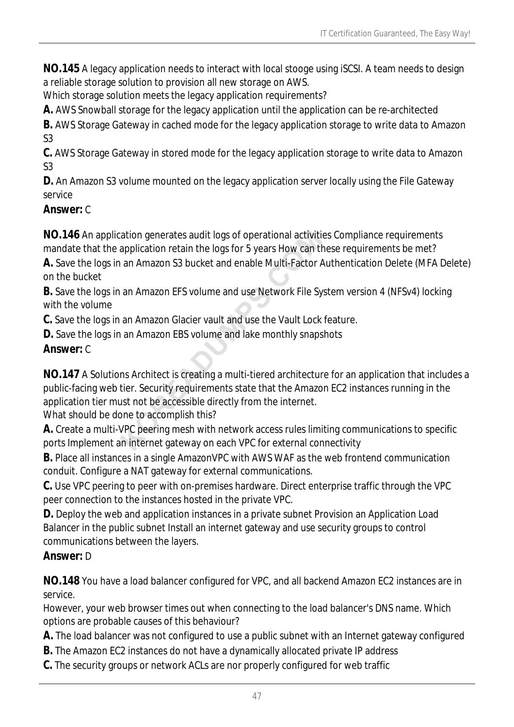**NO.145** A legacy application needs to interact with local stooge using iSCSI. A team needs to design a reliable storage solution to provision all new storage on AWS.
Which storage solution meets the legacy application requirements?

**A.** AWS Snowball storage for the legacy application until the application can be re-architected

**B.** AWS Storage Gateway in cached mode for the legacy application storage to write data to Amazon S3

**C.** AWS Storage Gateway in stored mode for the legacy application storage to write data to Amazon S3

**D.** An Amazon S3 volume mounted on the legacy application server locally using the File Gateway service

**Answer:** C

**NO.146** An application generates audit logs of operational activities Compliance requirements mandate that the application retain the logs for 5 years How can these requirements be met?

**A.** Save the logs in an Amazon S3 bucket and enable Multi-Factor Authentication Delete (MFA Delete) on the bucket

**B.** Save the logs in an Amazon EFS volume and use Network File System version 4 (NFSv4) locking with the volume

**C.** Save the logs in an Amazon Glacier vault and use the Vault Lock feature.

**D.** Save the logs in an Amazon EBS volume and lake monthly snapshots

**Answer:** C

**NO.147** A Solutions Architect is creating a multi-tiered architecture for an application that includes a public-facing web tier. Security requirements state that the Amazon EC2 instances running in the application tier must not be accessible directly from the internet.
What should be done to accomplish this?

**A.** Create a multi-VPC peering mesh with network access rules limiting communications to specific ports Implement an internet gateway on each VPC for external connectivity

**B.** Place all instances in a single AmazonVPC with AWS WAF as the web frontend communication conduit. Configure a NAT gateway for external communications.

**C.** Use VPC peering to peer with on-premises hardware. Direct enterprise traffic through the VPC peer connection to the instances hosted in the private VPC.

**D.** Deploy the web and application instances in a private subnet Provision an Application Load Balancer in the public subnet Install an internet gateway and use security groups to control communications between the layers.

**Answer:** D

**NO.148** You have a load balancer configured for VPC, and all backend Amazon EC2 instances are in service.
However, your web browser times out when connecting to the load balancer's DNS name. Which options are probable causes of this behaviour?

**A.** The load balancer was not configured to use a public subnet with an Internet gateway configured

**B.** The Amazon EC2 instances do not have a dynamically allocated private IP address

**C.** The security groups or network ACLs are nor properly configured for web traffic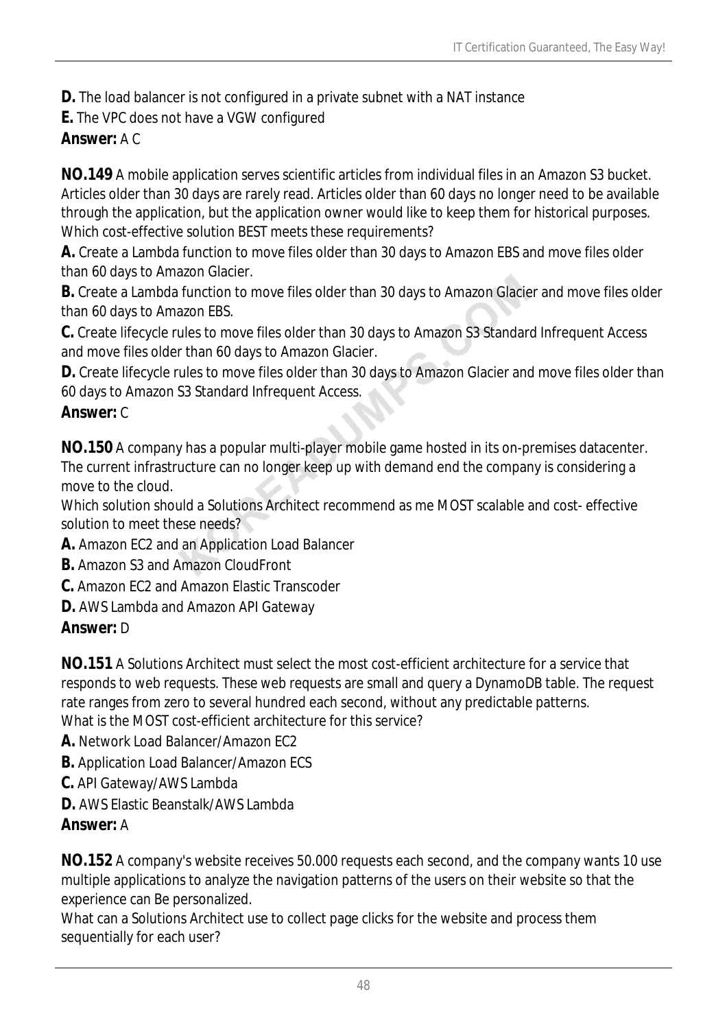**D.** The load balancer is not configured in a private subnet with a NAT instance

**E.** The VPC does not have a VGW configured

**Answer:** A C

**NO.149** A mobile application serves scientific articles from individual files in an Amazon S3 bucket. Articles older than 30 days are rarely read. Articles older than 60 days no longer need to be available through the application, but the application owner would like to keep them for historical purposes.
Which cost-effective solution BEST meets these requirements?

**A.** Create a Lambda function to move files older than 30 days to Amazon EBS and move files older than 60 days to Amazon Glacier.

**B.** Create a Lambda function to move files older than 30 days to Amazon Glacier and move files older than 60 days to Amazon EBS.

**C.** Create lifecycle rules to move files older than 30 days to Amazon S3 Standard Infrequent Access and move files older than 60 days to Amazon Glacier.

**D.** Create lifecycle rules to move files older than 30 days to Amazon Glacier and move files older than 60 days to Amazon S3 Standard Infrequent Access.

**Answer:** C

**NO.150** A company has a popular multi-player mobile game hosted in its on-premises datacenter. The current infrastructure can no longer keep up with demand end the company is considering a move to the cloud.
Which solution should a Solutions Architect recommend as me MOST scalable and cost- effective solution to meet these needs?

**A.** Amazon EC2 and an Application Load Balancer

**B.** Amazon S3 and Amazon CloudFront

**C.** Amazon EC2 and Amazon Elastic Transcoder

**D.** AWS Lambda and Amazon API Gateway

**Answer:** D

**NO.151** A Solutions Architect must select the most cost-efficient architecture for a service that responds to web requests. These web requests are small and query a DynamoDB table. The request rate ranges from zero to several hundred each second, without any predictable patterns.
What is the MOST cost-efficient architecture for this service?

**A.** Network Load Balancer/Amazon EC2

**B.** Application Load Balancer/Amazon ECS

**C.** API Gateway/AWS Lambda

**D.** AWS Elastic Beanstalk/AWS Lambda

**Answer:** A

**NO.152** A company's website receives 50.000 requests each second, and the company wants 10 use multiple applications to analyze the navigation patterns of the users on their website so that the experience can Be personalized.
What can a Solutions Architect use to collect page clicks for the website and process them sequentially for each user?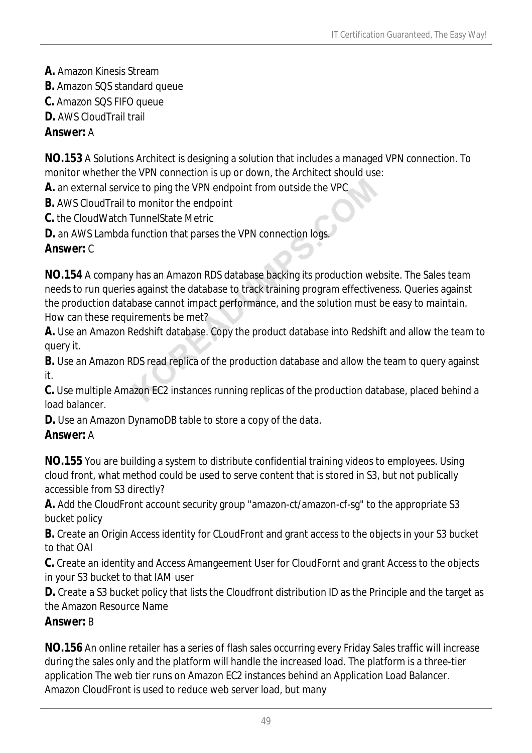**A.** Amazon Kinesis Stream
**B.** Amazon SQS standard queue
**C.** Amazon SQS FIFO queue
**D.** AWS CloudTrail trail
**Answer:** A

**NO.153** A Solutions Architect is designing a solution that includes a managed VPN connection. To monitor whether the VPN connection is up or down, the Architect should use:
**A.** an external service to ping the VPN endpoint from outside the VPC
**B.** AWS CloudTrail to monitor the endpoint
**C.** the CloudWatch TunnelState Metric
**D.** an AWS Lambda function that parses the VPN connection logs.
**Answer:** C

**NO.154** A company has an Amazon RDS database backing its production website. The Sales team needs to run queries against the database to track training program effectiveness. Queries against the production database cannot impact performance, and the solution must be easy to maintain. How can these requirements be met?
**A.** Use an Amazon Redshift database. Copy the product database into Redshift and allow the team to query it.
**B.** Use an Amazon RDS read replica of the production database and allow the team to query against it.
**C.** Use multiple Amazon EC2 instances running replicas of the production database, placed behind a load balancer.
**D.** Use an Amazon DynamoDB table to store a copy of the data.
**Answer:** A

**NO.155** You are building a system to distribute confidential training videos to employees. Using cloud front, what method could be used to serve content that is stored in S3, but not publically accessible from S3 directly?
**A.** Add the CloudFront account security group "amazon-ct/amazon-cf-sg" to the appropriate S3 bucket policy
**B.** Create an Origin Access identity for CLoudFront and grant access to the objects in your S3 bucket to that OAI
**C.** Create an identity and Access Amangeement User for CloudFornt and grant Access to the objects in your S3 bucket to that IAM user
**D.** Create a S3 bucket policy that lists the Cloudfront distribution ID as the Principle and the target as the Amazon Resource Name
**Answer:** B

**NO.156** An online retailer has a series of flash sales occurring every Friday Sales traffic will increase during the sales only and the platform will handle the increased load. The platform is a three-tier application The web tier runs on Amazon EC2 instances behind an Application Load Balancer. Amazon CloudFront is used to reduce web server load, but many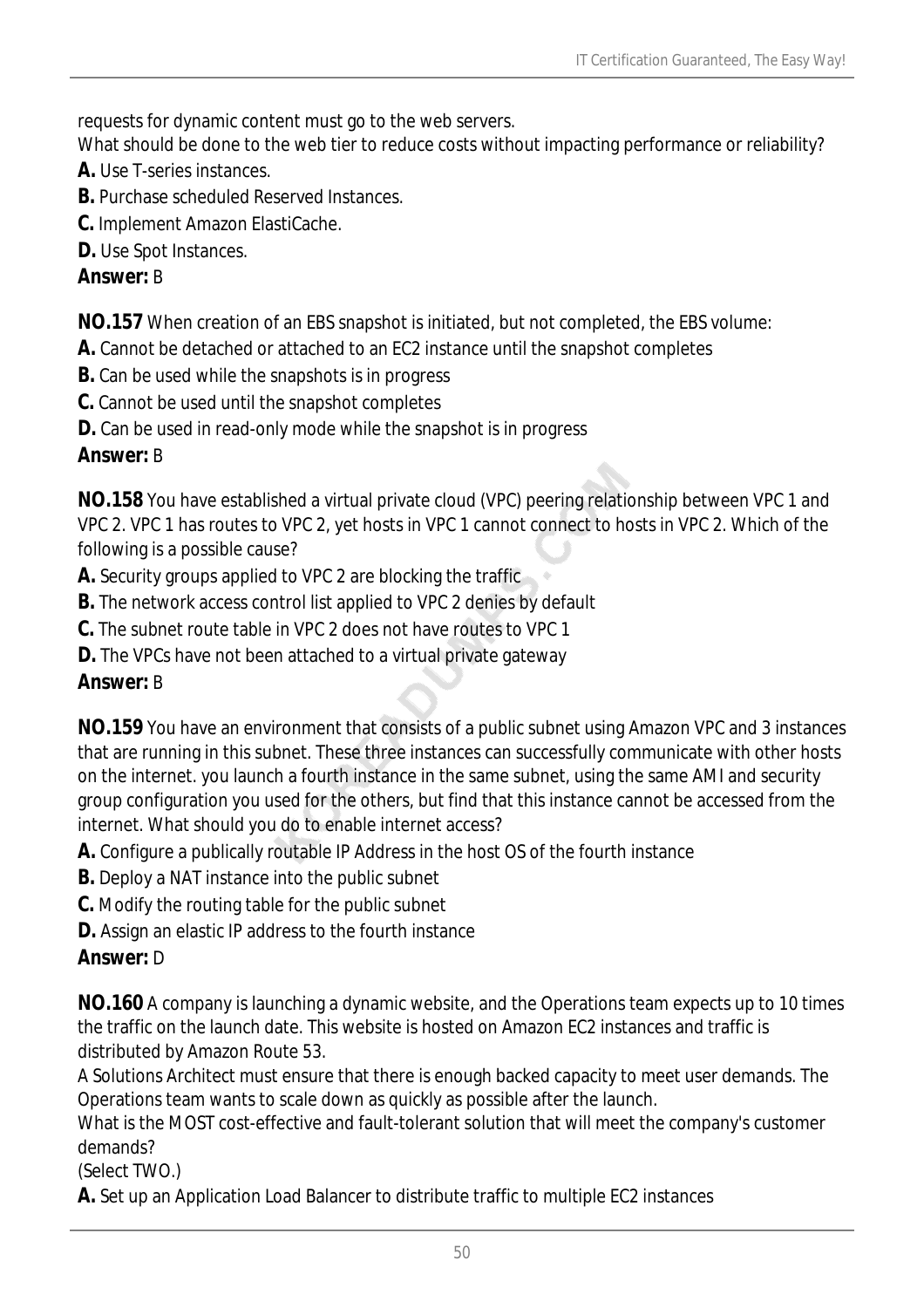requests for dynamic content must go to the web servers.
What should be done to the web tier to reduce costs without impacting performance or reliability?

**A.** Use T-series instances.
**B.** Purchase scheduled Reserved Instances.
**C.** Implement Amazon ElastiCache.
**D.** Use Spot Instances.
**Answer:** B

**NO.157** When creation of an EBS snapshot is initiated, but not completed, the EBS volume:
**A.** Cannot be detached or attached to an EC2 instance until the snapshot completes
**B.** Can be used while the snapshots is in progress
**C.** Cannot be used until the snapshot completes
**D.** Can be used in read-only mode while the snapshot is in progress
**Answer:** B

**NO.158** You have established a virtual private cloud (VPC) peering relationship between VPC 1 and VPC 2. VPC 1 has routes to VPC 2, yet hosts in VPC 1 cannot connect to hosts in VPC 2. Which of the following is a possible cause?
**A.** Security groups applied to VPC 2 are blocking the traffic
**B.** The network access control list applied to VPC 2 denies by default
**C.** The subnet route table in VPC 2 does not have routes to VPC 1
**D.** The VPCs have not been attached to a virtual private gateway
**Answer:** B

**NO.159** You have an environment that consists of a public subnet using Amazon VPC and 3 instances that are running in this subnet. These three instances can successfully communicate with other hosts on the internet. you launch a fourth instance in the same subnet, using the same AMI and security group configuration you used for the others, but find that this instance cannot be accessed from the internet. What should you do to enable internet access?
**A.** Configure a publically routable IP Address in the host OS of the fourth instance
**B.** Deploy a NAT instance into the public subnet
**C.** Modify the routing table for the public subnet
**D.** Assign an elastic IP address to the fourth instance
**Answer:** D

**NO.160** A company is launching a dynamic website, and the Operations team expects up to 10 times the traffic on the launch date. This website is hosted on Amazon EC2 instances and traffic is distributed by Amazon Route 53.
A Solutions Architect must ensure that there is enough backed capacity to meet user demands. The Operations team wants to scale down as quickly as possible after the launch.
What is the MOST cost-effective and fault-tolerant solution that will meet the company's customer demands?
(Select TWO.)
**A.** Set up an Application Load Balancer to distribute traffic to multiple EC2 instances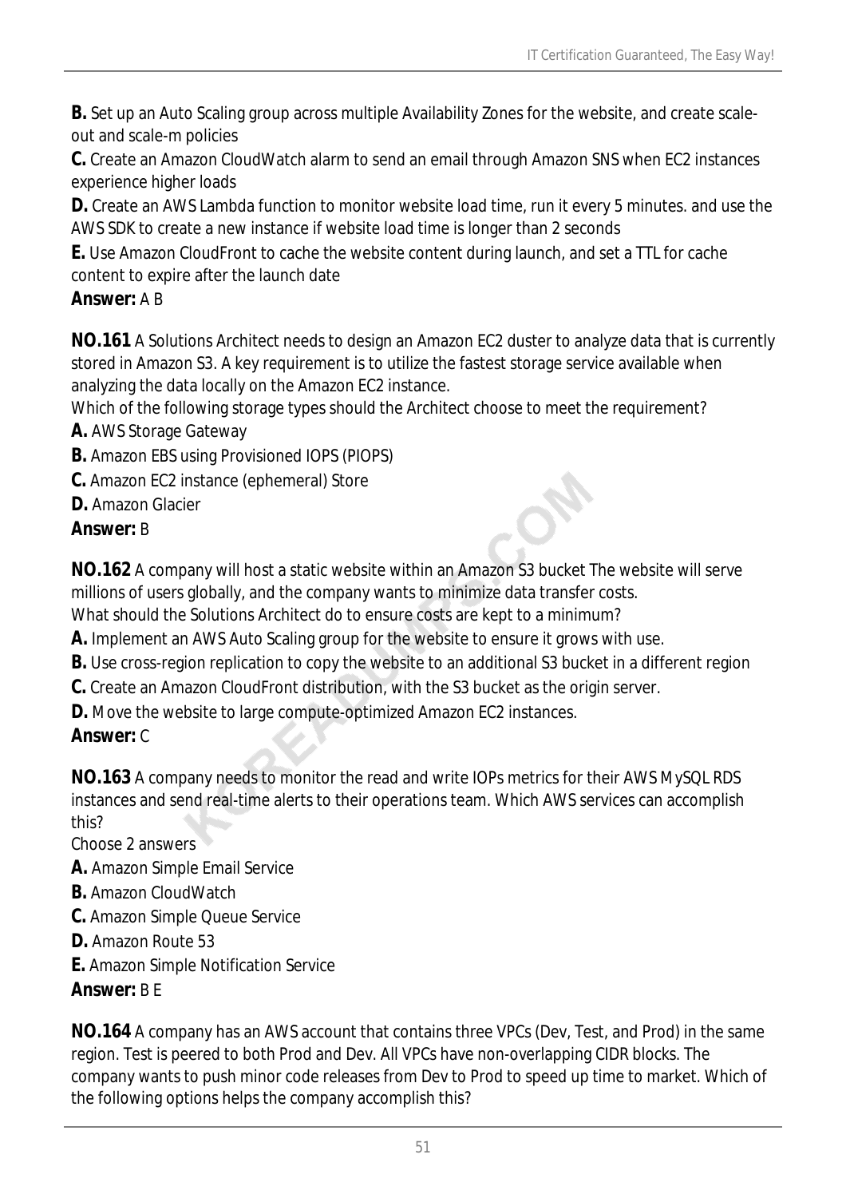**B.** Set up an Auto Scaling group across multiple Availability Zones for the website, and create scale-out and scale-m policies

**C.** Create an Amazon CloudWatch alarm to send an email through Amazon SNS when EC2 instances experience higher loads

**D.** Create an AWS Lambda function to monitor website load time, run it every 5 minutes. and use the AWS SDK to create a new instance if website load time is longer than 2 seconds

**E.** Use Amazon CloudFront to cache the website content during launch, and set a TTL for cache content to expire after the launch date

**Answer:** A B

**NO.161** A Solutions Architect needs to design an Amazon EC2 duster to analyze data that is currently stored in Amazon S3. A key requirement is to utilize the fastest storage service available when analyzing the data locally on the Amazon EC2 instance.

Which of the following storage types should the Architect choose to meet the requirement?

**A.** AWS Storage Gateway

**B.** Amazon EBS using Provisioned IOPS (PIOPS)

**C.** Amazon EC2 instance (ephemeral) Store

**D.** Amazon Glacier

**Answer:** B

**NO.162** A company will host a static website within an Amazon S3 bucket The website will serve millions of users globally, and the company wants to minimize data transfer costs.

What should the Solutions Architect do to ensure costs are kept to a minimum?

**A.** Implement an AWS Auto Scaling group for the website to ensure it grows with use.

**B.** Use cross-region replication to copy the website to an additional S3 bucket in a different region

**C.** Create an Amazon CloudFront distribution, with the S3 bucket as the origin server.

**D.** Move the website to large compute-optimized Amazon EC2 instances.

**Answer:** C

**NO.163** A company needs to monitor the read and write IOPs metrics for their AWS MySQL RDS instances and send real-time alerts to their operations team. Which AWS services can accomplish this?

Choose 2 answers

**A.** Amazon Simple Email Service

**B.** Amazon CloudWatch

**C.** Amazon Simple Queue Service

**D.** Amazon Route 53

**E.** Amazon Simple Notification Service

**Answer:** B E

**NO.164** A company has an AWS account that contains three VPCs (Dev, Test, and Prod) in the same region. Test is peered to both Prod and Dev. All VPCs have non-overlapping CIDR blocks. The company wants to push minor code releases from Dev to Prod to speed up time to market. Which of the following options helps the company accomplish this?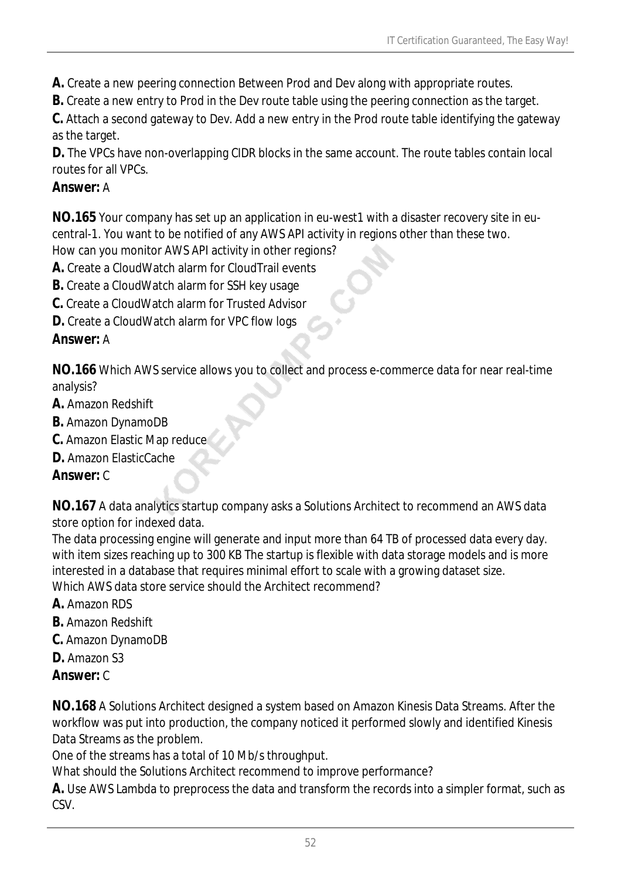**A.** Create a new peering connection Between Prod and Dev along with appropriate routes.
**B.** Create a new entry to Prod in the Dev route table using the peering connection as the target.
**C.** Attach a second gateway to Dev. Add a new entry in the Prod route table identifying the gateway as the target.
**D.** The VPCs have non-overlapping CIDR blocks in the same account. The route tables contain local routes for all VPCs.
**Answer:** A

**NO.165** Your company has set up an application in eu-west1 with a disaster recovery site in eu-central-1. You want to be notified of any AWS API activity in regions other than these two.
How can you monitor AWS API activity in other regions?
**A.** Create a CloudWatch alarm for CloudTrail events
**B.** Create a CloudWatch alarm for SSH key usage
**C.** Create a CloudWatch alarm for Trusted Advisor
**D.** Create a CloudWatch alarm for VPC flow logs
**Answer:** A

**NO.166** Which AWS service allows you to collect and process e-commerce data for near real-time analysis?
**A.** Amazon Redshift
**B.** Amazon DynamoDB
**C.** Amazon Elastic Map reduce
**D.** Amazon ElasticCache
**Answer:** C

**NO.167** A data analytics startup company asks a Solutions Architect to recommend an AWS data store option for indexed data.
The data processing engine will generate and input more than 64 TB of processed data every day. with item sizes reaching up to 300 KB The startup is flexible with data storage models and is more interested in a database that requires minimal effort to scale with a growing dataset size.
Which AWS data store service should the Architect recommend?
**A.** Amazon RDS
**B.** Amazon Redshift
**C.** Amazon DynamoDB
**D.** Amazon S3
**Answer:** C

**NO.168** A Solutions Architect designed a system based on Amazon Kinesis Data Streams. After the workflow was put into production, the company noticed it performed slowly and identified Kinesis Data Streams as the problem.
One of the streams has a total of 10 Mb/s throughput.
What should the Solutions Architect recommend to improve performance?
**A.** Use AWS Lambda to preprocess the data and transform the records into a simpler format, such as CSV.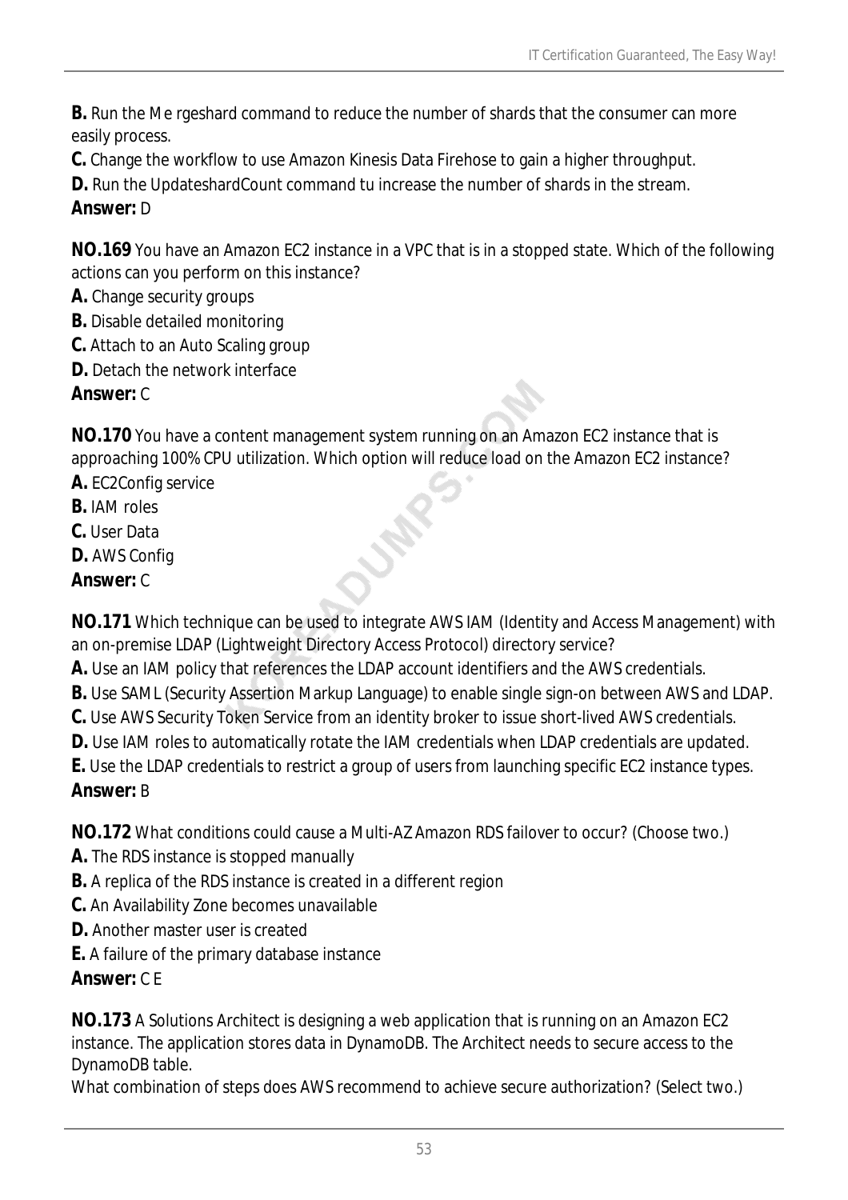**B.** Run the Me rgeshard command to reduce the number of shards that the consumer can more easily process.

**C.** Change the workflow to use Amazon Kinesis Data Firehose to gain a higher throughput.

**D.** Run the UpdateshardCount command tu increase the number of shards in the stream.

**Answer:** D

**NO.169** You have an Amazon EC2 instance in a VPC that is in a stopped state. Which of the following actions can you perform on this instance?

**A.** Change security groups

**B.** Disable detailed monitoring

**C.** Attach to an Auto Scaling group

**D.** Detach the network interface

**Answer:** C

**NO.170** You have a content management system running on an Amazon EC2 instance that is approaching 100% CPU utilization. Which option will reduce load on the Amazon EC2 instance?

**A.** EC2Config service

**B.** IAM roles

**C.** User Data

**D.** AWS Config

**Answer:** C

**NO.171** Which technique can be used to integrate AWS IAM (Identity and Access Management) with an on-premise LDAP (Lightweight Directory Access Protocol) directory service?

**A.** Use an IAM policy that references the LDAP account identifiers and the AWS credentials.

**B.** Use SAML (Security Assertion Markup Language) to enable single sign-on between AWS and LDAP.

**C.** Use AWS Security Token Service from an identity broker to issue short-lived AWS credentials.

**D.** Use IAM roles to automatically rotate the IAM credentials when LDAP credentials are updated.

**E.** Use the LDAP credentials to restrict a group of users from launching specific EC2 instance types.

**Answer:** B

**NO.172** What conditions could cause a Multi-AZ Amazon RDS failover to occur? (Choose two.)

**A.** The RDS instance is stopped manually

**B.** A replica of the RDS instance is created in a different region

**C.** An Availability Zone becomes unavailable

**D.** Another master user is created

**E.** A failure of the primary database instance

**Answer:** C E

**NO.173** A Solutions Architect is designing a web application that is running on an Amazon EC2 instance. The application stores data in DynamoDB. The Architect needs to secure access to the DynamoDB table.

What combination of steps does AWS recommend to achieve secure authorization? (Select two.)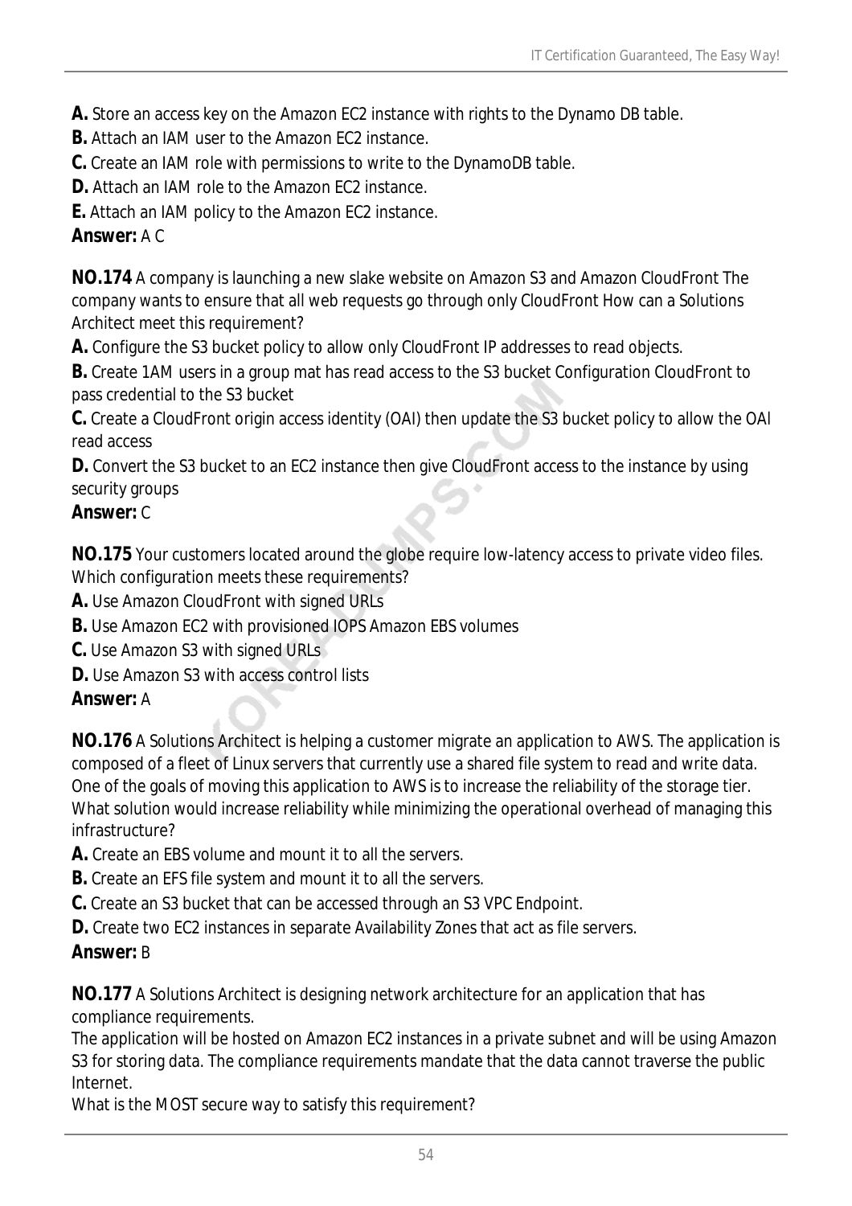**A.** Store an access key on the Amazon EC2 instance with rights to the Dynamo DB table.

**B.** Attach an IAM user to the Amazon EC2 instance.

**C.** Create an IAM role with permissions to write to the DynamoDB table.

**D.** Attach an IAM role to the Amazon EC2 instance.

**E.** Attach an IAM policy to the Amazon EC2 instance.

**Answer:** A C

**NO.174** A company is launching a new slake website on Amazon S3 and Amazon CloudFront The company wants to ensure that all web requests go through only CloudFront How can a Solutions Architect meet this requirement?

**A.** Configure the S3 bucket policy to allow only CloudFront IP addresses to read objects.

**B.** Create 1AM users in a group mat has read access to the S3 bucket Configuration CloudFront to pass credential to the S3 bucket

**C.** Create a CloudFront origin access identity (OAI) then update the S3 bucket policy to allow the OAI read access

**D.** Convert the S3 bucket to an EC2 instance then give CloudFront access to the instance by using security groups

**Answer:** C

**NO.175** Your customers located around the globe require low-latency access to private video files. Which configuration meets these requirements?

**A.** Use Amazon CloudFront with signed URLs

**B.** Use Amazon EC2 with provisioned IOPS Amazon EBS volumes

**C.** Use Amazon S3 with signed URLs

**D.** Use Amazon S3 with access control lists

**Answer:** A

**NO.176** A Solutions Architect is helping a customer migrate an application to AWS. The application is composed of a fleet of Linux servers that currently use a shared file system to read and write data. One of the goals of moving this application to AWS is to increase the reliability of the storage tier. What solution would increase reliability while minimizing the operational overhead of managing this infrastructure?

**A.** Create an EBS volume and mount it to all the servers.

**B.** Create an EFS file system and mount it to all the servers.

**C.** Create an S3 bucket that can be accessed through an S3 VPC Endpoint.

**D.** Create two EC2 instances in separate Availability Zones that act as file servers.

**Answer:** B

**NO.177** A Solutions Architect is designing network architecture for an application that has compliance requirements.

The application will be hosted on Amazon EC2 instances in a private subnet and will be using Amazon S3 for storing data. The compliance requirements mandate that the data cannot traverse the public Internet.

What is the MOST secure way to satisfy this requirement?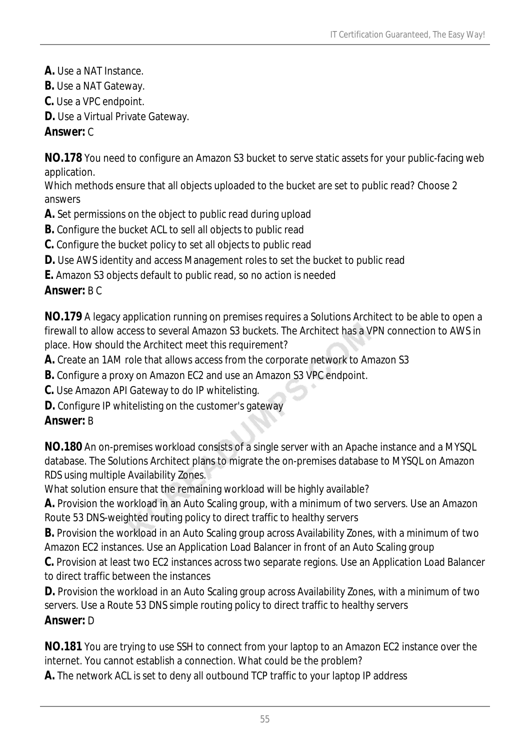**A.** Use a NAT Instance.
**B.** Use a NAT Gateway.
**C.** Use a VPC endpoint.
**D.** Use a Virtual Private Gateway.
**Answer:** C

**NO.178** You need to configure an Amazon S3 bucket to serve static assets for your public-facing web application.
Which methods ensure that all objects uploaded to the bucket are set to public read? Choose 2 answers
**A.** Set permissions on the object to public read during upload
**B.** Configure the bucket ACL to sell all objects to public read
**C.** Configure the bucket policy to set all objects to public read
**D.** Use AWS identity and access Management roles to set the bucket to public read
**E.** Amazon S3 objects default to public read, so no action is needed
**Answer:** B C

**NO.179** A legacy application running on premises requires a Solutions Architect to be able to open a firewall to allow access to several Amazon S3 buckets. The Architect has a VPN connection to AWS in place. How should the Architect meet this requirement?
**A.** Create an 1AM role that allows access from the corporate network to Amazon S3
**B.** Configure a proxy on Amazon EC2 and use an Amazon S3 VPC endpoint.
**C.** Use Amazon API Gateway to do IP whitelisting.
**D.** Configure IP whitelisting on the customer's gateway
**Answer:** B

**NO.180** An on-premises workload consists of a single server with an Apache instance and a MYSQL database. The Solutions Architect plans to migrate the on-premises database to MYSQL on Amazon RDS using multiple Availability Zones.
What solution ensure that the remaining workload will be highly available?
**A.** Provision the workload in an Auto Scaling group, with a minimum of two servers. Use an Amazon Route 53 DNS-weighted routing policy to direct traffic to healthy servers
**B.** Provision the workload in an Auto Scaling group across Availability Zones, with a minimum of two Amazon EC2 instances. Use an Application Load Balancer in front of an Auto Scaling group
**C.** Provision at least two EC2 instances across two separate regions. Use an Application Load Balancer to direct traffic between the instances
**D.** Provision the workload in an Auto Scaling group across Availability Zones, with a minimum of two servers. Use a Route 53 DNS simple routing policy to direct traffic to healthy servers
**Answer:** D

**NO.181** You are trying to use SSH to connect from your laptop to an Amazon EC2 instance over the internet. You cannot establish a connection. What could be the problem?
**A.** The network ACL is set to deny all outbound TCP traffic to your laptop IP address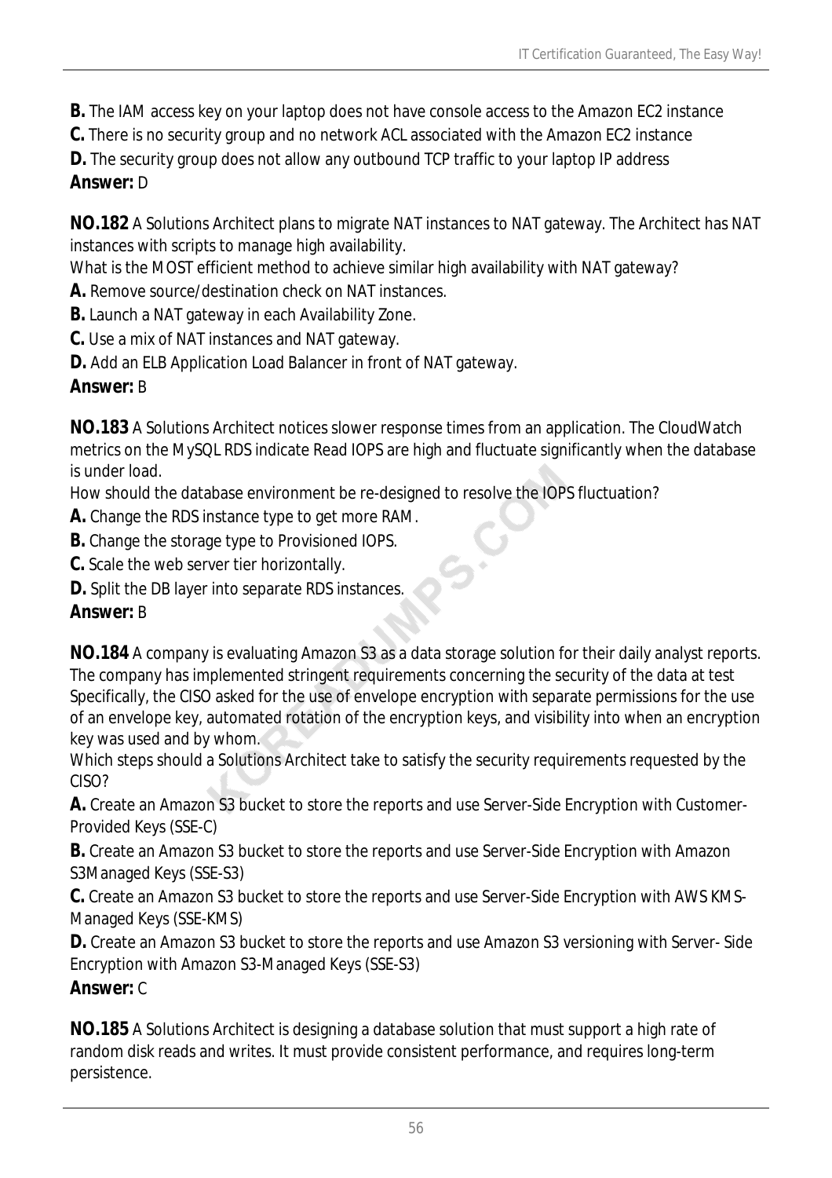**B.** The IAM access key on your laptop does not have console access to the Amazon EC2 instance
**C.** There is no security group and no network ACL associated with the Amazon EC2 instance
**D.** The security group does not allow any outbound TCP traffic to your laptop IP address
**Answer:** D

**NO.182** A Solutions Architect plans to migrate NAT instances to NAT gateway. The Architect has NAT instances with scripts to manage high availability.
What is the MOST efficient method to achieve similar high availability with NAT gateway?
**A.** Remove source/destination check on NAT instances.
**B.** Launch a NAT gateway in each Availability Zone.
**C.** Use a mix of NAT instances and NAT gateway.
**D.** Add an ELB Application Load Balancer in front of NAT gateway.
**Answer:** B

**NO.183** A Solutions Architect notices slower response times from an application. The CloudWatch metrics on the MySQL RDS indicate Read IOPS are high and fluctuate significantly when the database is under load.
How should the database environment be re-designed to resolve the IOPS fluctuation?
**A.** Change the RDS instance type to get more RAM.
**B.** Change the storage type to Provisioned IOPS.
**C.** Scale the web server tier horizontally.
**D.** Split the DB layer into separate RDS instances.
**Answer:** B

**NO.184** A company is evaluating Amazon S3 as a data storage solution for their daily analyst reports. The company has implemented stringent requirements concerning the security of the data at test Specifically, the CISO asked for the use of envelope encryption with separate permissions for the use of an envelope key, automated rotation of the encryption keys, and visibility into when an encryption key was used and by whom.
Which steps should a Solutions Architect take to satisfy the security requirements requested by the CISO?
**A.** Create an Amazon S3 bucket to store the reports and use Server-Side Encryption with Customer-Provided Keys (SSE-C)
**B.** Create an Amazon S3 bucket to store the reports and use Server-Side Encryption with Amazon S3Managed Keys (SSE-S3)
**C.** Create an Amazon S3 bucket to store the reports and use Server-Side Encryption with AWS KMS-Managed Keys (SSE-KMS)
**D.** Create an Amazon S3 bucket to store the reports and use Amazon S3 versioning with Server- Side Encryption with Amazon S3-Managed Keys (SSE-S3)
**Answer:** C

**NO.185** A Solutions Architect is designing a database solution that must support a high rate of random disk reads and writes. It must provide consistent performance, and requires long-term persistence.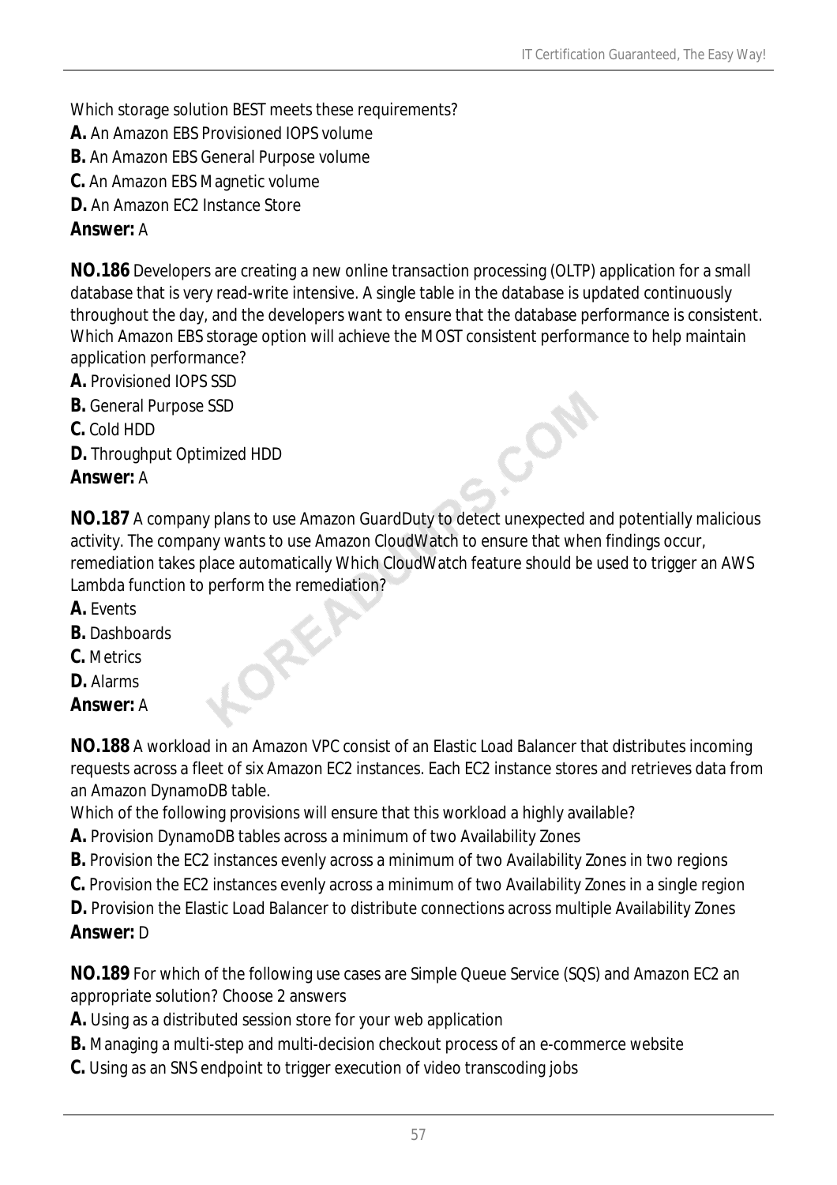Which storage solution BEST meets these requirements?

**A.** An Amazon EBS Provisioned IOPS volume
**B.** An Amazon EBS General Purpose volume
**C.** An Amazon EBS Magnetic volume
**D.** An Amazon EC2 Instance Store
**Answer:** A

**NO.186** Developers are creating a new online transaction processing (OLTP) application for a small database that is very read-write intensive. A single table in the database is updated continuously throughout the day, and the developers want to ensure that the database performance is consistent. Which Amazon EBS storage option will achieve the MOST consistent performance to help maintain application performance?

**A.** Provisioned IOPS SSD
**B.** General Purpose SSD
**C.** Cold HDD
**D.** Throughput Optimized HDD
**Answer:** A

**NO.187** A company plans to use Amazon GuardDuty to detect unexpected and potentially malicious activity. The company wants to use Amazon CloudWatch to ensure that when findings occur, remediation takes place automatically Which CloudWatch feature should be used to trigger an AWS Lambda function to perform the remediation?

**A.** Events
**B.** Dashboards
**C.** Metrics
**D.** Alarms
**Answer:** A

**NO.188** A workload in an Amazon VPC consist of an Elastic Load Balancer that distributes incoming requests across a fleet of six Amazon EC2 instances. Each EC2 instance stores and retrieves data from an Amazon DynamoDB table.
Which of the following provisions will ensure that this workload a highly available?

**A.** Provision DynamoDB tables across a minimum of two Availability Zones
**B.** Provision the EC2 instances evenly across a minimum of two Availability Zones in two regions
**C.** Provision the EC2 instances evenly across a minimum of two Availability Zones in a single region
**D.** Provision the Elastic Load Balancer to distribute connections across multiple Availability Zones
**Answer:** D

**NO.189** For which of the following use cases are Simple Queue Service (SQS) and Amazon EC2 an appropriate solution? Choose 2 answers

**A.** Using as a distributed session store for your web application
**B.** Managing a multi-step and multi-decision checkout process of an e-commerce website
**C.** Using as an SNS endpoint to trigger execution of video transcoding jobs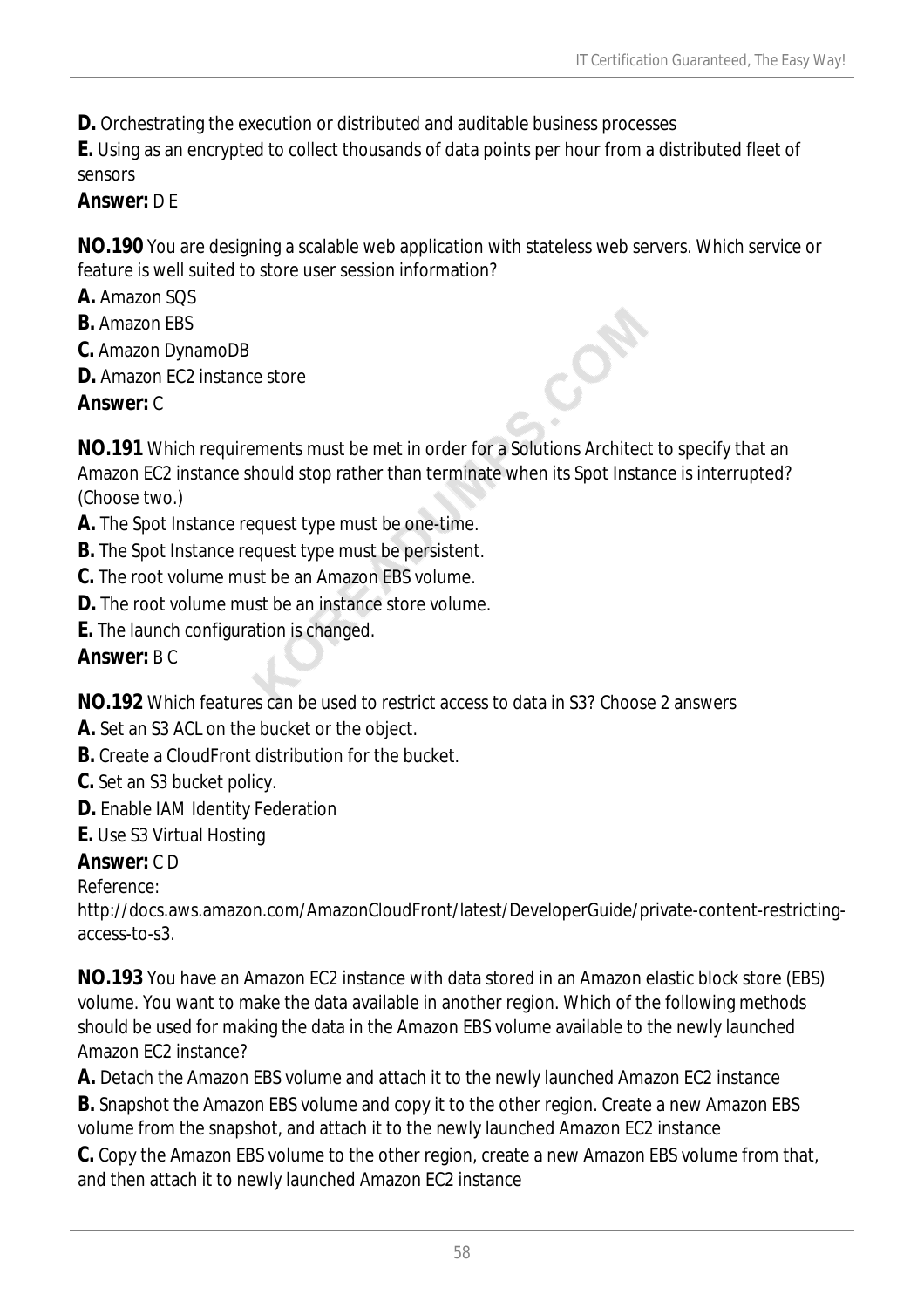**D.** Orchestrating the execution or distributed and auditable business processes

**E.** Using as an encrypted to collect thousands of data points per hour from a distributed fleet of sensors

**Answer:** D E

**NO.190** You are designing a scalable web application with stateless web servers. Which service or feature is well suited to store user session information?

**A.** Amazon SQS

**B.** Amazon EBS

**C.** Amazon DynamoDB

**D.** Amazon EC2 instance store

**Answer:** C

**NO.191** Which requirements must be met in order for a Solutions Architect to specify that an Amazon EC2 instance should stop rather than terminate when its Spot Instance is interrupted? (Choose two.)

**A.** The Spot Instance request type must be one-time.

**B.** The Spot Instance request type must be persistent.

**C.** The root volume must be an Amazon EBS volume.

**D.** The root volume must be an instance store volume.

**E.** The launch configuration is changed.

**Answer:** B C

**NO.192** Which features can be used to restrict access to data in S3? Choose 2 answers

**A.** Set an S3 ACL on the bucket or the object.

**B.** Create a CloudFront distribution for the bucket.

**C.** Set an S3 bucket policy.

**D.** Enable IAM Identity Federation

**E.** Use S3 Virtual Hosting

**Answer:** C D

Reference:

http://docs.aws.amazon.com/AmazonCloudFront/latest/DeveloperGuide/private-content-restricting-access-to-s3.

**NO.193** You have an Amazon EC2 instance with data stored in an Amazon elastic block store (EBS) volume. You want to make the data available in another region. Which of the following methods should be used for making the data in the Amazon EBS volume available to the newly launched Amazon EC2 instance?

**A.** Detach the Amazon EBS volume and attach it to the newly launched Amazon EC2 instance

**B.** Snapshot the Amazon EBS volume and copy it to the other region. Create a new Amazon EBS volume from the snapshot, and attach it to the newly launched Amazon EC2 instance

**C.** Copy the Amazon EBS volume to the other region, create a new Amazon EBS volume from that, and then attach it to newly launched Amazon EC2 instance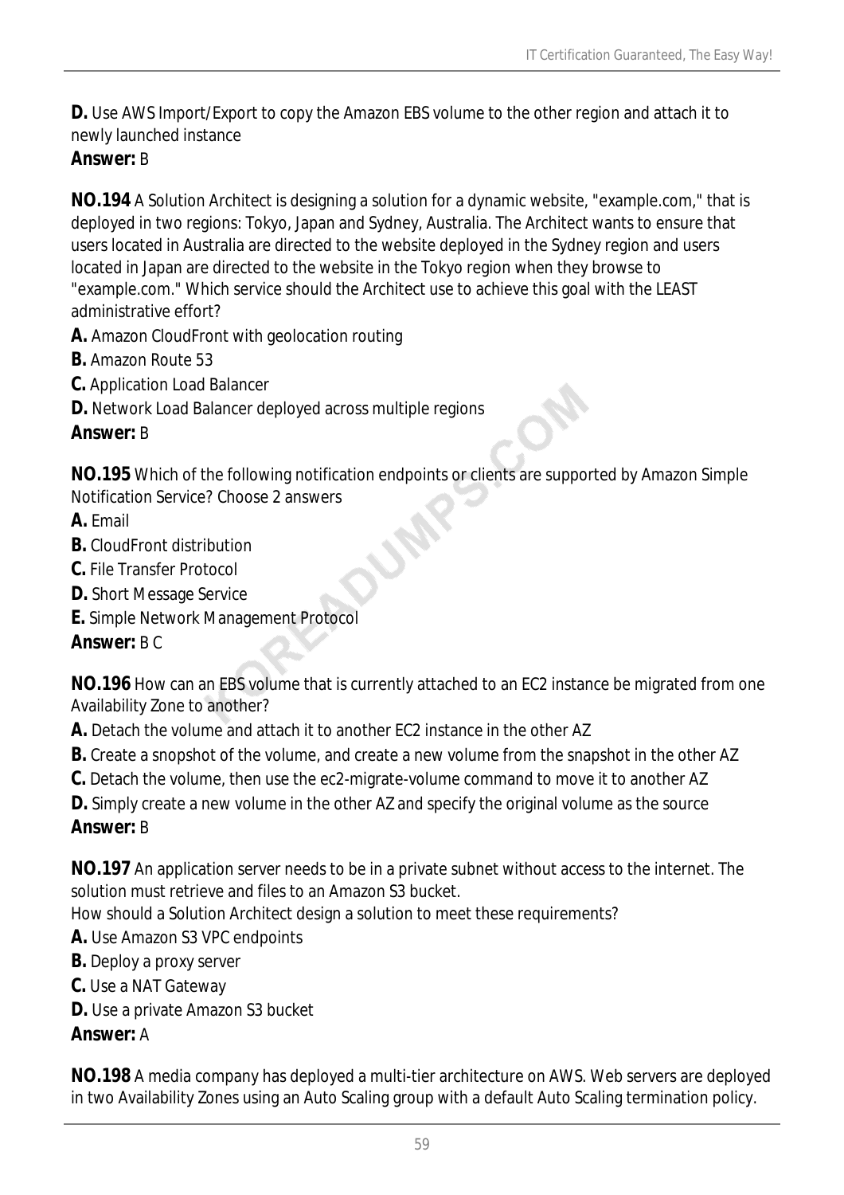**D.** Use AWS Import/Export to copy the Amazon EBS volume to the other region and attach it to newly launched instance

**Answer:** B

**NO.194** A Solution Architect is designing a solution for a dynamic website, "example.com," that is deployed in two regions: Tokyo, Japan and Sydney, Australia. The Architect wants to ensure that users located in Australia are directed to the website deployed in the Sydney region and users located in Japan are directed to the website in the Tokyo region when they browse to "example.com." Which service should the Architect use to achieve this goal with the LEAST administrative effort?

**A.** Amazon CloudFront with geolocation routing
**B.** Amazon Route 53
**C.** Application Load Balancer
**D.** Network Load Balancer deployed across multiple regions

**Answer:** B

**NO.195** Which of the following notification endpoints or clients are supported by Amazon Simple Notification Service? Choose 2 answers

**A.** Email
**B.** CloudFront distribution
**C.** File Transfer Protocol
**D.** Short Message Service
**E.** Simple Network Management Protocol

**Answer:** B C

**NO.196** How can an EBS volume that is currently attached to an EC2 instance be migrated from one Availability Zone to another?

**A.** Detach the volume and attach it to another EC2 instance in the other AZ
**B.** Create a snopshot of the volume, and create a new volume from the snapshot in the other AZ
**C.** Detach the volume, then use the ec2-migrate-volume command to move it to another AZ
**D.** Simply create a new volume in the other AZ and specify the original volume as the source

**Answer:** B

**NO.197** An application server needs to be in a private subnet without access to the internet. The solution must retrieve and files to an Amazon S3 bucket.
How should a Solution Architect design a solution to meet these requirements?

**A.** Use Amazon S3 VPC endpoints
**B.** Deploy a proxy server
**C.** Use a NAT Gateway
**D.** Use a private Amazon S3 bucket

**Answer:** A

**NO.198** A media company has deployed a multi-tier architecture on AWS. Web servers are deployed in two Availability Zones using an Auto Scaling group with a default Auto Scaling termination policy.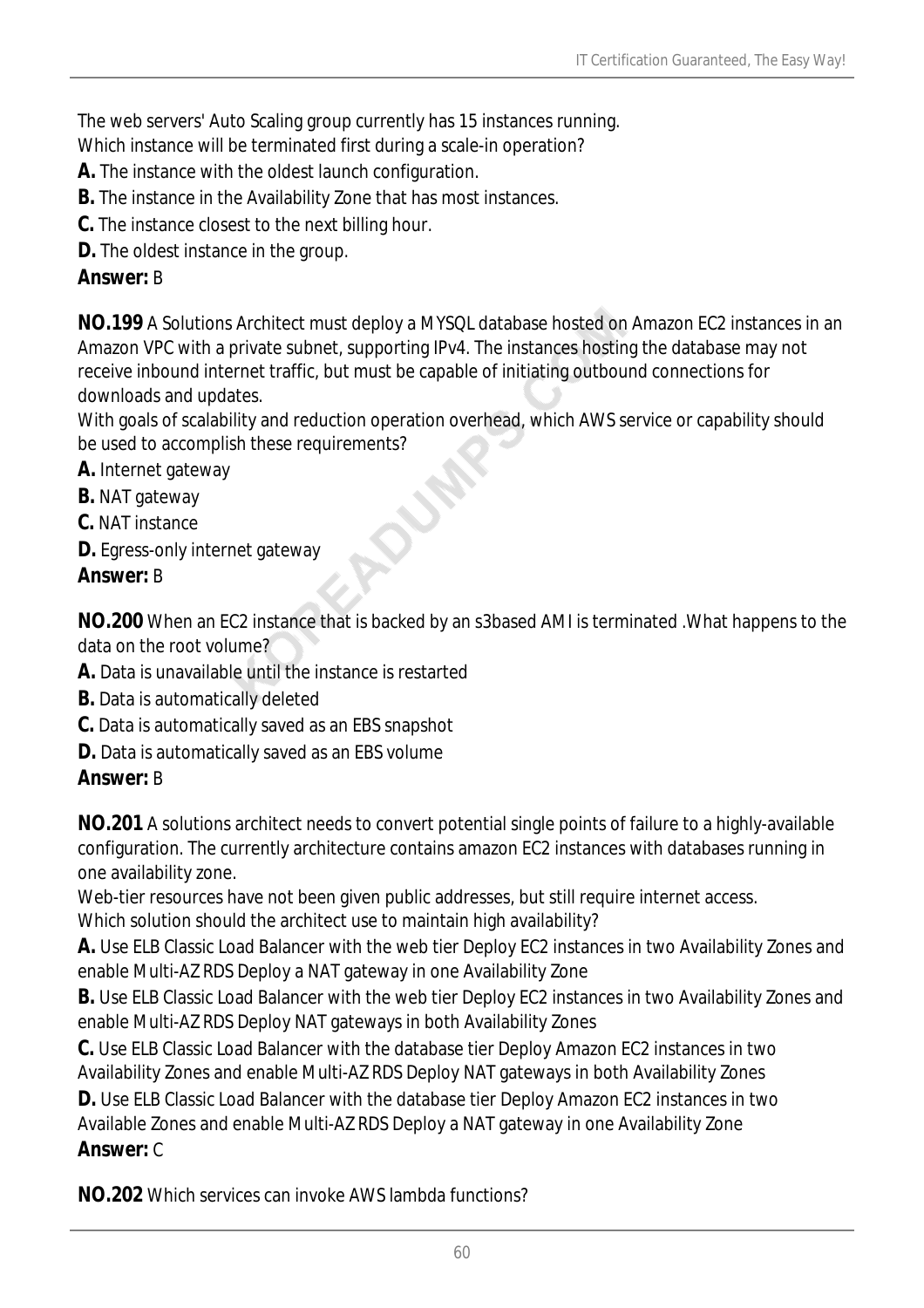The web servers' Auto Scaling group currently has 15 instances running.
Which instance will be terminated first during a scale-in operation?

**A.** The instance with the oldest launch configuration.

**B.** The instance in the Availability Zone that has most instances.

**C.** The instance closest to the next billing hour.

**D.** The oldest instance in the group.

**Answer:** B

**NO.199** A Solutions Architect must deploy a MYSQL database hosted on Amazon EC2 instances in an Amazon VPC with a private subnet, supporting IPv4. The instances hosting the database may not receive inbound internet traffic, but must be capable of initiating outbound connections for downloads and updates.
With goals of scalability and reduction operation overhead, which AWS service or capability should be used to accomplish these requirements?

**A.** Internet gateway

**B.** NAT gateway

**C.** NAT instance

**D.** Egress-only internet gateway

**Answer:** B

**NO.200** When an EC2 instance that is backed by an s3based AMI is terminated .What happens to the data on the root volume?

**A.** Data is unavailable until the instance is restarted

**B.** Data is automatically deleted

**C.** Data is automatically saved as an EBS snapshot

**D.** Data is automatically saved as an EBS volume

**Answer:** B

**NO.201** A solutions architect needs to convert potential single points of failure to a highly-available configuration. The currently architecture contains amazon EC2 instances with databases running in one availability zone.
Web-tier resources have not been given public addresses, but still require internet access.
Which solution should the architect use to maintain high availability?

**A.** Use ELB Classic Load Balancer with the web tier Deploy EC2 instances in two Availability Zones and enable Multi-AZ RDS Deploy a NAT gateway in one Availability Zone

**B.** Use ELB Classic Load Balancer with the web tier Deploy EC2 instances in two Availability Zones and enable Multi-AZ RDS Deploy NAT gateways in both Availability Zones

**C.** Use ELB Classic Load Balancer with the database tier Deploy Amazon EC2 instances in two Availability Zones and enable Multi-AZ RDS Deploy NAT gateways in both Availability Zones

**D.** Use ELB Classic Load Balancer with the database tier Deploy Amazon EC2 instances in two Available Zones and enable Multi-AZ RDS Deploy a NAT gateway in one Availability Zone

**Answer:** C

**NO.202** Which services can invoke AWS lambda functions?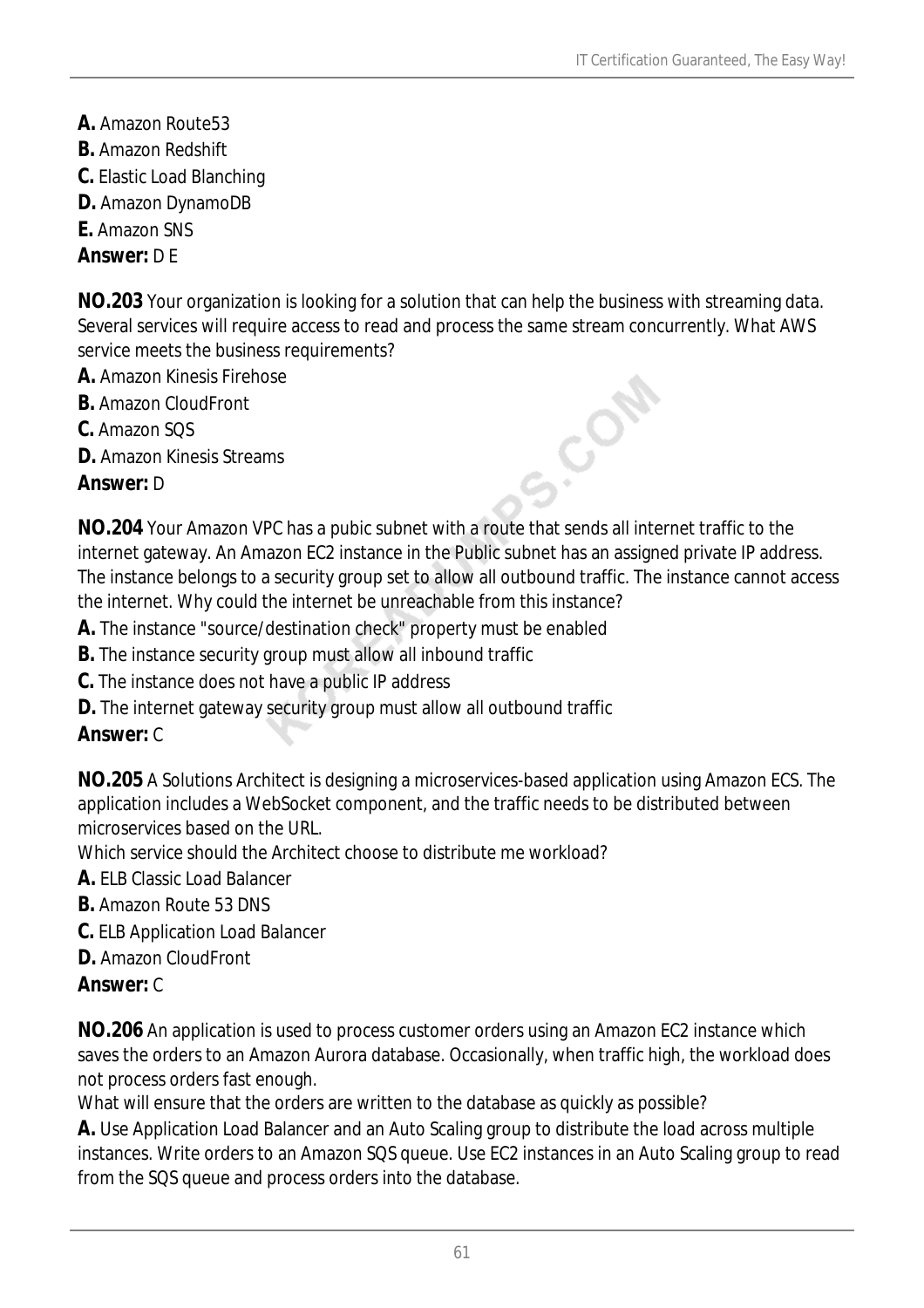**A.** Amazon Route53
**B.** Amazon Redshift
**C.** Elastic Load Blanching
**D.** Amazon DynamoDB
**E.** Amazon SNS
**Answer:** D E

**NO.203** Your organization is looking for a solution that can help the business with streaming data. Several services will require access to read and process the same stream concurrently. What AWS service meets the business requirements?
**A.** Amazon Kinesis Firehose
**B.** Amazon CloudFront
**C.** Amazon SQS
**D.** Amazon Kinesis Streams
**Answer:** D

**NO.204** Your Amazon VPC has a pubic subnet with a route that sends all internet traffic to the internet gateway. An Amazon EC2 instance in the Public subnet has an assigned private IP address. The instance belongs to a security group set to allow all outbound traffic. The instance cannot access the internet. Why could the internet be unreachable from this instance?
**A.** The instance "source/destination check" property must be enabled
**B.** The instance security group must allow all inbound traffic
**C.** The instance does not have a public IP address
**D.** The internet gateway security group must allow all outbound traffic
**Answer:** C

**NO.205** A Solutions Architect is designing a microservices-based application using Amazon ECS. The application includes a WebSocket component, and the traffic needs to be distributed between microservices based on the URL.
Which service should the Architect choose to distribute me workload?
**A.** ELB Classic Load Balancer
**B.** Amazon Route 53 DNS
**C.** ELB Application Load Balancer
**D.** Amazon CloudFront
**Answer:** C

**NO.206** An application is used to process customer orders using an Amazon EC2 instance which saves the orders to an Amazon Aurora database. Occasionally, when traffic high, the workload does not process orders fast enough.
What will ensure that the orders are written to the database as quickly as possible?
**A.** Use Application Load Balancer and an Auto Scaling group to distribute the load across multiple instances. Write orders to an Amazon SQS queue. Use EC2 instances in an Auto Scaling group to read from the SQS queue and process orders into the database.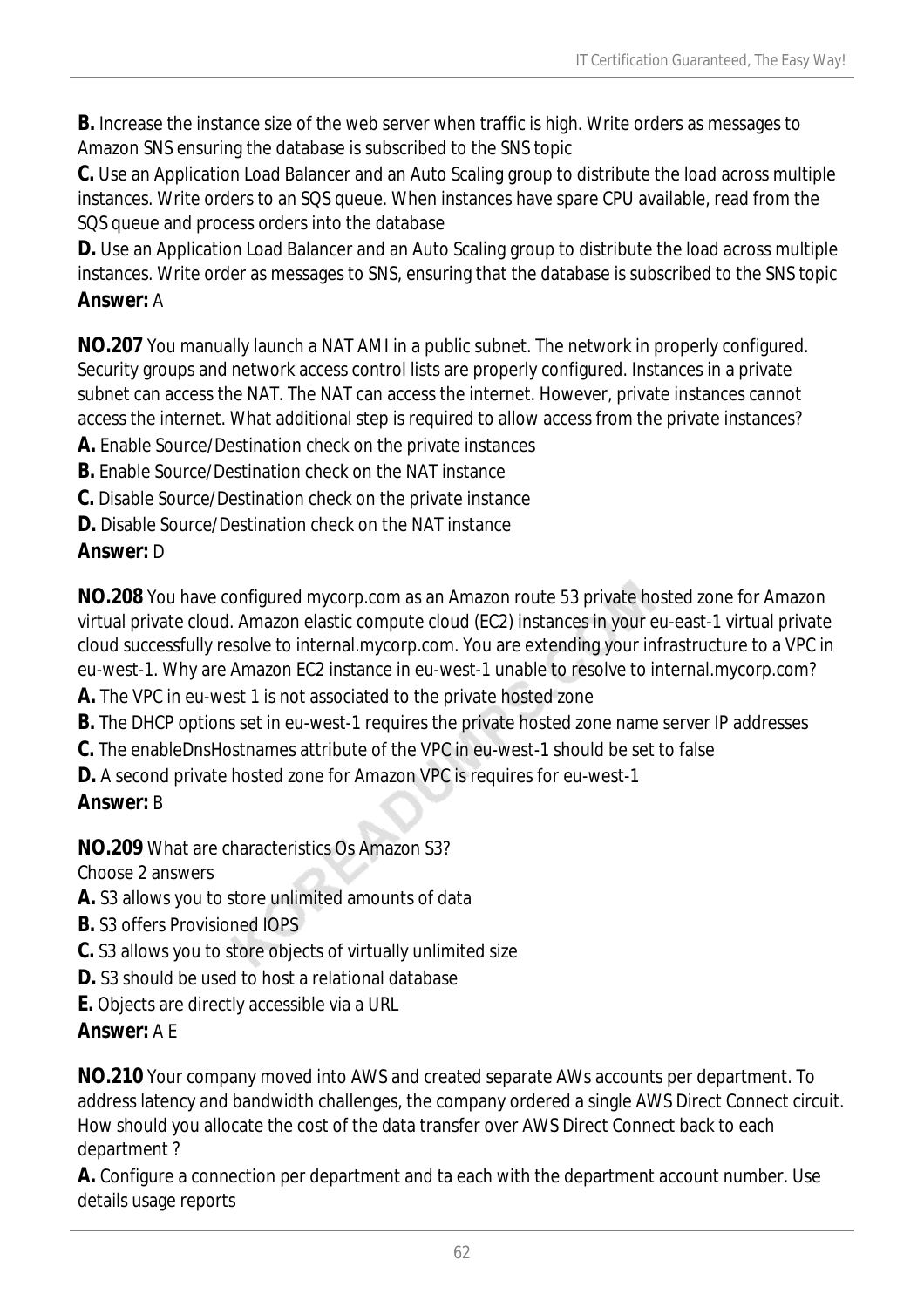**B.** Increase the instance size of the web server when traffic is high. Write orders as messages to Amazon SNS ensuring the database is subscribed to the SNS topic

**C.** Use an Application Load Balancer and an Auto Scaling group to distribute the load across multiple instances. Write orders to an SQS queue. When instances have spare CPU available, read from the SQS queue and process orders into the database

**D.** Use an Application Load Balancer and an Auto Scaling group to distribute the load across multiple instances. Write order as messages to SNS, ensuring that the database is subscribed to the SNS topic

**Answer:** A

**NO.207** You manually launch a NAT AMI in a public subnet. The network in properly configured. Security groups and network access control lists are properly configured. Instances in a private subnet can access the NAT. The NAT can access the internet. However, private instances cannot access the internet. What additional step is required to allow access from the private instances?

**A.** Enable Source/Destination check on the private instances

**B.** Enable Source/Destination check on the NAT instance

**C.** Disable Source/Destination check on the private instance

**D.** Disable Source/Destination check on the NAT instance

**Answer:** D

**NO.208** You have configured mycorp.com as an Amazon route 53 private hosted zone for Amazon virtual private cloud. Amazon elastic compute cloud (EC2) instances in your eu-east-1 virtual private cloud successfully resolve to internal.mycorp.com. You are extending your infrastructure to a VPC in eu-west-1. Why are Amazon EC2 instance in eu-west-1 unable to resolve to internal.mycorp.com?

**A.** The VPC in eu-west 1 is not associated to the private hosted zone

**B.** The DHCP options set in eu-west-1 requires the private hosted zone name server IP addresses

**C.** The enableDnsHostnames attribute of the VPC in eu-west-1 should be set to false

**D.** A second private hosted zone for Amazon VPC is requires for eu-west-1

**Answer:** B

**NO.209** What are characteristics Os Amazon S3?

Choose 2 answers

**A.** S3 allows you to store unlimited amounts of data

**B.** S3 offers Provisioned IOPS

**C.** S3 allows you to store objects of virtually unlimited size

**D.** S3 should be used to host a relational database

**E.** Objects are directly accessible via a URL

**Answer:** A E

**NO.210** Your company moved into AWS and created separate AWs accounts per department. To address latency and bandwidth challenges, the company ordered a single AWS Direct Connect circuit. How should you allocate the cost of the data transfer over AWS Direct Connect back to each department ?

**A.** Configure a connection per department and ta each with the department account number. Use details usage reports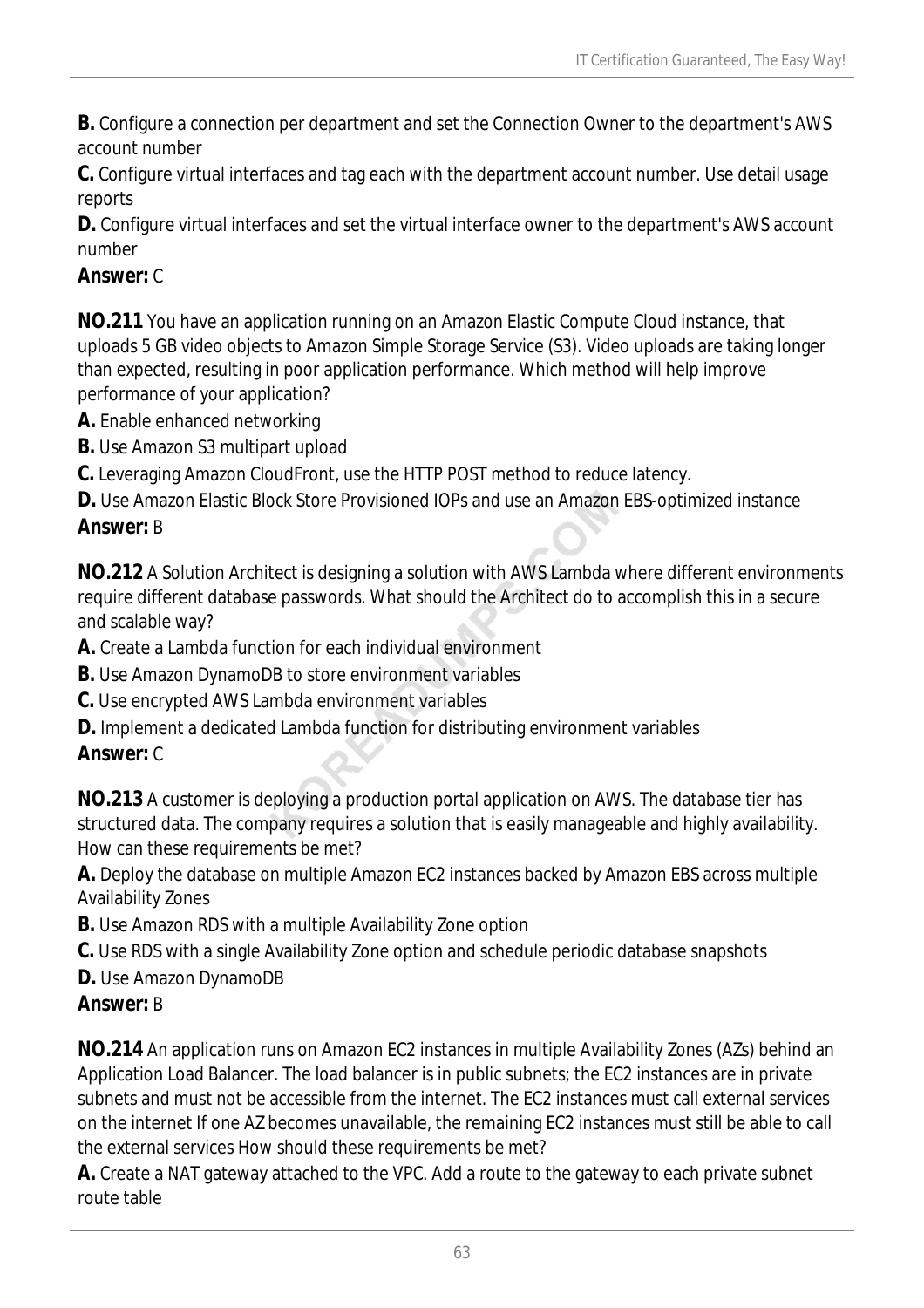**B.** Configure a connection per department and set the Connection Owner to the department's AWS account number

**C.** Configure virtual interfaces and tag each with the department account number. Use detail usage reports

**D.** Configure virtual interfaces and set the virtual interface owner to the department's AWS account number

**Answer:** C

**NO.211** You have an application running on an Amazon Elastic Compute Cloud instance, that uploads 5 GB video objects to Amazon Simple Storage Service (S3). Video uploads are taking longer than expected, resulting in poor application performance. Which method will help improve performance of your application?

**A.** Enable enhanced networking

**B.** Use Amazon S3 multipart upload

**C.** Leveraging Amazon CloudFront, use the HTTP POST method to reduce latency.

**D.** Use Amazon Elastic Block Store Provisioned IOPs and use an Amazon EBS-optimized instance

**Answer:** B

**NO.212** A Solution Architect is designing a solution with AWS Lambda where different environments require different database passwords. What should the Architect do to accomplish this in a secure and scalable way?

**A.** Create a Lambda function for each individual environment

**B.** Use Amazon DynamoDB to store environment variables

**C.** Use encrypted AWS Lambda environment variables

**D.** Implement a dedicated Lambda function for distributing environment variables

**Answer:** C

**NO.213** A customer is deploying a production portal application on AWS. The database tier has structured data. The company requires a solution that is easily manageable and highly availability. How can these requirements be met?

**A.** Deploy the database on multiple Amazon EC2 instances backed by Amazon EBS across multiple Availability Zones

**B.** Use Amazon RDS with a multiple Availability Zone option

**C.** Use RDS with a single Availability Zone option and schedule periodic database snapshots

**D.** Use Amazon DynamoDB

**Answer:** B

**NO.214** An application runs on Amazon EC2 instances in multiple Availability Zones (AZs) behind an Application Load Balancer. The load balancer is in public subnets; the EC2 instances are in private subnets and must not be accessible from the internet. The EC2 instances must call external services on the internet If one AZ becomes unavailable, the remaining EC2 instances must still be able to call the external services How should these requirements be met?

**A.** Create a NAT gateway attached to the VPC. Add a route to the gateway to each private subnet route table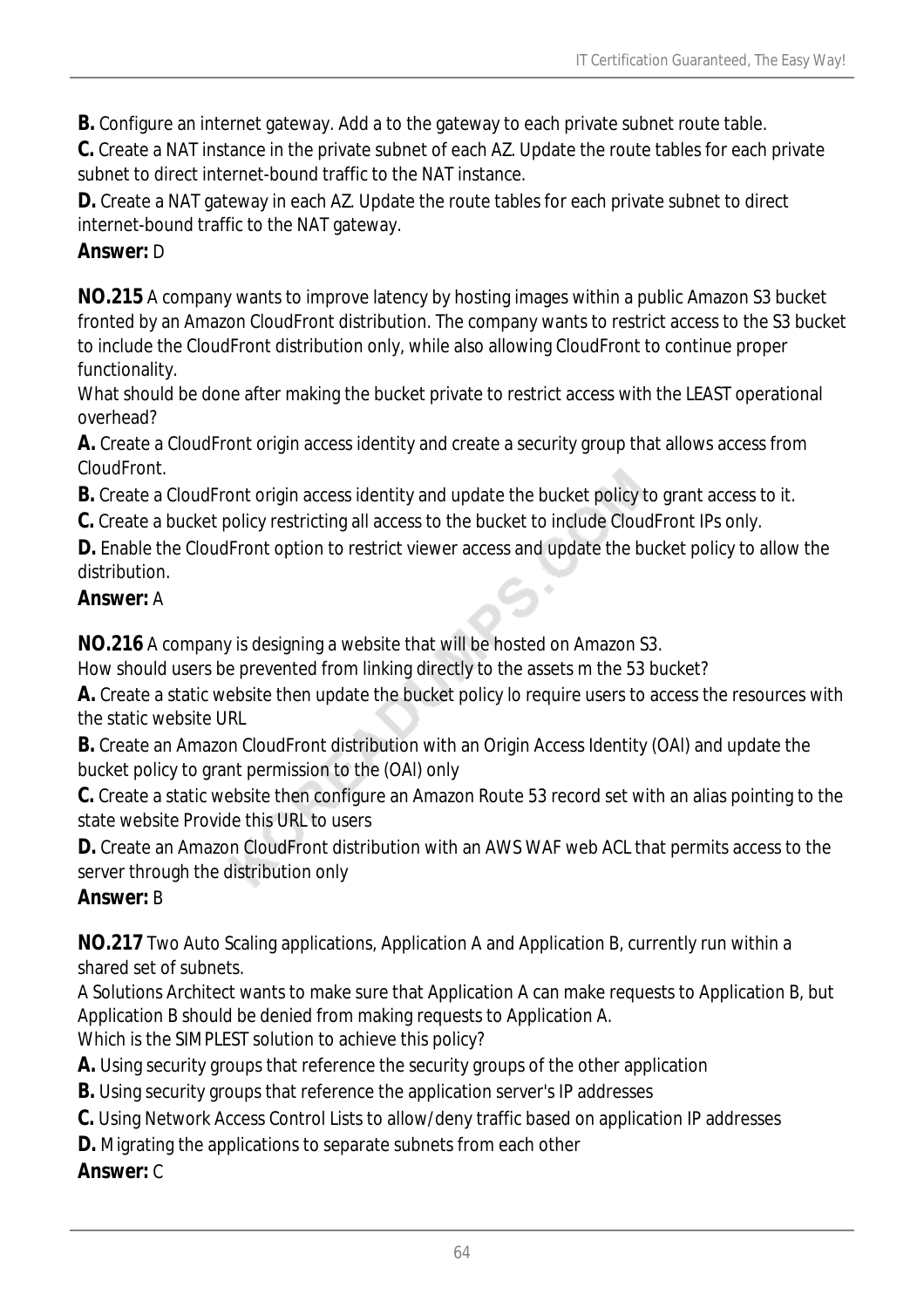**B.** Configure an internet gateway. Add a to the gateway to each private subnet route table.

**C.** Create a NAT instance in the private subnet of each AZ. Update the route tables for each private subnet to direct internet-bound traffic to the NAT instance.

**D.** Create a NAT gateway in each AZ. Update the route tables for each private subnet to direct internet-bound traffic to the NAT gateway.

**Answer:** D

**NO.215** A company wants to improve latency by hosting images within a public Amazon S3 bucket fronted by an Amazon CloudFront distribution. The company wants to restrict access to the S3 bucket to include the CloudFront distribution only, while also allowing CloudFront to continue proper functionality.

What should be done after making the bucket private to restrict access with the LEAST operational overhead?

**A.** Create a CloudFront origin access identity and create a security group that allows access from CloudFront.

**B.** Create a CloudFront origin access identity and update the bucket policy to grant access to it.

**C.** Create a bucket policy restricting all access to the bucket to include CloudFront IPs only.

**D.** Enable the CloudFront option to restrict viewer access and update the bucket policy to allow the distribution.

**Answer:** A

**NO.216** A company is designing a website that will be hosted on Amazon S3.

How should users be prevented from linking directly to the assets m the 53 bucket?

**A.** Create a static website then update the bucket policy lo require users to access the resources with the static website URL

**B.** Create an Amazon CloudFront distribution with an Origin Access Identity (OAI) and update the bucket policy to grant permission to the (OAI) only

**C.** Create a static website then configure an Amazon Route 53 record set with an alias pointing to the state website Provide this URL to users

**D.** Create an Amazon CloudFront distribution with an AWS WAF web ACL that permits access to the server through the distribution only

**Answer:** B

**NO.217** Two Auto Scaling applications, Application A and Application B, currently run within a shared set of subnets.

A Solutions Architect wants to make sure that Application A can make requests to Application B, but Application B should be denied from making requests to Application A.

Which is the SIMPLEST solution to achieve this policy?

**A.** Using security groups that reference the security groups of the other application

**B.** Using security groups that reference the application server's IP addresses

**C.** Using Network Access Control Lists to allow/deny traffic based on application IP addresses

**D.** Migrating the applications to separate subnets from each other

**Answer:** C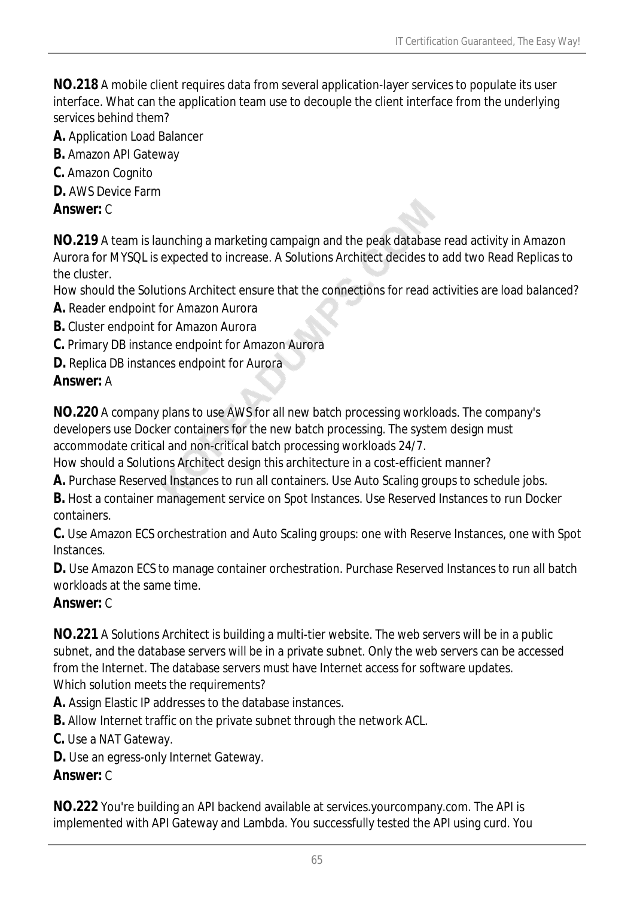**NO.218** A mobile client requires data from several application-layer services to populate its user interface. What can the application team use to decouple the client interface from the underlying services behind them?

**A.** Application Load Balancer

**B.** Amazon API Gateway

**C.** Amazon Cognito

**D.** AWS Device Farm

**Answer:** C

**NO.219** A team is launching a marketing campaign and the peak database read activity in Amazon Aurora for MYSQL is expected to increase. A Solutions Architect decides to add two Read Replicas to the cluster.

How should the Solutions Architect ensure that the connections for read activities are load balanced?

**A.** Reader endpoint for Amazon Aurora

**B.** Cluster endpoint for Amazon Aurora

**C.** Primary DB instance endpoint for Amazon Aurora

**D.** Replica DB instances endpoint for Aurora

**Answer:** A

**NO.220** A company plans to use AWS for all new batch processing workloads. The company's developers use Docker containers for the new batch processing. The system design must accommodate critical and non-critical batch processing workloads 24/7.

How should a Solutions Architect design this architecture in a cost-efficient manner?

**A.** Purchase Reserved Instances to run all containers. Use Auto Scaling groups to schedule jobs.

**B.** Host a container management service on Spot Instances. Use Reserved Instances to run Docker containers.

**C.** Use Amazon ECS orchestration and Auto Scaling groups: one with Reserve Instances, one with Spot Instances.

**D.** Use Amazon ECS to manage container orchestration. Purchase Reserved Instances to run all batch workloads at the same time.

**Answer:** C

**NO.221** A Solutions Architect is building a multi-tier website. The web servers will be in a public subnet, and the database servers will be in a private subnet. Only the web servers can be accessed from the Internet. The database servers must have Internet access for software updates.

Which solution meets the requirements?

**A.** Assign Elastic IP addresses to the database instances.

**B.** Allow Internet traffic on the private subnet through the network ACL.

**C.** Use a NAT Gateway.

**D.** Use an egress-only Internet Gateway.

**Answer:** C

**NO.222** You're building an API backend available at services.yourcompany.com. The API is implemented with API Gateway and Lambda. You successfully tested the API using curd. You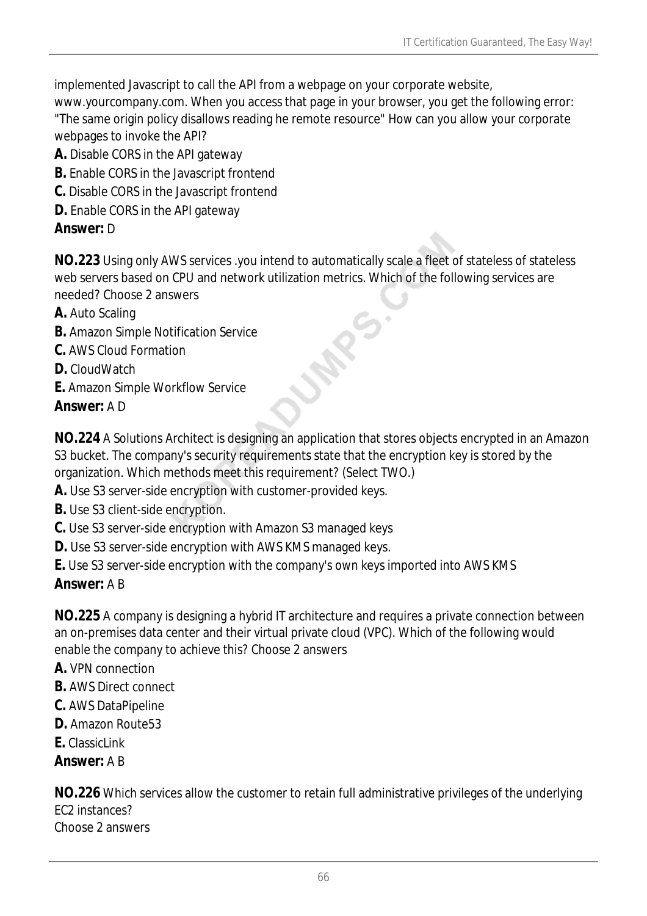implemented Javascript to call the API from a webpage on your corporate website, www.yourcompany.com. When you access that page in your browser, you get the following error: "The same origin policy disallows reading he remote resource" How can you allow your corporate webpages to invoke the API?

**A.** Disable CORS in the API gateway
**B.** Enable CORS in the Javascript frontend
**C.** Disable CORS in the Javascript frontend
**D.** Enable CORS in the API gateway
**Answer:** D

**NO.223** Using only AWS services .you intend to automatically scale a fleet of stateless of stateless web servers based on CPU and network utilization metrics. Which of the following services are needed? Choose 2 answers

**A.** Auto Scaling
**B.** Amazon Simple Notification Service
**C.** AWS Cloud Formation
**D.** CloudWatch
**E.** Amazon Simple Workflow Service
**Answer:** A D

**NO.224** A Solutions Architect is designing an application that stores objects encrypted in an Amazon S3 bucket. The company's security requirements state that the encryption key is stored by the organization. Which methods meet this requirement? (Select TWO.)

**A.** Use S3 server-side encryption with customer-provided keys.
**B.** Use S3 client-side encryption.
**C.** Use S3 server-side encryption with Amazon S3 managed keys
**D.** Use S3 server-side encryption with AWS KMS managed keys.
**E.** Use S3 server-side encryption with the company's own keys imported into AWS KMS
**Answer:** A B

**NO.225** A company is designing a hybrid IT architecture and requires a private connection between an on-premises data center and their virtual private cloud (VPC). Which of the following would enable the company to achieve this? Choose 2 answers

**A.** VPN connection
**B.** AWS Direct connect
**C.** AWS DataPipeline
**D.** Amazon Route53
**E.** ClassicLink
**Answer:** A B

**NO.226** Which services allow the customer to retain full administrative privileges of the underlying EC2 instances?
Choose 2 answers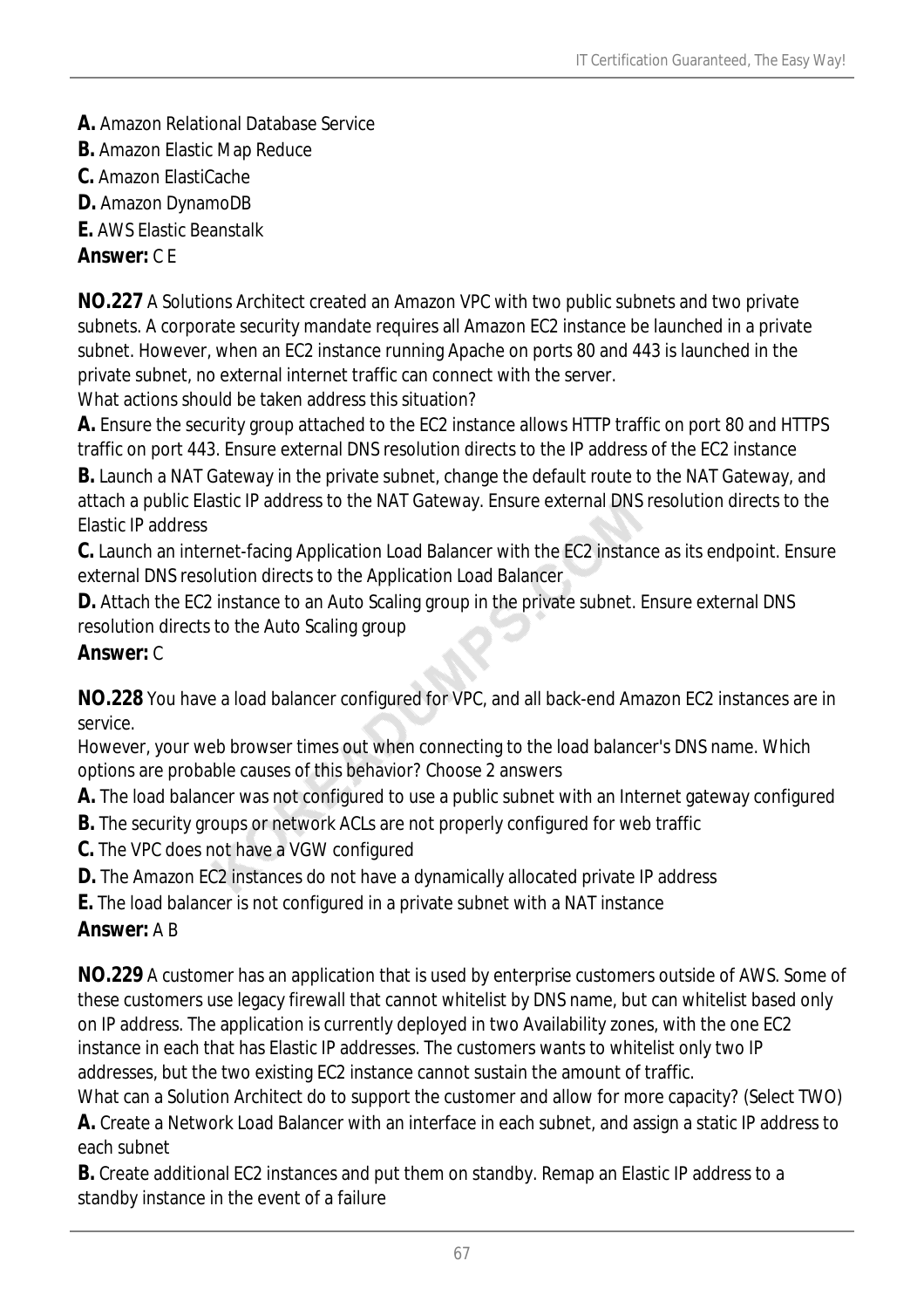**A.** Amazon Relational Database Service
**B.** Amazon Elastic Map Reduce
**C.** Amazon ElastiCache
**D.** Amazon DynamoDB
**E.** AWS Elastic Beanstalk
**Answer:** C E

**NO.227** A Solutions Architect created an Amazon VPC with two public subnets and two private subnets. A corporate security mandate requires all Amazon EC2 instance be launched in a private subnet. However, when an EC2 instance running Apache on ports 80 and 443 is launched in the private subnet, no external internet traffic can connect with the server.
What actions should be taken address this situation?
**A.** Ensure the security group attached to the EC2 instance allows HTTP traffic on port 80 and HTTPS traffic on port 443. Ensure external DNS resolution directs to the IP address of the EC2 instance
**B.** Launch a NAT Gateway in the private subnet, change the default route to the NAT Gateway, and attach a public Elastic IP address to the NAT Gateway. Ensure external DNS resolution directs to the Elastic IP address
**C.** Launch an internet-facing Application Load Balancer with the EC2 instance as its endpoint. Ensure external DNS resolution directs to the Application Load Balancer
**D.** Attach the EC2 instance to an Auto Scaling group in the private subnet. Ensure external DNS resolution directs to the Auto Scaling group
**Answer:** C

**NO.228** You have a load balancer configured for VPC, and all back-end Amazon EC2 instances are in service.
However, your web browser times out when connecting to the load balancer's DNS name. Which options are probable causes of this behavior? Choose 2 answers
**A.** The load balancer was not configured to use a public subnet with an Internet gateway configured
**B.** The security groups or network ACLs are not properly configured for web traffic
**C.** The VPC does not have a VGW configured
**D.** The Amazon EC2 instances do not have a dynamically allocated private IP address
**E.** The load balancer is not configured in a private subnet with a NAT instance
**Answer:** A B

**NO.229** A customer has an application that is used by enterprise customers outside of AWS. Some of these customers use legacy firewall that cannot whitelist by DNS name, but can whitelist based only on IP address. The application is currently deployed in two Availability zones, with the one EC2 instance in each that has Elastic IP addresses. The customers wants to whitelist only two IP addresses, but the two existing EC2 instance cannot sustain the amount of traffic.
What can a Solution Architect do to support the customer and allow for more capacity? (Select TWO)
**A.** Create a Network Load Balancer with an interface in each subnet, and assign a static IP address to each subnet
**B.** Create additional EC2 instances and put them on standby. Remap an Elastic IP address to a standby instance in the event of a failure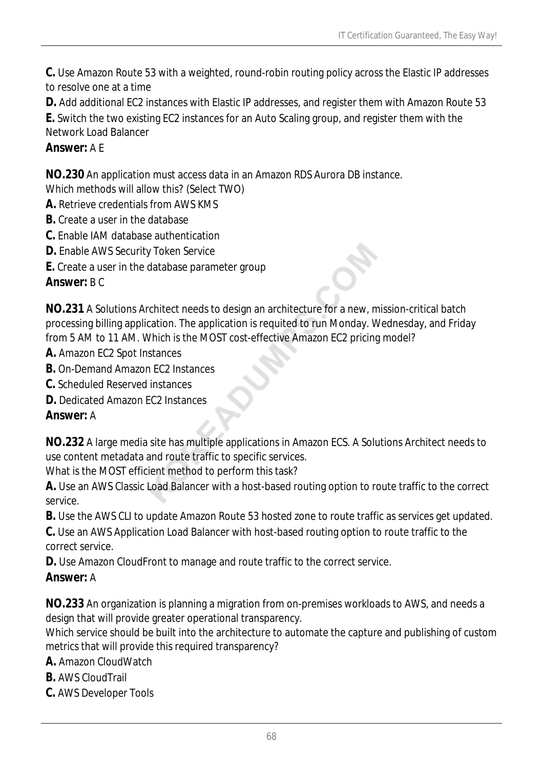**C.** Use Amazon Route 53 with a weighted, round-robin routing policy across the Elastic IP addresses to resolve one at a time

**D.** Add additional EC2 instances with Elastic IP addresses, and register them with Amazon Route 53

**E.** Switch the two existing EC2 instances for an Auto Scaling group, and register them with the Network Load Balancer

**Answer:** A E

**NO.230** An application must access data in an Amazon RDS Aurora DB instance.
Which methods will allow this? (Select TWO)

**A.** Retrieve credentials from AWS KMS

**B.** Create a user in the database

**C.** Enable IAM database authentication

**D.** Enable AWS Security Token Service

**E.** Create a user in the database parameter group

**Answer:** B C

**NO.231** A Solutions Architect needs to design an architecture for a new, mission-critical batch processing billing application. The application is requited to run Monday. Wednesday, and Friday from 5 AM to 11 AM. Which is the MOST cost-effective Amazon EC2 pricing model?

**A.** Amazon EC2 Spot Instances

**B.** On-Demand Amazon EC2 Instances

**C.** Scheduled Reserved instances

**D.** Dedicated Amazon EC2 Instances

**Answer:** A

**NO.232** A large media site has multiple applications in Amazon ECS. A Solutions Architect needs to use content metadata and route traffic to specific services.
What is the MOST efficient method to perform this task?

**A.** Use an AWS Classic Load Balancer with a host-based routing option to route traffic to the correct service.

**B.** Use the AWS CLI to update Amazon Route 53 hosted zone to route traffic as services get updated.

**C.** Use an AWS Application Load Balancer with host-based routing option to route traffic to the correct service.

**D.** Use Amazon CloudFront to manage and route traffic to the correct service.

**Answer:** A

**NO.233** An organization is planning a migration from on-premises workloads to AWS, and needs a design that will provide greater operational transparency.
Which service should be built into the architecture to automate the capture and publishing of custom metrics that will provide this required transparency?

**A.** Amazon CloudWatch

**B.** AWS CloudTrail

**C.** AWS Developer Tools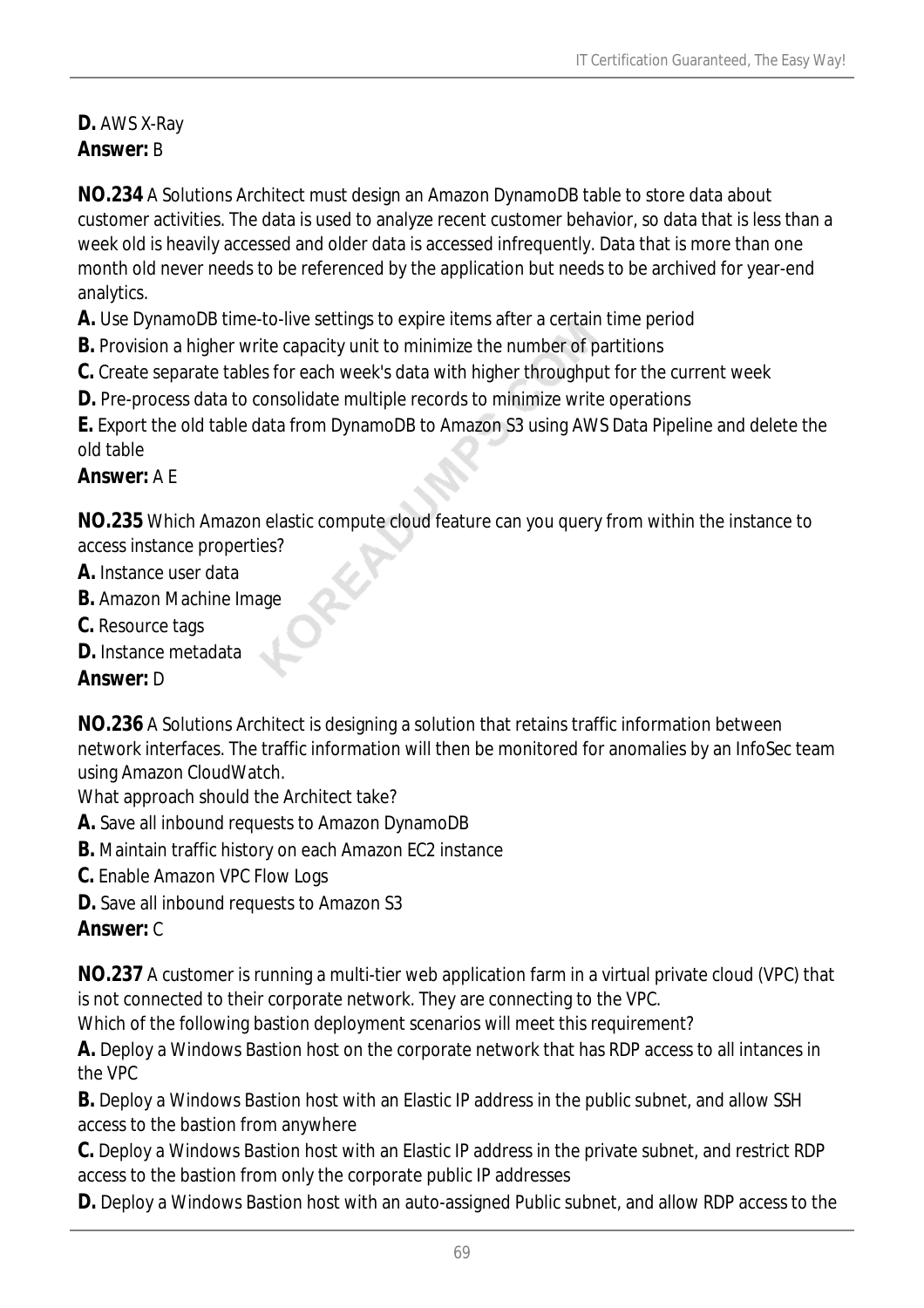**D.** AWS X-Ray
**Answer:** B

**NO.234** A Solutions Architect must design an Amazon DynamoDB table to store data about customer activities. The data is used to analyze recent customer behavior, so data that is less than a week old is heavily accessed and older data is accessed infrequently. Data that is more than one month old never needs to be referenced by the application but needs to be archived for year-end analytics.

**A.** Use DynamoDB time-to-live settings to expire items after a certain time period
**B.** Provision a higher write capacity unit to minimize the number of partitions
**C.** Create separate tables for each week's data with higher throughput for the current week
**D.** Pre-process data to consolidate multiple records to minimize write operations
**E.** Export the old table data from DynamoDB to Amazon S3 using AWS Data Pipeline and delete the old table
**Answer:** A E

**NO.235** Which Amazon elastic compute cloud feature can you query from within the instance to access instance properties?
**A.** Instance user data
**B.** Amazon Machine Image
**C.** Resource tags
**D.** Instance metadata
**Answer:** D

**NO.236** A Solutions Architect is designing a solution that retains traffic information between network interfaces. The traffic information will then be monitored for anomalies by an InfoSec team using Amazon CloudWatch.
What approach should the Architect take?
**A.** Save all inbound requests to Amazon DynamoDB
**B.** Maintain traffic history on each Amazon EC2 instance
**C.** Enable Amazon VPC Flow Logs
**D.** Save all inbound requests to Amazon S3
**Answer:** C

**NO.237** A customer is running a multi-tier web application farm in a virtual private cloud (VPC) that is not connected to their corporate network. They are connecting to the VPC.
Which of the following bastion deployment scenarios will meet this requirement?
**A.** Deploy a Windows Bastion host on the corporate network that has RDP access to all intances in the VPC
**B.** Deploy a Windows Bastion host with an Elastic IP address in the public subnet, and allow SSH access to the bastion from anywhere
**C.** Deploy a Windows Bastion host with an Elastic IP address in the private subnet, and restrict RDP access to the bastion from only the corporate public IP addresses
**D.** Deploy a Windows Bastion host with an auto-assigned Public subnet, and allow RDP access to the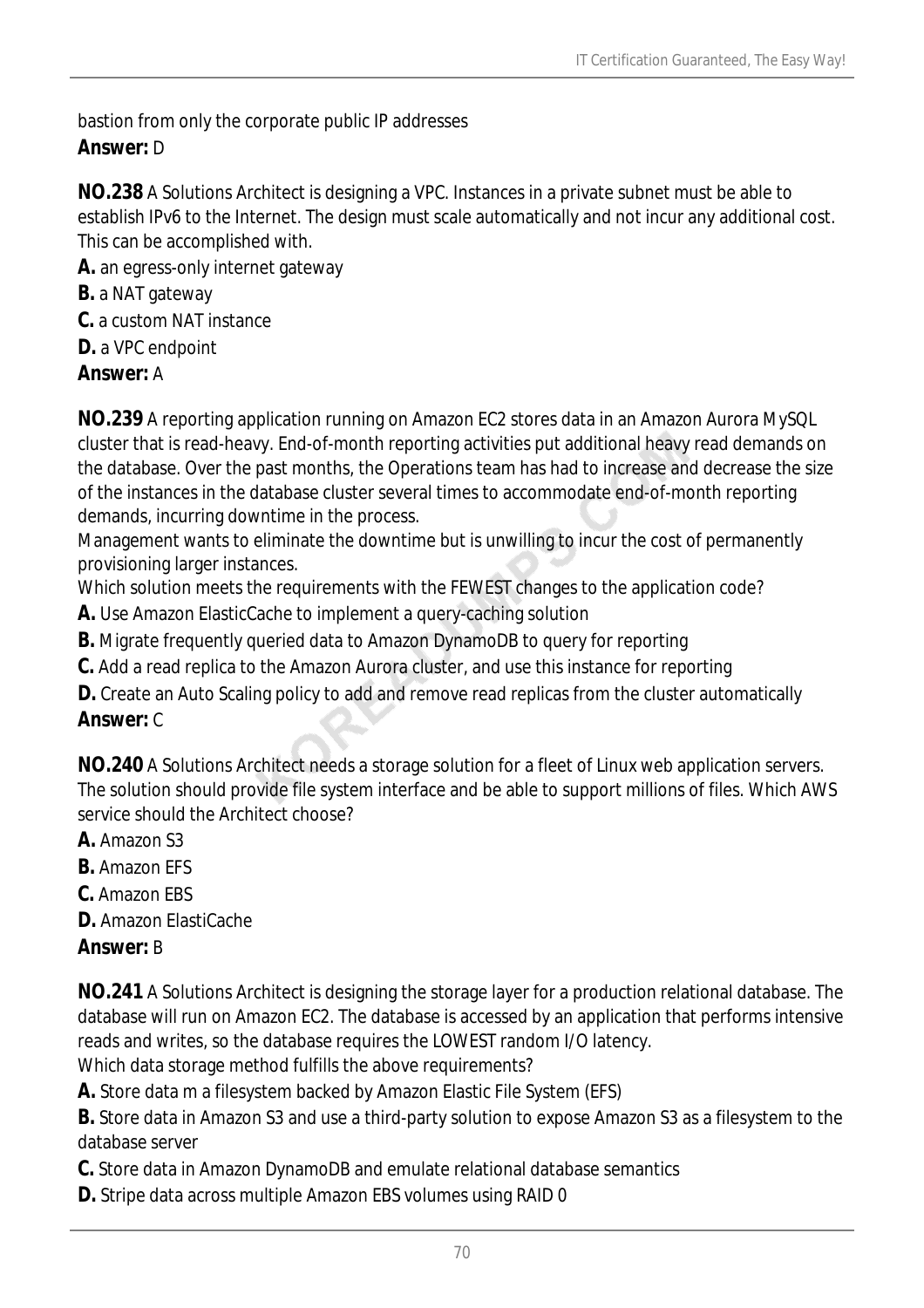bastion from only the corporate public IP addresses
**Answer:** D

**NO.238** A Solutions Architect is designing a VPC. Instances in a private subnet must be able to establish IPv6 to the Internet. The design must scale automatically and not incur any additional cost. This can be accomplished with.

**A.** an egress-only internet gateway
**B.** a NAT gateway
**C.** a custom NAT instance
**D.** a VPC endpoint
**Answer:** A

**NO.239** A reporting application running on Amazon EC2 stores data in an Amazon Aurora MySQL cluster that is read-heavy. End-of-month reporting activities put additional heavy read demands on the database. Over the past months, the Operations team has had to increase and decrease the size of the instances in the database cluster several times to accommodate end-of-month reporting demands, incurring downtime in the process.
Management wants to eliminate the downtime but is unwilling to incur the cost of permanently provisioning larger instances.
Which solution meets the requirements with the FEWEST changes to the application code?

**A.** Use Amazon ElasticCache to implement a query-caching solution
**B.** Migrate frequently queried data to Amazon DynamoDB to query for reporting
**C.** Add a read replica to the Amazon Aurora cluster, and use this instance for reporting
**D.** Create an Auto Scaling policy to add and remove read replicas from the cluster automatically
**Answer:** C

**NO.240** A Solutions Architect needs a storage solution for a fleet of Linux web application servers. The solution should provide file system interface and be able to support millions of files. Which AWS service should the Architect choose?

**A.** Amazon S3
**B.** Amazon EFS
**C.** Amazon EBS
**D.** Amazon ElastiCache
**Answer:** B

**NO.241** A Solutions Architect is designing the storage layer for a production relational database. The database will run on Amazon EC2. The database is accessed by an application that performs intensive reads and writes, so the database requires the LOWEST random I/O latency.
Which data storage method fulfills the above requirements?

**A.** Store data m a filesystem backed by Amazon Elastic File System (EFS)
**B.** Store data in Amazon S3 and use a third-party solution to expose Amazon S3 as a filesystem to the database server
**C.** Store data in Amazon DynamoDB and emulate relational database semantics
**D.** Stripe data across multiple Amazon EBS volumes using RAID 0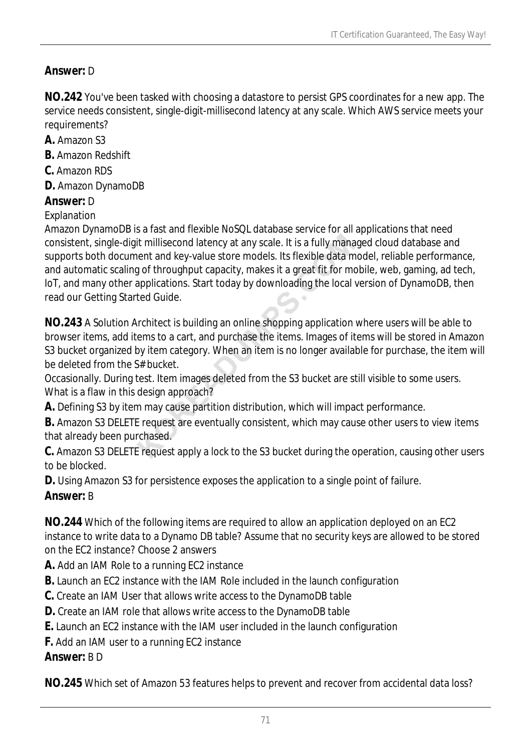**Answer:** D

**NO.242** You've been tasked with choosing a datastore to persist GPS coordinates for a new app. The service needs consistent, single-digit-millisecond latency at any scale. Which AWS service meets your requirements?

**A.** Amazon S3

**B.** Amazon Redshift

**C.** Amazon RDS

**D.** Amazon DynamoDB

**Answer:** D

Explanation

Amazon DynamoDB is a fast and flexible NoSQL database service for all applications that need consistent, single-digit millisecond latency at any scale. It is a fully managed cloud database and supports both document and key-value store models. Its flexible data model, reliable performance, and automatic scaling of throughput capacity, makes it a great fit for mobile, web, gaming, ad tech, IoT, and many other applications. Start today by downloading the local version of DynamoDB, then read our Getting Started Guide.

**NO.243** A Solution Architect is building an online shopping application where users will be able to browser items, add items to a cart, and purchase the items. Images of items will be stored in Amazon S3 bucket organized by item category. When an item is no longer available for purchase, the item will be deleted from the S# bucket.

Occasionally. During test. Item images deleted from the S3 bucket are still visible to some users.

What is a flaw in this design approach?

**A.** Defining S3 by item may cause partition distribution, which will impact performance.

**B.** Amazon S3 DELETE request are eventually consistent, which may cause other users to view items that already been purchased.

**C.** Amazon S3 DELETE request apply a lock to the S3 bucket during the operation, causing other users to be blocked.

**D.** Using Amazon S3 for persistence exposes the application to a single point of failure.

**Answer:** B

**NO.244** Which of the following items are required to allow an application deployed on an EC2 instance to write data to a Dynamo DB table? Assume that no security keys are allowed to be stored on the EC2 instance? Choose 2 answers

**A.** Add an IAM Role to a running EC2 instance

**B.** Launch an EC2 instance with the IAM Role included in the launch configuration

**C.** Create an IAM User that allows write access to the DynamoDB table

**D.** Create an IAM role that allows write access to the DynamoDB table

**E.** Launch an EC2 instance with the IAM user included in the launch configuration

**F.** Add an IAM user to a running EC2 instance

**Answer:** B D

**NO.245** Which set of Amazon 53 features helps to prevent and recover from accidental data loss?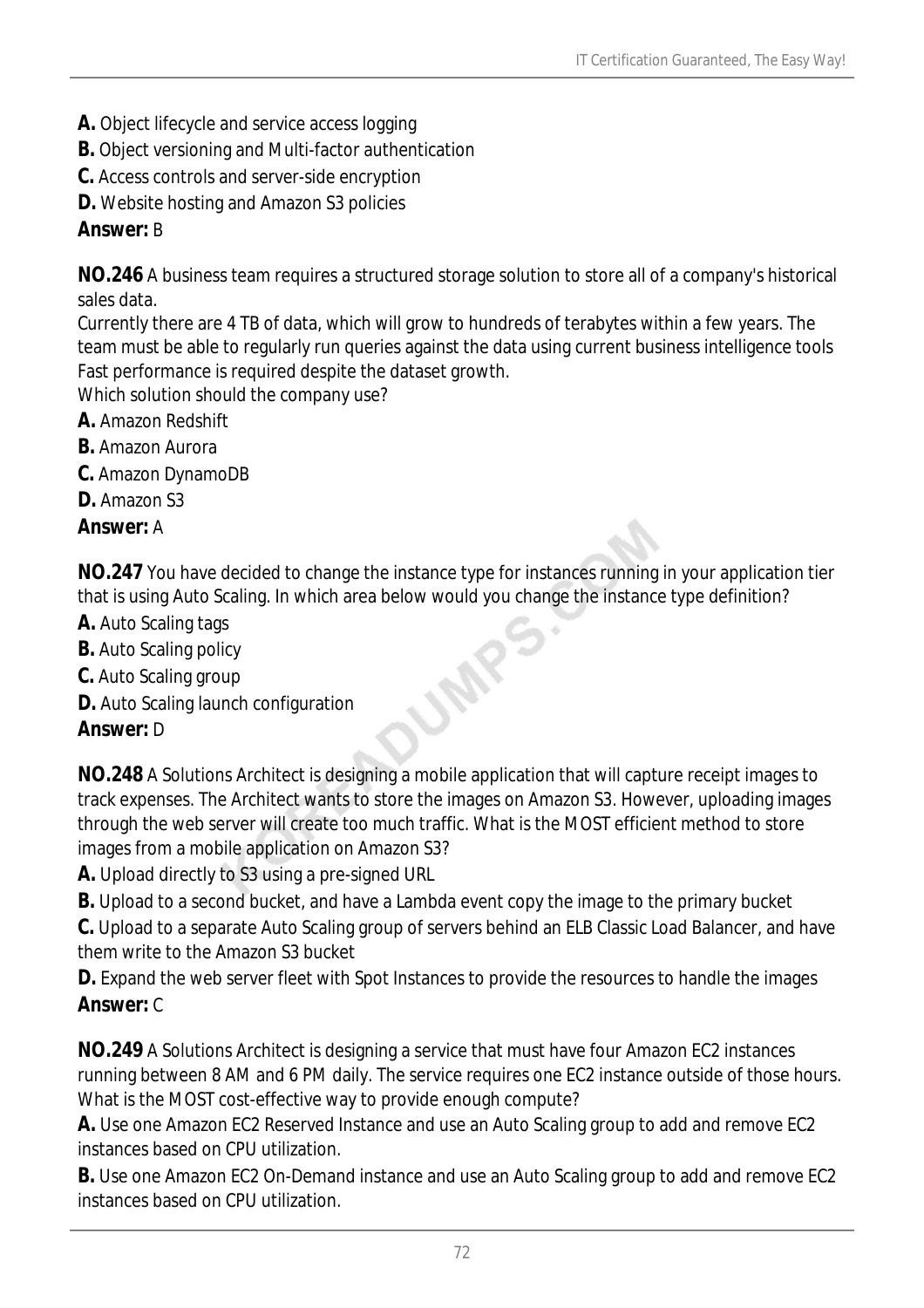**A.** Object lifecycle and service access logging

**B.** Object versioning and Multi-factor authentication

**C.** Access controls and server-side encryption

**D.** Website hosting and Amazon S3 policies

**Answer:** B

**NO.246** A business team requires a structured storage solution to store all of a company's historical sales data.
Currently there are 4 TB of data, which will grow to hundreds of terabytes within a few years. The team must be able to regularly run queries against the data using current business intelligence tools Fast performance is required despite the dataset growth.
Which solution should the company use?

**A.** Amazon Redshift

**B.** Amazon Aurora

**C.** Amazon DynamoDB

**D.** Amazon S3

**Answer:** A

**NO.247** You have decided to change the instance type for instances running in your application tier that is using Auto Scaling. In which area below would you change the instance type definition?

**A.** Auto Scaling tags

**B.** Auto Scaling policy

**C.** Auto Scaling group

**D.** Auto Scaling launch configuration

**Answer:** D

**NO.248** A Solutions Architect is designing a mobile application that will capture receipt images to track expenses. The Architect wants to store the images on Amazon S3. However, uploading images through the web server will create too much traffic. What is the MOST efficient method to store images from a mobile application on Amazon S3?

**A.** Upload directly to S3 using a pre-signed URL

**B.** Upload to a second bucket, and have a Lambda event copy the image to the primary bucket

**C.** Upload to a separate Auto Scaling group of servers behind an ELB Classic Load Balancer, and have them write to the Amazon S3 bucket

**D.** Expand the web server fleet with Spot Instances to provide the resources to handle the images

**Answer:** C

**NO.249** A Solutions Architect is designing a service that must have four Amazon EC2 instances running between 8 AM and 6 PM daily. The service requires one EC2 instance outside of those hours. What is the MOST cost-effective way to provide enough compute?

**A.** Use one Amazon EC2 Reserved Instance and use an Auto Scaling group to add and remove EC2 instances based on CPU utilization.

**B.** Use one Amazon EC2 On-Demand instance and use an Auto Scaling group to add and remove EC2 instances based on CPU utilization.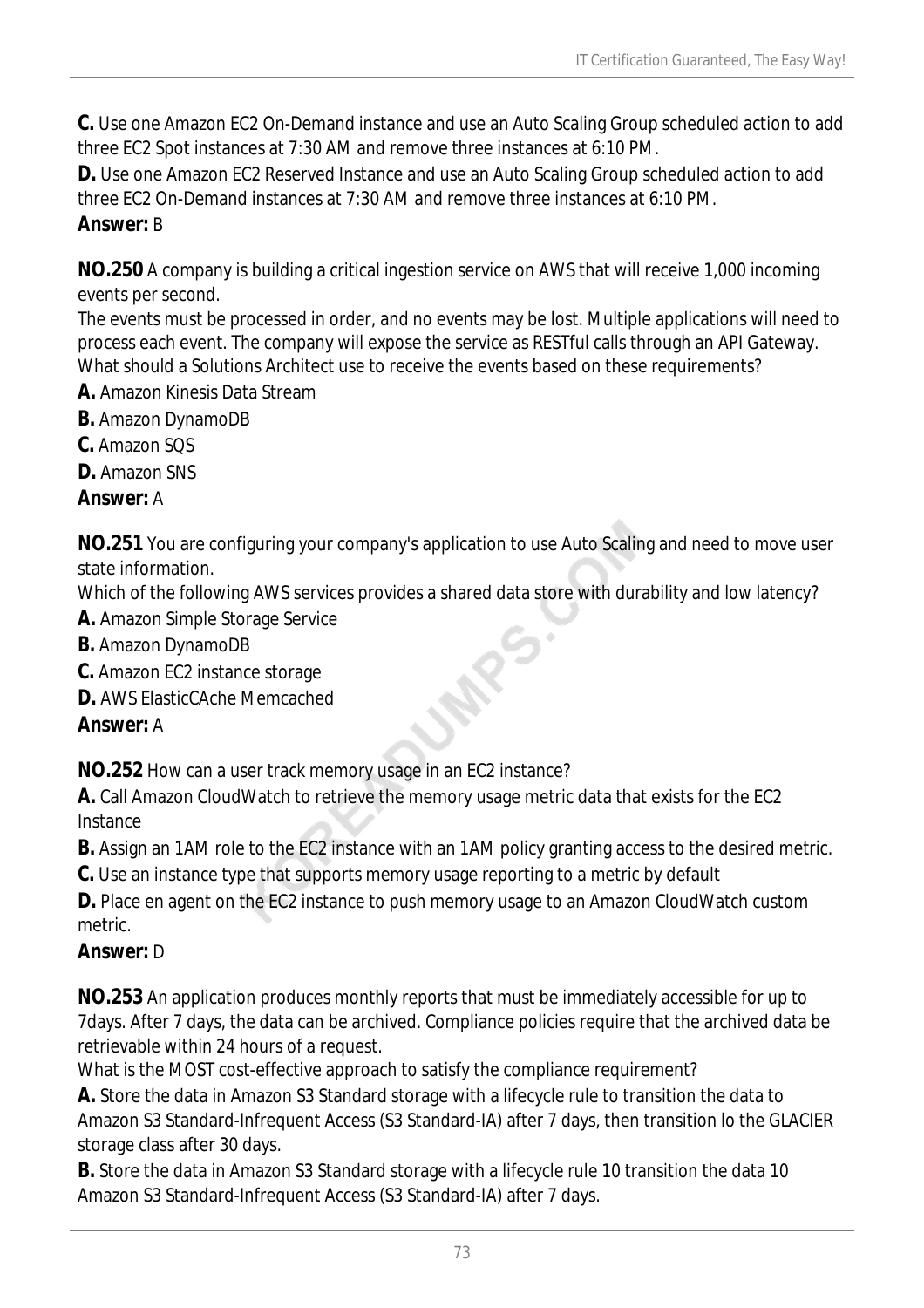**C.** Use one Amazon EC2 On-Demand instance and use an Auto Scaling Group scheduled action to add three EC2 Spot instances at 7:30 AM and remove three instances at 6:10 PM.

**D.** Use one Amazon EC2 Reserved Instance and use an Auto Scaling Group scheduled action to add three EC2 On-Demand instances at 7:30 AM and remove three instances at 6:10 PM.

**Answer:** B

**NO.250** A company is building a critical ingestion service on AWS that will receive 1,000 incoming events per second.
The events must be processed in order, and no events may be lost. Multiple applications will need to process each event. The company will expose the service as RESTful calls through an API Gateway.
What should a Solutions Architect use to receive the events based on these requirements?

**A.** Amazon Kinesis Data Stream

**B.** Amazon DynamoDB

**C.** Amazon SQS

**D.** Amazon SNS

**Answer:** A

**NO.251** You are configuring your company's application to use Auto Scaling and need to move user state information.
Which of the following AWS services provides a shared data store with durability and low latency?

**A.** Amazon Simple Storage Service

**B.** Amazon DynamoDB

**C.** Amazon EC2 instance storage

**D.** AWS ElasticCAche Memcached

**Answer:** A

**NO.252** How can a user track memory usage in an EC2 instance?

**A.** Call Amazon CloudWatch to retrieve the memory usage metric data that exists for the EC2 Instance

**B.** Assign an 1AM role to the EC2 instance with an 1AM policy granting access to the desired metric.

**C.** Use an instance type that supports memory usage reporting to a metric by default

**D.** Place en agent on the EC2 instance to push memory usage to an Amazon CloudWatch custom metric.

**Answer:** D

**NO.253** An application produces monthly reports that must be immediately accessible for up to 7days. After 7 days, the data can be archived. Compliance policies require that the archived data be retrievable within 24 hours of a request.
What is the MOST cost-effective approach to satisfy the compliance requirement?

**A.** Store the data in Amazon S3 Standard storage with a lifecycle rule to transition the data to Amazon S3 Standard-Infrequent Access (S3 Standard-IA) after 7 days, then transition lo the GLACIER storage class after 30 days.

**B.** Store the data in Amazon S3 Standard storage with a lifecycle rule 10 transition the data 10 Amazon S3 Standard-Infrequent Access (S3 Standard-IA) after 7 days.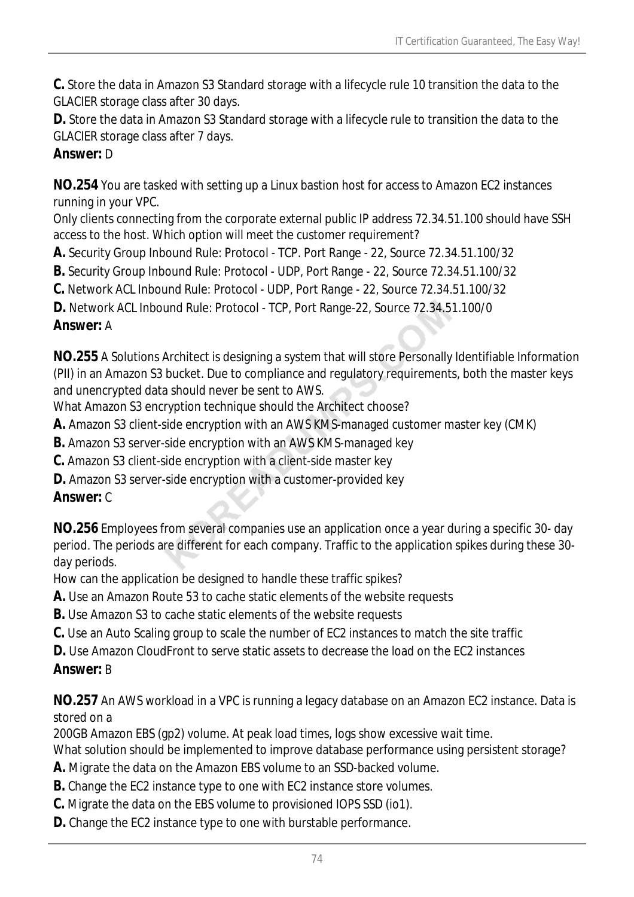**C.** Store the data in Amazon S3 Standard storage with a lifecycle rule 10 transition the data to the GLACIER storage class after 30 days.

**D.** Store the data in Amazon S3 Standard storage with a lifecycle rule to transition the data to the GLACIER storage class after 7 days.

**Answer:** D

**NO.254** You are tasked with setting up a Linux bastion host for access to Amazon EC2 instances running in your VPC.

Only clients connecting from the corporate external public IP address 72.34.51.100 should have SSH access to the host. Which option will meet the customer requirement?

**A.** Security Group Inbound Rule: Protocol - TCP. Port Range - 22, Source 72.34.51.100/32

**B.** Security Group Inbound Rule: Protocol - UDP, Port Range - 22, Source 72.34.51.100/32

**C.** Network ACL Inbound Rule: Protocol - UDP, Port Range - 22, Source 72.34.51.100/32

**D.** Network ACL Inbound Rule: Protocol - TCP, Port Range-22, Source 72.34.51.100/0

**Answer:** A

**NO.255** A Solutions Architect is designing a system that will store Personally Identifiable Information (PII) in an Amazon S3 bucket. Due to compliance and regulatory requirements, both the master keys and unencrypted data should never be sent to AWS.

What Amazon S3 encryption technique should the Architect choose?

**A.** Amazon S3 client-side encryption with an AWS KMS-managed customer master key (CMK)

**B.** Amazon S3 server-side encryption with an AWS KMS-managed key

**C.** Amazon S3 client-side encryption with a client-side master key

**D.** Amazon S3 server-side encryption with a customer-provided key

**Answer:** C

**NO.256** Employees from several companies use an application once a year during a specific 30- day period. The periods are different for each company. Traffic to the application spikes during these 30-day periods.

How can the application be designed to handle these traffic spikes?

**A.** Use an Amazon Route 53 to cache static elements of the website requests

**B.** Use Amazon S3 to cache static elements of the website requests

**C.** Use an Auto Scaling group to scale the number of EC2 instances to match the site traffic

**D.** Use Amazon CloudFront to serve static assets to decrease the load on the EC2 instances

**Answer:** B

**NO.257** An AWS workload in a VPC is running a legacy database on an Amazon EC2 instance. Data is stored on a

200GB Amazon EBS (gp2) volume. At peak load times, logs show excessive wait time.

What solution should be implemented to improve database performance using persistent storage?

**A.** Migrate the data on the Amazon EBS volume to an SSD-backed volume.

**B.** Change the EC2 instance type to one with EC2 instance store volumes.

**C.** Migrate the data on the EBS volume to provisioned IOPS SSD (io1).

**D.** Change the EC2 instance type to one with burstable performance.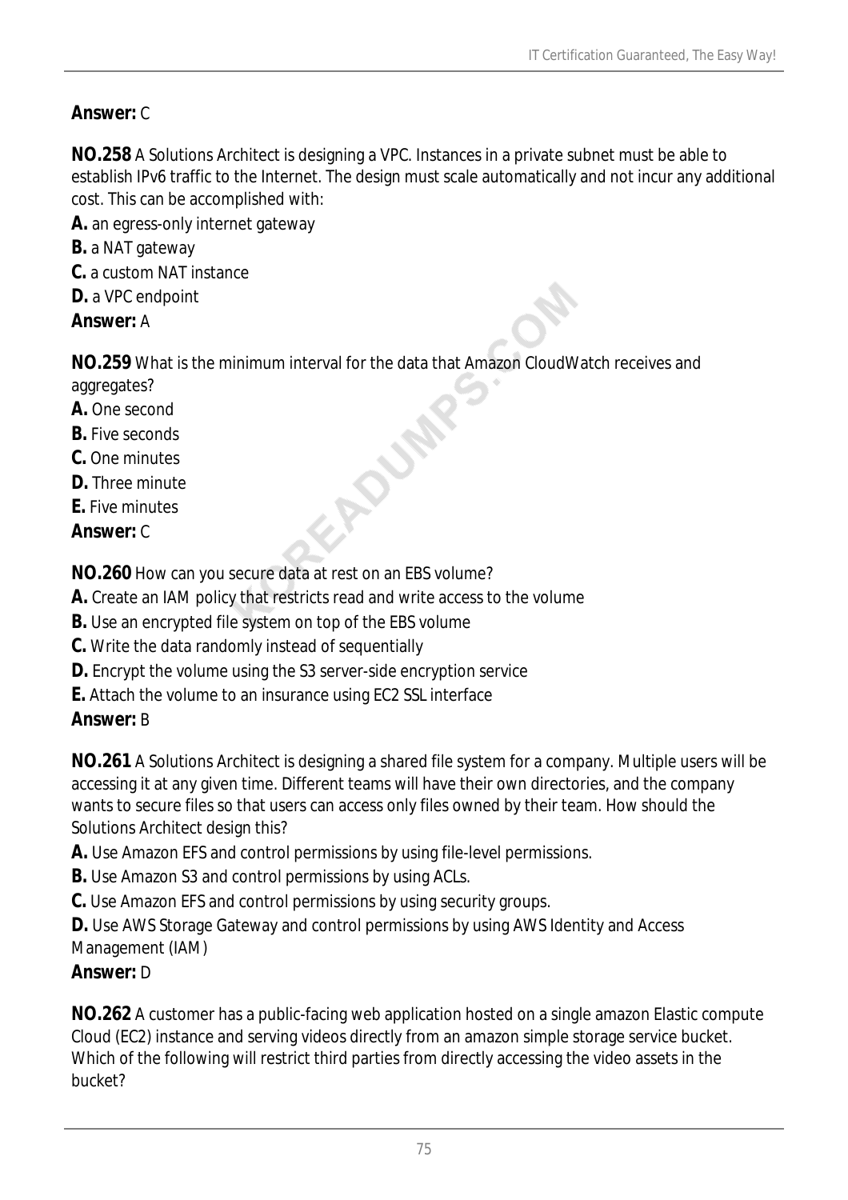**Answer:** C

**NO.258** A Solutions Architect is designing a VPC. Instances in a private subnet must be able to establish IPv6 traffic to the Internet. The design must scale automatically and not incur any additional cost. This can be accomplished with:

**A.** an egress-only internet gateway
**B.** a NAT gateway
**C.** a custom NAT instance
**D.** a VPC endpoint
**Answer:** A

**NO.259** What is the minimum interval for the data that Amazon CloudWatch receives and aggregates?

**A.** One second
**B.** Five seconds
**C.** One minutes
**D.** Three minute
**E.** Five minutes
**Answer:** C

**NO.260** How can you secure data at rest on an EBS volume?

**A.** Create an IAM policy that restricts read and write access to the volume
**B.** Use an encrypted file system on top of the EBS volume
**C.** Write the data randomly instead of sequentially
**D.** Encrypt the volume using the S3 server-side encryption service
**E.** Attach the volume to an insurance using EC2 SSL interface
**Answer:** B

**NO.261** A Solutions Architect is designing a shared file system for a company. Multiple users will be accessing it at any given time. Different teams will have their own directories, and the company wants to secure files so that users can access only files owned by their team. How should the Solutions Architect design this?

**A.** Use Amazon EFS and control permissions by using file-level permissions.
**B.** Use Amazon S3 and control permissions by using ACLs.
**C.** Use Amazon EFS and control permissions by using security groups.
**D.** Use AWS Storage Gateway and control permissions by using AWS Identity and Access Management (IAM)
**Answer:** D

**NO.262** A customer has a public-facing web application hosted on a single amazon Elastic compute Cloud (EC2) instance and serving videos directly from an amazon simple storage service bucket. Which of the following will restrict third parties from directly accessing the video assets in the bucket?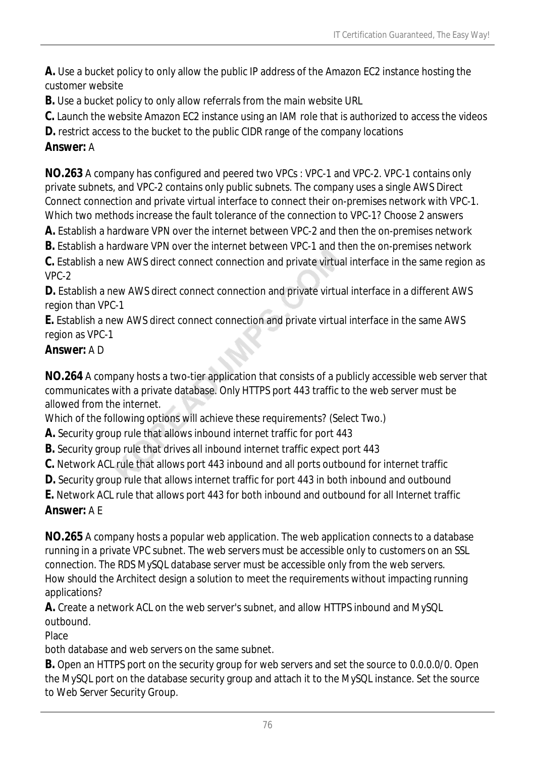**A.** Use a bucket policy to only allow the public IP address of the Amazon EC2 instance hosting the customer website

**B.** Use a bucket policy to only allow referrals from the main website URL

**C.** Launch the website Amazon EC2 instance using an IAM role that is authorized to access the videos

**D.** restrict access to the bucket to the public CIDR range of the company locations

**Answer:** A

**NO.263** A company has configured and peered two VPCs : VPC-1 and VPC-2. VPC-1 contains only private subnets, and VPC-2 contains only public subnets. The company uses a single AWS Direct Connect connection and private virtual interface to connect their on-premises network with VPC-1. Which two methods increase the fault tolerance of the connection to VPC-1? Choose 2 answers

**A.** Establish a hardware VPN over the internet between VPC-2 and then the on-premises network

**B.** Establish a hardware VPN over the internet between VPC-1 and then the on-premises network

**C.** Establish a new AWS direct connect connection and private virtual interface in the same region as VPC-2

**D.** Establish a new AWS direct connect connection and private virtual interface in a different AWS region than VPC-1

**E.** Establish a new AWS direct connect connection and private virtual interface in the same AWS region as VPC-1

**Answer:** A D

**NO.264** A company hosts a two-tier application that consists of a publicly accessible web server that communicates with a private database. Only HTTPS port 443 traffic to the web server must be allowed from the internet.

Which of the following options will achieve these requirements? (Select Two.)

**A.** Security group rule that allows inbound internet traffic for port 443

**B.** Security group rule that drives all inbound internet traffic expect port 443

**C.** Network ACL rule that allows port 443 inbound and all ports outbound for internet traffic

**D.** Security group rule that allows internet traffic for port 443 in both inbound and outbound

**E.** Network ACL rule that allows port 443 for both inbound and outbound for all Internet traffic

**Answer:** A E

**NO.265** A company hosts a popular web application. The web application connects to a database running in a private VPC subnet. The web servers must be accessible only to customers on an SSL connection. The RDS MySQL database server must be accessible only from the web servers.

How should the Architect design a solution to meet the requirements without impacting running applications?

**A.** Create a network ACL on the web server's subnet, and allow HTTPS inbound and MySQL outbound.

Place

both database and web servers on the same subnet.

**B.** Open an HTTPS port on the security group for web servers and set the source to 0.0.0.0/0. Open the MySQL port on the database security group and attach it to the MySQL instance. Set the source to Web Server Security Group.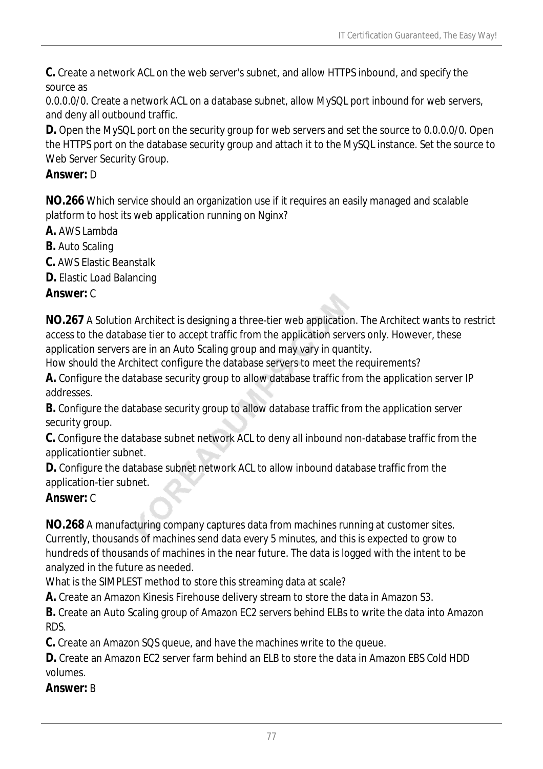**C.** Create a network ACL on the web server's subnet, and allow HTTPS inbound, and specify the source as
0.0.0.0/0. Create a network ACL on a database subnet, allow MySQL port inbound for web servers, and deny all outbound traffic.

**D.** Open the MySQL port on the security group for web servers and set the source to 0.0.0.0/0. Open the HTTPS port on the database security group and attach it to the MySQL instance. Set the source to Web Server Security Group.

**Answer:** D

**NO.266** Which service should an organization use if it requires an easily managed and scalable platform to host its web application running on Nginx?

**A.** AWS Lambda

**B.** Auto Scaling

**C.** AWS Elastic Beanstalk

**D.** Elastic Load Balancing

**Answer:** C

**NO.267** A Solution Architect is designing a three-tier web application. The Architect wants to restrict access to the database tier to accept traffic from the application servers only. However, these application servers are in an Auto Scaling group and may vary in quantity.
How should the Architect configure the database servers to meet the requirements?

**A.** Configure the database security group to allow database traffic from the application server IP addresses.

**B.** Configure the database security group to allow database traffic from the application server security group.

**C.** Configure the database subnet network ACL to deny all inbound non-database traffic from the applicationtier subnet.

**D.** Configure the database subnet network ACL to allow inbound database traffic from the application-tier subnet.

**Answer:** C

**NO.268** A manufacturing company captures data from machines running at customer sites. Currently, thousands of machines send data every 5 minutes, and this is expected to grow to hundreds of thousands of machines in the near future. The data is logged with the intent to be analyzed in the future as needed.
What is the SIMPLEST method to store this streaming data at scale?

**A.** Create an Amazon Kinesis Firehouse delivery stream to store the data in Amazon S3.

**B.** Create an Auto Scaling group of Amazon EC2 servers behind ELBs to write the data into Amazon RDS.

**C.** Create an Amazon SQS queue, and have the machines write to the queue.

**D.** Create an Amazon EC2 server farm behind an ELB to store the data in Amazon EBS Cold HDD volumes.

**Answer:** B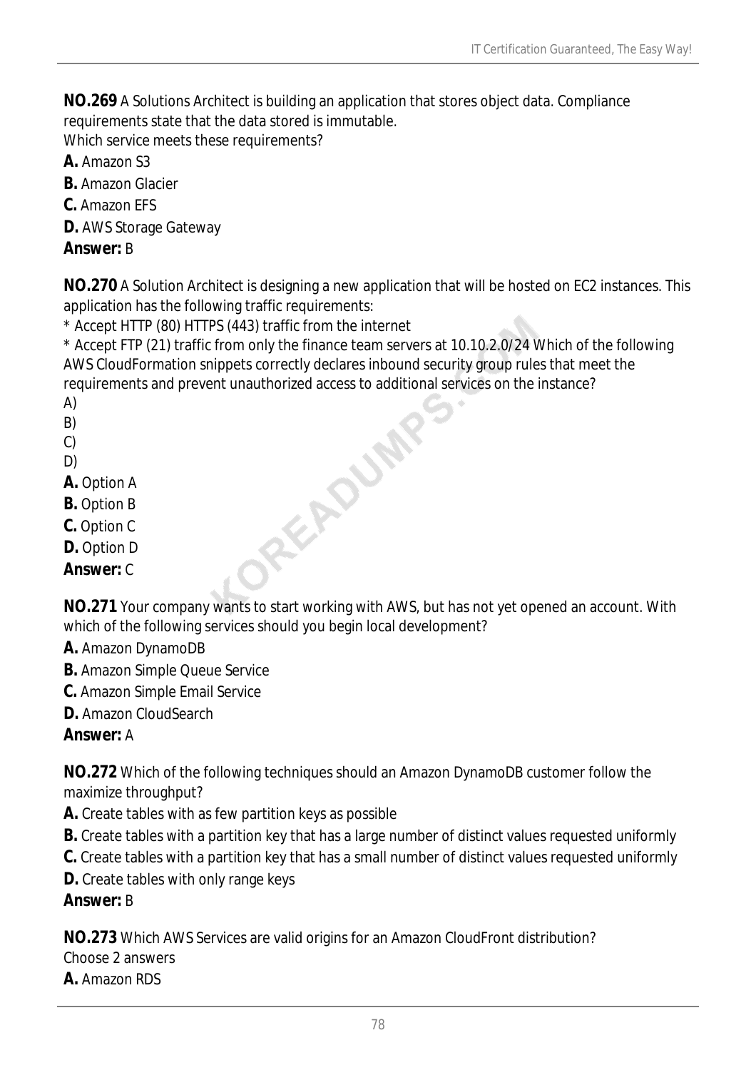**NO.269** A Solutions Architect is building an application that stores object data. Compliance requirements state that the data stored is immutable.
Which service meets these requirements?

**A.** Amazon S3
**B.** Amazon Glacier
**C.** Amazon EFS
**D.** AWS Storage Gateway
**Answer:** B

**NO.270** A Solution Architect is designing a new application that will be hosted on EC2 instances. This application has the following traffic requirements:
* Accept HTTP (80) HTTPS (443) traffic from the internet
* Accept FTP (21) traffic from only the finance team servers at 10.10.2.0/24 Which of the following AWS CloudFormation snippets correctly declares inbound security group rules that meet the requirements and prevent unauthorized access to additional services on the instance?
A)
B)
C)
D)

**A.** Option A
**B.** Option B
**C.** Option C
**D.** Option D
**Answer:** C

**NO.271** Your company wants to start working with AWS, but has not yet opened an account. With which of the following services should you begin local development?

**A.** Amazon DynamoDB
**B.** Amazon Simple Queue Service
**C.** Amazon Simple Email Service
**D.** Amazon CloudSearch
**Answer:** A

**NO.272** Which of the following techniques should an Amazon DynamoDB customer follow the maximize throughput?

**A.** Create tables with as few partition keys as possible
**B.** Create tables with a partition key that has a large number of distinct values requested uniformly
**C.** Create tables with a partition key that has a small number of distinct values requested uniformly
**D.** Create tables with only range keys
**Answer:** B

**NO.273** Which AWS Services are valid origins for an Amazon CloudFront distribution?
Choose 2 answers

**A.** Amazon RDS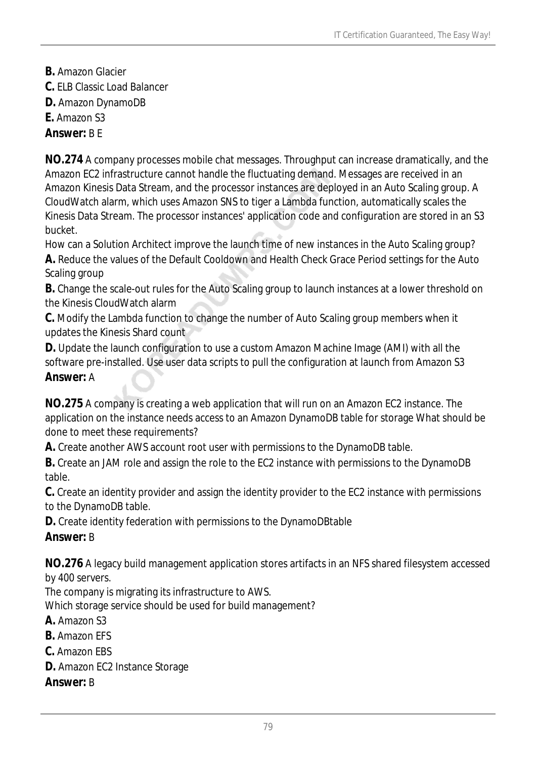**B.** Amazon Glacier
**C.** ELB Classic Load Balancer
**D.** Amazon DynamoDB
**E.** Amazon S3
**Answer:** B E

**NO.274** A company processes mobile chat messages. Throughput can increase dramatically, and the Amazon EC2 infrastructure cannot handle the fluctuating demand. Messages are received in an Amazon Kinesis Data Stream, and the processor instances are deployed in an Auto Scaling group. A CloudWatch alarm, which uses Amazon SNS to tiger a Lambda function, automatically scales the Kinesis Data Stream. The processor instances' application code and configuration are stored in an S3 bucket.
How can a Solution Architect improve the launch time of new instances in the Auto Scaling group?
**A.** Reduce the values of the Default Cooldown and Health Check Grace Period settings for the Auto Scaling group
**B.** Change the scale-out rules for the Auto Scaling group to launch instances at a lower threshold on the Kinesis CloudWatch alarm
**C.** Modify the Lambda function to change the number of Auto Scaling group members when it updates the Kinesis Shard count
**D.** Update the launch configuration to use a custom Amazon Machine Image (AMI) with all the software pre-installed. Use user data scripts to pull the configuration at launch from Amazon S3
**Answer:** A

**NO.275** A company is creating a web application that will run on an Amazon EC2 instance. The application on the instance needs access to an Amazon DynamoDB table for storage What should be done to meet these requirements?
**A.** Create another AWS account root user with permissions to the DynamoDB table.
**B.** Create an JAM role and assign the role to the EC2 instance with permissions to the DynamoDB table.
**C.** Create an identity provider and assign the identity provider to the EC2 instance with permissions to the DynamoDB table.
**D.** Create identity federation with permissions to the DynamoDBtable
**Answer:** B

**NO.276** A legacy build management application stores artifacts in an NFS shared filesystem accessed by 400 servers.
The company is migrating its infrastructure to AWS.
Which storage service should be used for build management?
**A.** Amazon S3
**B.** Amazon EFS
**C.** Amazon EBS
**D.** Amazon EC2 Instance Storage
**Answer:** B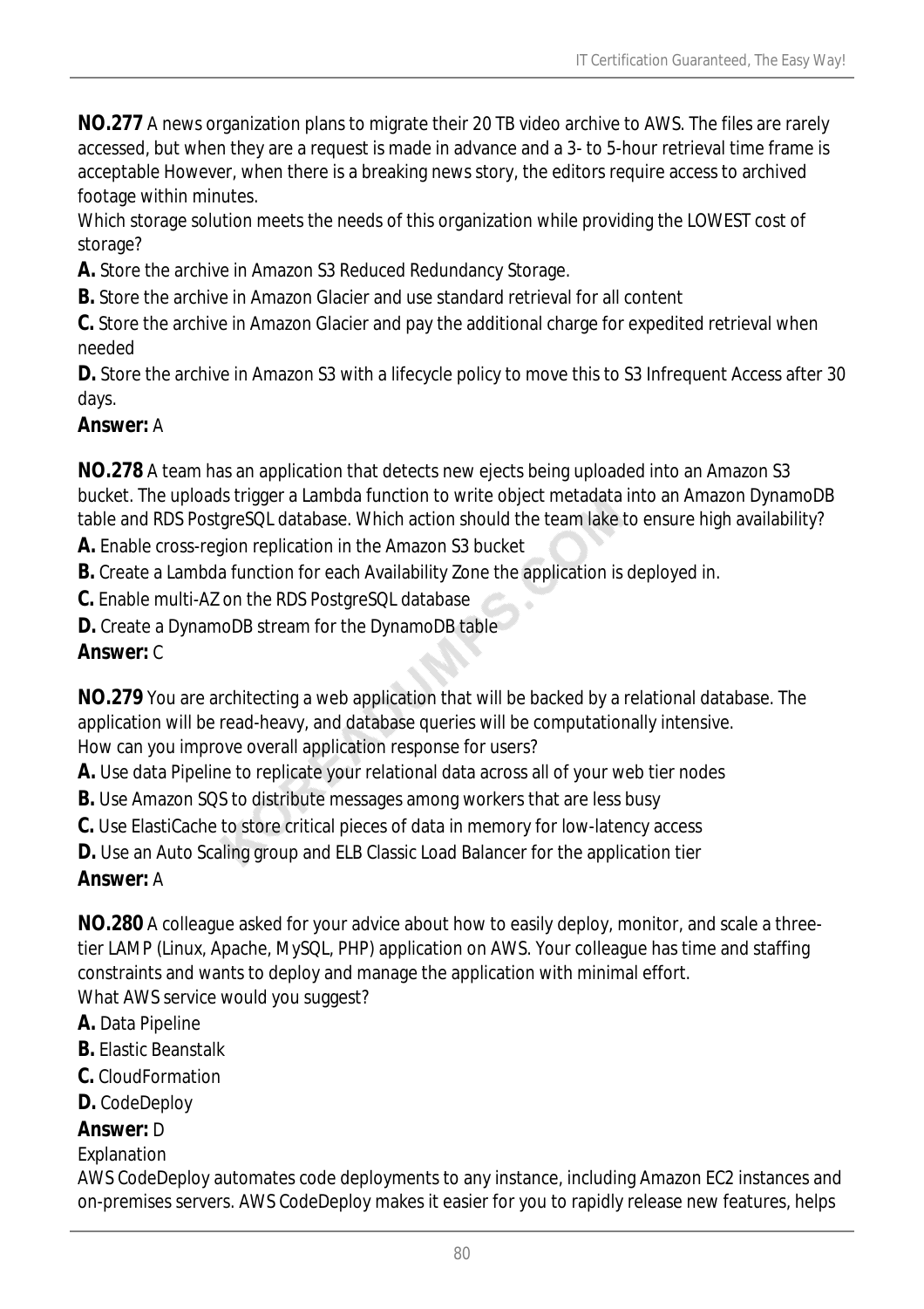**NO.277** A news organization plans to migrate their 20 TB video archive to AWS. The files are rarely accessed, but when they are a request is made in advance and a 3- to 5-hour retrieval time frame is acceptable However, when there is a breaking news story, the editors require access to archived footage within minutes.
Which storage solution meets the needs of this organization while providing the LOWEST cost of storage?

**A.** Store the archive in Amazon S3 Reduced Redundancy Storage.

**B.** Store the archive in Amazon Glacier and use standard retrieval for all content

**C.** Store the archive in Amazon Glacier and pay the additional charge for expedited retrieval when needed

**D.** Store the archive in Amazon S3 with a lifecycle policy to move this to S3 Infrequent Access after 30 days.

**Answer:** A

**NO.278** A team has an application that detects new ejects being uploaded into an Amazon S3 bucket. The uploads trigger a Lambda function to write object metadata into an Amazon DynamoDB table and RDS PostgreSQL database. Which action should the team lake to ensure high availability?

**A.** Enable cross-region replication in the Amazon S3 bucket

**B.** Create a Lambda function for each Availability Zone the application is deployed in.

**C.** Enable multi-AZ on the RDS PostgreSQL database

**D.** Create a DynamoDB stream for the DynamoDB table

**Answer:** C

**NO.279** You are architecting a web application that will be backed by a relational database. The application will be read-heavy, and database queries will be computationally intensive.
How can you improve overall application response for users?

**A.** Use data Pipeline to replicate your relational data across all of your web tier nodes

**B.** Use Amazon SQS to distribute messages among workers that are less busy

**C.** Use ElastiCache to store critical pieces of data in memory for low-latency access

**D.** Use an Auto Scaling group and ELB Classic Load Balancer for the application tier

**Answer:** A

**NO.280** A colleague asked for your advice about how to easily deploy, monitor, and scale a three-tier LAMP (Linux, Apache, MySQL, PHP) application on AWS. Your colleague has time and staffing constraints and wants to deploy and manage the application with minimal effort.
What AWS service would you suggest?

**A.** Data Pipeline

**B.** Elastic Beanstalk

**C.** CloudFormation

**D.** CodeDeploy

**Answer:** D

Explanation

AWS CodeDeploy automates code deployments to any instance, including Amazon EC2 instances and on-premises servers. AWS CodeDeploy makes it easier for you to rapidly release new features, helps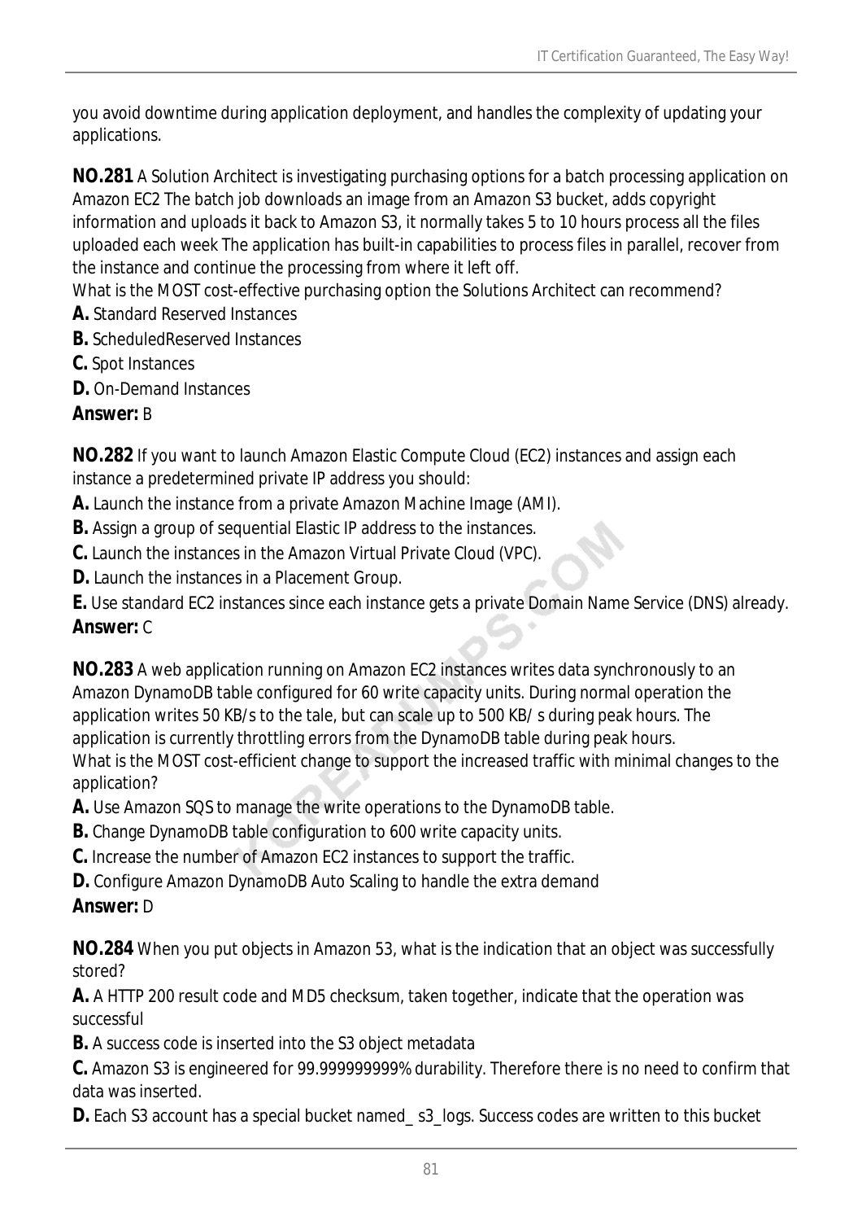you avoid downtime during application deployment, and handles the complexity of updating your applications.

**NO.281** A Solution Architect is investigating purchasing options for a batch processing application on Amazon EC2 The batch job downloads an image from an Amazon S3 bucket, adds copyright information and uploads it back to Amazon S3, it normally takes 5 to 10 hours process all the files uploaded each week The application has built-in capabilities to process files in parallel, recover from the instance and continue the processing from where it left off.
What is the MOST cost-effective purchasing option the Solutions Architect can recommend?

**A.** Standard Reserved Instances
**B.** ScheduledReserved Instances
**C.** Spot Instances
**D.** On-Demand Instances
**Answer:** B

**NO.282** If you want to launch Amazon Elastic Compute Cloud (EC2) instances and assign each instance a predetermined private IP address you should:

**A.** Launch the instance from a private Amazon Machine Image (AMI).
**B.** Assign a group of sequential Elastic IP address to the instances.
**C.** Launch the instances in the Amazon Virtual Private Cloud (VPC).
**D.** Launch the instances in a Placement Group.
**E.** Use standard EC2 instances since each instance gets a private Domain Name Service (DNS) already.
**Answer:** C

**NO.283** A web application running on Amazon EC2 instances writes data synchronously to an Amazon DynamoDB table configured for 60 write capacity units. During normal operation the application writes 50 KB/s to the tale, but can scale up to 500 KB/ s during peak hours. The application is currently throttling errors from the DynamoDB table during peak hours.
What is the MOST cost-efficient change to support the increased traffic with minimal changes to the application?

**A.** Use Amazon SQS to manage the write operations to the DynamoDB table.
**B.** Change DynamoDB table configuration to 600 write capacity units.
**C.** Increase the number of Amazon EC2 instances to support the traffic.
**D.** Configure Amazon DynamoDB Auto Scaling to handle the extra demand
**Answer:** D

**NO.284** When you put objects in Amazon 53, what is the indication that an object was successfully stored?

**A.** A HTTP 200 result code and MD5 checksum, taken together, indicate that the operation was successful
**B.** A success code is inserted into the S3 object metadata
**C.** Amazon S3 is engineered for 99.999999999% durability. Therefore there is no need to confirm that data was inserted.
**D.** Each S3 account has a special bucket named_ s3_logs. Success codes are written to this bucket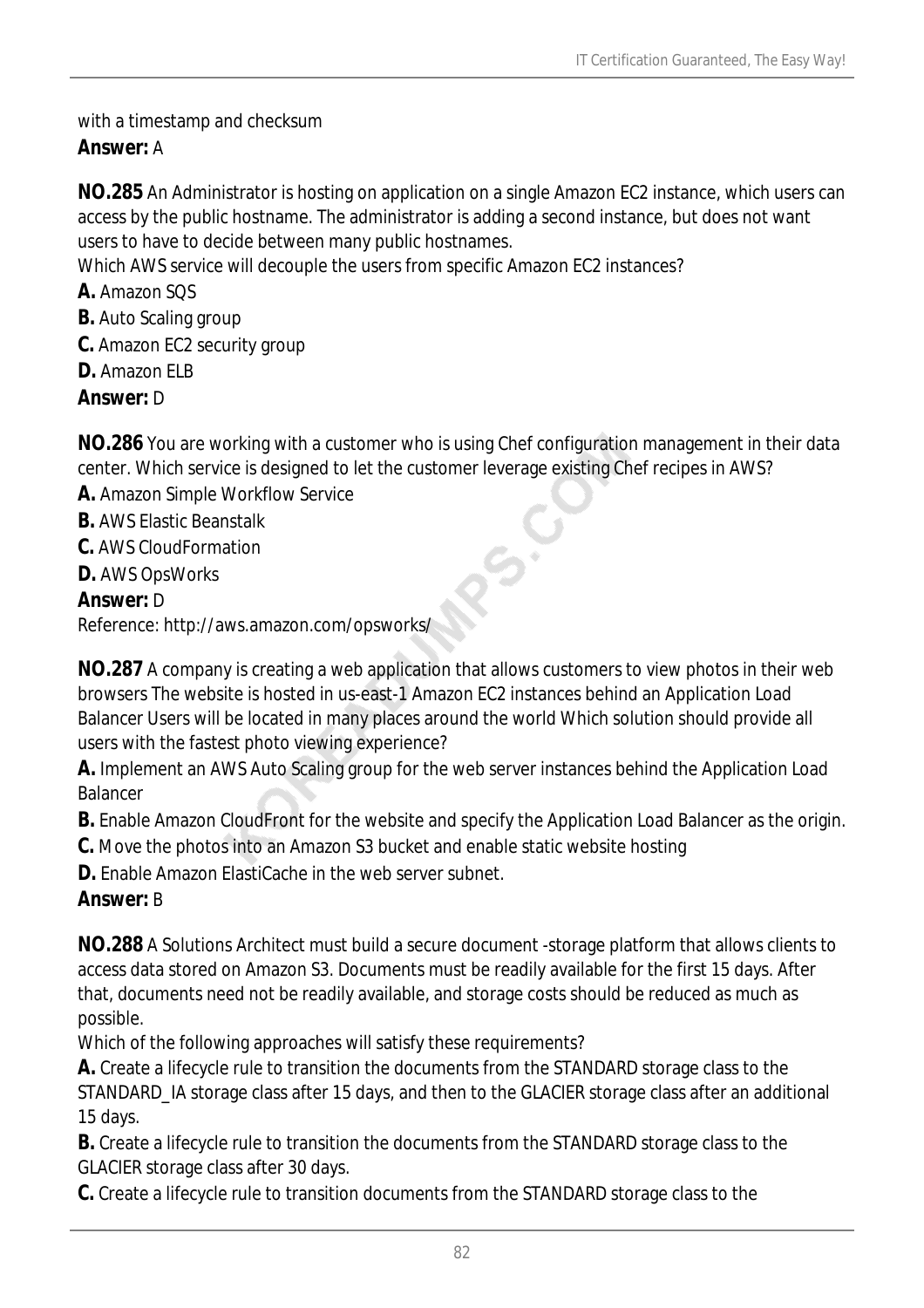with a timestamp and checksum

**Answer:** A

**NO.285** An Administrator is hosting on application on a single Amazon EC2 instance, which users can access by the public hostname. The administrator is adding a second instance, but does not want users to have to decide between many public hostnames.
Which AWS service will decouple the users from specific Amazon EC2 instances?

**A.** Amazon SQS
**B.** Auto Scaling group
**C.** Amazon EC2 security group
**D.** Amazon ELB

**Answer:** D

**NO.286** You are working with a customer who is using Chef configuration management in their data center. Which service is designed to let the customer leverage existing Chef recipes in AWS?

**A.** Amazon Simple Workflow Service
**B.** AWS Elastic Beanstalk
**C.** AWS CloudFormation
**D.** AWS OpsWorks

**Answer:** D

Reference: http://aws.amazon.com/opsworks/

**NO.287** A company is creating a web application that allows customers to view photos in their web browsers The website is hosted in us-east-1 Amazon EC2 instances behind an Application Load Balancer Users will be located in many places around the world Which solution should provide all users with the fastest photo viewing experience?

**A.** Implement an AWS Auto Scaling group for the web server instances behind the Application Load Balancer
**B.** Enable Amazon CloudFront for the website and specify the Application Load Balancer as the origin.
**C.** Move the photos into an Amazon S3 bucket and enable static website hosting
**D.** Enable Amazon ElastiCache in the web server subnet.

**Answer:** B

**NO.288** A Solutions Architect must build a secure document -storage platform that allows clients to access data stored on Amazon S3. Documents must be readily available for the first 15 days. After that, documents need not be readily available, and storage costs should be reduced as much as possible.
Which of the following approaches will satisfy these requirements?

**A.** Create a lifecycle rule to transition the documents from the STANDARD storage class to the STANDARD_IA storage class after 15 days, and then to the GLACIER storage class after an additional 15 days.
**B.** Create a lifecycle rule to transition the documents from the STANDARD storage class to the GLACIER storage class after 30 days.
**C.** Create a lifecycle rule to transition documents from the STANDARD storage class to the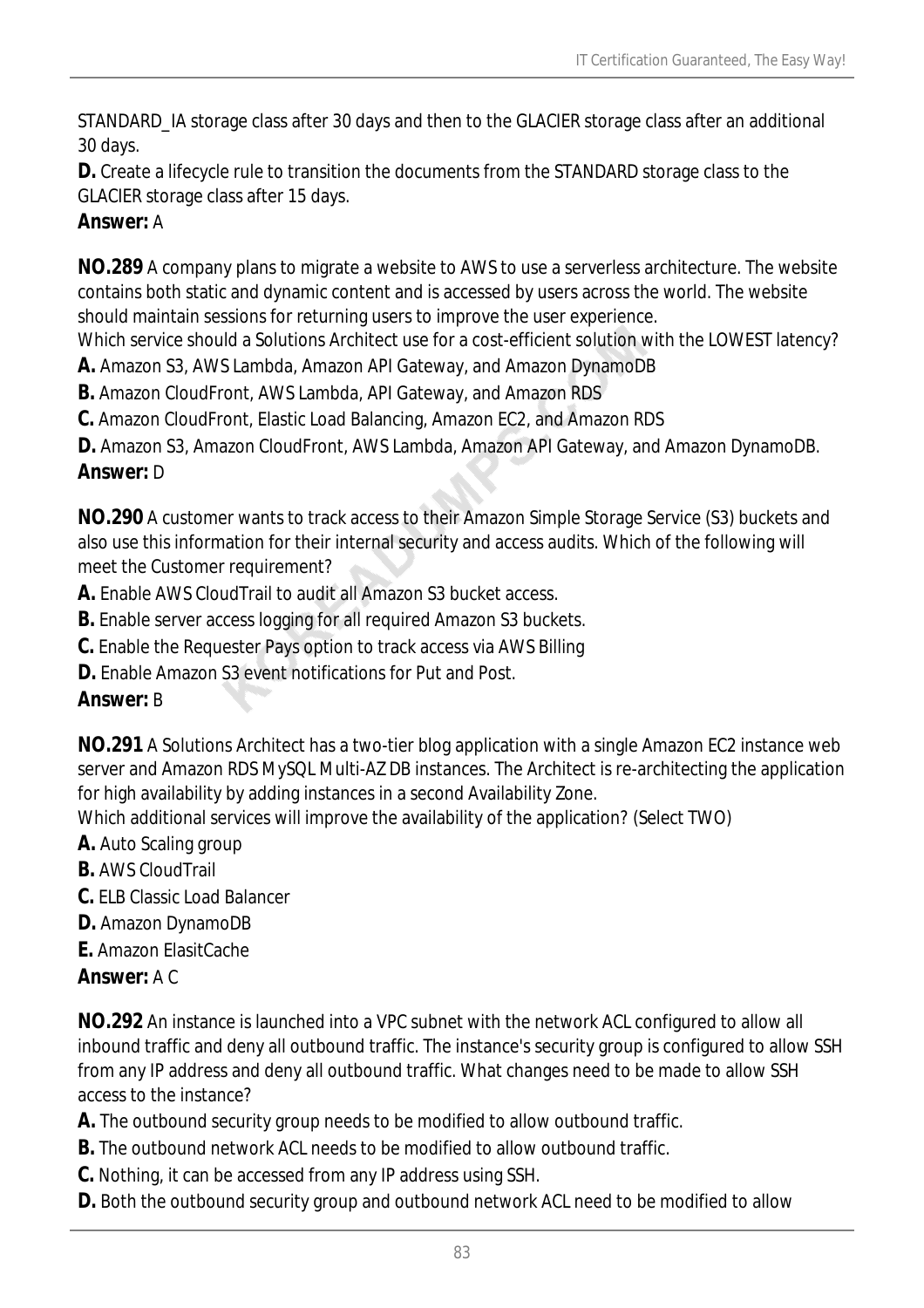STANDARD_IA storage class after 30 days and then to the GLACIER storage class after an additional 30 days.

**D.** Create a lifecycle rule to transition the documents from the STANDARD storage class to the GLACIER storage class after 15 days.

**Answer:** A

**NO.289** A company plans to migrate a website to AWS to use a serverless architecture. The website contains both static and dynamic content and is accessed by users across the world. The website should maintain sessions for returning users to improve the user experience.
Which service should a Solutions Architect use for a cost-efficient solution with the LOWEST latency?

**A.** Amazon S3, AWS Lambda, Amazon API Gateway, and Amazon DynamoDB

**B.** Amazon CloudFront, AWS Lambda, API Gateway, and Amazon RDS

**C.** Amazon CloudFront, Elastic Load Balancing, Amazon EC2, and Amazon RDS

**D.** Amazon S3, Amazon CloudFront, AWS Lambda, Amazon API Gateway, and Amazon DynamoDB.

**Answer:** D

**NO.290** A customer wants to track access to their Amazon Simple Storage Service (S3) buckets and also use this information for their internal security and access audits. Which of the following will meet the Customer requirement?

**A.** Enable AWS CloudTrail to audit all Amazon S3 bucket access.

**B.** Enable server access logging for all required Amazon S3 buckets.

**C.** Enable the Requester Pays option to track access via AWS Billing

**D.** Enable Amazon S3 event notifications for Put and Post.

**Answer:** B

**NO.291** A Solutions Architect has a two-tier blog application with a single Amazon EC2 instance web server and Amazon RDS MySQL Multi-AZ DB instances. The Architect is re-architecting the application for high availability by adding instances in a second Availability Zone.
Which additional services will improve the availability of the application? (Select TWO)

**A.** Auto Scaling group

**B.** AWS CloudTrail

**C.** ELB Classic Load Balancer

**D.** Amazon DynamoDB

**E.** Amazon ElasitCache

**Answer:** A C

**NO.292** An instance is launched into a VPC subnet with the network ACL configured to allow all inbound traffic and deny all outbound traffic. The instance's security group is configured to allow SSH from any IP address and deny all outbound traffic. What changes need to be made to allow SSH access to the instance?

**A.** The outbound security group needs to be modified to allow outbound traffic.

**B.** The outbound network ACL needs to be modified to allow outbound traffic.

**C.** Nothing, it can be accessed from any IP address using SSH.

**D.** Both the outbound security group and outbound network ACL need to be modified to allow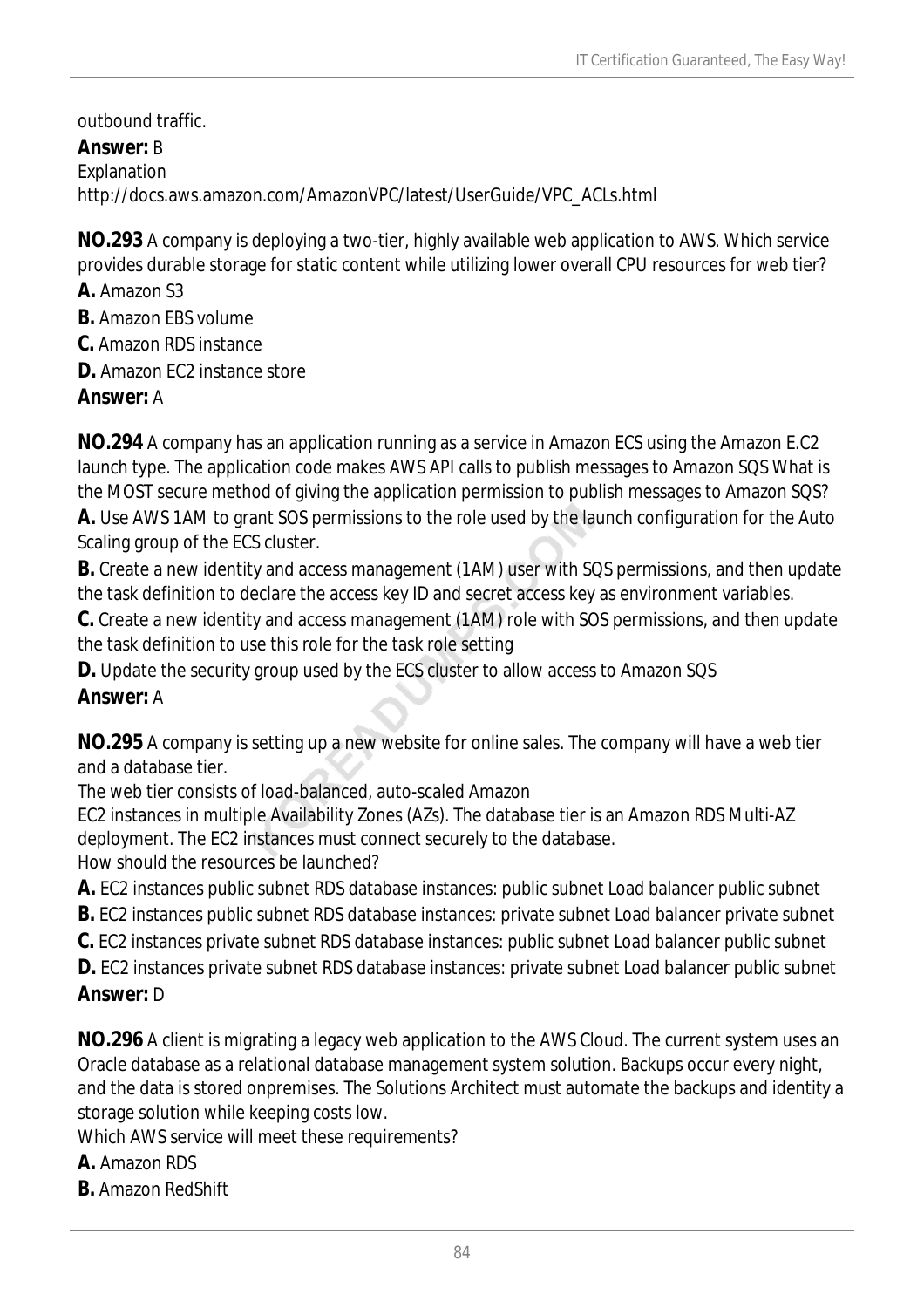outbound traffic.

**Answer:** B

Explanation

http://docs.aws.amazon.com/AmazonVPC/latest/UserGuide/VPC_ACLs.html

**NO.293** A company is deploying a two-tier, highly available web application to AWS. Which service provides durable storage for static content while utilizing lower overall CPU resources for web tier?

**A.** Amazon S3

**B.** Amazon EBS volume

**C.** Amazon RDS instance

**D.** Amazon EC2 instance store

**Answer:** A

**NO.294** A company has an application running as a service in Amazon ECS using the Amazon E.C2 launch type. The application code makes AWS API calls to publish messages to Amazon SQS What is the MOST secure method of giving the application permission to publish messages to Amazon SQS?

**A.** Use AWS 1AM to grant SOS permissions to the role used by the launch configuration for the Auto Scaling group of the ECS cluster.

**B.** Create a new identity and access management (1AM) user with SQS permissions, and then update the task definition to declare the access key ID and secret access key as environment variables.

**C.** Create a new identity and access management (1AM) role with SOS permissions, and then update the task definition to use this role for the task role setting

**D.** Update the security group used by the ECS cluster to allow access to Amazon SQS

**Answer:** A

**NO.295** A company is setting up a new website for online sales. The company will have a web tier and a database tier.

The web tier consists of load-balanced, auto-scaled Amazon

EC2 instances in multiple Availability Zones (AZs). The database tier is an Amazon RDS Multi-AZ deployment. The EC2 instances must connect securely to the database.

How should the resources be launched?

**A.** EC2 instances public subnet RDS database instances: public subnet Load balancer public subnet

**B.** EC2 instances public subnet RDS database instances: private subnet Load balancer private subnet

**C.** EC2 instances private subnet RDS database instances: public subnet Load balancer public subnet

**D.** EC2 instances private subnet RDS database instances: private subnet Load balancer public subnet

**Answer:** D

**NO.296** A client is migrating a legacy web application to the AWS Cloud. The current system uses an Oracle database as a relational database management system solution. Backups occur every night, and the data is stored onpremises. The Solutions Architect must automate the backups and identity a storage solution while keeping costs low.

Which AWS service will meet these requirements?

**A.** Amazon RDS

**B.** Amazon RedShift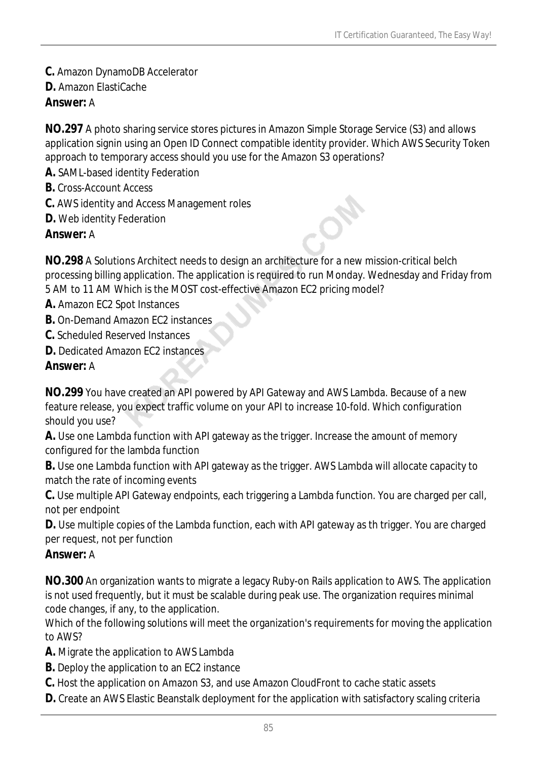**C.** Amazon DynamoDB Accelerator
**D.** Amazon ElastiCache
**Answer:** A

**NO.297** A photo sharing service stores pictures in Amazon Simple Storage Service (S3) and allows application signin using an Open ID Connect compatible identity provider. Which AWS Security Token approach to temporary access should you use for the Amazon S3 operations?
**A.** SAML-based identity Federation
**B.** Cross-Account Access
**C.** AWS identity and Access Management roles
**D.** Web identity Federation
**Answer:** A

**NO.298** A Solutions Architect needs to design an architecture for a new mission-critical belch processing billing application. The application is required to run Monday. Wednesday and Friday from 5 AM to 11 AM Which is the MOST cost-effective Amazon EC2 pricing model?
**A.** Amazon EC2 Spot Instances
**B.** On-Demand Amazon EC2 instances
**C.** Scheduled Reserved Instances
**D.** Dedicated Amazon EC2 instances
**Answer:** A

**NO.299** You have created an API powered by API Gateway and AWS Lambda. Because of a new feature release, you expect traffic volume on your API to increase 10-fold. Which configuration should you use?
**A.** Use one Lambda function with API gateway as the trigger. Increase the amount of memory configured for the lambda function
**B.** Use one Lambda function with API gateway as the trigger. AWS Lambda will allocate capacity to match the rate of incoming events
**C.** Use multiple API Gateway endpoints, each triggering a Lambda function. You are charged per call, not per endpoint
**D.** Use multiple copies of the Lambda function, each with API gateway as th trigger. You are charged per request, not per function
**Answer:** A

**NO.300** An organization wants to migrate a legacy Ruby-on Rails application to AWS. The application is not used frequently, but it must be scalable during peak use. The organization requires minimal code changes, if any, to the application.
Which of the following solutions will meet the organization's requirements for moving the application to AWS?
**A.** Migrate the application to AWS Lambda
**B.** Deploy the application to an EC2 instance
**C.** Host the application on Amazon S3, and use Amazon CloudFront to cache static assets
**D.** Create an AWS Elastic Beanstalk deployment for the application with satisfactory scaling criteria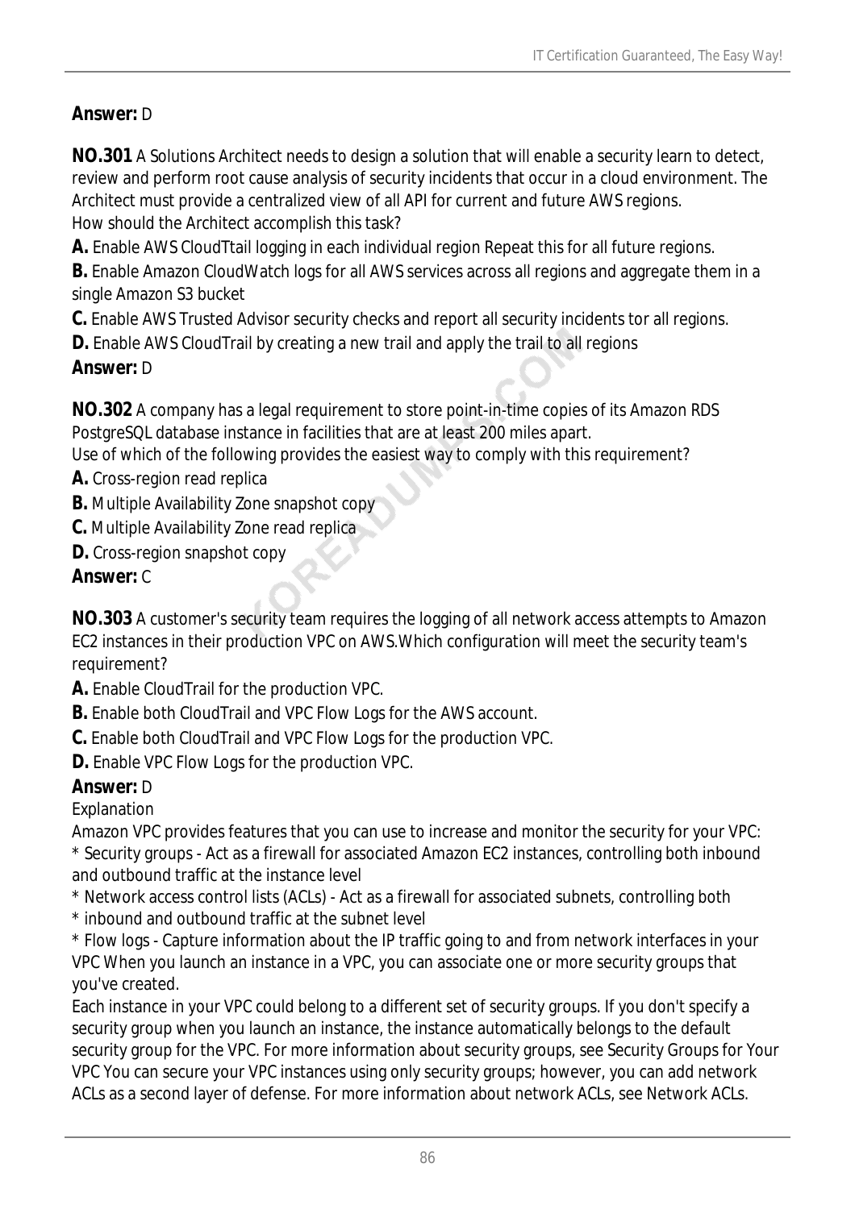**Answer:** D

**NO.301** A Solutions Architect needs to design a solution that will enable a security learn to detect, review and perform root cause analysis of security incidents that occur in a cloud environment. The Architect must provide a centralized view of all API for current and future AWS regions.
How should the Architect accomplish this task?

**A.** Enable AWS CloudTtail logging in each individual region Repeat this for all future regions.

**B.** Enable Amazon CloudWatch logs for all AWS services across all regions and aggregate them in a single Amazon S3 bucket

**C.** Enable AWS Trusted Advisor security checks and report all security incidents tor all regions.

**D.** Enable AWS CloudTrail by creating a new trail and apply the trail to all regions

**Answer:** D

**NO.302** A company has a legal requirement to store point-in-time copies of its Amazon RDS PostgreSQL database instance in facilities that are at least 200 miles apart.
Use of which of the following provides the easiest way to comply with this requirement?

**A.** Cross-region read replica

**B.** Multiple Availability Zone snapshot copy

**C.** Multiple Availability Zone read replica

**D.** Cross-region snapshot copy

**Answer:** C

**NO.303** A customer's security team requires the logging of all network access attempts to Amazon EC2 instances in their production VPC on AWS.Which configuration will meet the security team's requirement?

**A.** Enable CloudTrail for the production VPC.

**B.** Enable both CloudTrail and VPC Flow Logs for the AWS account.

**C.** Enable both CloudTrail and VPC Flow Logs for the production VPC.

**D.** Enable VPC Flow Logs for the production VPC.

**Answer:** D

Explanation

Amazon VPC provides features that you can use to increase and monitor the security for your VPC:

* Security groups - Act as a firewall for associated Amazon EC2 instances, controlling both inbound and outbound traffic at the instance level

* Network access control lists (ACLs) - Act as a firewall for associated subnets, controlling both

* inbound and outbound traffic at the subnet level

* Flow logs - Capture information about the IP traffic going to and from network interfaces in your VPC When you launch an instance in a VPC, you can associate one or more security groups that you've created.

Each instance in your VPC could belong to a different set of security groups. If you don't specify a security group when you launch an instance, the instance automatically belongs to the default security group for the VPC. For more information about security groups, see Security Groups for Your VPC You can secure your VPC instances using only security groups; however, you can add network ACLs as a second layer of defense. For more information about network ACLs, see Network ACLs.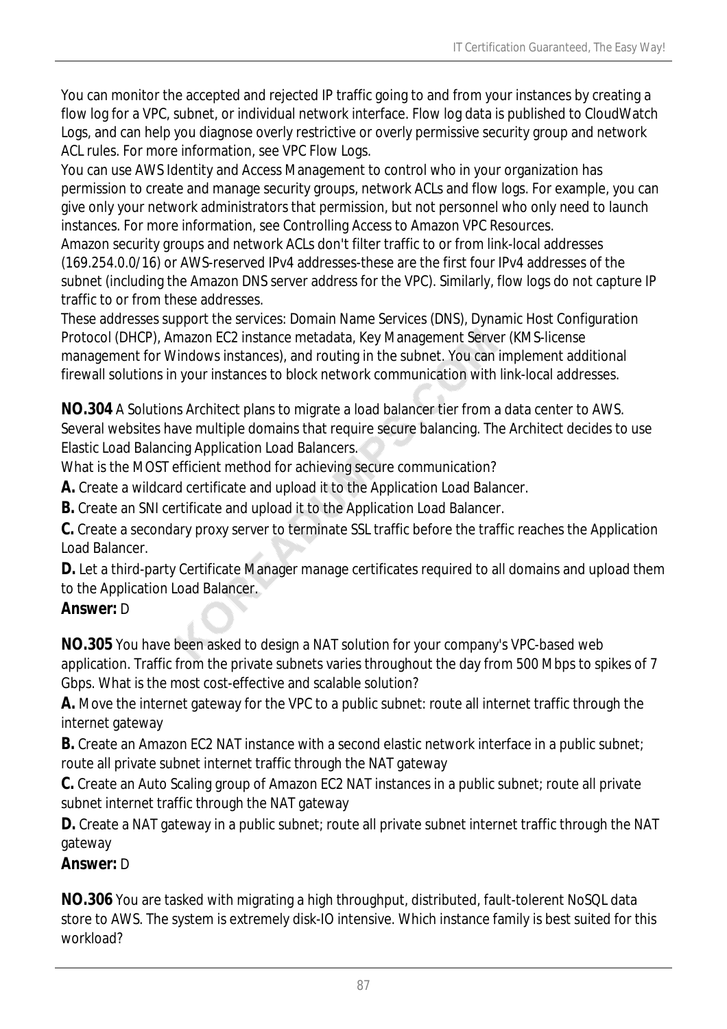You can monitor the accepted and rejected IP traffic going to and from your instances by creating a flow log for a VPC, subnet, or individual network interface. Flow log data is published to CloudWatch Logs, and can help you diagnose overly restrictive or overly permissive security group and network ACL rules. For more information, see VPC Flow Logs.
You can use AWS Identity and Access Management to control who in your organization has permission to create and manage security groups, network ACLs and flow logs. For example, you can give only your network administrators that permission, but not personnel who only need to launch instances. For more information, see Controlling Access to Amazon VPC Resources.
Amazon security groups and network ACLs don't filter traffic to or from link-local addresses (169.254.0.0/16) or AWS-reserved IPv4 addresses-these are the first four IPv4 addresses of the subnet (including the Amazon DNS server address for the VPC). Similarly, flow logs do not capture IP traffic to or from these addresses.
These addresses support the services: Domain Name Services (DNS), Dynamic Host Configuration Protocol (DHCP), Amazon EC2 instance metadata, Key Management Server (KMS-license management for Windows instances), and routing in the subnet. You can implement additional firewall solutions in your instances to block network communication with link-local addresses.

**NO.304** A Solutions Architect plans to migrate a load balancer tier from a data center to AWS. Several websites have multiple domains that require secure balancing. The Architect decides to use Elastic Load Balancing Application Load Balancers.
What is the MOST efficient method for achieving secure communication?
**A.** Create a wildcard certificate and upload it to the Application Load Balancer.
**B.** Create an SNI certificate and upload it to the Application Load Balancer.
**C.** Create a secondary proxy server to terminate SSL traffic before the traffic reaches the Application Load Balancer.
**D.** Let a third-party Certificate Manager manage certificates required to all domains and upload them to the Application Load Balancer.
**Answer:** D

**NO.305** You have been asked to design a NAT solution for your company's VPC-based web application. Traffic from the private subnets varies throughout the day from 500 Mbps to spikes of 7 Gbps. What is the most cost-effective and scalable solution?
**A.** Move the internet gateway for the VPC to a public subnet: route all internet traffic through the internet gateway
**B.** Create an Amazon EC2 NAT instance with a second elastic network interface in a public subnet; route all private subnet internet traffic through the NAT gateway
**C.** Create an Auto Scaling group of Amazon EC2 NAT instances in a public subnet; route all private subnet internet traffic through the NAT gateway
**D.** Create a NAT gateway in a public subnet; route all private subnet internet traffic through the NAT gateway
**Answer:** D

**NO.306** You are tasked with migrating a high throughput, distributed, fault-tolerent NoSQL data store to AWS. The system is extremely disk-IO intensive. Which instance family is best suited for this workload?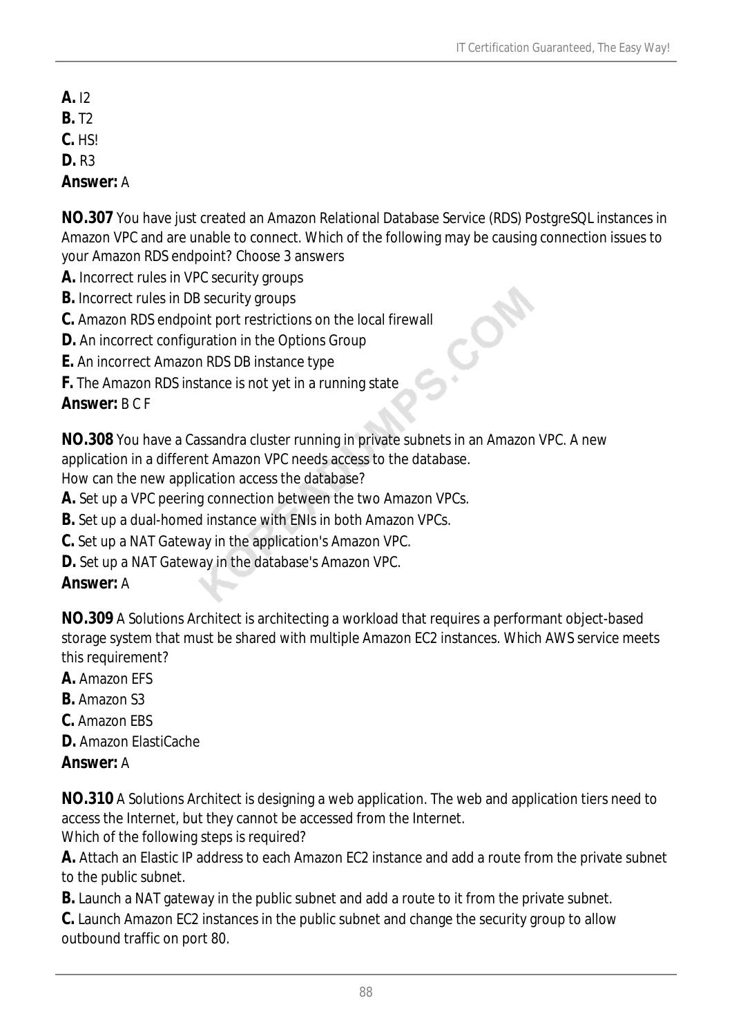**A.** I2
**B.** T2
**C.** HS!
**D.** R3
**Answer:** A

**NO.307** You have just created an Amazon Relational Database Service (RDS) PostgreSQL instances in Amazon VPC and are unable to connect. Which of the following may be causing connection issues to your Amazon RDS endpoint? Choose 3 answers
**A.** Incorrect rules in VPC security groups
**B.** Incorrect rules in DB security groups
**C.** Amazon RDS endpoint port restrictions on the local firewall
**D.** An incorrect configuration in the Options Group
**E.** An incorrect Amazon RDS DB instance type
**F.** The Amazon RDS instance is not yet in a running state
**Answer:** B C F

**NO.308** You have a Cassandra cluster running in private subnets in an Amazon VPC. A new application in a different Amazon VPC needs access to the database.
How can the new application access the database?
**A.** Set up a VPC peering connection between the two Amazon VPCs.
**B.** Set up a dual-homed instance with ENIs in both Amazon VPCs.
**C.** Set up a NAT Gateway in the application's Amazon VPC.
**D.** Set up a NAT Gateway in the database's Amazon VPC.
**Answer:** A

**NO.309** A Solutions Architect is architecting a workload that requires a performant object-based storage system that must be shared with multiple Amazon EC2 instances. Which AWS service meets this requirement?
**A.** Amazon EFS
**B.** Amazon S3
**C.** Amazon EBS
**D.** Amazon ElastiCache
**Answer:** A

**NO.310** A Solutions Architect is designing a web application. The web and application tiers need to access the Internet, but they cannot be accessed from the Internet.
Which of the following steps is required?
**A.** Attach an Elastic IP address to each Amazon EC2 instance and add a route from the private subnet to the public subnet.
**B.** Launch a NAT gateway in the public subnet and add a route to it from the private subnet.
**C.** Launch Amazon EC2 instances in the public subnet and change the security group to allow outbound traffic on port 80.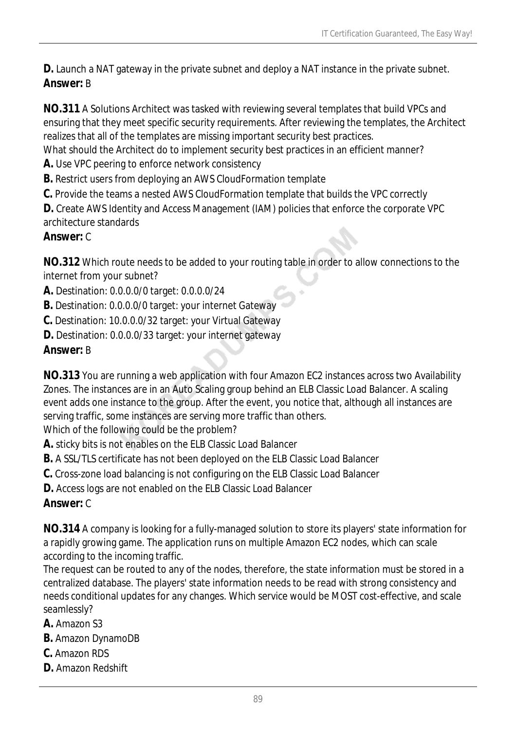**D.** Launch a NAT gateway in the private subnet and deploy a NAT instance in the private subnet.
**Answer:** B

**NO.311** A Solutions Architect was tasked with reviewing several templates that build VPCs and ensuring that they meet specific security requirements. After reviewing the templates, the Architect realizes that all of the templates are missing important security best practices.
What should the Architect do to implement security best practices in an efficient manner?
**A.** Use VPC peering to enforce network consistency
**B.** Restrict users from deploying an AWS CloudFormation template
**C.** Provide the teams a nested AWS CloudFormation template that builds the VPC correctly
**D.** Create AWS Identity and Access Management (IAM) policies that enforce the corporate VPC architecture standards
**Answer:** C

**NO.312** Which route needs to be added to your routing table in order to allow connections to the internet from your subnet?
**A.** Destination: 0.0.0.0/0 target: 0.0.0.0/24
**B.** Destination: 0.0.0.0/0 target: your internet Gateway
**C.** Destination: 10.0.0.0/32 target: your Virtual Gateway
**D.** Destination: 0.0.0.0/33 target: your internet gateway
**Answer:** B

**NO.313** You are running a web application with four Amazon EC2 instances across two Availability Zones. The instances are in an Auto Scaling group behind an ELB Classic Load Balancer. A scaling event adds one instance to the group. After the event, you notice that, although all instances are serving traffic, some instances are serving more traffic than others.
Which of the following could be the problem?
**A.** sticky bits is not enables on the ELB Classic Load Balancer
**B.** A SSL/TLS certificate has not been deployed on the ELB Classic Load Balancer
**C.** Cross-zone load balancing is not configuring on the ELB Classic Load Balancer
**D.** Access logs are not enabled on the ELB Classic Load Balancer
**Answer:** C

**NO.314** A company is looking for a fully-managed solution to store its players' state information for a rapidly growing game. The application runs on multiple Amazon EC2 nodes, which can scale according to the incoming traffic.
The request can be routed to any of the nodes, therefore, the state information must be stored in a centralized database. The players' state information needs to be read with strong consistency and needs conditional updates for any changes. Which service would be MOST cost-effective, and scale seamlessly?
**A.** Amazon S3
**B.** Amazon DynamoDB
**C.** Amazon RDS
**D.** Amazon Redshift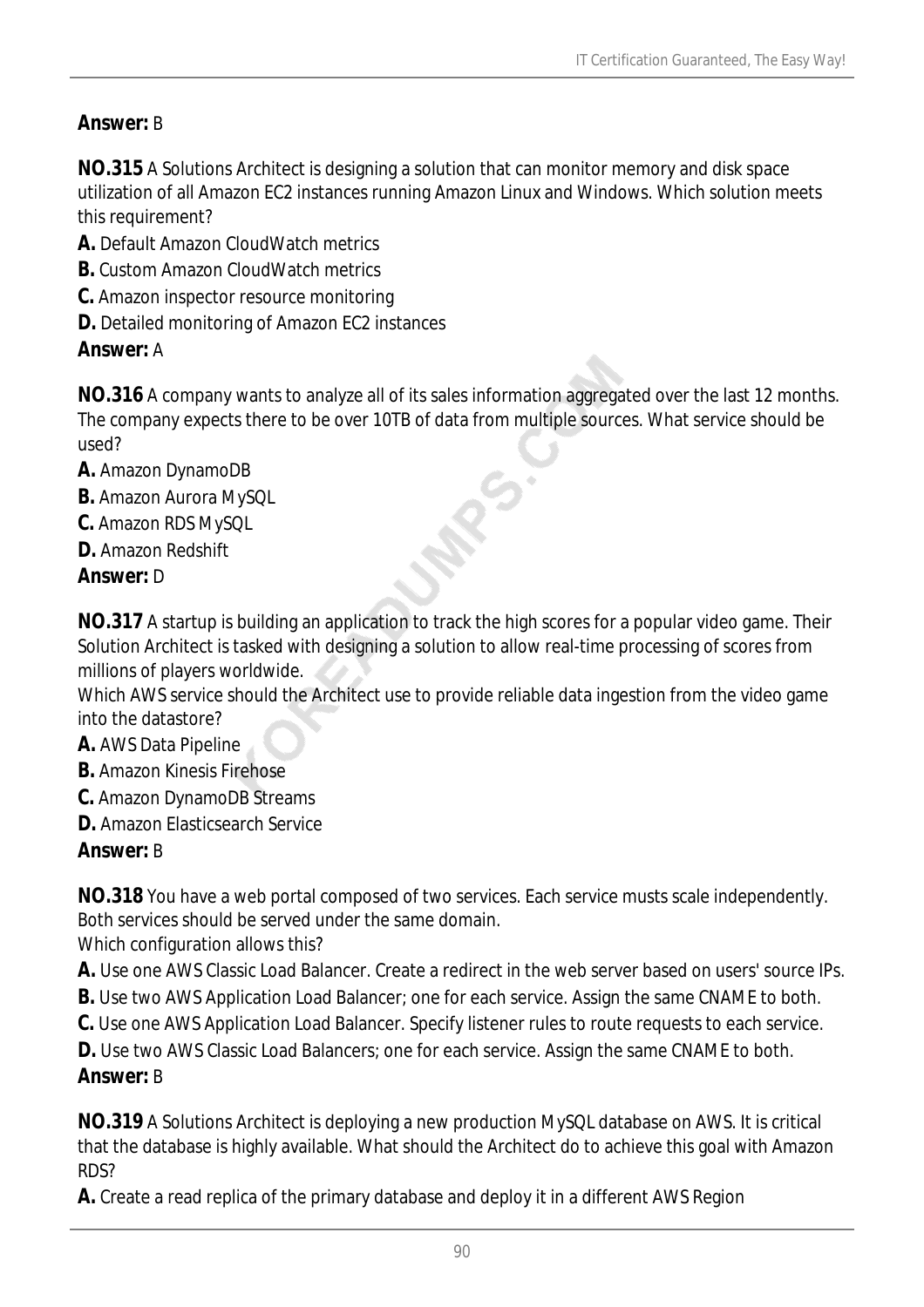**Answer:** B

**NO.315** A Solutions Architect is designing a solution that can monitor memory and disk space utilization of all Amazon EC2 instances running Amazon Linux and Windows. Which solution meets this requirement?

**A.** Default Amazon CloudWatch metrics
**B.** Custom Amazon CloudWatch metrics
**C.** Amazon inspector resource monitoring
**D.** Detailed monitoring of Amazon EC2 instances

**Answer:** A

**NO.316** A company wants to analyze all of its sales information aggregated over the last 12 months. The company expects there to be over 10TB of data from multiple sources. What service should be used?

**A.** Amazon DynamoDB
**B.** Amazon Aurora MySQL
**C.** Amazon RDS MySQL
**D.** Amazon Redshift

**Answer:** D

**NO.317** A startup is building an application to track the high scores for a popular video game. Their Solution Architect is tasked with designing a solution to allow real-time processing of scores from millions of players worldwide.
Which AWS service should the Architect use to provide reliable data ingestion from the video game into the datastore?

**A.** AWS Data Pipeline
**B.** Amazon Kinesis Firehose
**C.** Amazon DynamoDB Streams
**D.** Amazon Elasticsearch Service

**Answer:** B

**NO.318** You have a web portal composed of two services. Each service musts scale independently. Both services should be served under the same domain.
Which configuration allows this?

**A.** Use one AWS Classic Load Balancer. Create a redirect in the web server based on users' source IPs.
**B.** Use two AWS Application Load Balancer; one for each service. Assign the same CNAME to both.
**C.** Use one AWS Application Load Balancer. Specify listener rules to route requests to each service.
**D.** Use two AWS Classic Load Balancers; one for each service. Assign the same CNAME to both.

**Answer:** B

**NO.319** A Solutions Architect is deploying a new production MySQL database on AWS. It is critical that the database is highly available. What should the Architect do to achieve this goal with Amazon RDS?

**A.** Create a read replica of the primary database and deploy it in a different AWS Region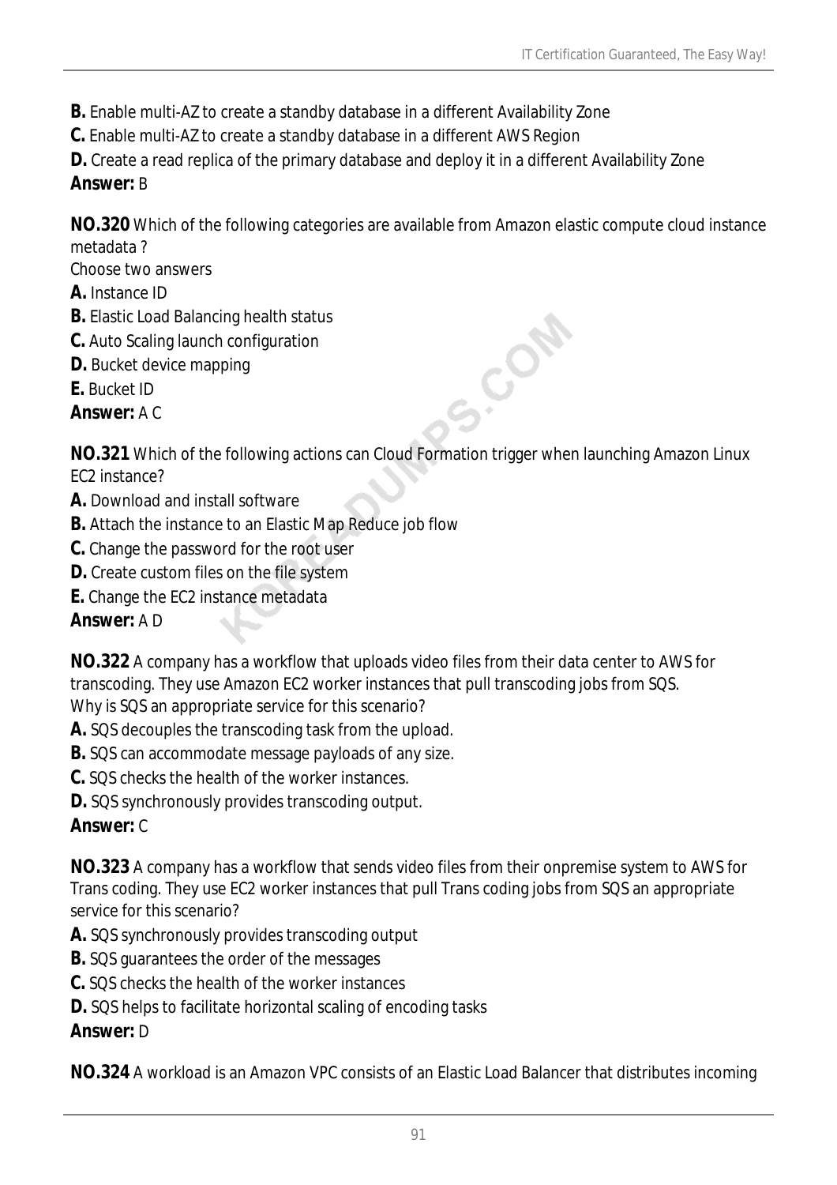**B.** Enable multi-AZ to create a standby database in a different Availability Zone
**C.** Enable multi-AZ to create a standby database in a different AWS Region
**D.** Create a read replica of the primary database and deploy it in a different Availability Zone
**Answer:** B

**NO.320** Which of the following categories are available from Amazon elastic compute cloud instance metadata ?
Choose two answers
**A.** Instance ID
**B.** Elastic Load Balancing health status
**C.** Auto Scaling launch configuration
**D.** Bucket device mapping
**E.** Bucket ID
**Answer:** A C

**NO.321** Which of the following actions can Cloud Formation trigger when launching Amazon Linux EC2 instance?
**A.** Download and install software
**B.** Attach the instance to an Elastic Map Reduce job flow
**C.** Change the password for the root user
**D.** Create custom files on the file system
**E.** Change the EC2 instance metadata
**Answer:** A D

**NO.322** A company has a workflow that uploads video files from their data center to AWS for transcoding. They use Amazon EC2 worker instances that pull transcoding jobs from SQS.
Why is SQS an appropriate service for this scenario?
**A.** SQS decouples the transcoding task from the upload.
**B.** SQS can accommodate message payloads of any size.
**C.** SQS checks the health of the worker instances.
**D.** SQS synchronously provides transcoding output.
**Answer:** C

**NO.323** A company has a workflow that sends video files from their onpremise system to AWS for Trans coding. They use EC2 worker instances that pull Trans coding jobs from SQS an appropriate service for this scenario?
**A.** SQS synchronously provides transcoding output
**B.** SQS guarantees the order of the messages
**C.** SQS checks the health of the worker instances
**D.** SQS helps to facilitate horizontal scaling of encoding tasks
**Answer:** D

**NO.324** A workload is an Amazon VPC consists of an Elastic Load Balancer that distributes incoming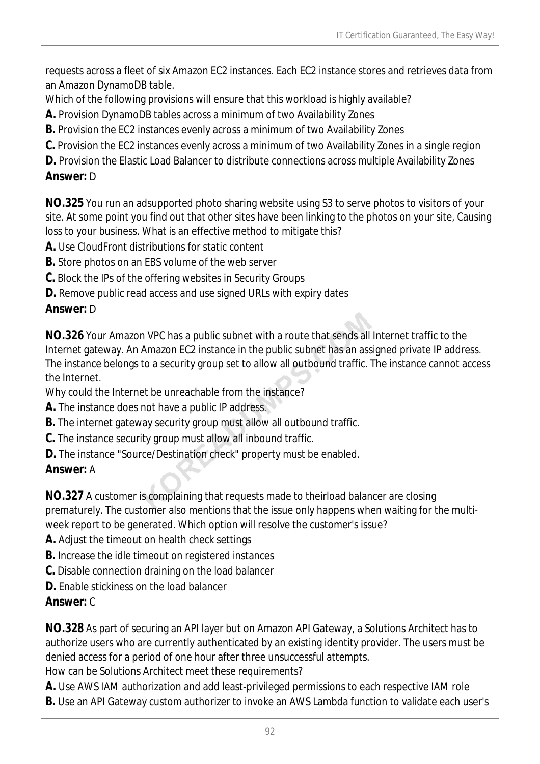requests across a fleet of six Amazon EC2 instances. Each EC2 instance stores and retrieves data from an Amazon DynamoDB table.

Which of the following provisions will ensure that this workload is highly available?

**A.** Provision DynamoDB tables across a minimum of two Availability Zones
**B.** Provision the EC2 instances evenly across a minimum of two Availability Zones
**C.** Provision the EC2 instances evenly across a minimum of two Availability Zones in a single region
**D.** Provision the Elastic Load Balancer to distribute connections across multiple Availability Zones
**Answer:** D

**NO.325** You run an adsupported photo sharing website using S3 to serve photos to visitors of your site. At some point you find out that other sites have been linking to the photos on your site, Causing loss to your business. What is an effective method to mitigate this?

**A.** Use CloudFront distributions for static content
**B.** Store photos on an EBS volume of the web server
**C.** Block the IPs of the offering websites in Security Groups
**D.** Remove public read access and use signed URLs with expiry dates
**Answer:** D

**NO.326** Your Amazon VPC has a public subnet with a route that sends all Internet traffic to the Internet gateway. An Amazon EC2 instance in the public subnet has an assigned private IP address. The instance belongs to a security group set to allow all outbound traffic. The instance cannot access the Internet.

Why could the Internet be unreachable from the instance?

**A.** The instance does not have a public IP address.
**B.** The internet gateway security group must allow all outbound traffic.
**C.** The instance security group must allow all inbound traffic.
**D.** The instance "Source/Destination check" property must be enabled.
**Answer:** A

**NO.327** A customer is complaining that requests made to theirload balancer are closing prematurely. The customer also mentions that the issue only happens when waiting for the multi-week report to be generated. Which option will resolve the customer's issue?

**A.** Adjust the timeout on health check settings
**B.** Increase the idle timeout on registered instances
**C.** Disable connection draining on the load balancer
**D.** Enable stickiness on the load balancer
**Answer:** C

**NO.328** As part of securing an API layer but on Amazon API Gateway, a Solutions Architect has to authorize users who are currently authenticated by an existing identity provider. The users must be denied access for a period of one hour after three unsuccessful attempts.

How can be Solutions Architect meet these requirements?

**A.** Use AWS IAM authorization and add least-privileged permissions to each respective IAM role
**B.** Use an API Gateway custom authorizer to invoke an AWS Lambda function to validate each user's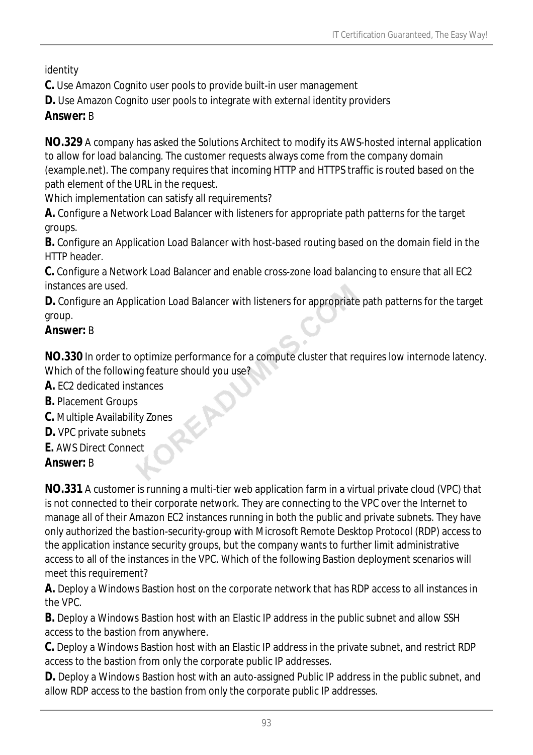identity

**C.** Use Amazon Cognito user pools to provide built-in user management

**D.** Use Amazon Cognito user pools to integrate with external identity providers

**Answer:** B

**NO.329** A company has asked the Solutions Architect to modify its AWS-hosted internal application to allow for load balancing. The customer requests always come from the company domain (example.net). The company requires that incoming HTTP and HTTPS traffic is routed based on the path element of the URL in the request.

Which implementation can satisfy all requirements?

**A.** Configure a Network Load Balancer with listeners for appropriate path patterns for the target groups.

**B.** Configure an Application Load Balancer with host-based routing based on the domain field in the HTTP header.

**C.** Configure a Network Load Balancer and enable cross-zone load balancing to ensure that all EC2 instances are used.

**D.** Configure an Application Load Balancer with listeners for appropriate path patterns for the target group.

**Answer:** B

**NO.330** In order to optimize performance for a compute cluster that requires low internode latency. Which of the following feature should you use?

**A.** EC2 dedicated instances

**B.** Placement Groups

**C.** Multiple Availability Zones

**D.** VPC private subnets

**E.** AWS Direct Connect

**Answer:** B

**NO.331** A customer is running a multi-tier web application farm in a virtual private cloud (VPC) that is not connected to their corporate network. They are connecting to the VPC over the Internet to manage all of their Amazon EC2 instances running in both the public and private subnets. They have only authorized the bastion-security-group with Microsoft Remote Desktop Protocol (RDP) access to the application instance security groups, but the company wants to further limit administrative access to all of the instances in the VPC. Which of the following Bastion deployment scenarios will meet this requirement?

**A.** Deploy a Windows Bastion host on the corporate network that has RDP access to all instances in the VPC.

**B.** Deploy a Windows Bastion host with an Elastic IP address in the public subnet and allow SSH access to the bastion from anywhere.

**C.** Deploy a Windows Bastion host with an Elastic IP address in the private subnet, and restrict RDP access to the bastion from only the corporate public IP addresses.

**D.** Deploy a Windows Bastion host with an auto-assigned Public IP address in the public subnet, and allow RDP access to the bastion from only the corporate public IP addresses.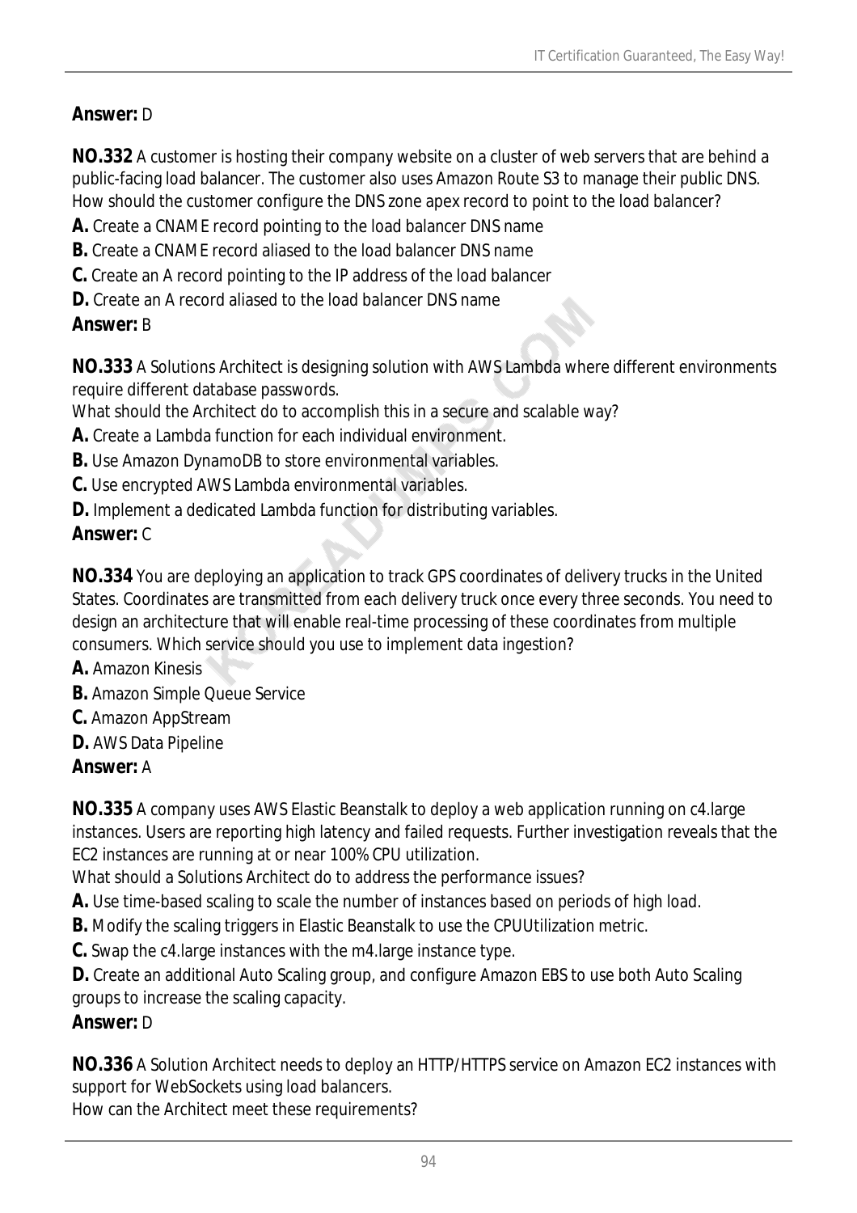**Answer:** D

**NO.332** A customer is hosting their company website on a cluster of web servers that are behind a public-facing load balancer. The customer also uses Amazon Route S3 to manage their public DNS.
How should the customer configure the DNS zone apex record to point to the load balancer?

**A.** Create a CNAME record pointing to the load balancer DNS name
**B.** Create a CNAME record aliased to the load balancer DNS name
**C.** Create an A record pointing to the IP address of the load balancer
**D.** Create an A record aliased to the load balancer DNS name

**Answer:** B

**NO.333** A Solutions Architect is designing solution with AWS Lambda where different environments require different database passwords.
What should the Architect do to accomplish this in a secure and scalable way?

**A.** Create a Lambda function for each individual environment.
**B.** Use Amazon DynamoDB to store environmental variables.
**C.** Use encrypted AWS Lambda environmental variables.
**D.** Implement a dedicated Lambda function for distributing variables.

**Answer:** C

**NO.334** You are deploying an application to track GPS coordinates of delivery trucks in the United States. Coordinates are transmitted from each delivery truck once every three seconds. You need to design an architecture that will enable real-time processing of these coordinates from multiple consumers. Which service should you use to implement data ingestion?

**A.** Amazon Kinesis
**B.** Amazon Simple Queue Service
**C.** Amazon AppStream
**D.** AWS Data Pipeline

**Answer:** A

**NO.335** A company uses AWS Elastic Beanstalk to deploy a web application running on c4.large instances. Users are reporting high latency and failed requests. Further investigation reveals that the EC2 instances are running at or near 100% CPU utilization.
What should a Solutions Architect do to address the performance issues?

**A.** Use time-based scaling to scale the number of instances based on periods of high load.
**B.** Modify the scaling triggers in Elastic Beanstalk to use the CPUUtilization metric.
**C.** Swap the c4.large instances with the m4.large instance type.
**D.** Create an additional Auto Scaling group, and configure Amazon EBS to use both Auto Scaling groups to increase the scaling capacity.

**Answer:** D

**NO.336** A Solution Architect needs to deploy an HTTP/HTTPS service on Amazon EC2 instances with support for WebSockets using load balancers.
How can the Architect meet these requirements?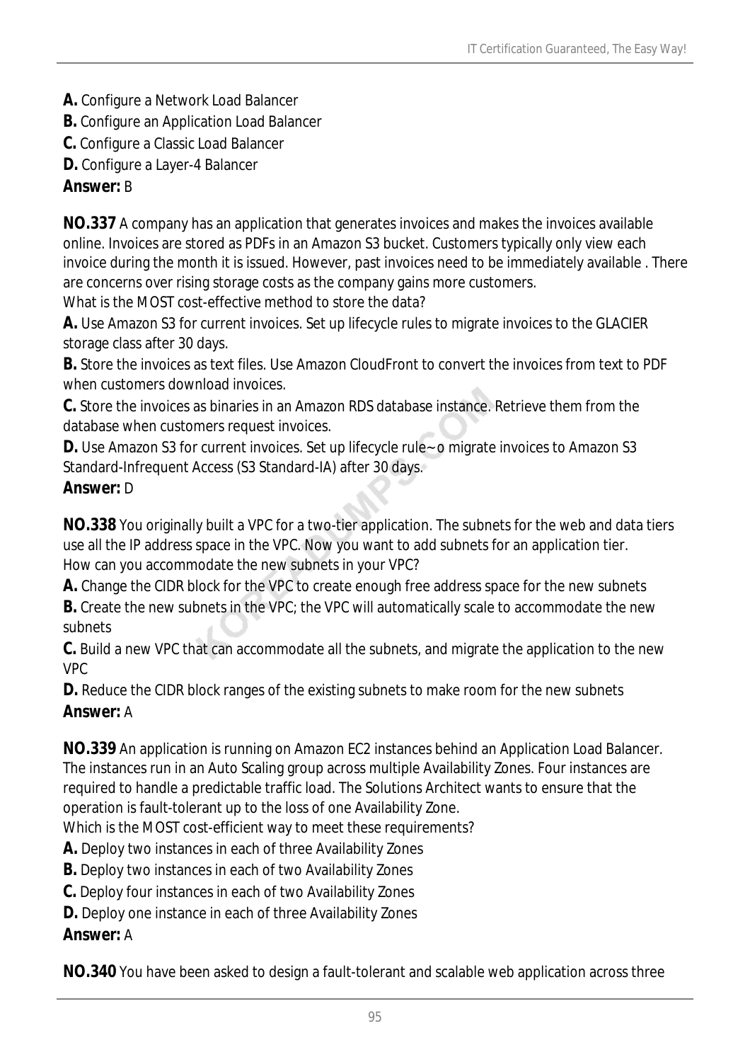**A.** Configure a Network Load Balancer
**B.** Configure an Application Load Balancer
**C.** Configure a Classic Load Balancer
**D.** Configure a Layer-4 Balancer
**Answer:** B

**NO.337** A company has an application that generates invoices and makes the invoices available online. Invoices are stored as PDFs in an Amazon S3 bucket. Customers typically only view each invoice during the month it is issued. However, past invoices need to be immediately available . There are concerns over rising storage costs as the company gains more customers.
What is the MOST cost-effective method to store the data?
**A.** Use Amazon S3 for current invoices. Set up lifecycle rules to migrate invoices to the GLACIER storage class after 30 days.
**B.** Store the invoices as text files. Use Amazon CloudFront to convert the invoices from text to PDF when customers download invoices.
**C.** Store the invoices as binaries in an Amazon RDS database instance. Retrieve them from the database when customers request invoices.
**D.** Use Amazon S3 for current invoices. Set up lifecycle rule~o migrate invoices to Amazon S3 Standard-Infrequent Access (S3 Standard-IA) after 30 days.
**Answer:** D

**NO.338** You originally built a VPC for a two-tier application. The subnets for the web and data tiers use all the IP address space in the VPC. Now you want to add subnets for an application tier.
How can you accommodate the new subnets in your VPC?
**A.** Change the CIDR block for the VPC to create enough free address space for the new subnets
**B.** Create the new subnets in the VPC; the VPC will automatically scale to accommodate the new subnets
**C.** Build a new VPC that can accommodate all the subnets, and migrate the application to the new VPC
**D.** Reduce the CIDR block ranges of the existing subnets to make room for the new subnets
**Answer:** A

**NO.339** An application is running on Amazon EC2 instances behind an Application Load Balancer. The instances run in an Auto Scaling group across multiple Availability Zones. Four instances are required to handle a predictable traffic load. The Solutions Architect wants to ensure that the operation is fault-tolerant up to the loss of one Availability Zone.
Which is the MOST cost-efficient way to meet these requirements?
**A.** Deploy two instances in each of three Availability Zones
**B.** Deploy two instances in each of two Availability Zones
**C.** Deploy four instances in each of two Availability Zones
**D.** Deploy one instance in each of three Availability Zones
**Answer:** A

**NO.340** You have been asked to design a fault-tolerant and scalable web application across three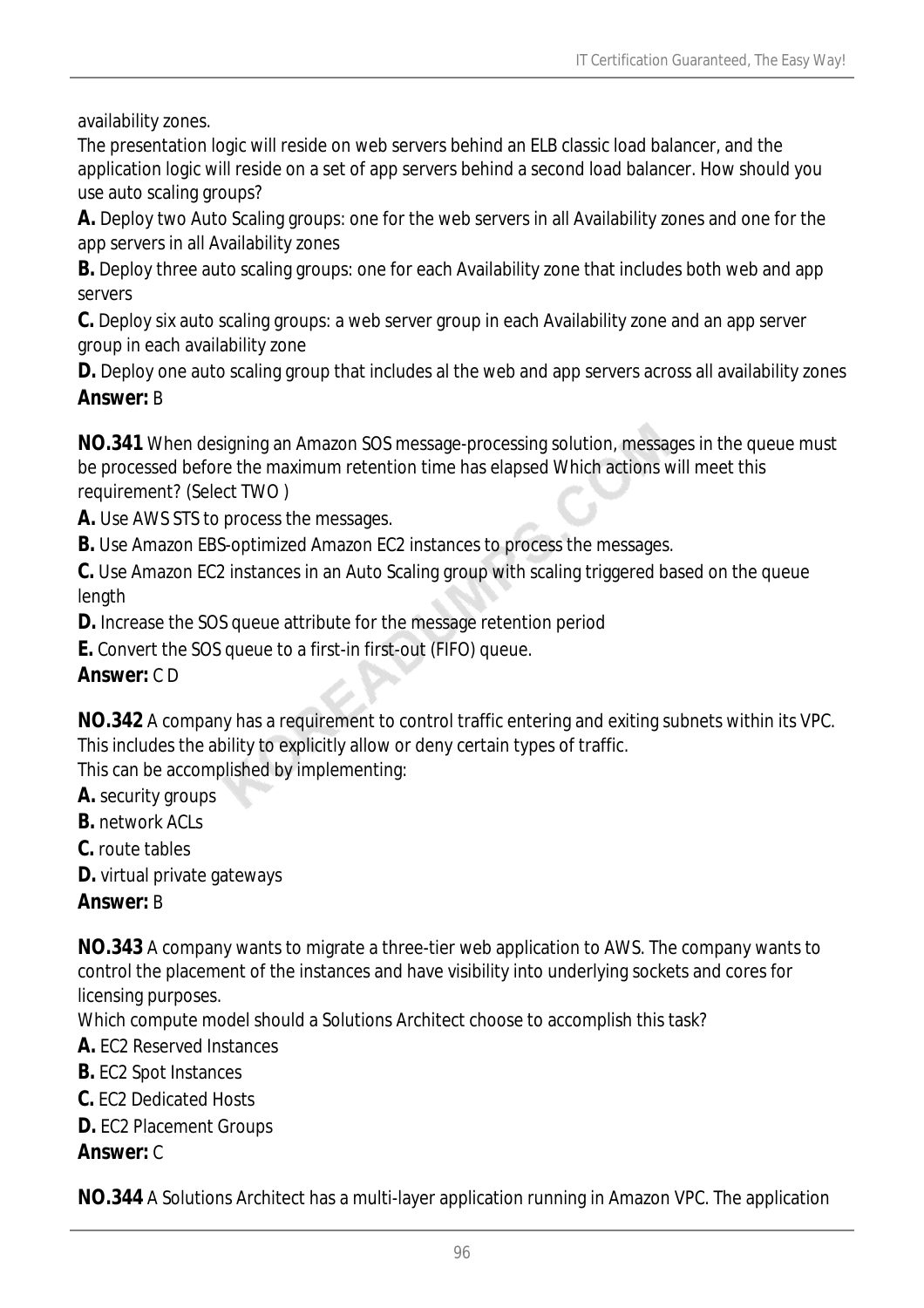availability zones.
The presentation logic will reside on web servers behind an ELB classic load balancer, and the application logic will reside on a set of app servers behind a second load balancer. How should you use auto scaling groups?

**A.** Deploy two Auto Scaling groups: one for the web servers in all Availability zones and one for the app servers in all Availability zones
**B.** Deploy three auto scaling groups: one for each Availability zone that includes both web and app servers
**C.** Deploy six auto scaling groups: a web server group in each Availability zone and an app server group in each availability zone
**D.** Deploy one auto scaling group that includes al the web and app servers across all availability zones
**Answer:** B

**NO.341** When designing an Amazon SOS message-processing solution, messages in the queue must be processed before the maximum retention time has elapsed Which actions will meet this requirement? (Select TWO )
**A.** Use AWS STS to process the messages.
**B.** Use Amazon EBS-optimized Amazon EC2 instances to process the messages.
**C.** Use Amazon EC2 instances in an Auto Scaling group with scaling triggered based on the queue length
**D.** Increase the SOS queue attribute for the message retention period
**E.** Convert the SOS queue to a first-in first-out (FIFO) queue.
**Answer:** C D

**NO.342** A company has a requirement to control traffic entering and exiting subnets within its VPC. This includes the ability to explicitly allow or deny certain types of traffic.
This can be accomplished by implementing:
**A.** security groups
**B.** network ACLs
**C.** route tables
**D.** virtual private gateways
**Answer:** B

**NO.343** A company wants to migrate a three-tier web application to AWS. The company wants to control the placement of the instances and have visibility into underlying sockets and cores for licensing purposes.
Which compute model should a Solutions Architect choose to accomplish this task?
**A.** EC2 Reserved Instances
**B.** EC2 Spot Instances
**C.** EC2 Dedicated Hosts
**D.** EC2 Placement Groups
**Answer:** C

**NO.344** A Solutions Architect has a multi-layer application running in Amazon VPC. The application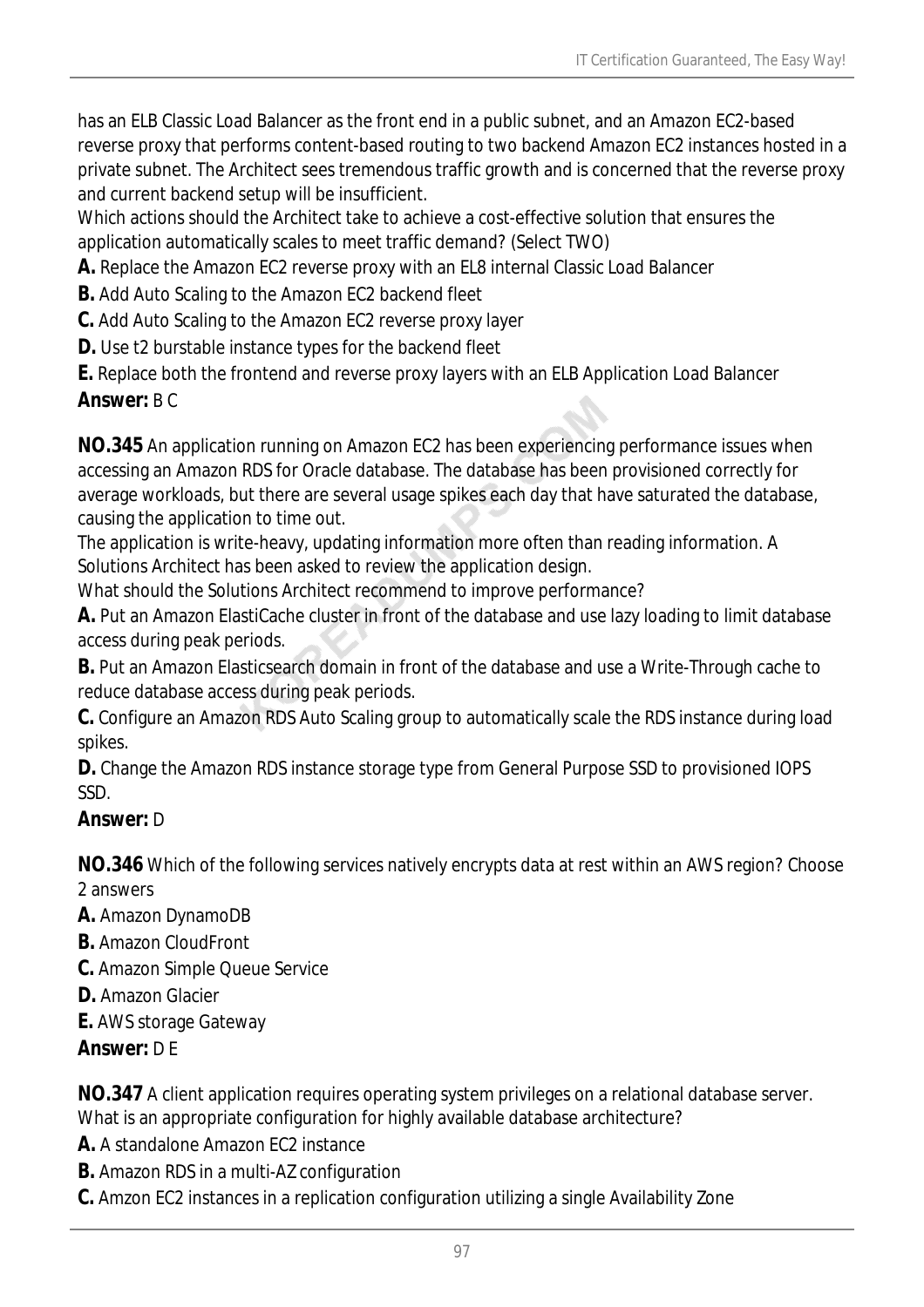has an ELB Classic Load Balancer as the front end in a public subnet, and an Amazon EC2-based reverse proxy that performs content-based routing to two backend Amazon EC2 instances hosted in a private subnet. The Architect sees tremendous traffic growth and is concerned that the reverse proxy and current backend setup will be insufficient.
Which actions should the Architect take to achieve a cost-effective solution that ensures the application automatically scales to meet traffic demand? (Select TWO)

**A.** Replace the Amazon EC2 reverse proxy with an EL8 internal Classic Load Balancer
**B.** Add Auto Scaling to the Amazon EC2 backend fleet
**C.** Add Auto Scaling to the Amazon EC2 reverse proxy layer
**D.** Use t2 burstable instance types for the backend fleet
**E.** Replace both the frontend and reverse proxy layers with an ELB Application Load Balancer
**Answer:** B C

**NO.345** An application running on Amazon EC2 has been experiencing performance issues when accessing an Amazon RDS for Oracle database. The database has been provisioned correctly for average workloads, but there are several usage spikes each day that have saturated the database, causing the application to time out.
The application is write-heavy, updating information more often than reading information. A Solutions Architect has been asked to review the application design.
What should the Solutions Architect recommend to improve performance?

**A.** Put an Amazon ElastiCache cluster in front of the database and use lazy loading to limit database access during peak periods.
**B.** Put an Amazon Elasticsearch domain in front of the database and use a Write-Through cache to reduce database access during peak periods.
**C.** Configure an Amazon RDS Auto Scaling group to automatically scale the RDS instance during load spikes.
**D.** Change the Amazon RDS instance storage type from General Purpose SSD to provisioned IOPS SSD.
**Answer:** D

**NO.346** Which of the following services natively encrypts data at rest within an AWS region? Choose 2 answers

**A.** Amazon DynamoDB
**B.** Amazon CloudFront
**C.** Amazon Simple Queue Service
**D.** Amazon Glacier
**E.** AWS storage Gateway
**Answer:** D E

**NO.347** A client application requires operating system privileges on a relational database server.
What is an appropriate configuration for highly available database architecture?

**A.** A standalone Amazon EC2 instance
**B.** Amazon RDS in a multi-AZ configuration
**C.** Amzon EC2 instances in a replication configuration utilizing a single Availability Zone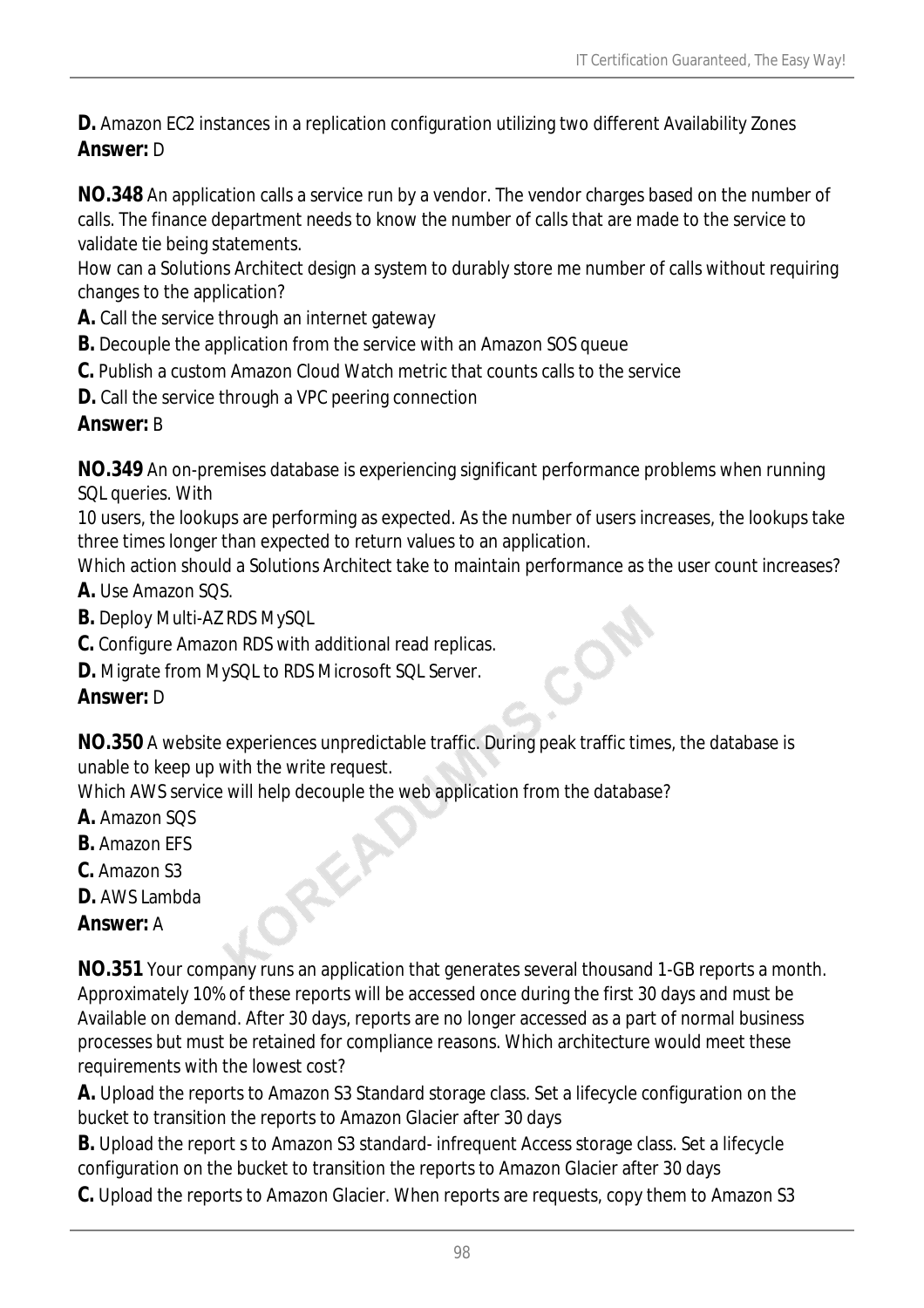**D.** Amazon EC2 instances in a replication configuration utilizing two different Availability Zones
**Answer:** D

**NO.348** An application calls a service run by a vendor. The vendor charges based on the number of calls. The finance department needs to know the number of calls that are made to the service to validate tie being statements.
How can a Solutions Architect design a system to durably store me number of calls without requiring changes to the application?
**A.** Call the service through an internet gateway
**B.** Decouple the application from the service with an Amazon SOS queue
**C.** Publish a custom Amazon Cloud Watch metric that counts calls to the service
**D.** Call the service through a VPC peering connection
**Answer:** B

**NO.349** An on-premises database is experiencing significant performance problems when running SQL queries. With
10 users, the lookups are performing as expected. As the number of users increases, the lookups take three times longer than expected to return values to an application.
Which action should a Solutions Architect take to maintain performance as the user count increases?
**A.** Use Amazon SQS.
**B.** Deploy Multi-AZ RDS MySQL
**C.** Configure Amazon RDS with additional read replicas.
**D.** Migrate from MySQL to RDS Microsoft SQL Server.
**Answer:** D

**NO.350** A website experiences unpredictable traffic. During peak traffic times, the database is unable to keep up with the write request.
Which AWS service will help decouple the web application from the database?
**A.** Amazon SQS
**B.** Amazon EFS
**C.** Amazon S3
**D.** AWS Lambda
**Answer:** A

**NO.351** Your company runs an application that generates several thousand 1-GB reports a month. Approximately 10% of these reports will be accessed once during the first 30 days and must be Available on demand. After 30 days, reports are no longer accessed as a part of normal business processes but must be retained for compliance reasons. Which architecture would meet these requirements with the lowest cost?
**A.** Upload the reports to Amazon S3 Standard storage class. Set a lifecycle configuration on the bucket to transition the reports to Amazon Glacier after 30 days
**B.** Upload the report s to Amazon S3 standard- infrequent Access storage class. Set a lifecycle configuration on the bucket to transition the reports to Amazon Glacier after 30 days
**C.** Upload the reports to Amazon Glacier. When reports are requests, copy them to Amazon S3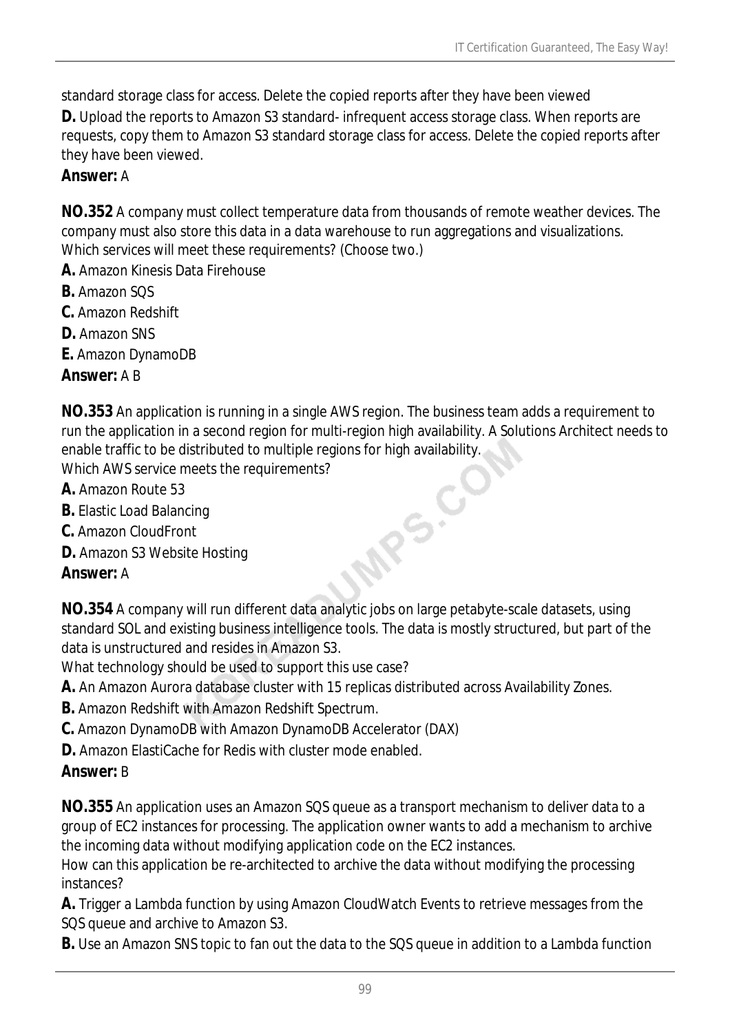standard storage class for access. Delete the copied reports after they have been viewed

**D.** Upload the reports to Amazon S3 standard- infrequent access storage class. When reports are requests, copy them to Amazon S3 standard storage class for access. Delete the copied reports after they have been viewed.

**Answer:** A

**NO.352** A company must collect temperature data from thousands of remote weather devices. The company must also store this data in a data warehouse to run aggregations and visualizations.
Which services will meet these requirements? (Choose two.)

**A.** Amazon Kinesis Data Firehouse

**B.** Amazon SQS

**C.** Amazon Redshift

**D.** Amazon SNS

**E.** Amazon DynamoDB

**Answer:** A B

**NO.353** An application is running in a single AWS region. The business team adds a requirement to run the application in a second region for multi-region high availability. A Solutions Architect needs to enable traffic to be distributed to multiple regions for high availability.
Which AWS service meets the requirements?

**A.** Amazon Route 53

**B.** Elastic Load Balancing

**C.** Amazon CloudFront

**D.** Amazon S3 Website Hosting

**Answer:** A

**NO.354** A company will run different data analytic jobs on large petabyte-scale datasets, using standard SOL and existing business intelligence tools. The data is mostly structured, but part of the data is unstructured and resides in Amazon S3.
What technology should be used to support this use case?

**A.** An Amazon Aurora database cluster with 15 replicas distributed across Availability Zones.

**B.** Amazon Redshift with Amazon Redshift Spectrum.

**C.** Amazon DynamoDB with Amazon DynamoDB Accelerator (DAX)

**D.** Amazon ElastiCache for Redis with cluster mode enabled.

**Answer:** B

**NO.355** An application uses an Amazon SQS queue as a transport mechanism to deliver data to a group of EC2 instances for processing. The application owner wants to add a mechanism to archive the incoming data without modifying application code on the EC2 instances.
How can this application be re-architected to archive the data without modifying the processing instances?

**A.** Trigger a Lambda function by using Amazon CloudWatch Events to retrieve messages from the SQS queue and archive to Amazon S3.

**B.** Use an Amazon SNS topic to fan out the data to the SQS queue in addition to a Lambda function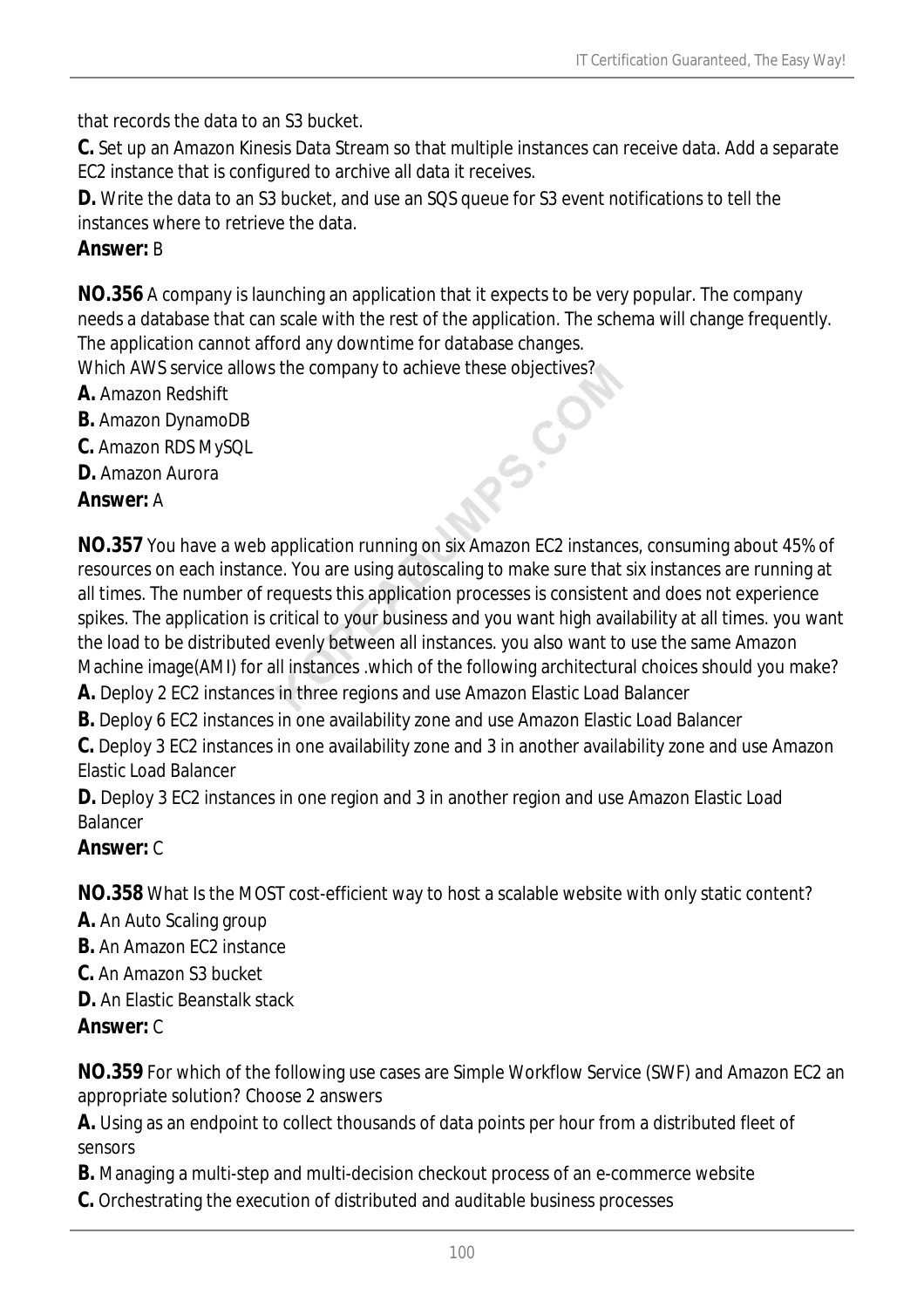that records the data to an S3 bucket.

**C.** Set up an Amazon Kinesis Data Stream so that multiple instances can receive data. Add a separate EC2 instance that is configured to archive all data it receives.

**D.** Write the data to an S3 bucket, and use an SQS queue for S3 event notifications to tell the instances where to retrieve the data.

**Answer:** B

**NO.356** A company is launching an application that it expects to be very popular. The company needs a database that can scale with the rest of the application. The schema will change frequently. The application cannot afford any downtime for database changes.
Which AWS service allows the company to achieve these objectives?

**A.** Amazon Redshift

**B.** Amazon DynamoDB

**C.** Amazon RDS MySQL

**D.** Amazon Aurora

**Answer:** A

**NO.357** You have a web application running on six Amazon EC2 instances, consuming about 45% of resources on each instance. You are using autoscaling to make sure that six instances are running at all times. The number of requests this application processes is consistent and does not experience spikes. The application is critical to your business and you want high availability at all times. you want the load to be distributed evenly between all instances. you also want to use the same Amazon Machine image(AMI) for all instances .which of the following architectural choices should you make?

**A.** Deploy 2 EC2 instances in three regions and use Amazon Elastic Load Balancer

**B.** Deploy 6 EC2 instances in one availability zone and use Amazon Elastic Load Balancer

**C.** Deploy 3 EC2 instances in one availability zone and 3 in another availability zone and use Amazon Elastic Load Balancer

**D.** Deploy 3 EC2 instances in one region and 3 in another region and use Amazon Elastic Load Balancer

**Answer:** C

**NO.358** What Is the MOST cost-efficient way to host a scalable website with only static content?

**A.** An Auto Scaling group

**B.** An Amazon EC2 instance

**C.** An Amazon S3 bucket

**D.** An Elastic Beanstalk stack

**Answer:** C

**NO.359** For which of the following use cases are Simple Workflow Service (SWF) and Amazon EC2 an appropriate solution? Choose 2 answers

**A.** Using as an endpoint to collect thousands of data points per hour from a distributed fleet of sensors

**B.** Managing a multi-step and multi-decision checkout process of an e-commerce website

**C.** Orchestrating the execution of distributed and auditable business processes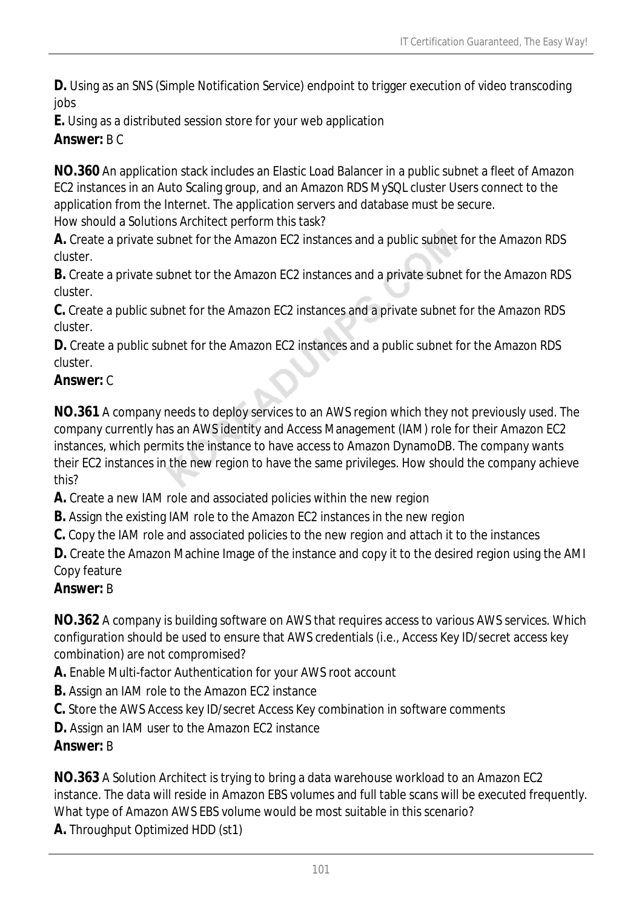**D.** Using as an SNS (Simple Notification Service) endpoint to trigger execution of video transcoding jobs

**E.** Using as a distributed session store for your web application

**Answer:** B C

**NO.360** An application stack includes an Elastic Load Balancer in a public subnet a fleet of Amazon EC2 instances in an Auto Scaling group, and an Amazon RDS MySQL cluster Users connect to the application from the Internet. The application servers and database must be secure.
How should a Solutions Architect perform this task?

**A.** Create a private subnet for the Amazon EC2 instances and a public subnet for the Amazon RDS cluster.

**B.** Create a private subnet tor the Amazon EC2 instances and a private subnet for the Amazon RDS cluster.

**C.** Create a public subnet for the Amazon EC2 instances and a private subnet for the Amazon RDS cluster.

**D.** Create a public subnet for the Amazon EC2 instances and a public subnet for the Amazon RDS cluster.

**Answer:** C

**NO.361** A company needs to deploy services to an AWS region which they not previously used. The company currently has an AWS identity and Access Management (IAM) role for their Amazon EC2 instances, which permits the instance to have access to Amazon DynamoDB. The company wants their EC2 instances in the new region to have the same privileges. How should the company achieve this?

**A.** Create a new IAM role and associated policies within the new region

**B.** Assign the existing IAM role to the Amazon EC2 instances in the new region

**C.** Copy the IAM role and associated policies to the new region and attach it to the instances

**D.** Create the Amazon Machine Image of the instance and copy it to the desired region using the AMI Copy feature

**Answer:** B

**NO.362** A company is building software on AWS that requires access to various AWS services. Which configuration should be used to ensure that AWS credentials (i.e., Access Key ID/secret access key combination) are not compromised?

**A.** Enable Multi-factor Authentication for your AWS root account

**B.** Assign an IAM role to the Amazon EC2 instance

**C.** Store the AWS Access key ID/secret Access Key combination in software comments

**D.** Assign an IAM user to the Amazon EC2 instance

**Answer:** B

**NO.363** A Solution Architect is trying to bring a data warehouse workload to an Amazon EC2 instance. The data will reside in Amazon EBS volumes and full table scans will be executed frequently. What type of Amazon AWS EBS volume would be most suitable in this scenario?

**A.** Throughput Optimized HDD (st1)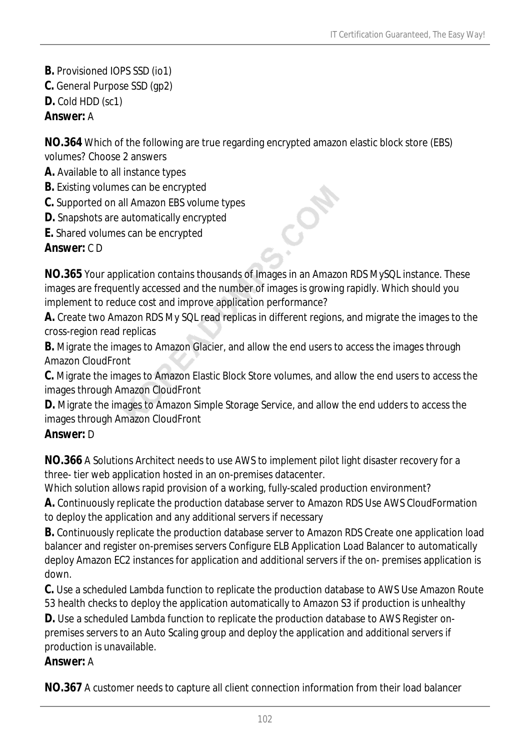**B.** Provisioned IOPS SSD (io1)
**C.** General Purpose SSD (gp2)
**D.** Cold HDD (sc1)
**Answer:** A

**NO.364** Which of the following are true regarding encrypted amazon elastic block store (EBS) volumes? Choose 2 answers
**A.** Available to all instance types
**B.** Existing volumes can be encrypted
**C.** Supported on all Amazon EBS volume types
**D.** Snapshots are automatically encrypted
**E.** Shared volumes can be encrypted
**Answer:** C D

**NO.365** Your application contains thousands of Images in an Amazon RDS MySQL instance. These images are frequently accessed and the number of images is growing rapidly. Which should you implement to reduce cost and improve application performance?
**A.** Create two Amazon RDS My SQL read replicas in different regions, and migrate the images to the cross-region read replicas
**B.** Migrate the images to Amazon Glacier, and allow the end users to access the images through Amazon CloudFront
**C.** Migrate the images to Amazon Elastic Block Store volumes, and allow the end users to access the images through Amazon CloudFront
**D.** Migrate the images to Amazon Simple Storage Service, and allow the end udders to access the images through Amazon CloudFront
**Answer:** D

**NO.366** A Solutions Architect needs to use AWS to implement pilot light disaster recovery for a three- tier web application hosted in an on-premises datacenter.
Which solution allows rapid provision of a working, fully-scaled production environment?
**A.** Continuously replicate the production database server to Amazon RDS Use AWS CloudFormation to deploy the application and any additional servers if necessary
**B.** Continuously replicate the production database server to Amazon RDS Create one application load balancer and register on-premises servers Configure ELB Application Load Balancer to automatically deploy Amazon EC2 instances for application and additional servers if the on- premises application is down.
**C.** Use a scheduled Lambda function to replicate the production database to AWS Use Amazon Route 53 health checks to deploy the application automatically to Amazon S3 if production is unhealthy
**D.** Use a scheduled Lambda function to replicate the production database to AWS Register on-premises servers to an Auto Scaling group and deploy the application and additional servers if production is unavailable.
**Answer:** A

**NO.367** A customer needs to capture all client connection information from their load balancer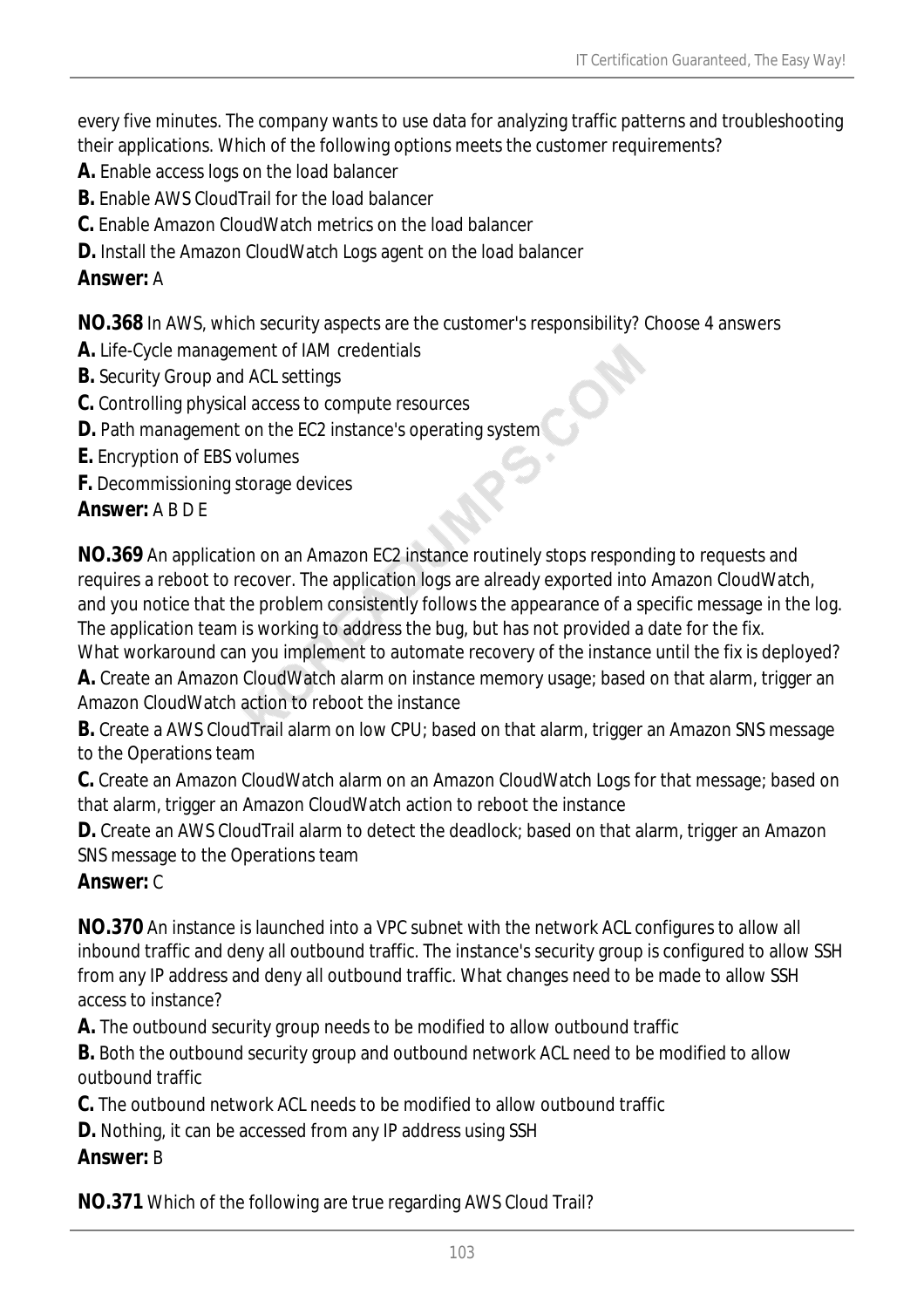every five minutes. The company wants to use data for analyzing traffic patterns and troubleshooting their applications. Which of the following options meets the customer requirements?

**A.** Enable access logs on the load balancer
**B.** Enable AWS CloudTrail for the load balancer
**C.** Enable Amazon CloudWatch metrics on the load balancer
**D.** Install the Amazon CloudWatch Logs agent on the load balancer
**Answer:** A

**NO.368** In AWS, which security aspects are the customer's responsibility? Choose 4 answers
**A.** Life-Cycle management of IAM credentials
**B.** Security Group and ACL settings
**C.** Controlling physical access to compute resources
**D.** Path management on the EC2 instance's operating system
**E.** Encryption of EBS volumes
**F.** Decommissioning storage devices
**Answer:** A B D E

**NO.369** An application on an Amazon EC2 instance routinely stops responding to requests and requires a reboot to recover. The application logs are already exported into Amazon CloudWatch, and you notice that the problem consistently follows the appearance of a specific message in the log. The application team is working to address the bug, but has not provided a date for the fix.
What workaround can you implement to automate recovery of the instance until the fix is deployed?
**A.** Create an Amazon CloudWatch alarm on instance memory usage; based on that alarm, trigger an Amazon CloudWatch action to reboot the instance
**B.** Create a AWS CloudTrail alarm on low CPU; based on that alarm, trigger an Amazon SNS message to the Operations team
**C.** Create an Amazon CloudWatch alarm on an Amazon CloudWatch Logs for that message; based on that alarm, trigger an Amazon CloudWatch action to reboot the instance
**D.** Create an AWS CloudTrail alarm to detect the deadlock; based on that alarm, trigger an Amazon SNS message to the Operations team
**Answer:** C

**NO.370** An instance is launched into a VPC subnet with the network ACL configures to allow all inbound traffic and deny all outbound traffic. The instance's security group is configured to allow SSH from any IP address and deny all outbound traffic. What changes need to be made to allow SSH access to instance?
**A.** The outbound security group needs to be modified to allow outbound traffic
**B.** Both the outbound security group and outbound network ACL need to be modified to allow outbound traffic
**C.** The outbound network ACL needs to be modified to allow outbound traffic
**D.** Nothing, it can be accessed from any IP address using SSH
**Answer:** B

**NO.371** Which of the following are true regarding AWS Cloud Trail?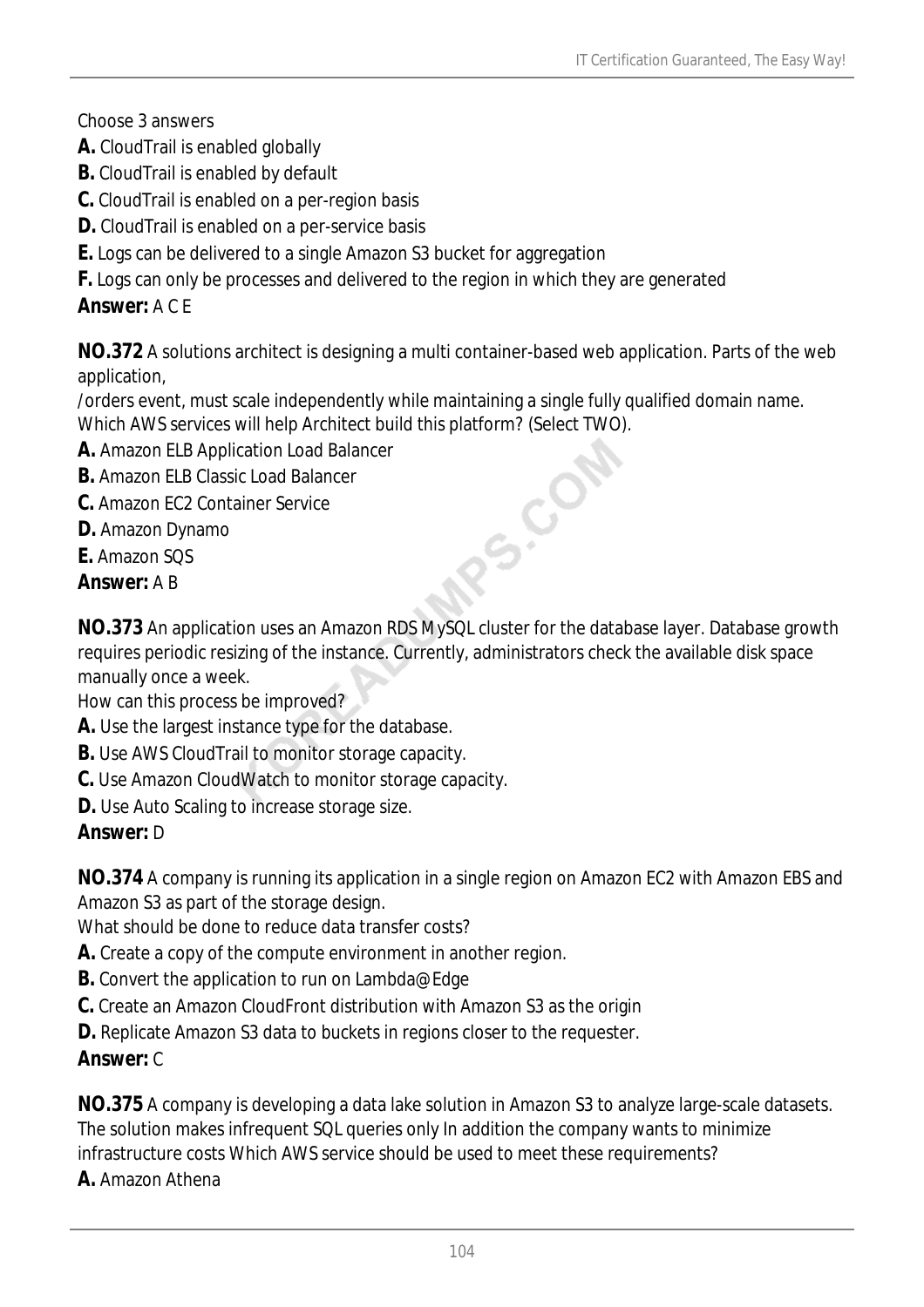Choose 3 answers

**A.** CloudTrail is enabled globally

**B.** CloudTrail is enabled by default

**C.** CloudTrail is enabled on a per-region basis

**D.** CloudTrail is enabled on a per-service basis

**E.** Logs can be delivered to a single Amazon S3 bucket for aggregation

**F.** Logs can only be processes and delivered to the region in which they are generated

**Answer:** A C E

**NO.372** A solutions architect is designing a multi container-based web application. Parts of the web application,
/orders event, must scale independently while maintaining a single fully qualified domain name.
Which AWS services will help Architect build this platform? (Select TWO).

**A.** Amazon ELB Application Load Balancer

**B.** Amazon ELB Classic Load Balancer

**C.** Amazon EC2 Container Service

**D.** Amazon Dynamo

**E.** Amazon SQS

**Answer:** A B

**NO.373** An application uses an Amazon RDS MySQL cluster for the database layer. Database growth requires periodic resizing of the instance. Currently, administrators check the available disk space manually once a week.
How can this process be improved?

**A.** Use the largest instance type for the database.

**B.** Use AWS CloudTrail to monitor storage capacity.

**C.** Use Amazon CloudWatch to monitor storage capacity.

**D.** Use Auto Scaling to increase storage size.

**Answer:** D

**NO.374** A company is running its application in a single region on Amazon EC2 with Amazon EBS and Amazon S3 as part of the storage design.
What should be done to reduce data transfer costs?

**A.** Create a copy of the compute environment in another region.

**B.** Convert the application to run on Lambda@Edge

**C.** Create an Amazon CloudFront distribution with Amazon S3 as the origin

**D.** Replicate Amazon S3 data to buckets in regions closer to the requester.

**Answer:** C

**NO.375** A company is developing a data lake solution in Amazon S3 to analyze large-scale datasets. The solution makes infrequent SQL queries only In addition the company wants to minimize infrastructure costs Which AWS service should be used to meet these requirements?

**A.** Amazon Athena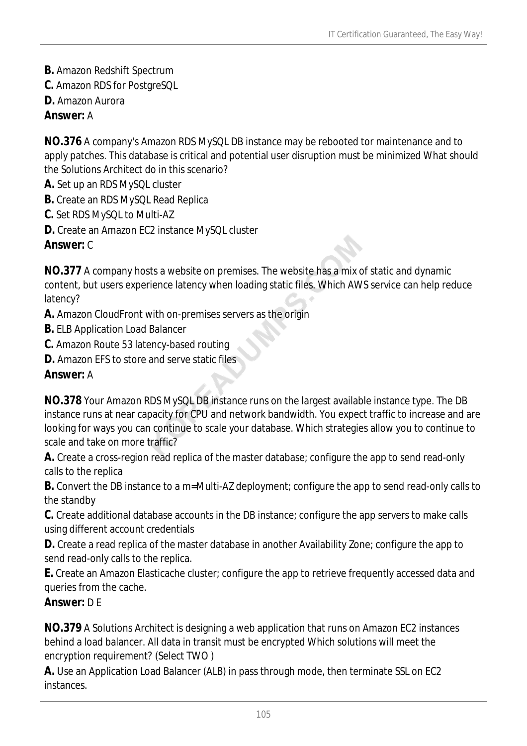**B.** Amazon Redshift Spectrum

**C.** Amazon RDS for PostgreSQL

**D.** Amazon Aurora

**Answer:** A

**NO.376** A company's Amazon RDS MySQL DB instance may be rebooted tor maintenance and to apply patches. This database is critical and potential user disruption must be minimized What should the Solutions Architect do in this scenario?

**A.** Set up an RDS MySQL cluster

**B.** Create an RDS MySQL Read Replica

**C.** Set RDS MySQL to Multi-AZ

**D.** Create an Amazon EC2 instance MySQL cluster

**Answer:** C

**NO.377** A company hosts a website on premises. The website has a mix of static and dynamic content, but users experience latency when loading static files. Which AWS service can help reduce latency?

**A.** Amazon CloudFront with on-premises servers as the origin

**B.** ELB Application Load Balancer

**C.** Amazon Route 53 latency-based routing

**D.** Amazon EFS to store and serve static files

**Answer:** A

**NO.378** Your Amazon RDS MySQL DB instance runs on the largest available instance type. The DB instance runs at near capacity for CPU and network bandwidth. You expect traffic to increase and are looking for ways you can continue to scale your database. Which strategies allow you to continue to scale and take on more traffic?

**A.** Create a cross-region read replica of the master database; configure the app to send read-only calls to the replica

**B.** Convert the DB instance to a m=Multi-AZ deployment; configure the app to send read-only calls to the standby

**C.** Create additional database accounts in the DB instance; configure the app servers to make calls using different account credentials

**D.** Create a read replica of the master database in another Availability Zone; configure the app to send read-only calls to the replica.

**E.** Create an Amazon Elasticache cluster; configure the app to retrieve frequently accessed data and queries from the cache.

**Answer:** D E

**NO.379** A Solutions Architect is designing a web application that runs on Amazon EC2 instances behind a load balancer. All data in transit must be encrypted Which solutions will meet the encryption requirement? (Select TWO )

**A.** Use an Application Load Balancer (ALB) in pass through mode, then terminate SSL on EC2 instances.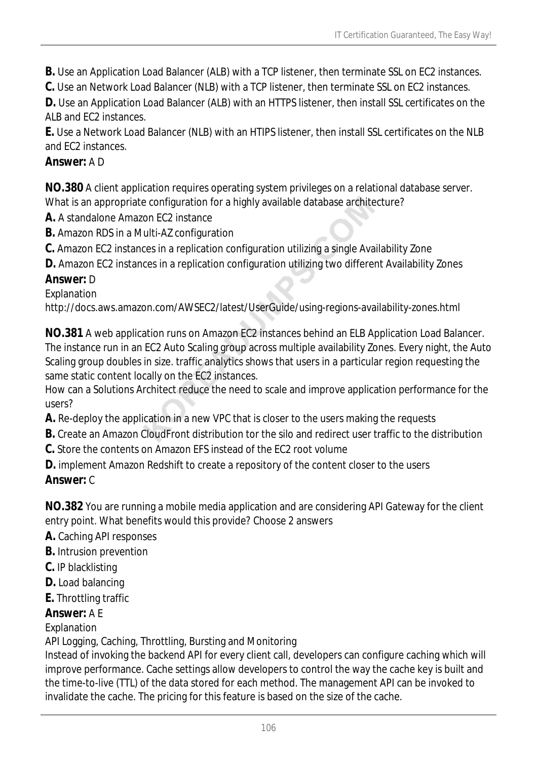**B.** Use an Application Load Balancer (ALB) with a TCP listener, then terminate SSL on EC2 instances.

**C.** Use an Network Load Balancer (NLB) with a TCP listener, then terminate SSL on EC2 instances.

**D.** Use an Application Load Balancer (ALB) with an HTTPS listener, then install SSL certificates on the ALB and EC2 instances.

**E.** Use a Network Load Balancer (NLB) with an HTIPS listener, then install SSL certificates on the NLB and EC2 instances.

**Answer:** A D

**NO.380** A client application requires operating system privileges on a relational database server. What is an appropriate configuration for a highly available database architecture?

**A.** A standalone Amazon EC2 instance

**B.** Amazon RDS in a Multi-AZ configuration

**C.** Amazon EC2 instances in a replication configuration utilizing a single Availability Zone

**D.** Amazon EC2 instances in a replication configuration utilizing two different Availability Zones

**Answer:** D

Explanation

http://docs.aws.amazon.com/AWSEC2/latest/UserGuide/using-regions-availability-zones.html

**NO.381** A web application runs on Amazon EC2 instances behind an ELB Application Load Balancer. The instance run in an EC2 Auto Scaling group across multiple availability Zones. Every night, the Auto Scaling group doubles in size. traffic analytics shows that users in a particular region requesting the same static content locally on the EC2 instances.

How can a Solutions Architect reduce the need to scale and improve application performance for the users?

**A.** Re-deploy the application in a new VPC that is closer to the users making the requests

**B.** Create an Amazon CloudFront distribution tor the silo and redirect user traffic to the distribution

**C.** Store the contents on Amazon EFS instead of the EC2 root volume

**D.** implement Amazon Redshift to create a repository of the content closer to the users

**Answer:** C

**NO.382** You are running a mobile media application and are considering API Gateway for the client entry point. What benefits would this provide? Choose 2 answers

**A.** Caching API responses

**B.** Intrusion prevention

**C.** IP blacklisting

**D.** Load balancing

**E.** Throttling traffic

**Answer:** A E

Explanation

API Logging, Caching, Throttling, Bursting and Monitoring

Instead of invoking the backend API for every client call, developers can configure caching which will improve performance. Cache settings allow developers to control the way the cache key is built and the time-to-live (TTL) of the data stored for each method. The management API can be invoked to invalidate the cache. The pricing for this feature is based on the size of the cache.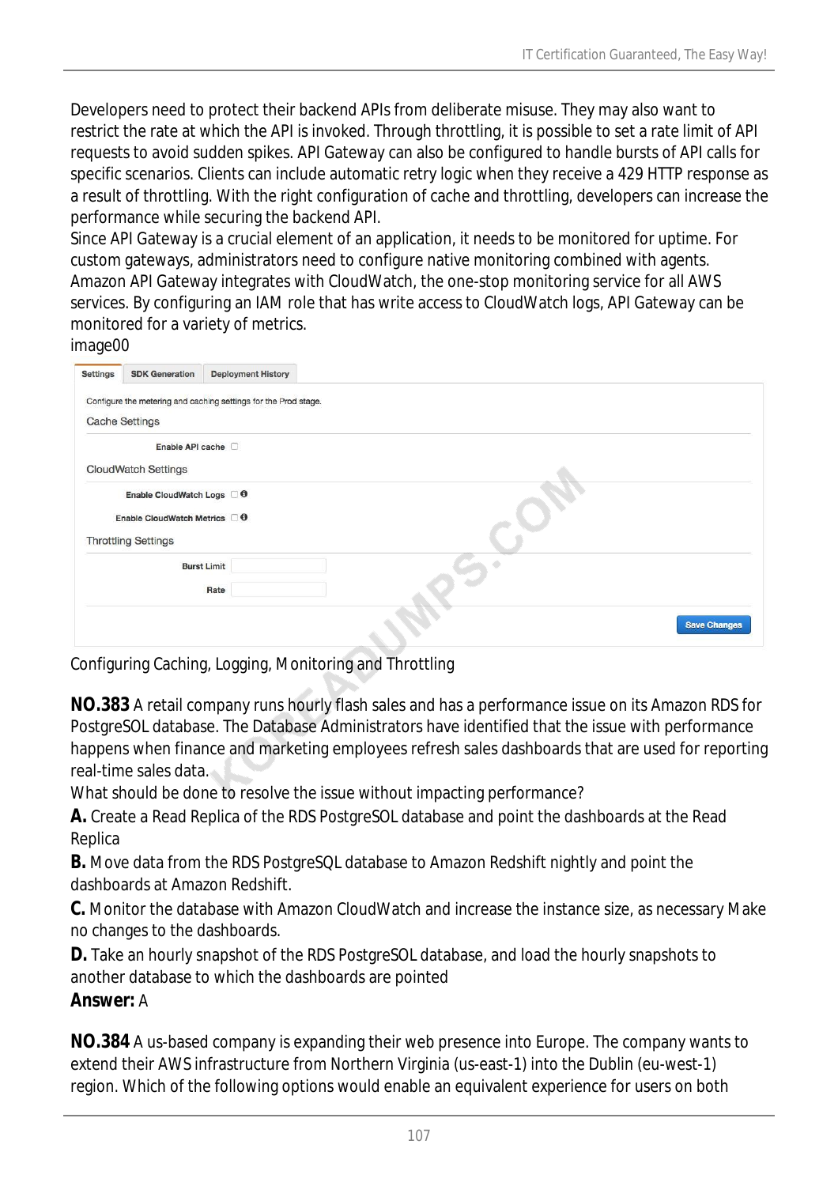Developers need to protect their backend APIs from deliberate misuse. They may also want to restrict the rate at which the API is invoked. Through throttling, it is possible to set a rate limit of API requests to avoid sudden spikes. API Gateway can also be configured to handle bursts of API calls for specific scenarios. Clients can include automatic retry logic when they receive a 429 HTTP response as a result of throttling. With the right configuration of cache and throttling, developers can increase the performance while securing the backend API.
Since API Gateway is a crucial element of an application, it needs to be monitored for uptime. For custom gateways, administrators need to configure native monitoring combined with agents. Amazon API Gateway integrates with CloudWatch, the one-stop monitoring service for all AWS services. By configuring an IAM role that has write access to CloudWatch logs, API Gateway can be monitored for a variety of metrics.
image00

Configuring Caching, Logging, Monitoring and Throttling

**NO.383** A retail company runs hourly flash sales and has a performance issue on its Amazon RDS for PostgreSOL database. The Database Administrators have identified that the issue with performance happens when finance and marketing employees refresh sales dashboards that are used for reporting real-time sales data.
What should be done to resolve the issue without impacting performance?
**A.** Create a Read Replica of the RDS PostgreSOL database and point the dashboards at the Read Replica
**B.** Move data from the RDS PostgreSQL database to Amazon Redshift nightly and point the dashboards at Amazon Redshift.
**C.** Monitor the database with Amazon CloudWatch and increase the instance size, as necessary Make no changes to the dashboards.
**D.** Take an hourly snapshot of the RDS PostgreSOL database, and load the hourly snapshots to another database to which the dashboards are pointed
**Answer:** A

**NO.384** A us-based company is expanding their web presence into Europe. The company wants to extend their AWS infrastructure from Northern Virginia (us-east-1) into the Dublin (eu-west-1) region. Which of the following options would enable an equivalent experience for users on both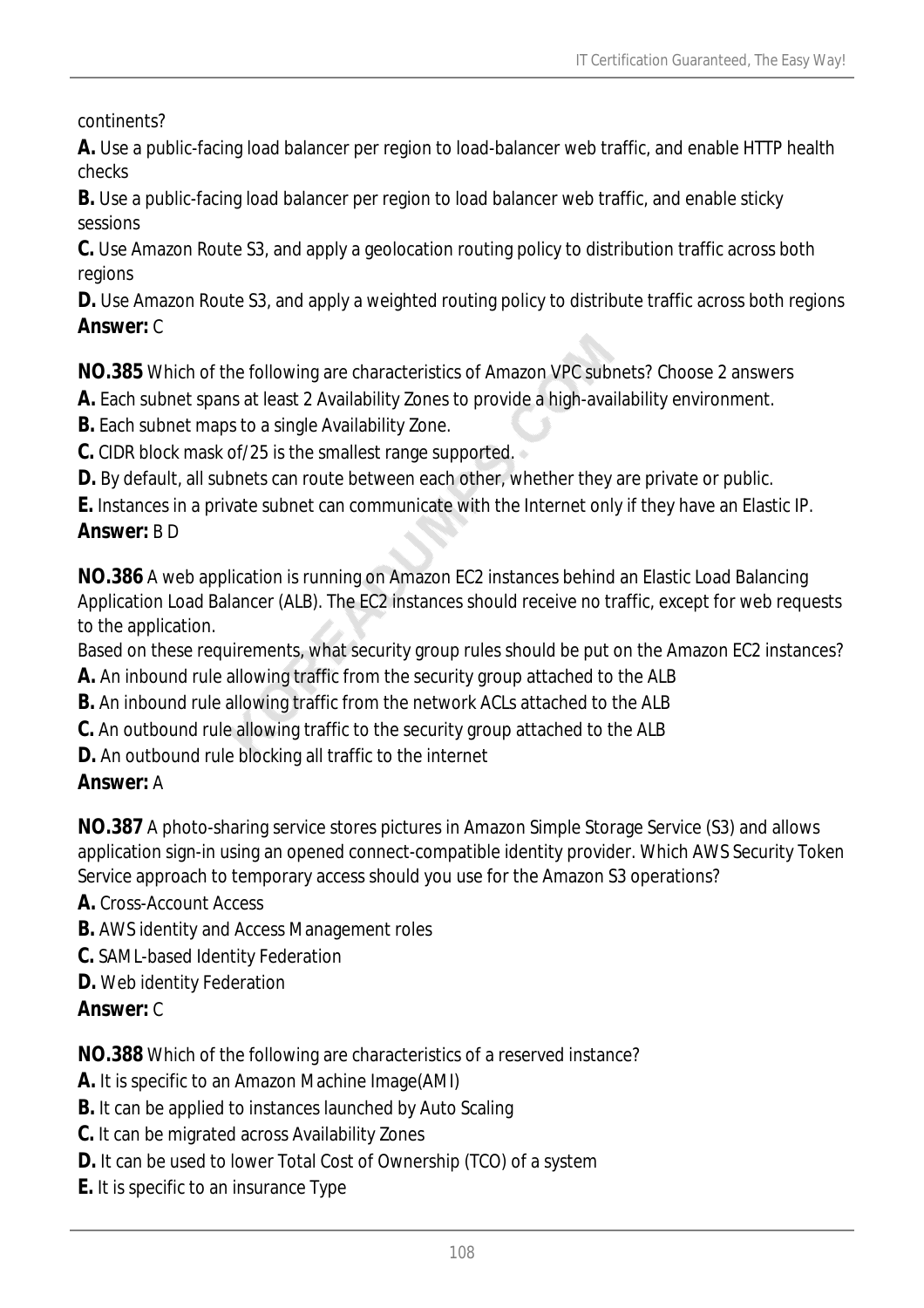continents?

**A.** Use a public-facing load balancer per region to load-balancer web traffic, and enable HTTP health checks

**B.** Use a public-facing load balancer per region to load balancer web traffic, and enable sticky sessions

**C.** Use Amazon Route S3, and apply a geolocation routing policy to distribution traffic across both regions

**D.** Use Amazon Route S3, and apply a weighted routing policy to distribute traffic across both regions

**Answer:** C

**NO.385** Which of the following are characteristics of Amazon VPC subnets? Choose 2 answers

**A.** Each subnet spans at least 2 Availability Zones to provide a high-availability environment.

**B.** Each subnet maps to a single Availability Zone.

**C.** CIDR block mask of/25 is the smallest range supported.

**D.** By default, all subnets can route between each other, whether they are private or public.

**E.** Instances in a private subnet can communicate with the Internet only if they have an Elastic IP.

**Answer:** B D

**NO.386** A web application is running on Amazon EC2 instances behind an Elastic Load Balancing Application Load Balancer (ALB). The EC2 instances should receive no traffic, except for web requests to the application.

Based on these requirements, what security group rules should be put on the Amazon EC2 instances?

**A.** An inbound rule allowing traffic from the security group attached to the ALB

**B.** An inbound rule allowing traffic from the network ACLs attached to the ALB

**C.** An outbound rule allowing traffic to the security group attached to the ALB

**D.** An outbound rule blocking all traffic to the internet

**Answer:** A

**NO.387** A photo-sharing service stores pictures in Amazon Simple Storage Service (S3) and allows application sign-in using an opened connect-compatible identity provider. Which AWS Security Token Service approach to temporary access should you use for the Amazon S3 operations?

**A.** Cross-Account Access

**B.** AWS identity and Access Management roles

**C.** SAML-based Identity Federation

**D.** Web identity Federation

**Answer:** C

**NO.388** Which of the following are characteristics of a reserved instance?

**A.** It is specific to an Amazon Machine Image(AMI)

**B.** It can be applied to instances launched by Auto Scaling

**C.** It can be migrated across Availability Zones

**D.** It can be used to lower Total Cost of Ownership (TCO) of a system

**E.** It is specific to an insurance Type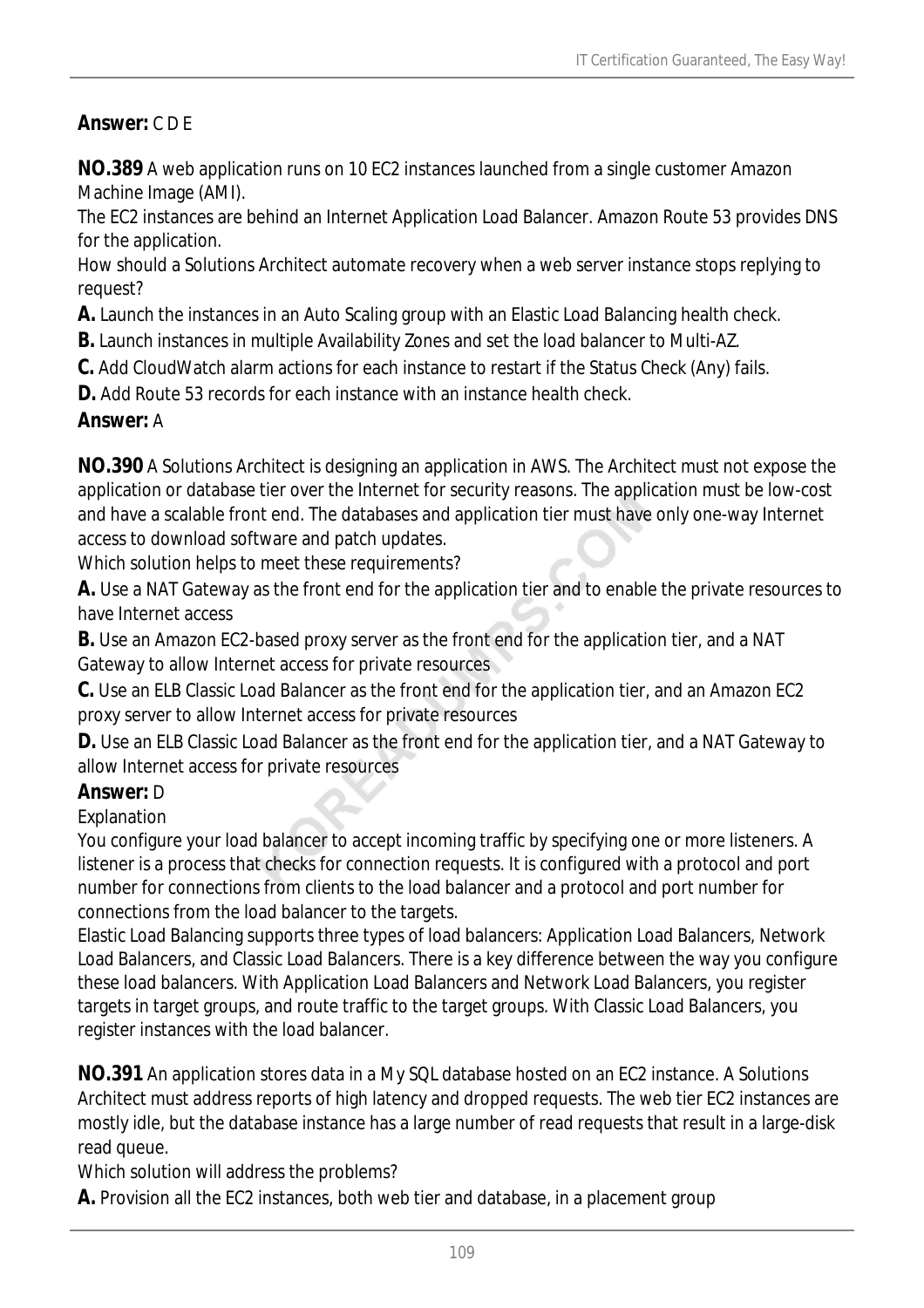**Answer:** C D E

**NO.389** A web application runs on 10 EC2 instances launched from a single customer Amazon Machine Image (AMI).
The EC2 instances are behind an Internet Application Load Balancer. Amazon Route 53 provides DNS for the application.
How should a Solutions Architect automate recovery when a web server instance stops replying to request?

**A.** Launch the instances in an Auto Scaling group with an Elastic Load Balancing health check.
**B.** Launch instances in multiple Availability Zones and set the load balancer to Multi-AZ.
**C.** Add CloudWatch alarm actions for each instance to restart if the Status Check (Any) fails.
**D.** Add Route 53 records for each instance with an instance health check.

**Answer:** A

**NO.390** A Solutions Architect is designing an application in AWS. The Architect must not expose the application or database tier over the Internet for security reasons. The application must be low-cost and have a scalable front end. The databases and application tier must have only one-way Internet access to download software and patch updates.
Which solution helps to meet these requirements?

**A.** Use a NAT Gateway as the front end for the application tier and to enable the private resources to have Internet access
**B.** Use an Amazon EC2-based proxy server as the front end for the application tier, and a NAT Gateway to allow Internet access for private resources
**C.** Use an ELB Classic Load Balancer as the front end for the application tier, and an Amazon EC2 proxy server to allow Internet access for private resources
**D.** Use an ELB Classic Load Balancer as the front end for the application tier, and a NAT Gateway to allow Internet access for private resources

**Answer:** D

Explanation
You configure your load balancer to accept incoming traffic by specifying one or more listeners. A listener is a process that checks for connection requests. It is configured with a protocol and port number for connections from clients to the load balancer and a protocol and port number for connections from the load balancer to the targets.
Elastic Load Balancing supports three types of load balancers: Application Load Balancers, Network Load Balancers, and Classic Load Balancers. There is a key difference between the way you configure these load balancers. With Application Load Balancers and Network Load Balancers, you register targets in target groups, and route traffic to the target groups. With Classic Load Balancers, you register instances with the load balancer.

**NO.391** An application stores data in a My SQL database hosted on an EC2 instance. A Solutions Architect must address reports of high latency and dropped requests. The web tier EC2 instances are mostly idle, but the database instance has a large number of read requests that result in a large-disk read queue.
Which solution will address the problems?

**A.** Provision all the EC2 instances, both web tier and database, in a placement group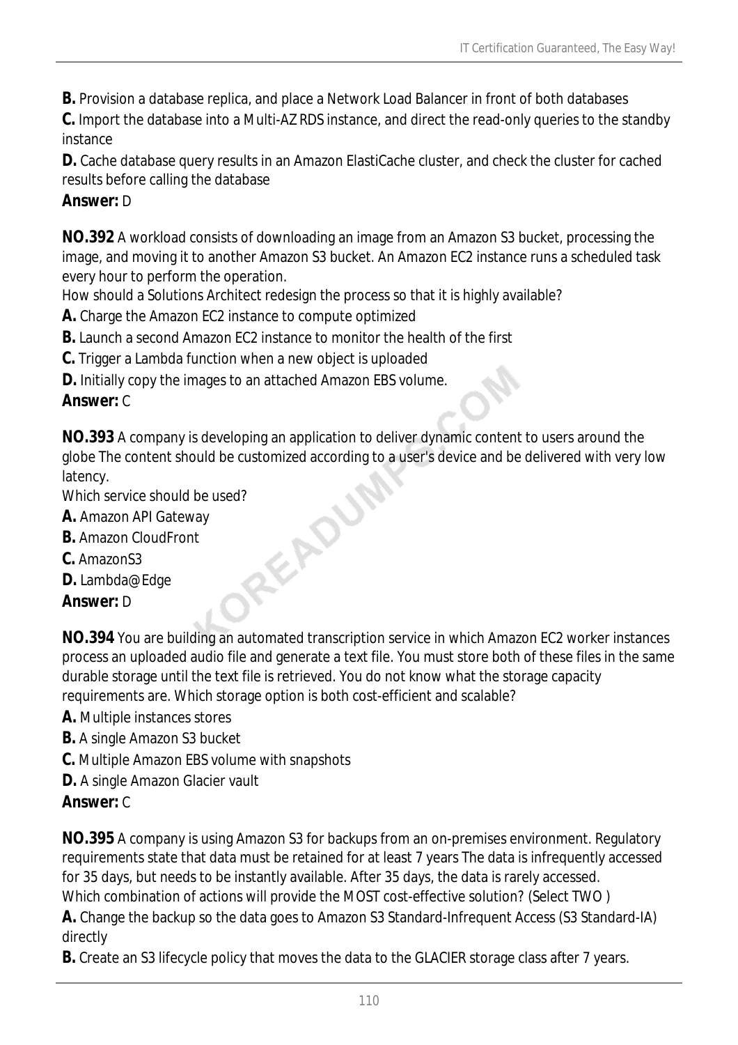**B.** Provision a database replica, and place a Network Load Balancer in front of both databases

**C.** Import the database into a Multi-AZ RDS instance, and direct the read-only queries to the standby instance

**D.** Cache database query results in an Amazon ElastiCache cluster, and check the cluster for cached results before calling the database

**Answer:** D

**NO.392** A workload consists of downloading an image from an Amazon S3 bucket, processing the image, and moving it to another Amazon S3 bucket. An Amazon EC2 instance runs a scheduled task every hour to perform the operation.

How should a Solutions Architect redesign the process so that it is highly available?

**A.** Charge the Amazon EC2 instance to compute optimized

**B.** Launch a second Amazon EC2 instance to monitor the health of the first

**C.** Trigger a Lambda function when a new object is uploaded

**D.** Initially copy the images to an attached Amazon EBS volume.

**Answer:** C

**NO.393** A company is developing an application to deliver dynamic content to users around the globe The content should be customized according to a user's device and be delivered with very low latency.

Which service should be used?

**A.** Amazon API Gateway

**B.** Amazon CloudFront

**C.** AmazonS3

**D.** Lambda@Edge

**Answer:** D

**NO.394** You are building an automated transcription service in which Amazon EC2 worker instances process an uploaded audio file and generate a text file. You must store both of these files in the same durable storage until the text file is retrieved. You do not know what the storage capacity requirements are. Which storage option is both cost-efficient and scalable?

**A.** Multiple instances stores

**B.** A single Amazon S3 bucket

**C.** Multiple Amazon EBS volume with snapshots

**D.** A single Amazon Glacier vault

**Answer:** C

**NO.395** A company is using Amazon S3 for backups from an on-premises environment. Regulatory requirements state that data must be retained for at least 7 years The data is infrequently accessed for 35 days, but needs to be instantly available. After 35 days, the data is rarely accessed.

Which combination of actions will provide the MOST cost-effective solution? (Select TWO )

**A.** Change the backup so the data goes to Amazon S3 Standard-Infrequent Access (S3 Standard-IA) directly

**B.** Create an S3 lifecycle policy that moves the data to the GLACIER storage class after 7 years.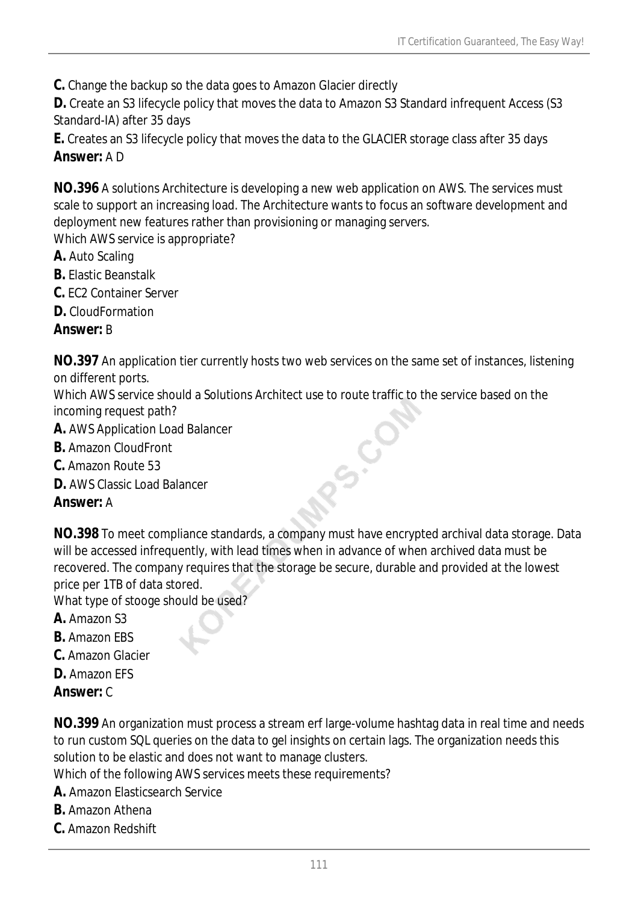**C.** Change the backup so the data goes to Amazon Glacier directly

**D.** Create an S3 lifecycle policy that moves the data to Amazon S3 Standard infrequent Access (S3 Standard-IA) after 35 days

**E.** Creates an S3 lifecycle policy that moves the data to the GLACIER storage class after 35 days

**Answer:** A D

**NO.396** A solutions Architecture is developing a new web application on AWS. The services must scale to support an increasing load. The Architecture wants to focus an software development and deployment new features rather than provisioning or managing servers.
Which AWS service is appropriate?

**A.** Auto Scaling

**B.** Elastic Beanstalk

**C.** EC2 Container Server

**D.** CloudFormation

**Answer:** B

**NO.397** An application tier currently hosts two web services on the same set of instances, listening on different ports.
Which AWS service should a Solutions Architect use to route traffic to the service based on the incoming request path?

**A.** AWS Application Load Balancer

**B.** Amazon CloudFront

**C.** Amazon Route 53

**D.** AWS Classic Load Balancer

**Answer:** A

**NO.398** To meet compliance standards, a company must have encrypted archival data storage. Data will be accessed infrequently, with lead times when in advance of when archived data must be recovered. The company requires that the storage be secure, durable and provided at the lowest price per 1TB of data stored.
What type of stooge should be used?

**A.** Amazon S3

**B.** Amazon EBS

**C.** Amazon Glacier

**D.** Amazon EFS

**Answer:** C

**NO.399** An organization must process a stream erf large-volume hashtag data in real time and needs to run custom SQL queries on the data to gel insights on certain lags. The organization needs this solution to be elastic and does not want to manage clusters.
Which of the following AWS services meets these requirements?

**A.** Amazon Elasticsearch Service

**B.** Amazon Athena

**C.** Amazon Redshift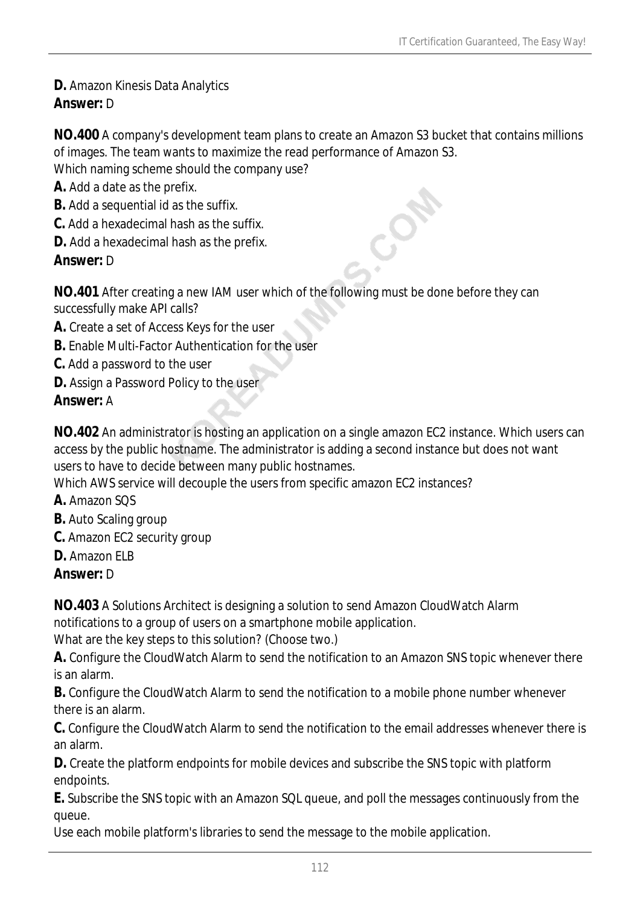**D.** Amazon Kinesis Data Analytics
**Answer:** D

**NO.400** A company's development team plans to create an Amazon S3 bucket that contains millions of images. The team wants to maximize the read performance of Amazon S3.
Which naming scheme should the company use?
**A.** Add a date as the prefix.
**B.** Add a sequential id as the suffix.
**C.** Add a hexadecimal hash as the suffix.
**D.** Add a hexadecimal hash as the prefix.
**Answer:** D

**NO.401** After creating a new IAM user which of the following must be done before they can successfully make API calls?
**A.** Create a set of Access Keys for the user
**B.** Enable Multi-Factor Authentication for the user
**C.** Add a password to the user
**D.** Assign a Password Policy to the user
**Answer:** A

**NO.402** An administrator is hosting an application on a single amazon EC2 instance. Which users can access by the public hostname. The administrator is adding a second instance but does not want users to have to decide between many public hostnames.
Which AWS service will decouple the users from specific amazon EC2 instances?
**A.** Amazon SQS
**B.** Auto Scaling group
**C.** Amazon EC2 security group
**D.** Amazon ELB
**Answer:** D

**NO.403** A Solutions Architect is designing a solution to send Amazon CloudWatch Alarm notifications to a group of users on a smartphone mobile application.
What are the key steps to this solution? (Choose two.)
**A.** Configure the CloudWatch Alarm to send the notification to an Amazon SNS topic whenever there is an alarm.
**B.** Configure the CloudWatch Alarm to send the notification to a mobile phone number whenever there is an alarm.
**C.** Configure the CloudWatch Alarm to send the notification to the email addresses whenever there is an alarm.
**D.** Create the platform endpoints for mobile devices and subscribe the SNS topic with platform endpoints.
**E.** Subscribe the SNS topic with an Amazon SQL queue, and poll the messages continuously from the queue.
Use each mobile platform's libraries to send the message to the mobile application.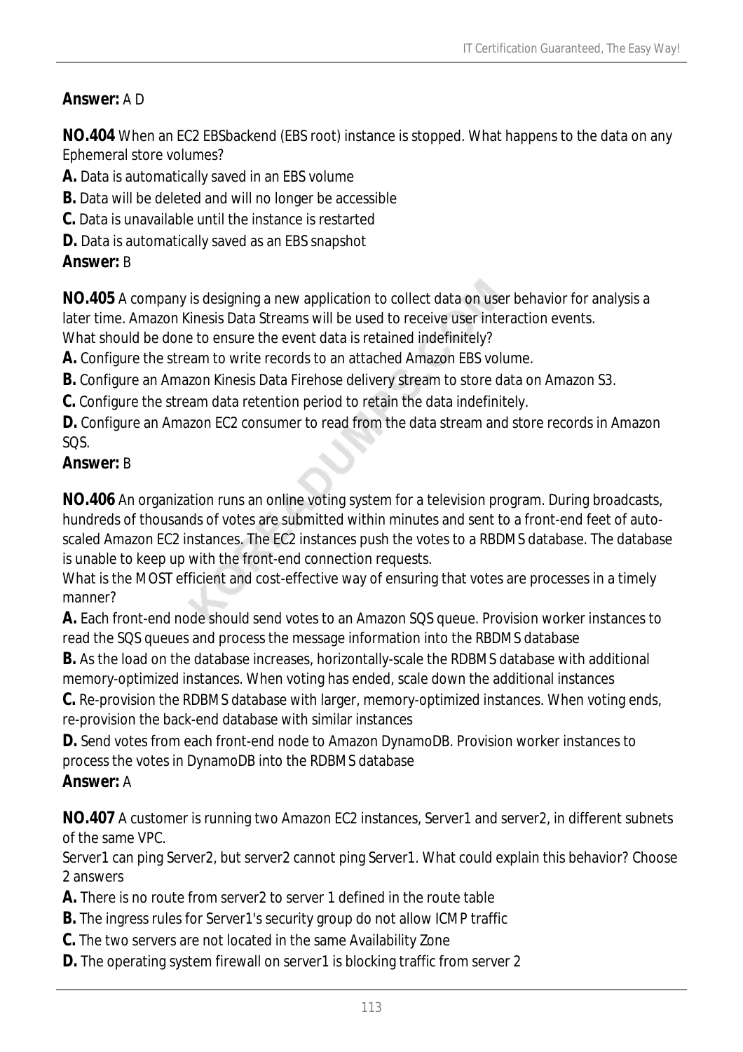**Answer:** A D

**NO.404** When an EC2 EBSbackend (EBS root) instance is stopped. What happens to the data on any Ephemeral store volumes?

**A.** Data is automatically saved in an EBS volume
**B.** Data will be deleted and will no longer be accessible
**C.** Data is unavailable until the instance is restarted
**D.** Data is automatically saved as an EBS snapshot

**Answer:** B

**NO.405** A company is designing a new application to collect data on user behavior for analysis a later time. Amazon Kinesis Data Streams will be used to receive user interaction events.
What should be done to ensure the event data is retained indefinitely?

**A.** Configure the stream to write records to an attached Amazon EBS volume.
**B.** Configure an Amazon Kinesis Data Firehose delivery stream to store data on Amazon S3.
**C.** Configure the stream data retention period to retain the data indefinitely.
**D.** Configure an Amazon EC2 consumer to read from the data stream and store records in Amazon SQS.

**Answer:** B

**NO.406** An organization runs an online voting system for a television program. During broadcasts, hundreds of thousands of votes are submitted within minutes and sent to a front-end feet of auto-scaled Amazon EC2 instances. The EC2 instances push the votes to a RBDMS database. The database is unable to keep up with the front-end connection requests.
What is the MOST efficient and cost-effective way of ensuring that votes are processes in a timely manner?

**A.** Each front-end node should send votes to an Amazon SQS queue. Provision worker instances to read the SQS queues and process the message information into the RBDMS database
**B.** As the load on the database increases, horizontally-scale the RDBMS database with additional memory-optimized instances. When voting has ended, scale down the additional instances
**C.** Re-provision the RDBMS database with larger, memory-optimized instances. When voting ends, re-provision the back-end database with similar instances
**D.** Send votes from each front-end node to Amazon DynamoDB. Provision worker instances to process the votes in DynamoDB into the RDBMS database

**Answer:** A

**NO.407** A customer is running two Amazon EC2 instances, Server1 and server2, in different subnets of the same VPC.
Server1 can ping Server2, but server2 cannot ping Server1. What could explain this behavior? Choose 2 answers

**A.** There is no route from server2 to server 1 defined in the route table
**B.** The ingress rules for Server1's security group do not allow ICMP traffic
**C.** The two servers are not located in the same Availability Zone
**D.** The operating system firewall on server1 is blocking traffic from server 2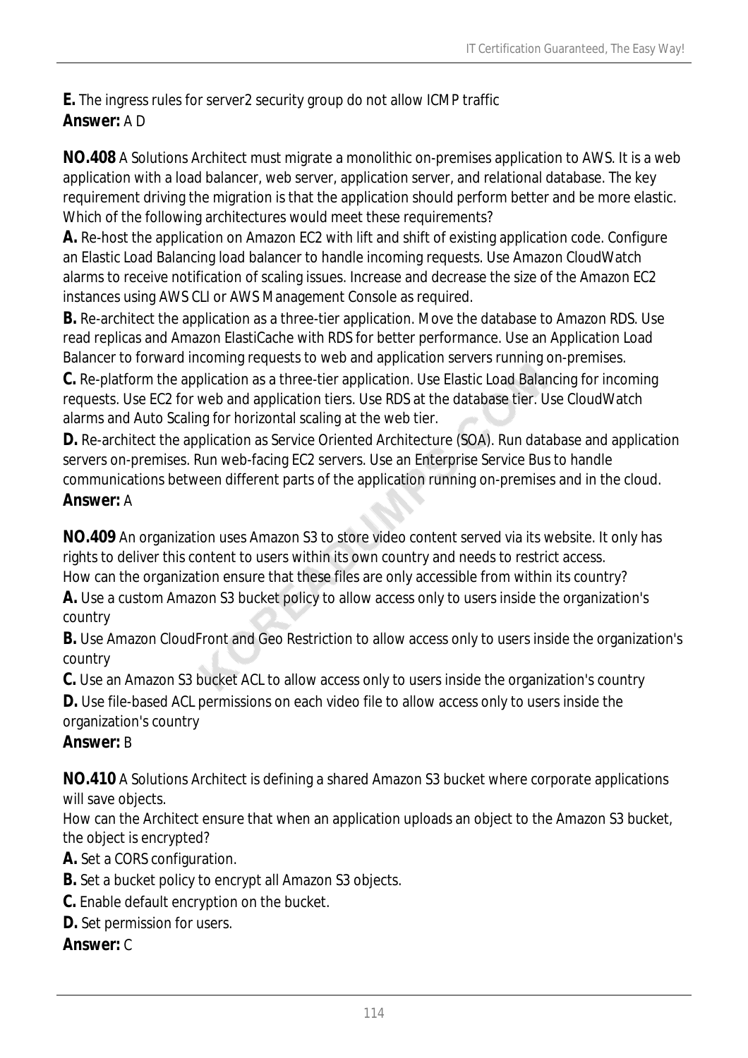**E.** The ingress rules for server2 security group do not allow ICMP traffic
**Answer:** A D

**NO.408** A Solutions Architect must migrate a monolithic on-premises application to AWS. It is a web application with a load balancer, web server, application server, and relational database. The key requirement driving the migration is that the application should perform better and be more elastic.
Which of the following architectures would meet these requirements?
**A.** Re-host the application on Amazon EC2 with lift and shift of existing application code. Configure an Elastic Load Balancing load balancer to handle incoming requests. Use Amazon CloudWatch alarms to receive notification of scaling issues. Increase and decrease the size of the Amazon EC2 instances using AWS CLI or AWS Management Console as required.
**B.** Re-architect the application as a three-tier application. Move the database to Amazon RDS. Use read replicas and Amazon ElastiCache with RDS for better performance. Use an Application Load Balancer to forward incoming requests to web and application servers running on-premises.
**C.** Re-platform the application as a three-tier application. Use Elastic Load Balancing for incoming requests. Use EC2 for web and application tiers. Use RDS at the database tier. Use CloudWatch alarms and Auto Scaling for horizontal scaling at the web tier.
**D.** Re-architect the application as Service Oriented Architecture (SOA). Run database and application servers on-premises. Run web-facing EC2 servers. Use an Enterprise Service Bus to handle communications between different parts of the application running on-premises and in the cloud.
**Answer:** A

**NO.409** An organization uses Amazon S3 to store video content served via its website. It only has rights to deliver this content to users within its own country and needs to restrict access.
How can the organization ensure that these files are only accessible from within its country?
**A.** Use a custom Amazon S3 bucket policy to allow access only to users inside the organization's country
**B.** Use Amazon CloudFront and Geo Restriction to allow access only to users inside the organization's country
**C.** Use an Amazon S3 bucket ACL to allow access only to users inside the organization's country
**D.** Use file-based ACL permissions on each video file to allow access only to users inside the organization's country
**Answer:** B

**NO.410** A Solutions Architect is defining a shared Amazon S3 bucket where corporate applications will save objects.
How can the Architect ensure that when an application uploads an object to the Amazon S3 bucket, the object is encrypted?
**A.** Set a CORS configuration.
**B.** Set a bucket policy to encrypt all Amazon S3 objects.
**C.** Enable default encryption on the bucket.
**D.** Set permission for users.
**Answer:** C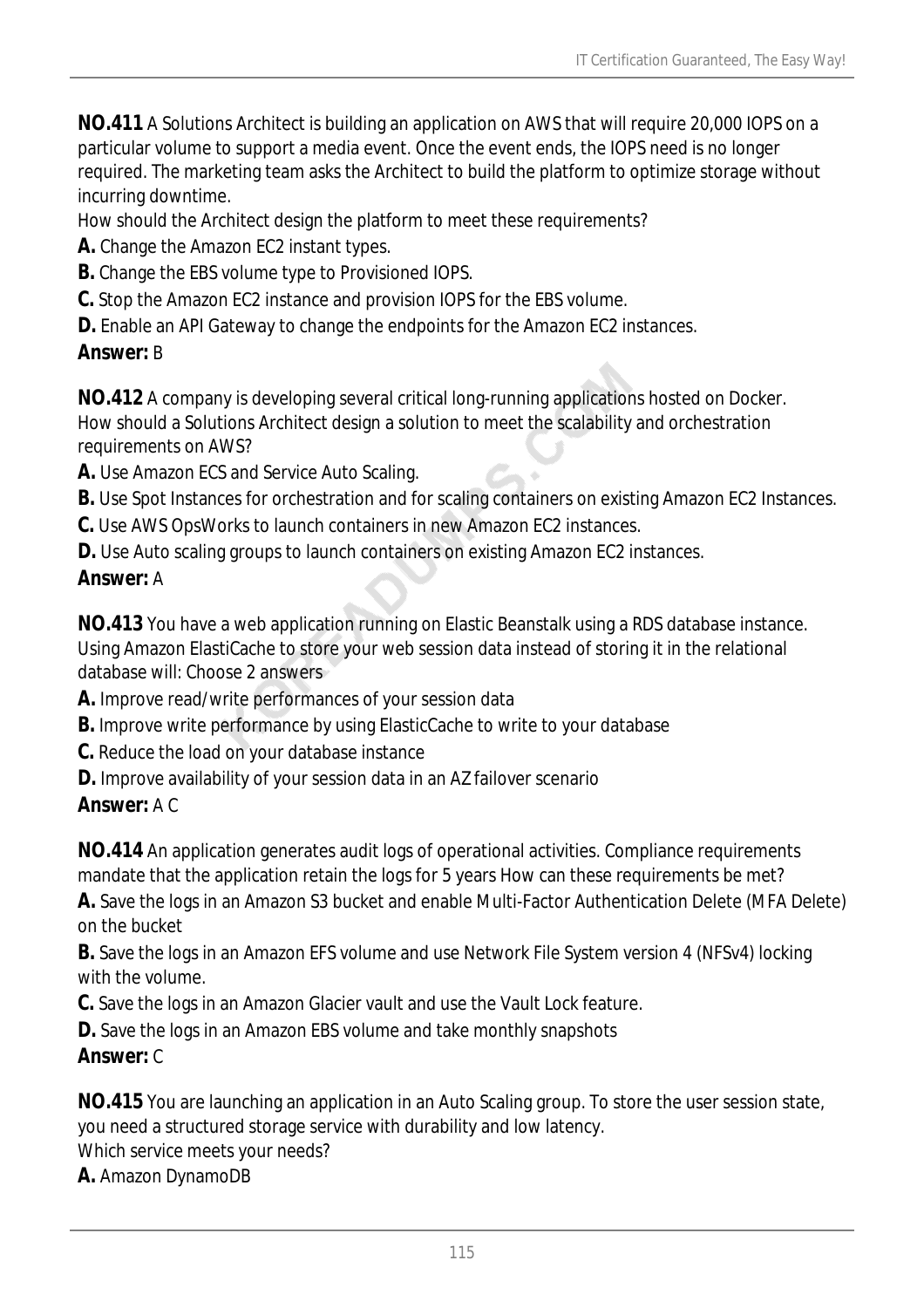**NO.411** A Solutions Architect is building an application on AWS that will require 20,000 IOPS on a particular volume to support a media event. Once the event ends, the IOPS need is no longer required. The marketing team asks the Architect to build the platform to optimize storage without incurring downtime.
How should the Architect design the platform to meet these requirements?
**A.** Change the Amazon EC2 instant types.
**B.** Change the EBS volume type to Provisioned IOPS.
**C.** Stop the Amazon EC2 instance and provision IOPS for the EBS volume.
**D.** Enable an API Gateway to change the endpoints for the Amazon EC2 instances.
**Answer:** B

**NO.412** A company is developing several critical long-running applications hosted on Docker.
How should a Solutions Architect design a solution to meet the scalability and orchestration requirements on AWS?
**A.** Use Amazon ECS and Service Auto Scaling.
**B.** Use Spot Instances for orchestration and for scaling containers on existing Amazon EC2 Instances.
**C.** Use AWS OpsWorks to launch containers in new Amazon EC2 instances.
**D.** Use Auto scaling groups to launch containers on existing Amazon EC2 instances.
**Answer:** A

**NO.413** You have a web application running on Elastic Beanstalk using a RDS database instance.
Using Amazon ElastiCache to store your web session data instead of storing it in the relational database will: Choose 2 answers
**A.** Improve read/write performances of your session data
**B.** Improve write performance by using ElasticCache to write to your database
**C.** Reduce the load on your database instance
**D.** Improve availability of your session data in an AZ failover scenario
**Answer:** A C

**NO.414** An application generates audit logs of operational activities. Compliance requirements mandate that the application retain the logs for 5 years How can these requirements be met?
**A.** Save the logs in an Amazon S3 bucket and enable Multi-Factor Authentication Delete (MFA Delete) on the bucket
**B.** Save the logs in an Amazon EFS volume and use Network File System version 4 (NFSv4) locking with the volume.
**C.** Save the logs in an Amazon Glacier vault and use the Vault Lock feature.
**D.** Save the logs in an Amazon EBS volume and take monthly snapshots
**Answer:** C

**NO.415** You are launching an application in an Auto Scaling group. To store the user session state, you need a structured storage service with durability and low latency.
Which service meets your needs?
**A.** Amazon DynamoDB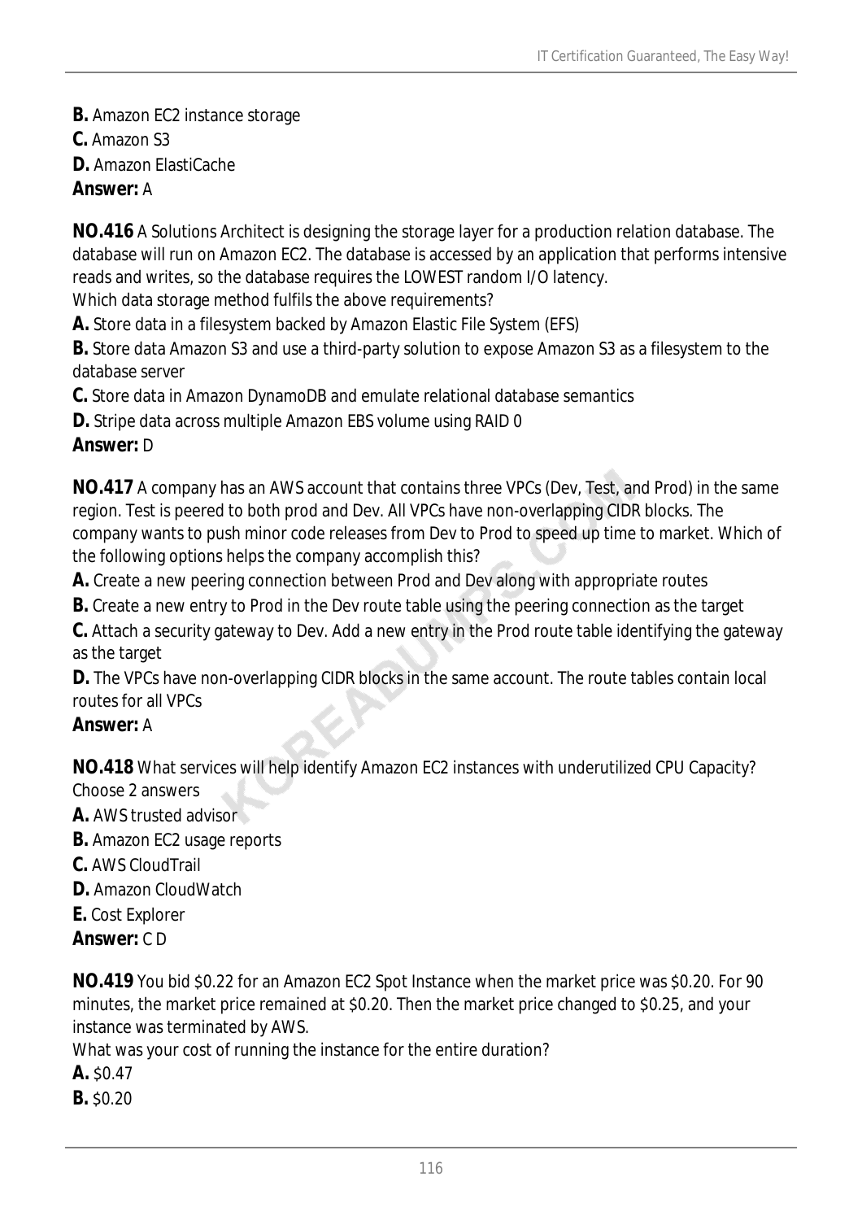**B.** Amazon EC2 instance storage
**C.** Amazon S3
**D.** Amazon ElastiCache
**Answer:** A

**NO.416** A Solutions Architect is designing the storage layer for a production relation database. The database will run on Amazon EC2. The database is accessed by an application that performs intensive reads and writes, so the database requires the LOWEST random I/O latency.
Which data storage method fulfils the above requirements?
**A.** Store data in a filesystem backed by Amazon Elastic File System (EFS)
**B.** Store data Amazon S3 and use a third-party solution to expose Amazon S3 as a filesystem to the database server
**C.** Store data in Amazon DynamoDB and emulate relational database semantics
**D.** Stripe data across multiple Amazon EBS volume using RAID 0
**Answer:** D

**NO.417** A company has an AWS account that contains three VPCs (Dev, Test, and Prod) in the same region. Test is peered to both prod and Dev. All VPCs have non-overlapping CIDR blocks. The company wants to push minor code releases from Dev to Prod to speed up time to market. Which of the following options helps the company accomplish this?
**A.** Create a new peering connection between Prod and Dev along with appropriate routes
**B.** Create a new entry to Prod in the Dev route table using the peering connection as the target
**C.** Attach a security gateway to Dev. Add a new entry in the Prod route table identifying the gateway as the target
**D.** The VPCs have non-overlapping CIDR blocks in the same account. The route tables contain local routes for all VPCs
**Answer:** A

**NO.418** What services will help identify Amazon EC2 instances with underutilized CPU Capacity?
Choose 2 answers
**A.** AWS trusted advisor
**B.** Amazon EC2 usage reports
**C.** AWS CloudTrail
**D.** Amazon CloudWatch
**E.** Cost Explorer
**Answer:** C D

**NO.419** You bid $0.22 for an Amazon EC2 Spot Instance when the market price was $0.20. For 90 minutes, the market price remained at $0.20. Then the market price changed to $0.25, and your instance was terminated by AWS.
What was your cost of running the instance for the entire duration?
**A.** $0.47
**B.** $0.20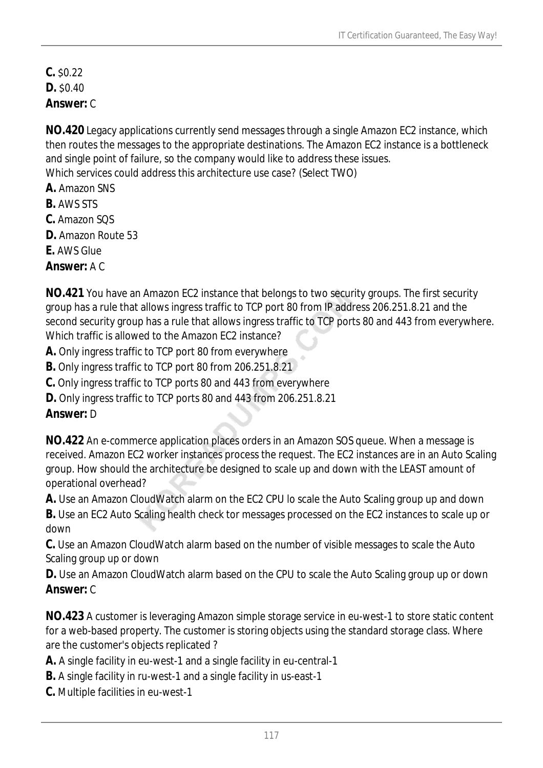**C.** $0.22
**D.** $0.40
**Answer:** C

**NO.420** Legacy applications currently send messages through a single Amazon EC2 instance, which then routes the messages to the appropriate destinations. The Amazon EC2 instance is a bottleneck and single point of failure, so the company would like to address these issues.
Which services could address this architecture use case? (Select TWO)
**A.** Amazon SNS
**B.** AWS STS
**C.** Amazon SQS
**D.** Amazon Route 53
**E.** AWS Glue
**Answer:** A C

**NO.421** You have an Amazon EC2 instance that belongs to two security groups. The first security group has a rule that allows ingress traffic to TCP port 80 from IP address 206.251.8.21 and the second security group has a rule that allows ingress traffic to TCP ports 80 and 443 from everywhere. Which traffic is allowed to the Amazon EC2 instance?
**A.** Only ingress traffic to TCP port 80 from everywhere
**B.** Only ingress traffic to TCP port 80 from 206.251.8.21
**C.** Only ingress traffic to TCP ports 80 and 443 from everywhere
**D.** Only ingress traffic to TCP ports 80 and 443 from 206.251.8.21
**Answer:** D

**NO.422** An e-commerce application places orders in an Amazon SOS queue. When a message is received. Amazon EC2 worker instances process the request. The EC2 instances are in an Auto Scaling group. How should the architecture be designed to scale up and down with the LEAST amount of operational overhead?
**A.** Use an Amazon CloudWatch alarm on the EC2 CPU lo scale the Auto Scaling group up and down
**B.** Use an EC2 Auto Scaling health check tor messages processed on the EC2 instances to scale up or down
**C.** Use an Amazon CloudWatch alarm based on the number of visible messages to scale the Auto Scaling group up or down
**D.** Use an Amazon CloudWatch alarm based on the CPU to scale the Auto Scaling group up or down
**Answer:** C

**NO.423** A customer is leveraging Amazon simple storage service in eu-west-1 to store static content for a web-based property. The customer is storing objects using the standard storage class. Where are the customer's objects replicated ?
**A.** A single facility in eu-west-1 and a single facility in eu-central-1
**B.** A single facility in ru-west-1 and a single facility in us-east-1
**C.** Multiple facilities in eu-west-1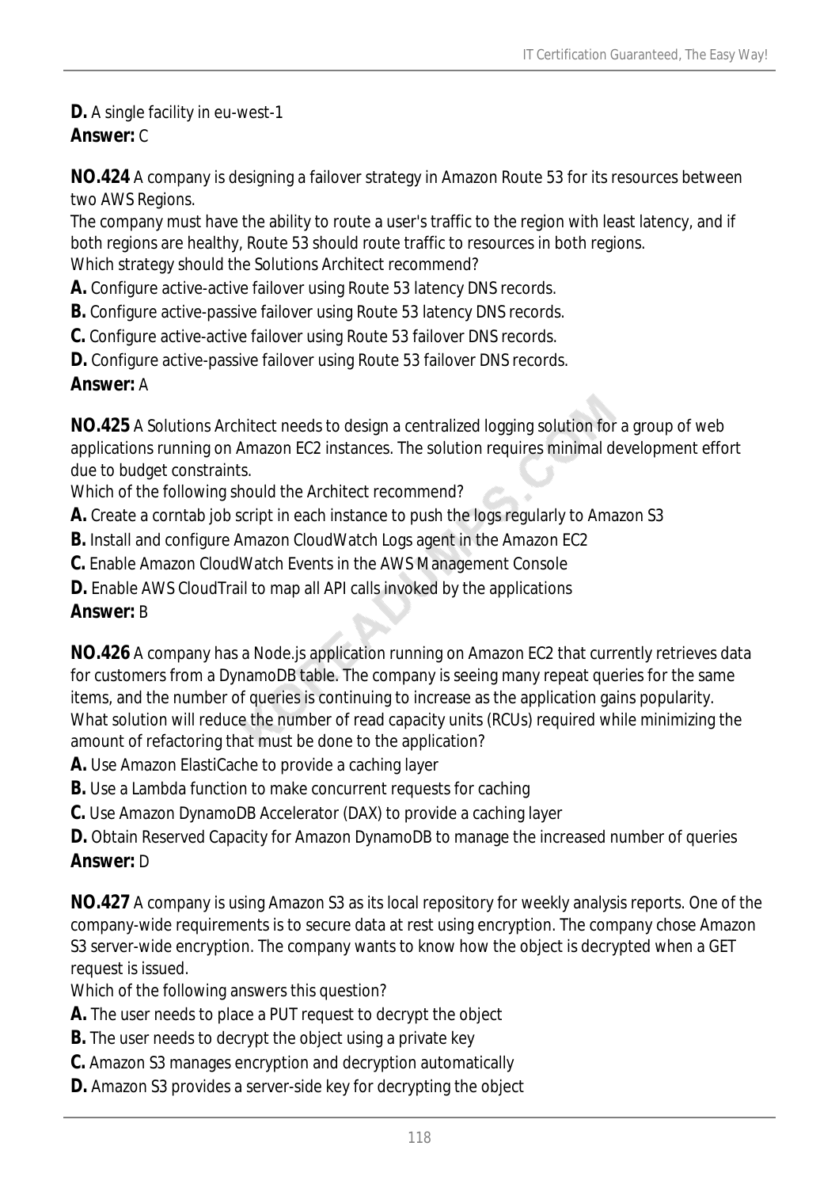**D.** A single facility in eu-west-1
**Answer:** C

**NO.424** A company is designing a failover strategy in Amazon Route 53 for its resources between two AWS Regions.
The company must have the ability to route a user's traffic to the region with least latency, and if both regions are healthy, Route 53 should route traffic to resources in both regions.
Which strategy should the Solutions Architect recommend?
**A.** Configure active-active failover using Route 53 latency DNS records.
**B.** Configure active-passive failover using Route 53 latency DNS records.
**C.** Configure active-active failover using Route 53 failover DNS records.
**D.** Configure active-passive failover using Route 53 failover DNS records.
**Answer:** A

**NO.425** A Solutions Architect needs to design a centralized logging solution for a group of web applications running on Amazon EC2 instances. The solution requires minimal development effort due to budget constraints.
Which of the following should the Architect recommend?
**A.** Create a corntab job script in each instance to push the logs regularly to Amazon S3
**B.** Install and configure Amazon CloudWatch Logs agent in the Amazon EC2
**C.** Enable Amazon CloudWatch Events in the AWS Management Console
**D.** Enable AWS CloudTrail to map all API calls invoked by the applications
**Answer:** B

**NO.426** A company has a Node.js application running on Amazon EC2 that currently retrieves data for customers from a DynamoDB table. The company is seeing many repeat queries for the same items, and the number of queries is continuing to increase as the application gains popularity.
What solution will reduce the number of read capacity units (RCUs) required while minimizing the amount of refactoring that must be done to the application?
**A.** Use Amazon ElastiCache to provide a caching layer
**B.** Use a Lambda function to make concurrent requests for caching
**C.** Use Amazon DynamoDB Accelerator (DAX) to provide a caching layer
**D.** Obtain Reserved Capacity for Amazon DynamoDB to manage the increased number of queries
**Answer:** D

**NO.427** A company is using Amazon S3 as its local repository for weekly analysis reports. One of the company-wide requirements is to secure data at rest using encryption. The company chose Amazon S3 server-wide encryption. The company wants to know how the object is decrypted when a GET request is issued.
Which of the following answers this question?
**A.** The user needs to place a PUT request to decrypt the object
**B.** The user needs to decrypt the object using a private key
**C.** Amazon S3 manages encryption and decryption automatically
**D.** Amazon S3 provides a server-side key for decrypting the object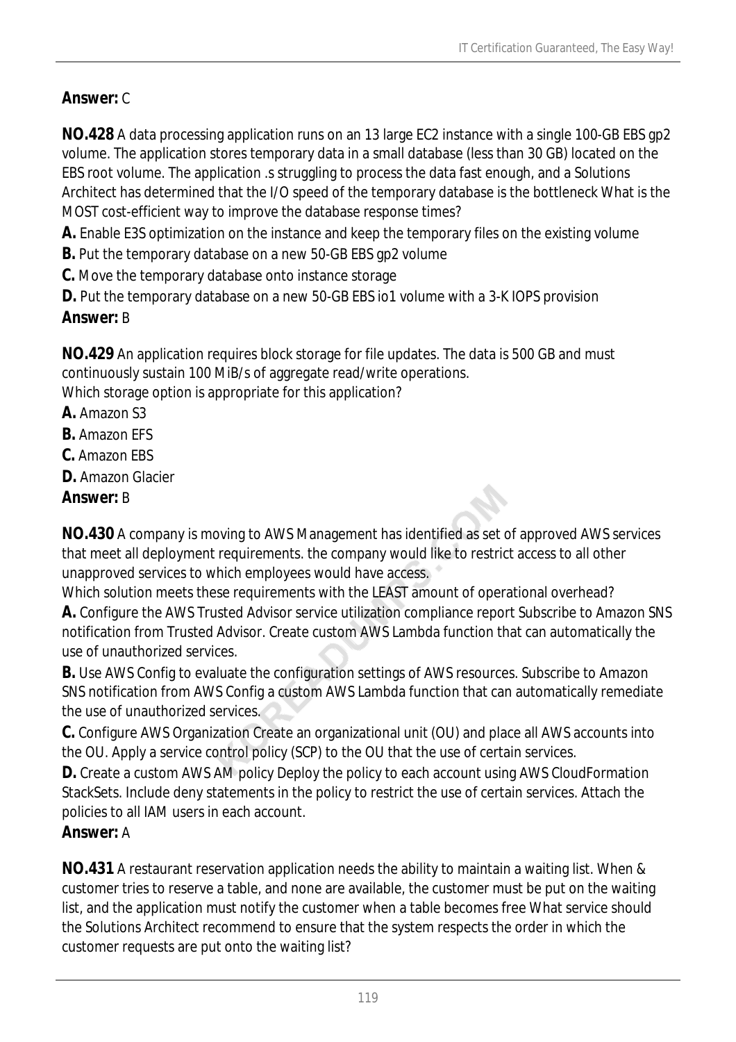**Answer:** C

**NO.428** A data processing application runs on an 13 large EC2 instance with a single 100-GB EBS gp2 volume. The application stores temporary data in a small database (less than 30 GB) located on the EBS root volume. The application .s struggling to process the data fast enough, and a Solutions Architect has determined that the I/O speed of the temporary database is the bottleneck What is the MOST cost-efficient way to improve the database response times?

**A.** Enable E3S optimization on the instance and keep the temporary files on the existing volume

**B.** Put the temporary database on a new 50-GB EBS gp2 volume

**C.** Move the temporary database onto instance storage

**D.** Put the temporary database on a new 50-GB EBS io1 volume with a 3-K IOPS provision

**Answer:** B

**NO.429** An application requires block storage for file updates. The data is 500 GB and must continuously sustain 100 MiB/s of aggregate read/write operations.
Which storage option is appropriate for this application?

**A.** Amazon S3

**B.** Amazon EFS

**C.** Amazon EBS

**D.** Amazon Glacier

**Answer:** B

**NO.430** A company is moving to AWS Management has identified as set of approved AWS services that meet all deployment requirements. the company would like to restrict access to all other unapproved services to which employees would have access.
Which solution meets these requirements with the LEAST amount of operational overhead?

**A.** Configure the AWS Trusted Advisor service utilization compliance report Subscribe to Amazon SNS notification from Trusted Advisor. Create custom AWS Lambda function that can automatically the use of unauthorized services.

**B.** Use AWS Config to evaluate the configuration settings of AWS resources. Subscribe to Amazon SNS notification from AWS Config a custom AWS Lambda function that can automatically remediate the use of unauthorized services.

**C.** Configure AWS Organization Create an organizational unit (OU) and place all AWS accounts into the OU. Apply a service control policy (SCP) to the OU that the use of certain services.

**D.** Create a custom AWS AM policy Deploy the policy to each account using AWS CloudFormation StackSets. Include deny statements in the policy to restrict the use of certain services. Attach the policies to all IAM users in each account.

**Answer:** A

**NO.431** A restaurant reservation application needs the ability to maintain a waiting list. When & customer tries to reserve a table, and none are available, the customer must be put on the waiting list, and the application must notify the customer when a table becomes free What service should the Solutions Architect recommend to ensure that the system respects the order in which the customer requests are put onto the waiting list?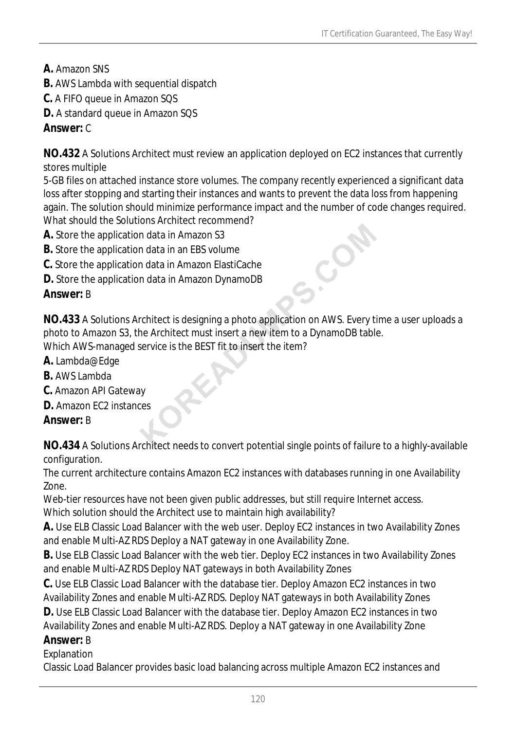**A.** Amazon SNS
**B.** AWS Lambda with sequential dispatch
**C.** A FIFO queue in Amazon SQS
**D.** A standard queue in Amazon SQS
**Answer:** C

**NO.432** A Solutions Architect must review an application deployed on EC2 instances that currently stores multiple
5-GB files on attached instance store volumes. The company recently experienced a significant data loss after stopping and starting their instances and wants to prevent the data loss from happening again. The solution should minimize performance impact and the number of code changes required.
What should the Solutions Architect recommend?
**A.** Store the application data in Amazon S3
**B.** Store the application data in an EBS volume
**C.** Store the application data in Amazon ElastiCache
**D.** Store the application data in Amazon DynamoDB
**Answer:** B

**NO.433** A Solutions Architect is designing a photo application on AWS. Every time a user uploads a photo to Amazon S3, the Architect must insert a new item to a DynamoDB table.
Which AWS-managed service is the BEST fit to insert the item?
**A.** Lambda@Edge
**B.** AWS Lambda
**C.** Amazon API Gateway
**D.** Amazon EC2 instances
**Answer:** B

**NO.434** A Solutions Architect needs to convert potential single points of failure to a highly-available configuration.
The current architecture contains Amazon EC2 instances with databases running in one Availability Zone.
Web-tier resources have not been given public addresses, but still require Internet access.
Which solution should the Architect use to maintain high availability?
**A.** Use ELB Classic Load Balancer with the web user. Deploy EC2 instances in two Availability Zones and enable Multi-AZ RDS Deploy a NAT gateway in one Availability Zone.
**B.** Use ELB Classic Load Balancer with the web tier. Deploy EC2 instances in two Availability Zones and enable Multi-AZ RDS Deploy NAT gateways in both Availability Zones
**C.** Use ELB Classic Load Balancer with the database tier. Deploy Amazon EC2 instances in two Availability Zones and enable Multi-AZ RDS. Deploy NAT gateways in both Availability Zones
**D.** Use ELB Classic Load Balancer with the database tier. Deploy Amazon EC2 instances in two Availability Zones and enable Multi-AZ RDS. Deploy a NAT gateway in one Availability Zone
**Answer:** B
Explanation
Classic Load Balancer provides basic load balancing across multiple Amazon EC2 instances and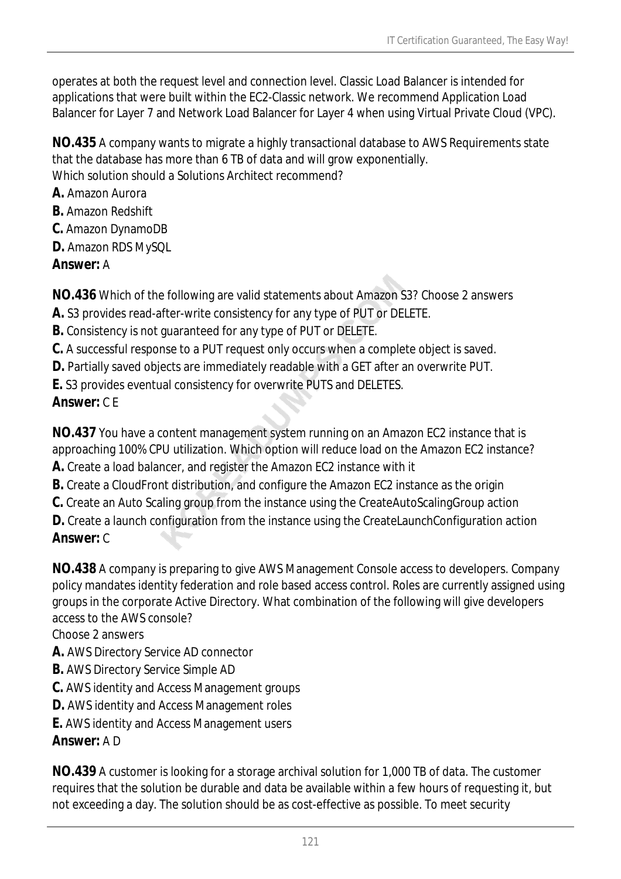operates at both the request level and connection level. Classic Load Balancer is intended for applications that were built within the EC2-Classic network. We recommend Application Load Balancer for Layer 7 and Network Load Balancer for Layer 4 when using Virtual Private Cloud (VPC).

**NO.435** A company wants to migrate a highly transactional database to AWS Requirements state that the database has more than 6 TB of data and will grow exponentially.
Which solution should a Solutions Architect recommend?

**A.** Amazon Aurora
**B.** Amazon Redshift
**C.** Amazon DynamoDB
**D.** Amazon RDS MySQL
**Answer:** A

**NO.436** Which of the following are valid statements about Amazon S3? Choose 2 answers

**A.** S3 provides read-after-write consistency for any type of PUT or DELETE.
**B.** Consistency is not guaranteed for any type of PUT or DELETE.
**C.** A successful response to a PUT request only occurs when a complete object is saved.
**D.** Partially saved objects are immediately readable with a GET after an overwrite PUT.
**E.** S3 provides eventual consistency for overwrite PUTS and DELETES.
**Answer:** C E

**NO.437** You have a content management system running on an Amazon EC2 instance that is approaching 100% CPU utilization. Which option will reduce load on the Amazon EC2 instance?

**A.** Create a load balancer, and register the Amazon EC2 instance with it
**B.** Create a CloudFront distribution, and configure the Amazon EC2 instance as the origin
**C.** Create an Auto Scaling group from the instance using the CreateAutoScalingGroup action
**D.** Create a launch configuration from the instance using the CreateLaunchConfiguration action
**Answer:** C

**NO.438** A company is preparing to give AWS Management Console access to developers. Company policy mandates identity federation and role based access control. Roles are currently assigned using groups in the corporate Active Directory. What combination of the following will give developers access to the AWS console?
Choose 2 answers

**A.** AWS Directory Service AD connector
**B.** AWS Directory Service Simple AD
**C.** AWS identity and Access Management groups
**D.** AWS identity and Access Management roles
**E.** AWS identity and Access Management users
**Answer:** A D

**NO.439** A customer is looking for a storage archival solution for 1,000 TB of data. The customer requires that the solution be durable and data be available within a few hours of requesting it, but not exceeding a day. The solution should be as cost-effective as possible. To meet security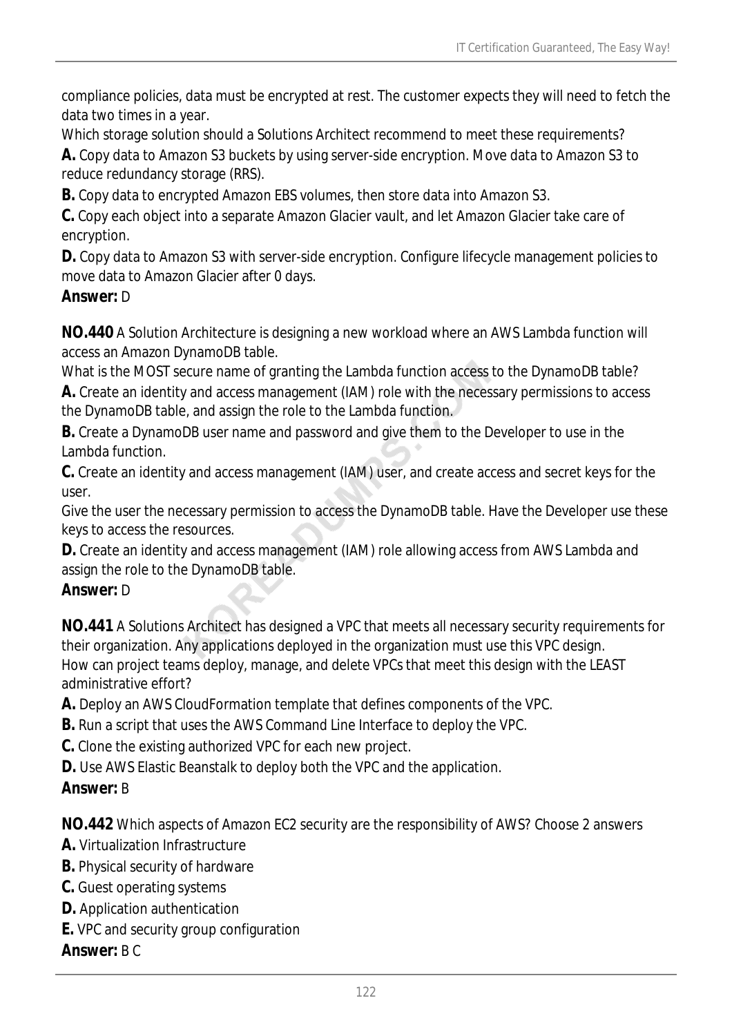compliance policies, data must be encrypted at rest. The customer expects they will need to fetch the data two times in a year.
Which storage solution should a Solutions Architect recommend to meet these requirements?

**A.** Copy data to Amazon S3 buckets by using server-side encryption. Move data to Amazon S3 to reduce redundancy storage (RRS).
**B.** Copy data to encrypted Amazon EBS volumes, then store data into Amazon S3.
**C.** Copy each object into a separate Amazon Glacier vault, and let Amazon Glacier take care of encryption.
**D.** Copy data to Amazon S3 with server-side encryption. Configure lifecycle management policies to move data to Amazon Glacier after 0 days.

**Answer:** D

**NO.440** A Solution Architecture is designing a new workload where an AWS Lambda function will access an Amazon DynamoDB table.
What is the MOST secure name of granting the Lambda function access to the DynamoDB table?

**A.** Create an identity and access management (IAM) role with the necessary permissions to access the DynamoDB table, and assign the role to the Lambda function.
**B.** Create a DynamoDB user name and password and give them to the Developer to use in the Lambda function.
**C.** Create an identity and access management (IAM) user, and create access and secret keys for the user.
Give the user the necessary permission to access the DynamoDB table. Have the Developer use these keys to access the resources.
**D.** Create an identity and access management (IAM) role allowing access from AWS Lambda and assign the role to the DynamoDB table.

**Answer:** D

**NO.441** A Solutions Architect has designed a VPC that meets all necessary security requirements for their organization. Any applications deployed in the organization must use this VPC design.
How can project teams deploy, manage, and delete VPCs that meet this design with the LEAST administrative effort?

**A.** Deploy an AWS CloudFormation template that defines components of the VPC.
**B.** Run a script that uses the AWS Command Line Interface to deploy the VPC.
**C.** Clone the existing authorized VPC for each new project.
**D.** Use AWS Elastic Beanstalk to deploy both the VPC and the application.

**Answer:** B

**NO.442** Which aspects of Amazon EC2 security are the responsibility of AWS? Choose 2 answers

**A.** Virtualization Infrastructure
**B.** Physical security of hardware
**C.** Guest operating systems
**D.** Application authentication
**E.** VPC and security group configuration

**Answer:** B C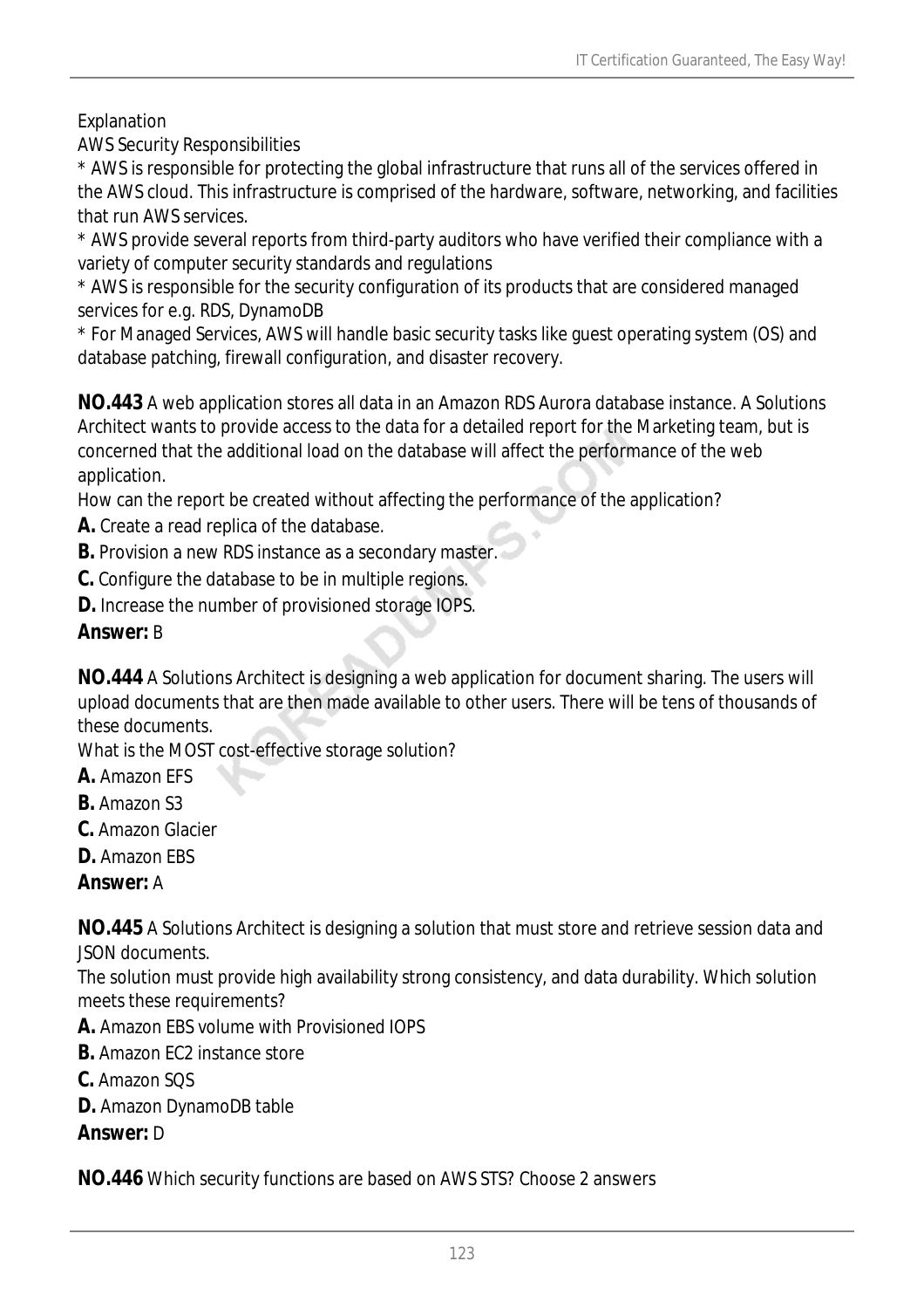Explanation
AWS Security Responsibilities
* AWS is responsible for protecting the global infrastructure that runs all of the services offered in the AWS cloud. This infrastructure is comprised of the hardware, software, networking, and facilities that run AWS services.
* AWS provide several reports from third-party auditors who have verified their compliance with a variety of computer security standards and regulations
* AWS is responsible for the security configuration of its products that are considered managed services for e.g. RDS, DynamoDB
* For Managed Services, AWS will handle basic security tasks like guest operating system (OS) and database patching, firewall configuration, and disaster recovery.

**NO.443** A web application stores all data in an Amazon RDS Aurora database instance. A Solutions Architect wants to provide access to the data for a detailed report for the Marketing team, but is concerned that the additional load on the database will affect the performance of the web application.
How can the report be created without affecting the performance of the application?
**A.** Create a read replica of the database.
**B.** Provision a new RDS instance as a secondary master.
**C.** Configure the database to be in multiple regions.
**D.** Increase the number of provisioned storage IOPS.
**Answer:** B

**NO.444** A Solutions Architect is designing a web application for document sharing. The users will upload documents that are then made available to other users. There will be tens of thousands of these documents.
What is the MOST cost-effective storage solution?
**A.** Amazon EFS
**B.** Amazon S3
**C.** Amazon Glacier
**D.** Amazon EBS
**Answer:** A

**NO.445** A Solutions Architect is designing a solution that must store and retrieve session data and JSON documents.
The solution must provide high availability strong consistency, and data durability. Which solution meets these requirements?
**A.** Amazon EBS volume with Provisioned IOPS
**B.** Amazon EC2 instance store
**C.** Amazon SQS
**D.** Amazon DynamoDB table
**Answer:** D

**NO.446** Which security functions are based on AWS STS? Choose 2 answers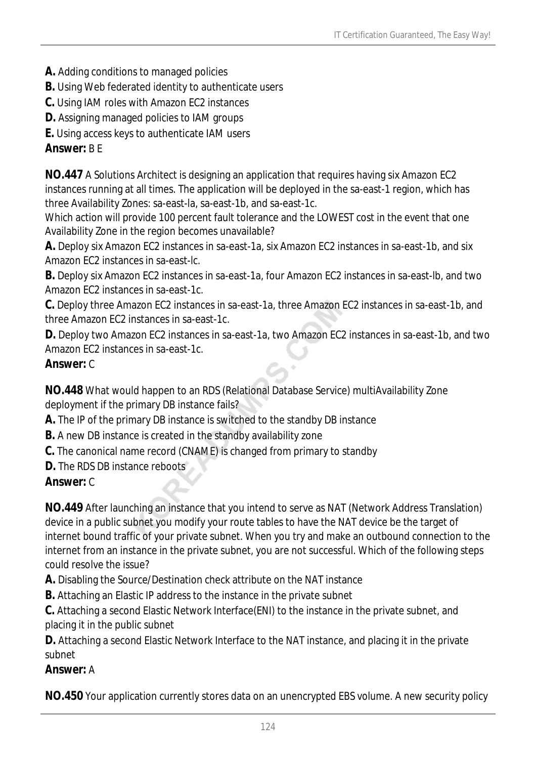**A.** Adding conditions to managed policies
**B.** Using Web federated identity to authenticate users
**C.** Using IAM roles with Amazon EC2 instances
**D.** Assigning managed policies to IAM groups
**E.** Using access keys to authenticate IAM users
**Answer:** B E

**NO.447** A Solutions Architect is designing an application that requires having six Amazon EC2 instances running at all times. The application will be deployed in the sa-east-1 region, which has three Availability Zones: sa-east-la, sa-east-1b, and sa-east-1c.
Which action will provide 100 percent fault tolerance and the LOWEST cost in the event that one Availability Zone in the region becomes unavailable?
**A.** Deploy six Amazon EC2 instances in sa-east-1a, six Amazon EC2 instances in sa-east-1b, and six Amazon EC2 instances in sa-east-lc.
**B.** Deploy six Amazon EC2 instances in sa-east-1a, four Amazon EC2 instances in sa-east-lb, and two Amazon EC2 instances in sa-east-1c.
**C.** Deploy three Amazon EC2 instances in sa-east-1a, three Amazon EC2 instances in sa-east-1b, and three Amazon EC2 instances in sa-east-1c.
**D.** Deploy two Amazon EC2 instances in sa-east-1a, two Amazon EC2 instances in sa-east-1b, and two Amazon EC2 instances in sa-east-1c.
**Answer:** C

**NO.448** What would happen to an RDS (Relational Database Service) multiAvailability Zone deployment if the primary DB instance fails?
**A.** The IP of the primary DB instance is switched to the standby DB instance
**B.** A new DB instance is created in the standby availability zone
**C.** The canonical name record (CNAME) is changed from primary to standby
**D.** The RDS DB instance reboots
**Answer:** C

**NO.449** After launching an instance that you intend to serve as NAT (Network Address Translation) device in a public subnet you modify your route tables to have the NAT device be the target of internet bound traffic of your private subnet. When you try and make an outbound connection to the internet from an instance in the private subnet, you are not successful. Which of the following steps could resolve the issue?
**A.** Disabling the Source/Destination check attribute on the NAT instance
**B.** Attaching an Elastic IP address to the instance in the private subnet
**C.** Attaching a second Elastic Network Interface(ENI) to the instance in the private subnet, and placing it in the public subnet
**D.** Attaching a second Elastic Network Interface to the NAT instance, and placing it in the private subnet
**Answer:** A

**NO.450** Your application currently stores data on an unencrypted EBS volume. A new security policy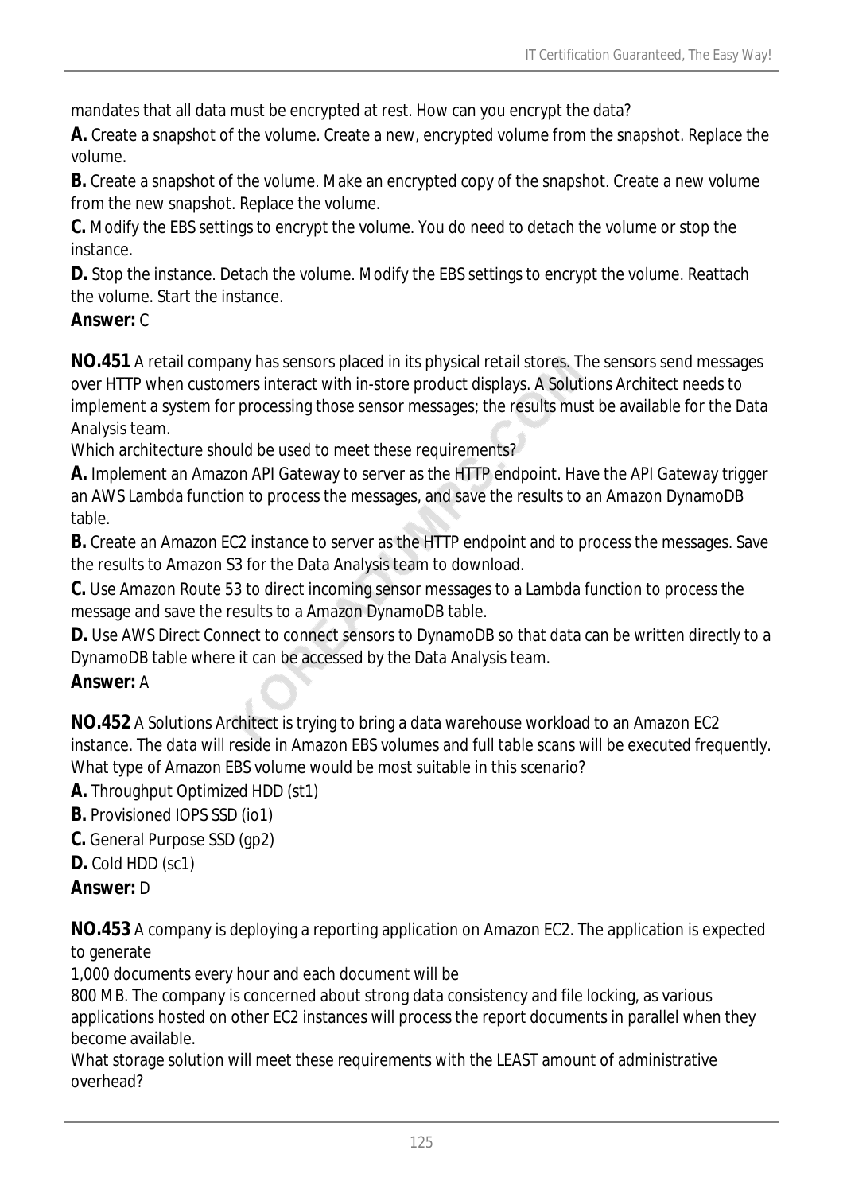mandates that all data must be encrypted at rest. How can you encrypt the data?

**A.** Create a snapshot of the volume. Create a new, encrypted volume from the snapshot. Replace the volume.

**B.** Create a snapshot of the volume. Make an encrypted copy of the snapshot. Create a new volume from the new snapshot. Replace the volume.

**C.** Modify the EBS settings to encrypt the volume. You do need to detach the volume or stop the instance.

**D.** Stop the instance. Detach the volume. Modify the EBS settings to encrypt the volume. Reattach the volume. Start the instance.

**Answer:** C

**NO.451** A retail company has sensors placed in its physical retail stores. The sensors send messages over HTTP when customers interact with in-store product displays. A Solutions Architect needs to implement a system for processing those sensor messages; the results must be available for the Data Analysis team.

Which architecture should be used to meet these requirements?

**A.** Implement an Amazon API Gateway to server as the HTTP endpoint. Have the API Gateway trigger an AWS Lambda function to process the messages, and save the results to an Amazon DynamoDB table.

**B.** Create an Amazon EC2 instance to server as the HTTP endpoint and to process the messages. Save the results to Amazon S3 for the Data Analysis team to download.

**C.** Use Amazon Route 53 to direct incoming sensor messages to a Lambda function to process the message and save the results to a Amazon DynamoDB table.

**D.** Use AWS Direct Connect to connect sensors to DynamoDB so that data can be written directly to a DynamoDB table where it can be accessed by the Data Analysis team.

**Answer:** A

**NO.452** A Solutions Architect is trying to bring a data warehouse workload to an Amazon EC2 instance. The data will reside in Amazon EBS volumes and full table scans will be executed frequently.

What type of Amazon EBS volume would be most suitable in this scenario?

**A.** Throughput Optimized HDD (st1)

**B.** Provisioned IOPS SSD (io1)

**C.** General Purpose SSD (gp2)

**D.** Cold HDD (sc1)

**Answer:** D

**NO.453** A company is deploying a reporting application on Amazon EC2. The application is expected to generate

1,000 documents every hour and each document will be

800 MB. The company is concerned about strong data consistency and file locking, as various applications hosted on other EC2 instances will process the report documents in parallel when they become available.

What storage solution will meet these requirements with the LEAST amount of administrative overhead?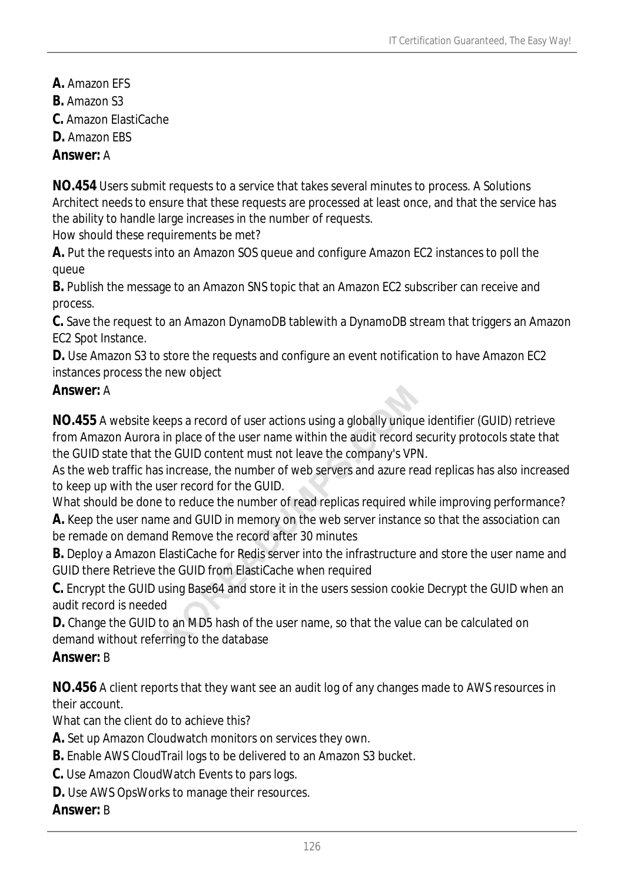**A.** Amazon EFS
**B.** Amazon S3
**C.** Amazon ElastiCache
**D.** Amazon EBS
**Answer:** A

**NO.454** Users submit requests to a service that takes several minutes to process. A Solutions Architect needs to ensure that these requests are processed at least once, and that the service has the ability to handle large increases in the number of requests.
How should these requirements be met?
**A.** Put the requests into an Amazon SOS queue and configure Amazon EC2 instances to poll the queue
**B.** Publish the message to an Amazon SNS topic that an Amazon EC2 subscriber can receive and process.
**C.** Save the request to an Amazon DynamoDB tablewith a DynamoDB stream that triggers an Amazon EC2 Spot Instance.
**D.** Use Amazon S3 to store the requests and configure an event notification to have Amazon EC2 instances process the new object
**Answer:** A

**NO.455** A website keeps a record of user actions using a globally unique identifier (GUID) retrieve from Amazon Aurora in place of the user name within the audit record security protocols state that the GUID state that the GUID content must not leave the company's VPN.
As the web traffic has increase, the number of web servers and azure read replicas has also increased to keep up with the user record for the GUID.
What should be done to reduce the number of read replicas required while improving performance?
**A.** Keep the user name and GUID in memory on the web server instance so that the association can be remade on demand Remove the record after 30 minutes
**B.** Deploy a Amazon ElastiCache for Redis server into the infrastructure and store the user name and GUID there Retrieve the GUID from ElastiCache when required
**C.** Encrypt the GUID using Base64 and store it in the users session cookie Decrypt the GUID when an audit record is needed
**D.** Change the GUID to an MD5 hash of the user name, so that the value can be calculated on demand without referring to the database
**Answer:** B

**NO.456** A client reports that they want see an audit log of any changes made to AWS resources in their account.
What can the client do to achieve this?
**A.** Set up Amazon Cloudwatch monitors on services they own.
**B.** Enable AWS CloudTrail logs to be delivered to an Amazon S3 bucket.
**C.** Use Amazon CloudWatch Events to pars logs.
**D.** Use AWS OpsWorks to manage their resources.
**Answer:** B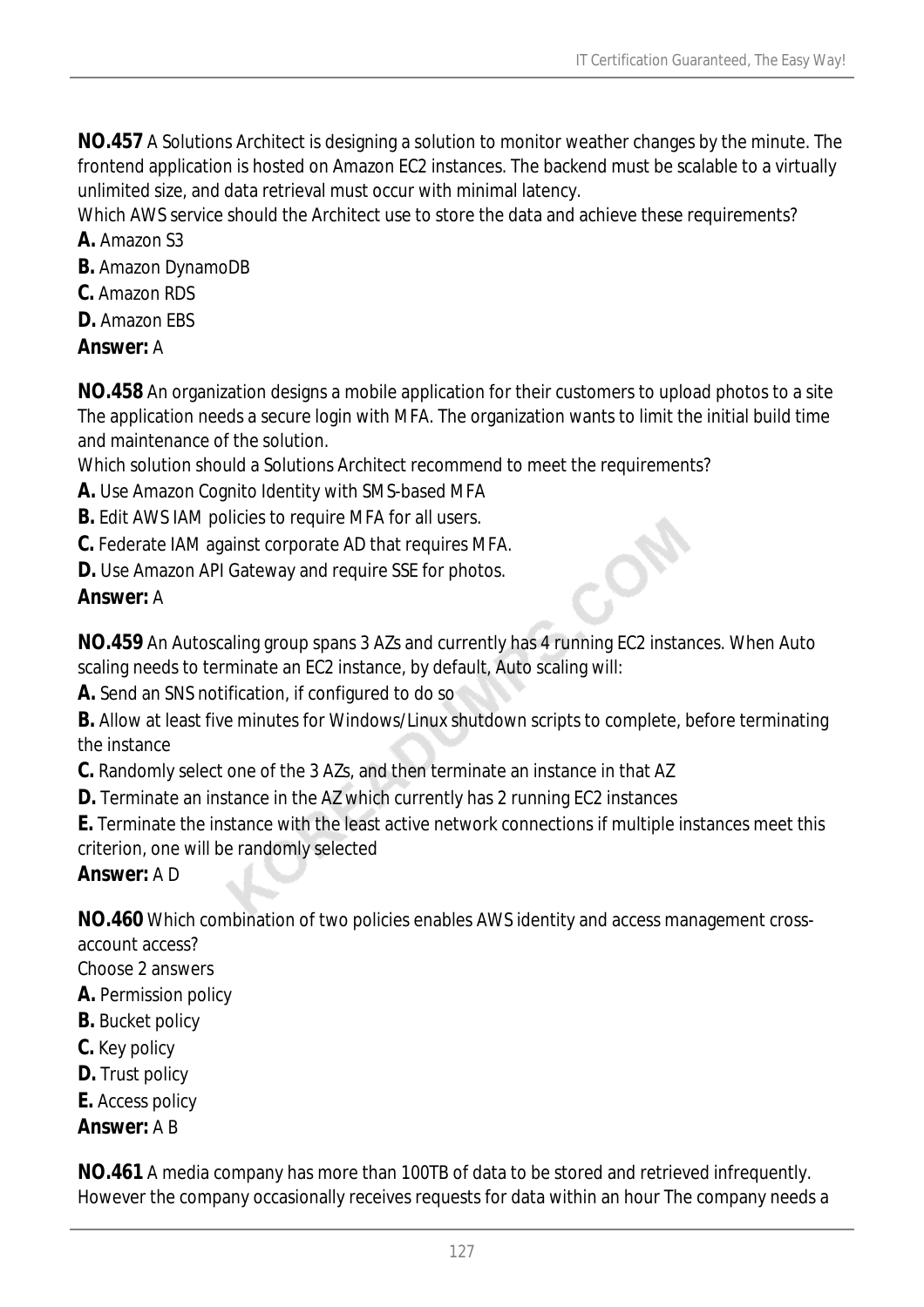**NO.457** A Solutions Architect is designing a solution to monitor weather changes by the minute. The frontend application is hosted on Amazon EC2 instances. The backend must be scalable to a virtually unlimited size, and data retrieval must occur with minimal latency.
Which AWS service should the Architect use to store the data and achieve these requirements?
**A.** Amazon S3
**B.** Amazon DynamoDB
**C.** Amazon RDS
**D.** Amazon EBS
**Answer:** A

**NO.458** An organization designs a mobile application for their customers to upload photos to a site The application needs a secure login with MFA. The organization wants to limit the initial build time and maintenance of the solution.
Which solution should a Solutions Architect recommend to meet the requirements?
**A.** Use Amazon Cognito Identity with SMS-based MFA
**B.** Edit AWS IAM policies to require MFA for all users.
**C.** Federate IAM against corporate AD that requires MFA.
**D.** Use Amazon API Gateway and require SSE for photos.
**Answer:** A

**NO.459** An Autoscaling group spans 3 AZs and currently has 4 running EC2 instances. When Auto scaling needs to terminate an EC2 instance, by default, Auto scaling will:
**A.** Send an SNS notification, if configured to do so
**B.** Allow at least five minutes for Windows/Linux shutdown scripts to complete, before terminating the instance
**C.** Randomly select one of the 3 AZs, and then terminate an instance in that AZ
**D.** Terminate an instance in the AZ which currently has 2 running EC2 instances
**E.** Terminate the instance with the least active network connections if multiple instances meet this criterion, one will be randomly selected
**Answer:** A D

**NO.460** Which combination of two policies enables AWS identity and access management cross-account access?
Choose 2 answers
**A.** Permission policy
**B.** Bucket policy
**C.** Key policy
**D.** Trust policy
**E.** Access policy
**Answer:** A B

**NO.461** A media company has more than 100TB of data to be stored and retrieved infrequently. However the company occasionally receives requests for data within an hour The company needs a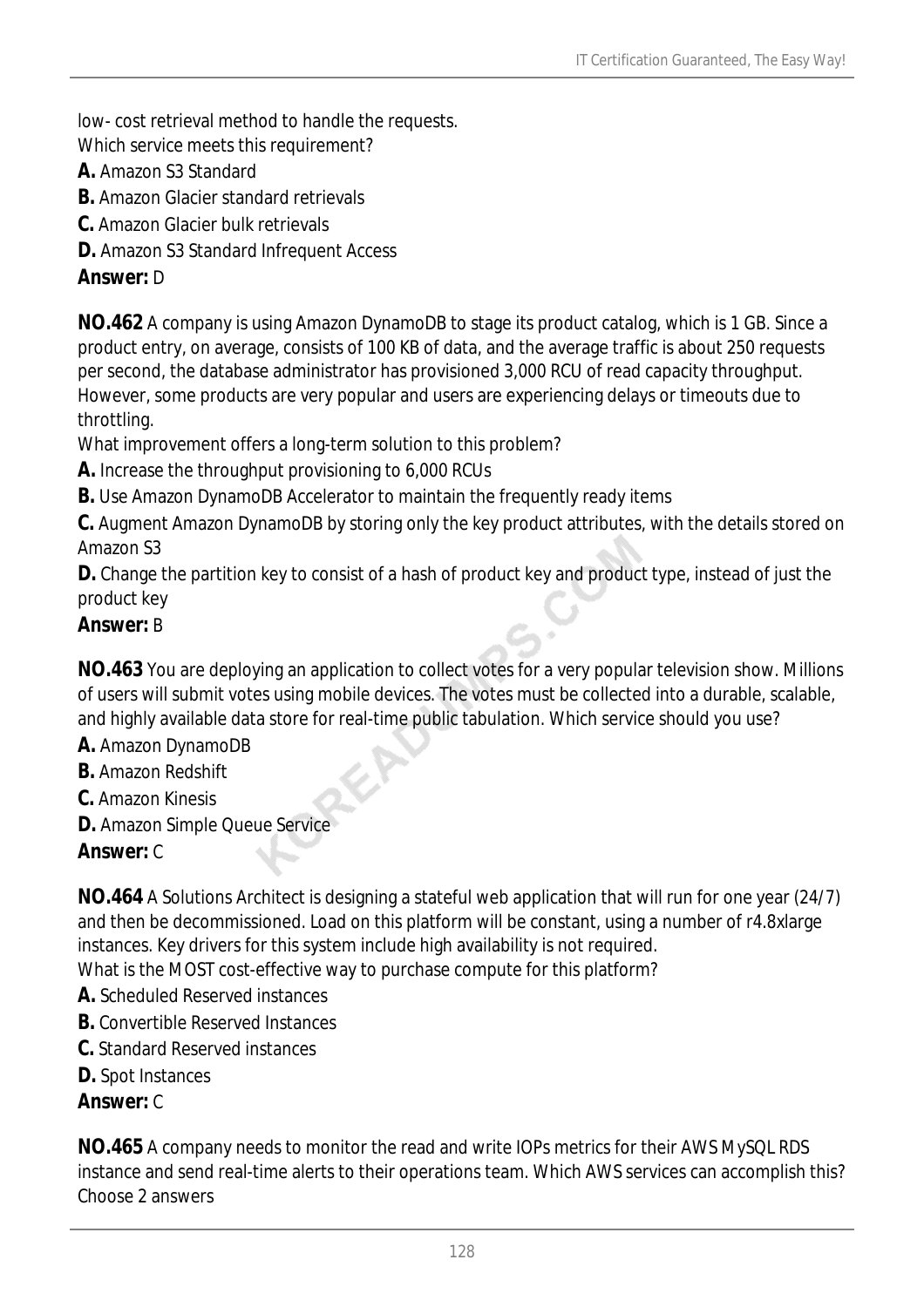low- cost retrieval method to handle the requests.
Which service meets this requirement?

**A.** Amazon S3 Standard
**B.** Amazon Glacier standard retrievals
**C.** Amazon Glacier bulk retrievals
**D.** Amazon S3 Standard Infrequent Access
**Answer:** D

**NO.462** A company is using Amazon DynamoDB to stage its product catalog, which is 1 GB. Since a product entry, on average, consists of 100 KB of data, and the average traffic is about 250 requests per second, the database administrator has provisioned 3,000 RCU of read capacity throughput. However, some products are very popular and users are experiencing delays or timeouts due to throttling.
What improvement offers a long-term solution to this problem?

**A.** Increase the throughput provisioning to 6,000 RCUs
**B.** Use Amazon DynamoDB Accelerator to maintain the frequently ready items
**C.** Augment Amazon DynamoDB by storing only the key product attributes, with the details stored on Amazon S3
**D.** Change the partition key to consist of a hash of product key and product type, instead of just the product key
**Answer:** B

**NO.463** You are deploying an application to collect votes for a very popular television show. Millions of users will submit votes using mobile devices. The votes must be collected into a durable, scalable, and highly available data store for real-time public tabulation. Which service should you use?

**A.** Amazon DynamoDB
**B.** Amazon Redshift
**C.** Amazon Kinesis
**D.** Amazon Simple Queue Service
**Answer:** C

**NO.464** A Solutions Architect is designing a stateful web application that will run for one year (24/7) and then be decommissioned. Load on this platform will be constant, using a number of r4.8xlarge instances. Key drivers for this system include high availability is not required.
What is the MOST cost-effective way to purchase compute for this platform?

**A.** Scheduled Reserved instances
**B.** Convertible Reserved Instances
**C.** Standard Reserved instances
**D.** Spot Instances
**Answer:** C

**NO.465** A company needs to monitor the read and write IOPs metrics for their AWS MySQL RDS instance and send real-time alerts to their operations team. Which AWS services can accomplish this? Choose 2 answers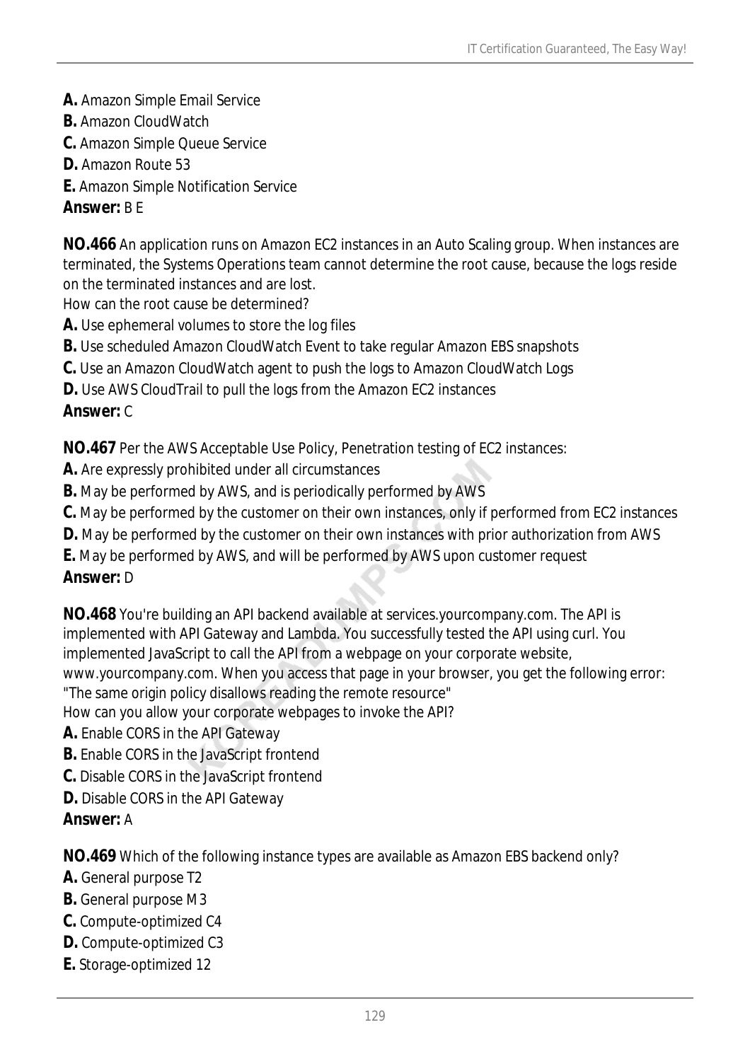**A.** Amazon Simple Email Service
**B.** Amazon CloudWatch
**C.** Amazon Simple Queue Service
**D.** Amazon Route 53
**E.** Amazon Simple Notification Service
**Answer:** B E

**NO.466** An application runs on Amazon EC2 instances in an Auto Scaling group. When instances are terminated, the Systems Operations team cannot determine the root cause, because the logs reside on the terminated instances and are lost.
How can the root cause be determined?
**A.** Use ephemeral volumes to store the log files
**B.** Use scheduled Amazon CloudWatch Event to take regular Amazon EBS snapshots
**C.** Use an Amazon CloudWatch agent to push the logs to Amazon CloudWatch Logs
**D.** Use AWS CloudTrail to pull the logs from the Amazon EC2 instances
**Answer:** C

**NO.467** Per the AWS Acceptable Use Policy, Penetration testing of EC2 instances:
**A.** Are expressly prohibited under all circumstances
**B.** May be performed by AWS, and is periodically performed by AWS
**C.** May be performed by the customer on their own instances, only if performed from EC2 instances
**D.** May be performed by the customer on their own instances with prior authorization from AWS
**E.** May be performed by AWS, and will be performed by AWS upon customer request
**Answer:** D

**NO.468** You're building an API backend available at services.yourcompany.com. The API is implemented with API Gateway and Lambda. You successfully tested the API using curl. You implemented JavaScript to call the API from a webpage on your corporate website, www.yourcompany.com. When you access that page in your browser, you get the following error: "The same origin policy disallows reading the remote resource"
How can you allow your corporate webpages to invoke the API?
**A.** Enable CORS in the API Gateway
**B.** Enable CORS in the JavaScript frontend
**C.** Disable CORS in the JavaScript frontend
**D.** Disable CORS in the API Gateway
**Answer:** A

**NO.469** Which of the following instance types are available as Amazon EBS backend only?
**A.** General purpose T2
**B.** General purpose M3
**C.** Compute-optimized C4
**D.** Compute-optimized C3
**E.** Storage-optimized 12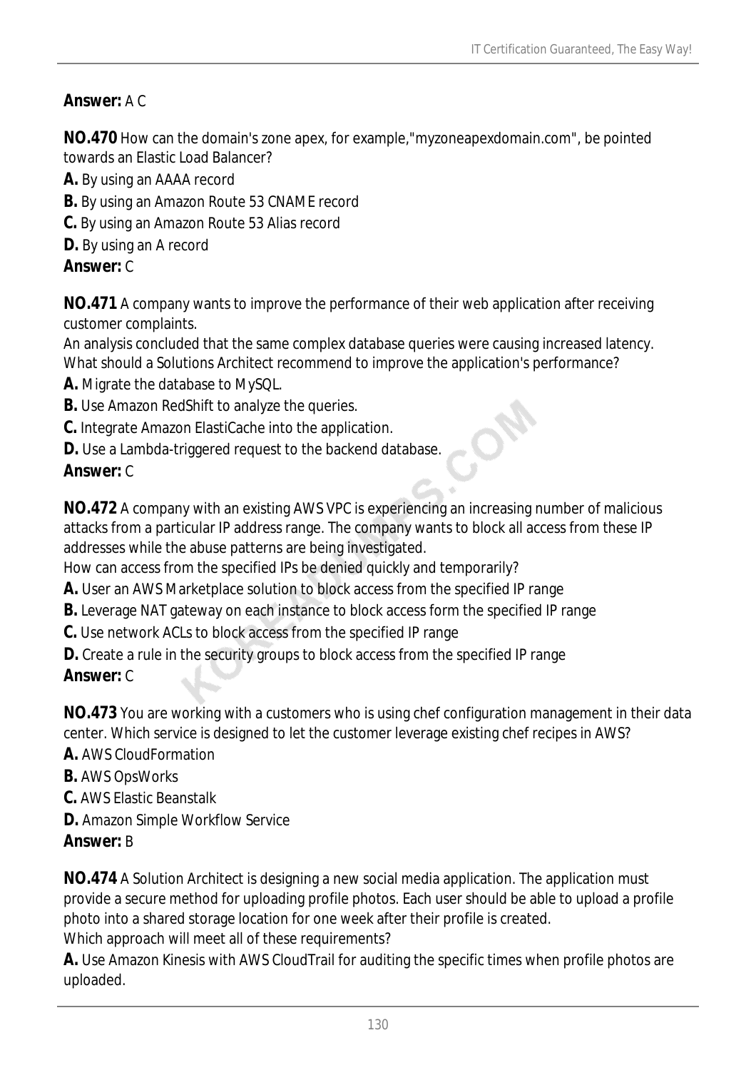**Answer:** A C

**NO.470** How can the domain's zone apex, for example,"myzoneapexdomain.com", be pointed towards an Elastic Load Balancer?

**A.** By using an AAAA record

**B.** By using an Amazon Route 53 CNAME record

**C.** By using an Amazon Route 53 Alias record

**D.** By using an A record

**Answer:** C

**NO.471** A company wants to improve the performance of their web application after receiving customer complaints.
An analysis concluded that the same complex database queries were causing increased latency.
What should a Solutions Architect recommend to improve the application's performance?

**A.** Migrate the database to MySQL.

**B.** Use Amazon RedShift to analyze the queries.

**C.** Integrate Amazon ElastiCache into the application.

**D.** Use a Lambda-triggered request to the backend database.

**Answer:** C

**NO.472** A company with an existing AWS VPC is experiencing an increasing number of malicious attacks from a particular IP address range. The company wants to block all access from these IP addresses while the abuse patterns are being investigated.
How can access from the specified IPs be denied quickly and temporarily?

**A.** User an AWS Marketplace solution to block access from the specified IP range

**B.** Leverage NAT gateway on each instance to block access form the specified IP range

**C.** Use network ACLs to block access from the specified IP range

**D.** Create a rule in the security groups to block access from the specified IP range

**Answer:** C

**NO.473** You are working with a customers who is using chef configuration management in their data center. Which service is designed to let the customer leverage existing chef recipes in AWS?

**A.** AWS CloudFormation

**B.** AWS OpsWorks

**C.** AWS Elastic Beanstalk

**D.** Amazon Simple Workflow Service

**Answer:** B

**NO.474** A Solution Architect is designing a new social media application. The application must provide a secure method for uploading profile photos. Each user should be able to upload a profile photo into a shared storage location for one week after their profile is created.
Which approach will meet all of these requirements?

**A.** Use Amazon Kinesis with AWS CloudTrail for auditing the specific times when profile photos are uploaded.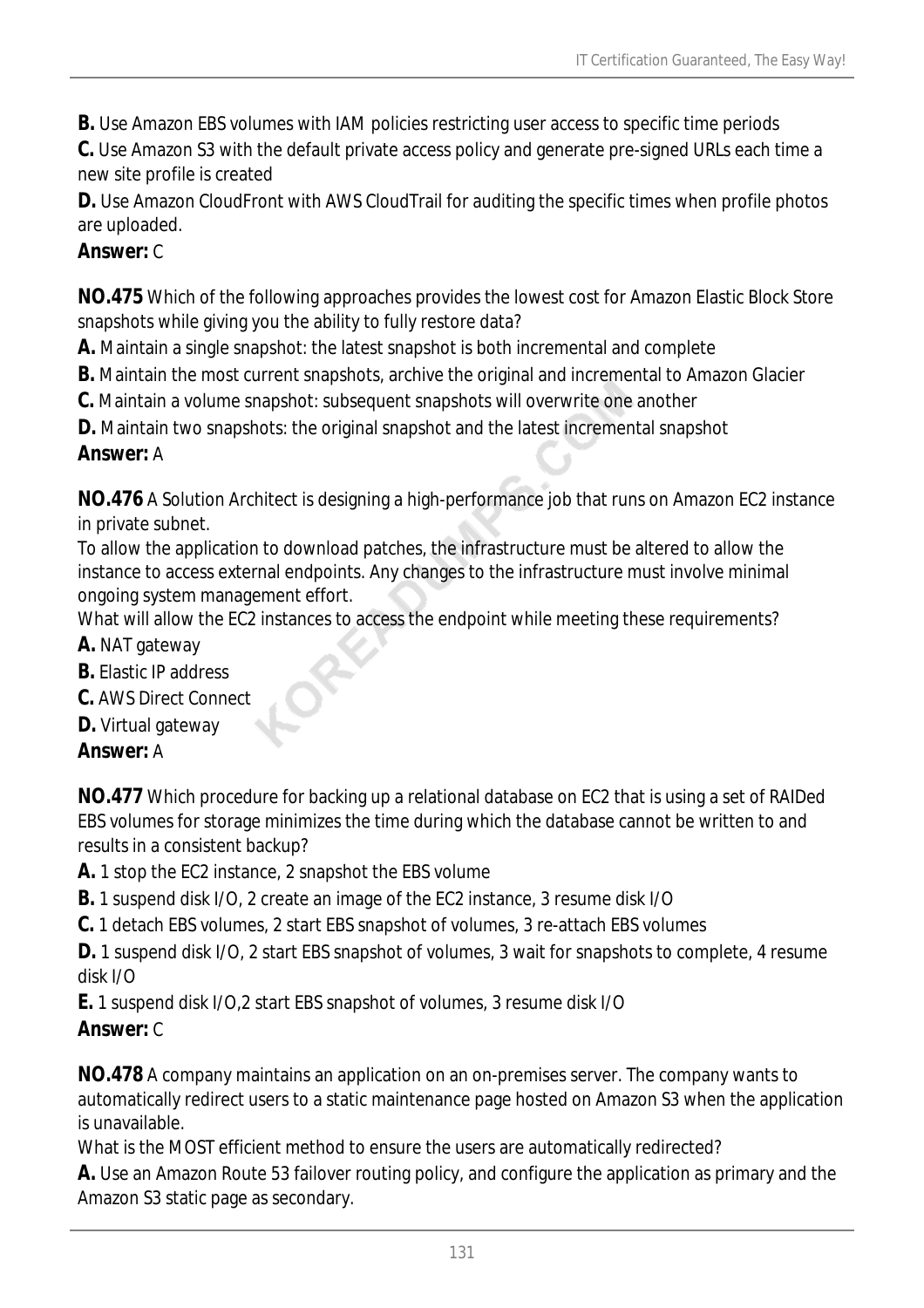**B.** Use Amazon EBS volumes with IAM policies restricting user access to specific time periods
**C.** Use Amazon S3 with the default private access policy and generate pre-signed URLs each time a new site profile is created
**D.** Use Amazon CloudFront with AWS CloudTrail for auditing the specific times when profile photos are uploaded.
**Answer:** C

**NO.475** Which of the following approaches provides the lowest cost for Amazon Elastic Block Store snapshots while giving you the ability to fully restore data?
**A.** Maintain a single snapshot: the latest snapshot is both incremental and complete
**B.** Maintain the most current snapshots, archive the original and incremental to Amazon Glacier
**C.** Maintain a volume snapshot: subsequent snapshots will overwrite one another
**D.** Maintain two snapshots: the original snapshot and the latest incremental snapshot
**Answer:** A

**NO.476** A Solution Architect is designing a high-performance job that runs on Amazon EC2 instance in private subnet.
To allow the application to download patches, the infrastructure must be altered to allow the instance to access external endpoints. Any changes to the infrastructure must involve minimal ongoing system management effort.
What will allow the EC2 instances to access the endpoint while meeting these requirements?
**A.** NAT gateway
**B.** Elastic IP address
**C.** AWS Direct Connect
**D.** Virtual gateway
**Answer:** A

**NO.477** Which procedure for backing up a relational database on EC2 that is using a set of RAIDed EBS volumes for storage minimizes the time during which the database cannot be written to and results in a consistent backup?
**A.** 1 stop the EC2 instance, 2 snapshot the EBS volume
**B.** 1 suspend disk I/O, 2 create an image of the EC2 instance, 3 resume disk I/O
**C.** 1 detach EBS volumes, 2 start EBS snapshot of volumes, 3 re-attach EBS volumes
**D.** 1 suspend disk I/O, 2 start EBS snapshot of volumes, 3 wait for snapshots to complete, 4 resume disk I/O
**E.** 1 suspend disk I/O,2 start EBS snapshot of volumes, 3 resume disk I/O
**Answer:** C

**NO.478** A company maintains an application on an on-premises server. The company wants to automatically redirect users to a static maintenance page hosted on Amazon S3 when the application is unavailable.
What is the MOST efficient method to ensure the users are automatically redirected?
**A.** Use an Amazon Route 53 failover routing policy, and configure the application as primary and the Amazon S3 static page as secondary.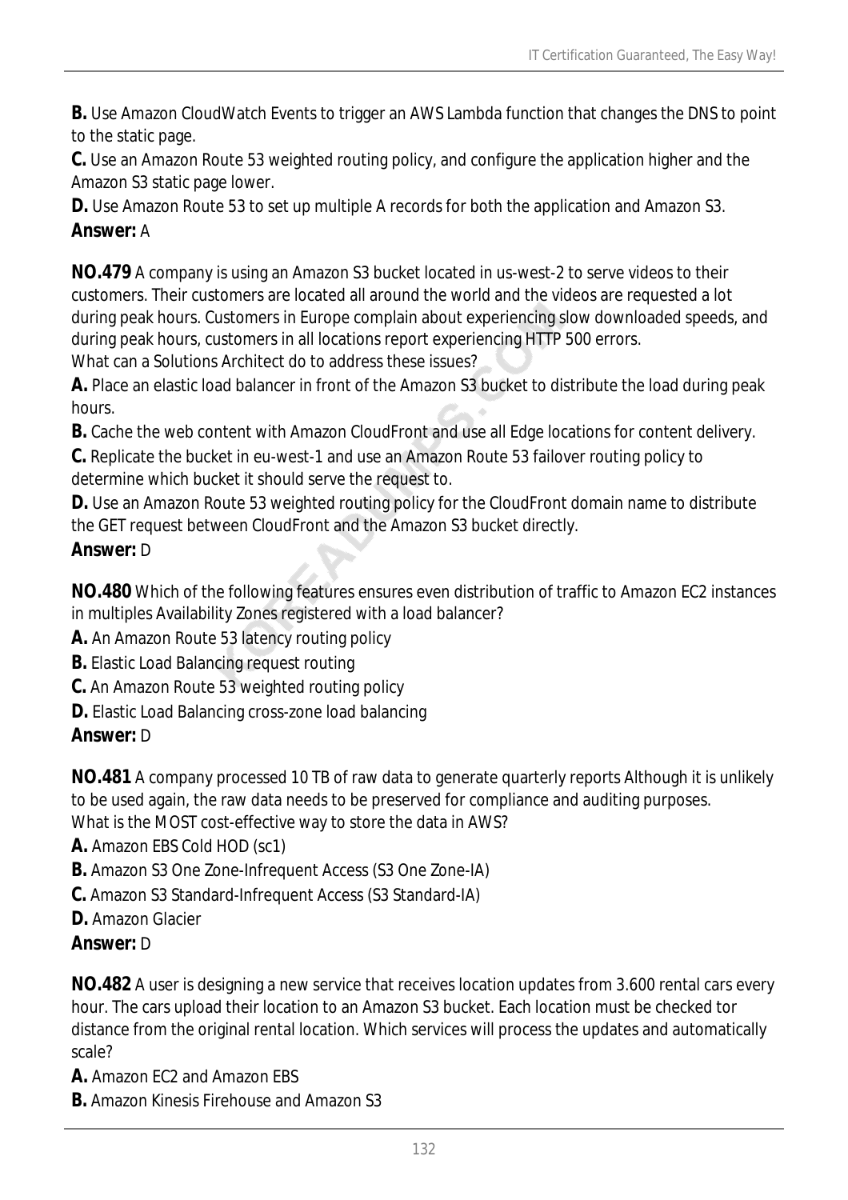**B.** Use Amazon CloudWatch Events to trigger an AWS Lambda function that changes the DNS to point to the static page.

**C.** Use an Amazon Route 53 weighted routing policy, and configure the application higher and the Amazon S3 static page lower.

**D.** Use Amazon Route 53 to set up multiple A records for both the application and Amazon S3.

**Answer:** A

**NO.479** A company is using an Amazon S3 bucket located in us-west-2 to serve videos to their customers. Their customers are located all around the world and the videos are requested a lot during peak hours. Customers in Europe complain about experiencing slow downloaded speeds, and during peak hours, customers in all locations report experiencing HTTP 500 errors.
What can a Solutions Architect do to address these issues?

**A.** Place an elastic load balancer in front of the Amazon S3 bucket to distribute the load during peak hours.

**B.** Cache the web content with Amazon CloudFront and use all Edge locations for content delivery.

**C.** Replicate the bucket in eu-west-1 and use an Amazon Route 53 failover routing policy to determine which bucket it should serve the request to.

**D.** Use an Amazon Route 53 weighted routing policy for the CloudFront domain name to distribute the GET request between CloudFront and the Amazon S3 bucket directly.

**Answer:** D

**NO.480** Which of the following features ensures even distribution of traffic to Amazon EC2 instances in multiples Availability Zones registered with a load balancer?

**A.** An Amazon Route 53 latency routing policy

**B.** Elastic Load Balancing request routing

**C.** An Amazon Route 53 weighted routing policy

**D.** Elastic Load Balancing cross-zone load balancing

**Answer:** D

**NO.481** A company processed 10 TB of raw data to generate quarterly reports Although it is unlikely to be used again, the raw data needs to be preserved for compliance and auditing purposes.
What is the MOST cost-effective way to store the data in AWS?

**A.** Amazon EBS Cold HOD (sc1)

**B.** Amazon S3 One Zone-Infrequent Access (S3 One Zone-IA)

**C.** Amazon S3 Standard-Infrequent Access (S3 Standard-IA)

**D.** Amazon Glacier

**Answer:** D

**NO.482** A user is designing a new service that receives location updates from 3.600 rental cars every hour. The cars upload their location to an Amazon S3 bucket. Each location must be checked tor distance from the original rental location. Which services will process the updates and automatically scale?

**A.** Amazon EC2 and Amazon EBS

**B.** Amazon Kinesis Firehouse and Amazon S3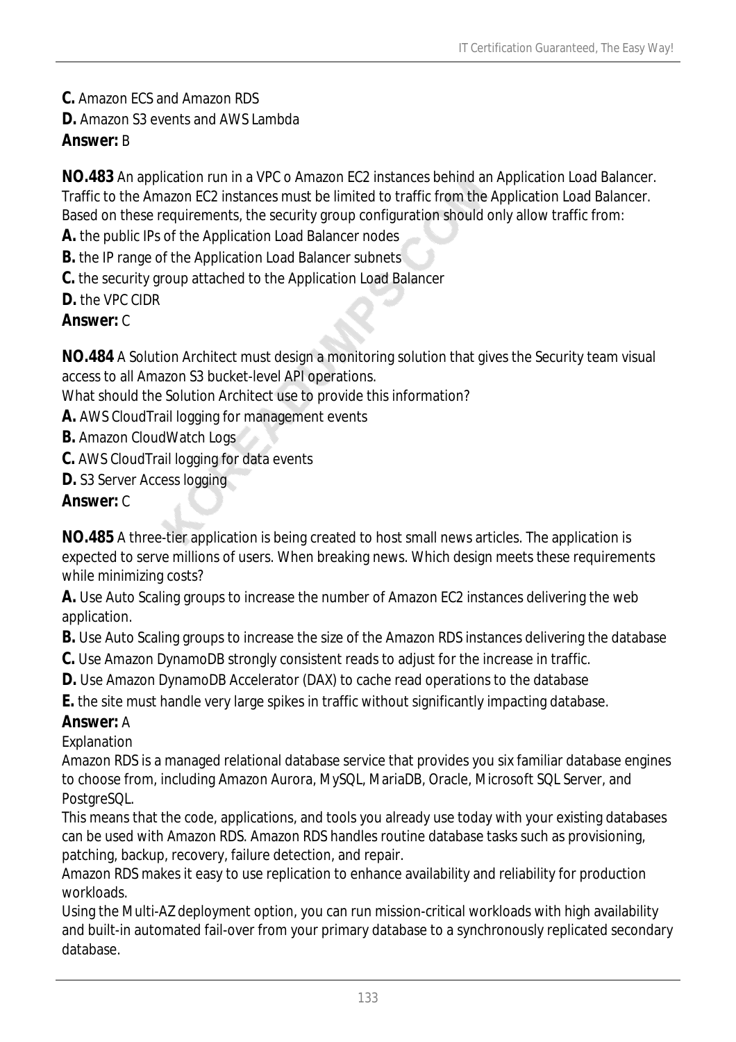**C.** Amazon ECS and Amazon RDS
**D.** Amazon S3 events and AWS Lambda
**Answer:** B

**NO.483** An application run in a VPC o Amazon EC2 instances behind an Application Load Balancer. Traffic to the Amazon EC2 instances must be limited to traffic from the Application Load Balancer. Based on these requirements, the security group configuration should only allow traffic from:
**A.** the public IPs of the Application Load Balancer nodes
**B.** the IP range of the Application Load Balancer subnets
**C.** the security group attached to the Application Load Balancer
**D.** the VPC CIDR
**Answer:** C

**NO.484** A Solution Architect must design a monitoring solution that gives the Security team visual access to all Amazon S3 bucket-level API operations.
What should the Solution Architect use to provide this information?
**A.** AWS CloudTrail logging for management events
**B.** Amazon CloudWatch Logs
**C.** AWS CloudTrail logging for data events
**D.** S3 Server Access logging
**Answer:** C

**NO.485** A three-tier application is being created to host small news articles. The application is expected to serve millions of users. When breaking news. Which design meets these requirements while minimizing costs?
**A.** Use Auto Scaling groups to increase the number of Amazon EC2 instances delivering the web application.
**B.** Use Auto Scaling groups to increase the size of the Amazon RDS instances delivering the database
**C.** Use Amazon DynamoDB strongly consistent reads to adjust for the increase in traffic.
**D.** Use Amazon DynamoDB Accelerator (DAX) to cache read operations to the database
**E.** the site must handle very large spikes in traffic without significantly impacting database.
**Answer:** A
Explanation
Amazon RDS is a managed relational database service that provides you six familiar database engines to choose from, including Amazon Aurora, MySQL, MariaDB, Oracle, Microsoft SQL Server, and PostgreSQL.
This means that the code, applications, and tools you already use today with your existing databases can be used with Amazon RDS. Amazon RDS handles routine database tasks such as provisioning, patching, backup, recovery, failure detection, and repair.
Amazon RDS makes it easy to use replication to enhance availability and reliability for production workloads.
Using the Multi-AZ deployment option, you can run mission-critical workloads with high availability and built-in automated fail-over from your primary database to a synchronously replicated secondary database.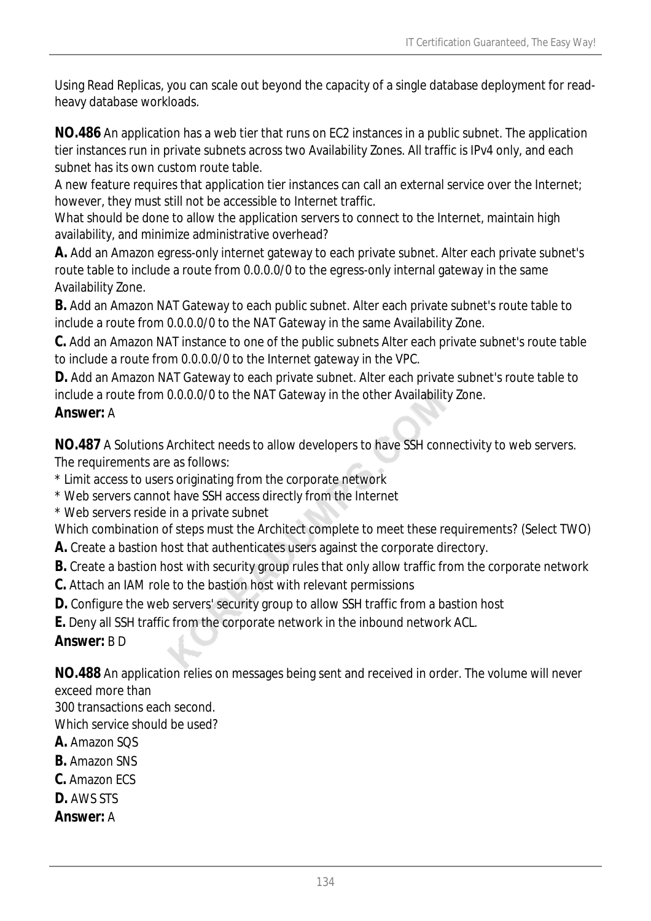Using Read Replicas, you can scale out beyond the capacity of a single database deployment for read-heavy database workloads.

**NO.486** An application has a web tier that runs on EC2 instances in a public subnet. The application tier instances run in private subnets across two Availability Zones. All traffic is IPv4 only, and each subnet has its own custom route table.

A new feature requires that application tier instances can call an external service over the Internet; however, they must still not be accessible to Internet traffic.

What should be done to allow the application servers to connect to the Internet, maintain high availability, and minimize administrative overhead?

**A.** Add an Amazon egress-only internet gateway to each private subnet. Alter each private subnet's route table to include a route from 0.0.0.0/0 to the egress-only internal gateway in the same Availability Zone.

**B.** Add an Amazon NAT Gateway to each public subnet. Alter each private subnet's route table to include a route from 0.0.0.0/0 to the NAT Gateway in the same Availability Zone.

**C.** Add an Amazon NAT instance to one of the public subnets Alter each private subnet's route table to include a route from 0.0.0.0/0 to the Internet gateway in the VPC.

**D.** Add an Amazon NAT Gateway to each private subnet. Alter each private subnet's route table to include a route from 0.0.0.0/0 to the NAT Gateway in the other Availability Zone.

**Answer:** A

**NO.487** A Solutions Architect needs to allow developers to have SSH connectivity to web servers. The requirements are as follows:

* Limit access to users originating from the corporate network
* Web servers cannot have SSH access directly from the Internet
* Web servers reside in a private subnet

Which combination of steps must the Architect complete to meet these requirements? (Select TWO)

**A.** Create a bastion host that authenticates users against the corporate directory.

**B.** Create a bastion host with security group rules that only allow traffic from the corporate network

**C.** Attach an IAM role to the bastion host with relevant permissions

**D.** Configure the web servers' security group to allow SSH traffic from a bastion host

**E.** Deny all SSH traffic from the corporate network in the inbound network ACL.

**Answer:** B D

**NO.488** An application relies on messages being sent and received in order. The volume will never exceed more than
300 transactions each second.

Which service should be used?

**A.** Amazon SQS

**B.** Amazon SNS

**C.** Amazon ECS

**D.** AWS STS

**Answer:** A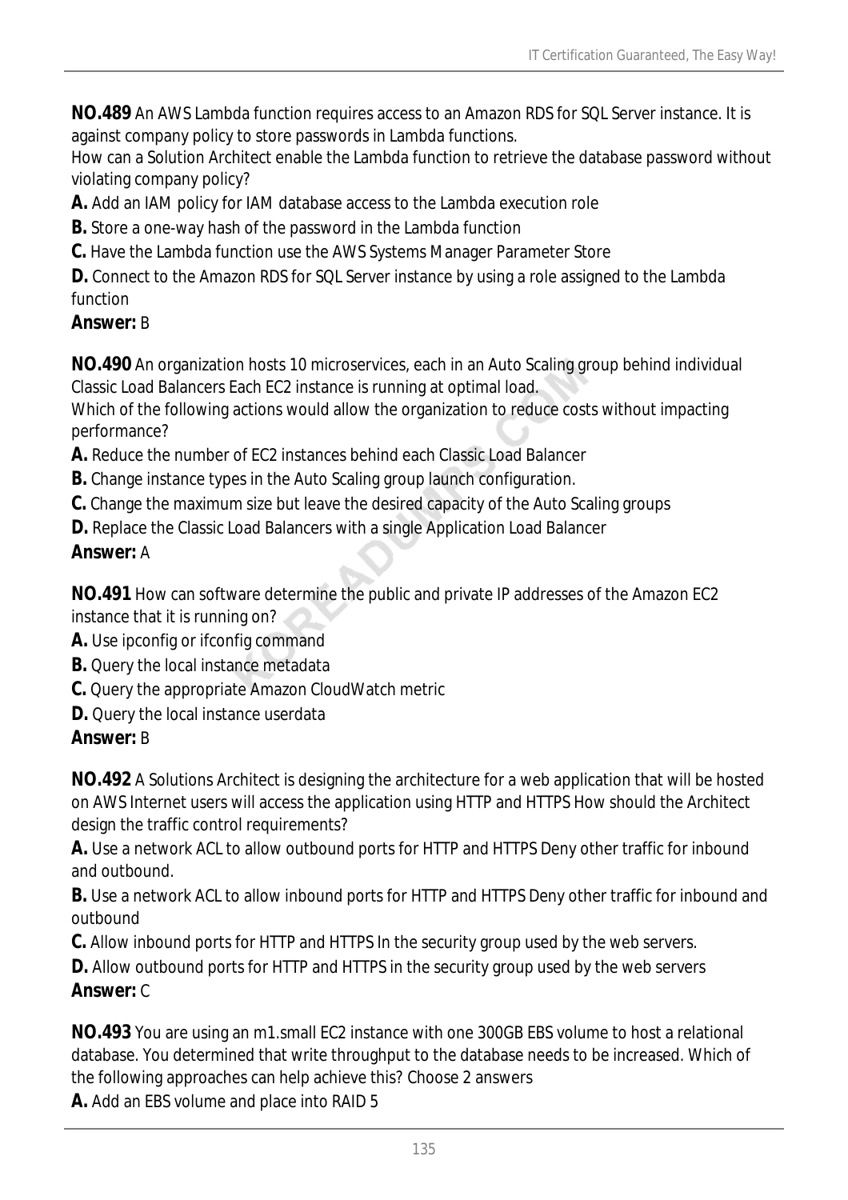**NO.489** An AWS Lambda function requires access to an Amazon RDS for SQL Server instance. It is against company policy to store passwords in Lambda functions.
How can a Solution Architect enable the Lambda function to retrieve the database password without violating company policy?
**A.** Add an IAM policy for IAM database access to the Lambda execution role
**B.** Store a one-way hash of the password in the Lambda function
**C.** Have the Lambda function use the AWS Systems Manager Parameter Store
**D.** Connect to the Amazon RDS for SQL Server instance by using a role assigned to the Lambda function
**Answer:** B

**NO.490** An organization hosts 10 microservices, each in an Auto Scaling group behind individual Classic Load Balancers Each EC2 instance is running at optimal load.
Which of the following actions would allow the organization to reduce costs without impacting performance?
**A.** Reduce the number of EC2 instances behind each Classic Load Balancer
**B.** Change instance types in the Auto Scaling group launch configuration.
**C.** Change the maximum size but leave the desired capacity of the Auto Scaling groups
**D.** Replace the Classic Load Balancers with a single Application Load Balancer
**Answer:** A

**NO.491** How can software determine the public and private IP addresses of the Amazon EC2 instance that it is running on?
**A.** Use ipconfig or ifconfig command
**B.** Query the local instance metadata
**C.** Query the appropriate Amazon CloudWatch metric
**D.** Query the local instance userdata
**Answer:** B

**NO.492** A Solutions Architect is designing the architecture for a web application that will be hosted on AWS Internet users will access the application using HTTP and HTTPS How should the Architect design the traffic control requirements?
**A.** Use a network ACL to allow outbound ports for HTTP and HTTPS Deny other traffic for inbound and outbound.
**B.** Use a network ACL to allow inbound ports for HTTP and HTTPS Deny other traffic for inbound and outbound
**C.** Allow inbound ports for HTTP and HTTPS In the security group used by the web servers.
**D.** Allow outbound ports for HTTP and HTTPS in the security group used by the web servers
**Answer:** C

**NO.493** You are using an m1.small EC2 instance with one 300GB EBS volume to host a relational database. You determined that write throughput to the database needs to be increased. Which of the following approaches can help achieve this? Choose 2 answers
**A.** Add an EBS volume and place into RAID 5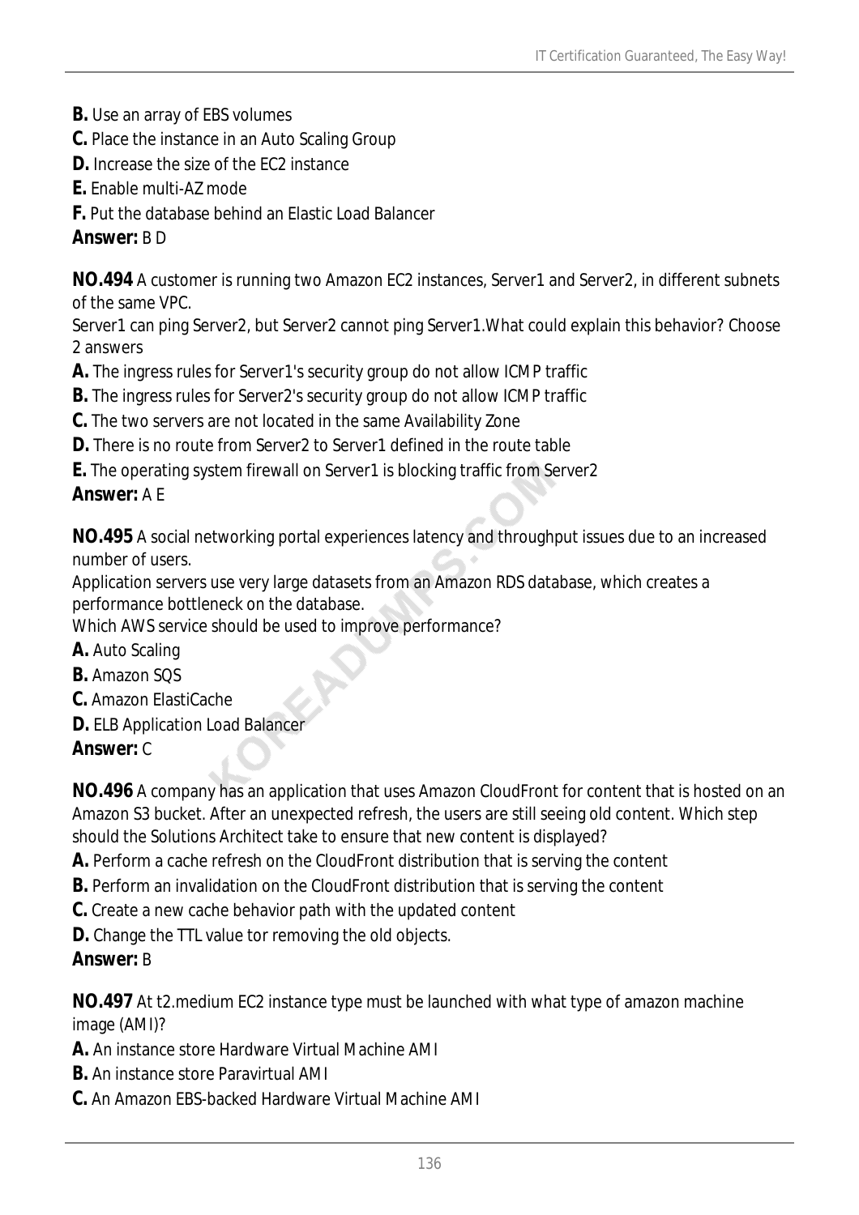**B.** Use an array of EBS volumes
**C.** Place the instance in an Auto Scaling Group
**D.** Increase the size of the EC2 instance
**E.** Enable multi-AZ mode
**F.** Put the database behind an Elastic Load Balancer
**Answer:** B D

**NO.494** A customer is running two Amazon EC2 instances, Server1 and Server2, in different subnets of the same VPC.
Server1 can ping Server2, but Server2 cannot ping Server1.What could explain this behavior? Choose 2 answers
**A.** The ingress rules for Server1's security group do not allow ICMP traffic
**B.** The ingress rules for Server2's security group do not allow ICMP traffic
**C.** The two servers are not located in the same Availability Zone
**D.** There is no route from Server2 to Server1 defined in the route table
**E.** The operating system firewall on Server1 is blocking traffic from Server2
**Answer:** A E

**NO.495** A social networking portal experiences latency and throughput issues due to an increased number of users.
Application servers use very large datasets from an Amazon RDS database, which creates a performance bottleneck on the database.
Which AWS service should be used to improve performance?
**A.** Auto Scaling
**B.** Amazon SQS
**C.** Amazon ElastiCache
**D.** ELB Application Load Balancer
**Answer:** C

**NO.496** A company has an application that uses Amazon CloudFront for content that is hosted on an Amazon S3 bucket. After an unexpected refresh, the users are still seeing old content. Which step should the Solutions Architect take to ensure that new content is displayed?
**A.** Perform a cache refresh on the CloudFront distribution that is serving the content
**B.** Perform an invalidation on the CloudFront distribution that is serving the content
**C.** Create a new cache behavior path with the updated content
**D.** Change the TTL value tor removing the old objects.
**Answer:** B

**NO.497** At t2.medium EC2 instance type must be launched with what type of amazon machine image (AMI)?
**A.** An instance store Hardware Virtual Machine AMI
**B.** An instance store Paravirtual AMI
**C.** An Amazon EBS-backed Hardware Virtual Machine AMI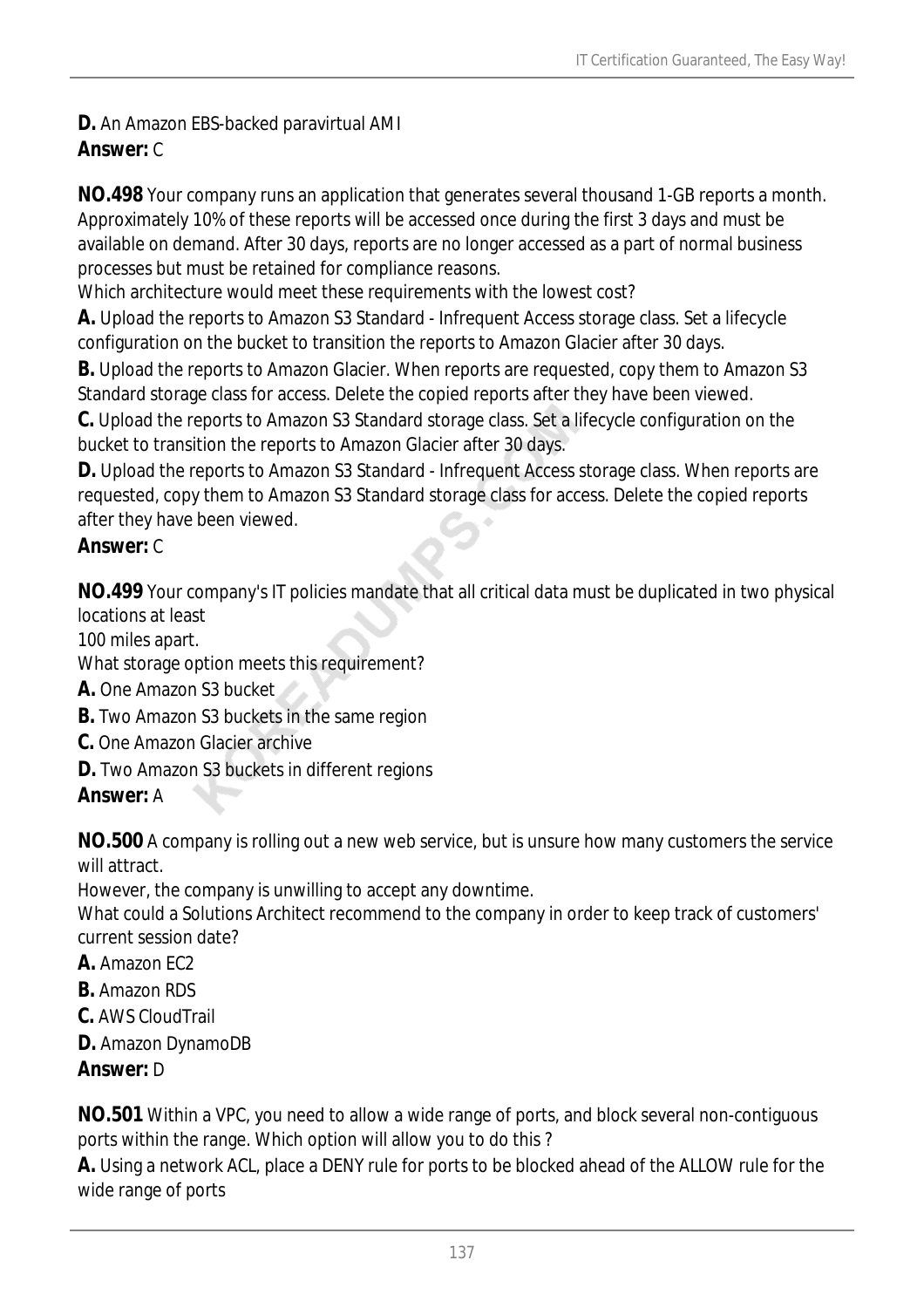**D.** An Amazon EBS-backed paravirtual AMI

**Answer:** C

**NO.498** Your company runs an application that generates several thousand 1-GB reports a month. Approximately 10% of these reports will be accessed once during the first 3 days and must be available on demand. After 30 days, reports are no longer accessed as a part of normal business processes but must be retained for compliance reasons.
Which architecture would meet these requirements with the lowest cost?

**A.** Upload the reports to Amazon S3 Standard - Infrequent Access storage class. Set a lifecycle configuration on the bucket to transition the reports to Amazon Glacier after 30 days.

**B.** Upload the reports to Amazon Glacier. When reports are requested, copy them to Amazon S3 Standard storage class for access. Delete the copied reports after they have been viewed.

**C.** Upload the reports to Amazon S3 Standard storage class. Set a lifecycle configuration on the bucket to transition the reports to Amazon Glacier after 30 days.

**D.** Upload the reports to Amazon S3 Standard - Infrequent Access storage class. When reports are requested, copy them to Amazon S3 Standard storage class for access. Delete the copied reports after they have been viewed.

**Answer:** C

**NO.499** Your company's IT policies mandate that all critical data must be duplicated in two physical locations at least
100 miles apart.
What storage option meets this requirement?

**A.** One Amazon S3 bucket

**B.** Two Amazon S3 buckets in the same region

**C.** One Amazon Glacier archive

**D.** Two Amazon S3 buckets in different regions

**Answer:** A

**NO.500** A company is rolling out a new web service, but is unsure how many customers the service will attract.
However, the company is unwilling to accept any downtime.
What could a Solutions Architect recommend to the company in order to keep track of customers' current session date?

**A.** Amazon EC2

**B.** Amazon RDS

**C.** AWS CloudTrail

**D.** Amazon DynamoDB

**Answer:** D

**NO.501** Within a VPC, you need to allow a wide range of ports, and block several non-contiguous ports within the range. Which option will allow you to do this ?

**A.** Using a network ACL, place a DENY rule for ports to be blocked ahead of the ALLOW rule for the wide range of ports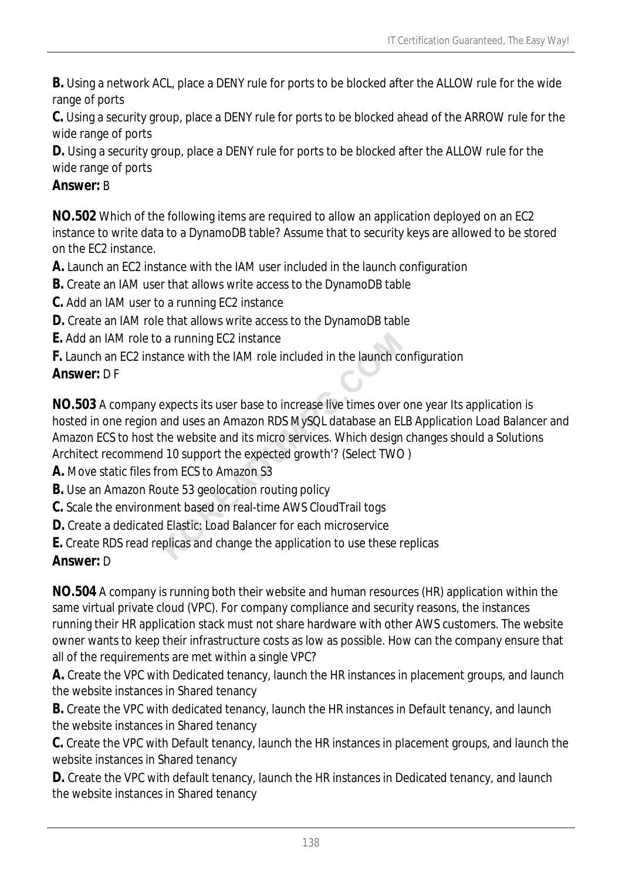**B.** Using a network ACL, place a DENY rule for ports to be blocked after the ALLOW rule for the wide range of ports

**C.** Using a security group, place a DENY rule for ports to be blocked ahead of the ARROW rule for the wide range of ports

**D.** Using a security group, place a DENY rule for ports to be blocked after the ALLOW rule for the wide range of ports

**Answer:** B

**NO.502** Which of the following items are required to allow an application deployed on an EC2 instance to write data to a DynamoDB table? Assume that to security keys are allowed to be stored on the EC2 instance.

**A.** Launch an EC2 instance with the IAM user included in the launch configuration

**B.** Create an IAM user that allows write access to the DynamoDB table

**C.** Add an IAM user to a running EC2 instance

**D.** Create an IAM role that allows write access to the DynamoDB table

**E.** Add an IAM role to a running EC2 instance

**F.** Launch an EC2 instance with the IAM role included in the launch configuration

**Answer:** D F

**NO.503** A company expects its user base to increase live times over one year Its application is hosted in one region and uses an Amazon RDS MySQL database an ELB Application Load Balancer and Amazon ECS to host the website and its micro services. Which design changes should a Solutions Architect recommend 10 support the expected growth'? (Select TWO )

**A.** Move static files from ECS to Amazon S3

**B.** Use an Amazon Route 53 geolocation routing policy

**C.** Scale the environment based on real-time AWS CloudTrail togs

**D.** Create a dedicated Elastic: Load Balancer for each microservice

**E.** Create RDS read replicas and change the application to use these replicas

**Answer:** D

**NO.504** A company is running both their website and human resources (HR) application within the same virtual private cloud (VPC). For company compliance and security reasons, the instances running their HR application stack must not share hardware with other AWS customers. The website owner wants to keep their infrastructure costs as low as possible. How can the company ensure that all of the requirements are met within a single VPC?

**A.** Create the VPC with Dedicated tenancy, launch the HR instances in placement groups, and launch the website instances in Shared tenancy

**B.** Create the VPC with dedicated tenancy, launch the HR instances in Default tenancy, and launch the website instances in Shared tenancy

**C.** Create the VPC with Default tenancy, launch the HR instances in placement groups, and launch the website instances in Shared tenancy

**D.** Create the VPC with default tenancy, launch the HR instances in Dedicated tenancy, and launch the website instances in Shared tenancy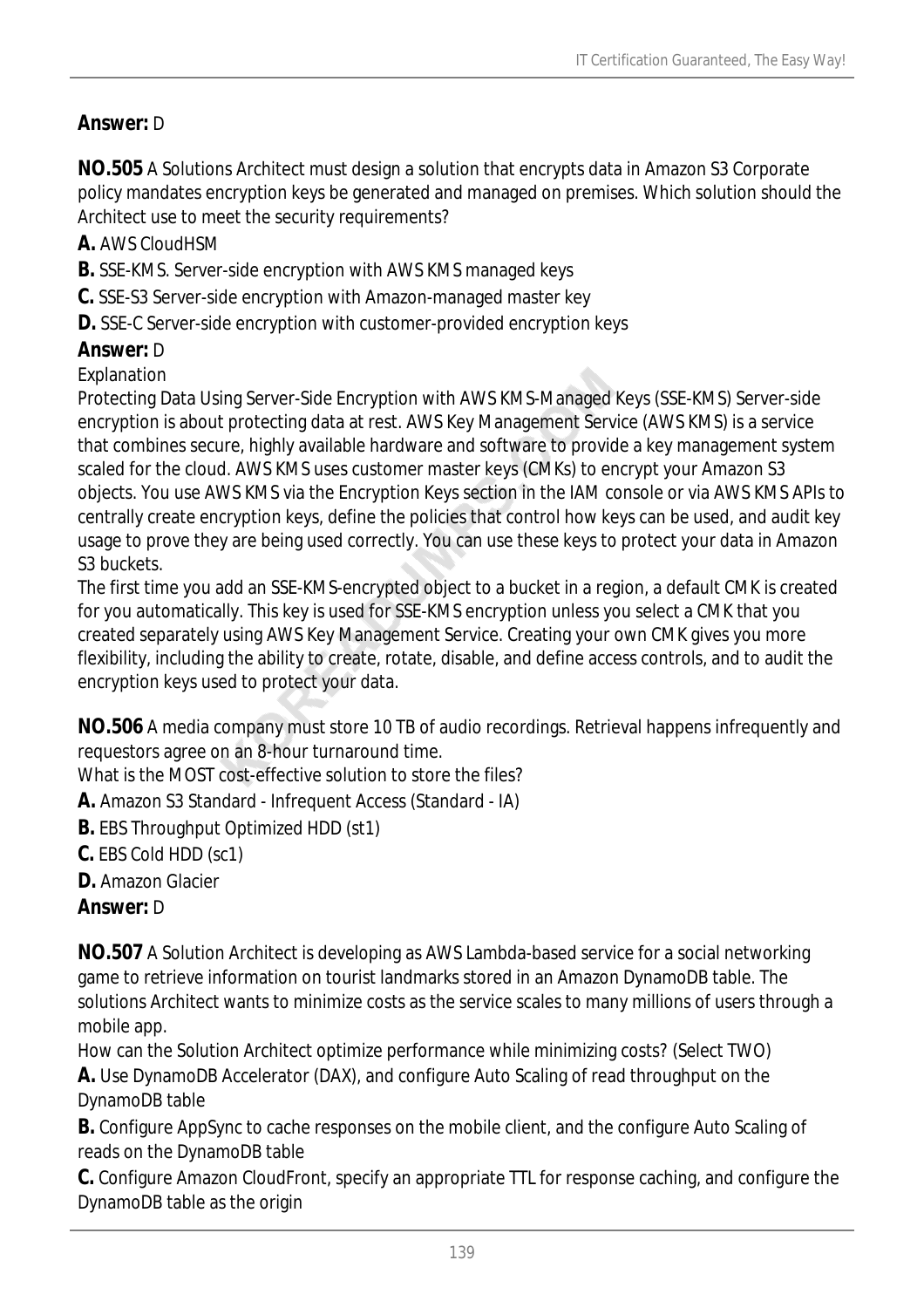**Answer:** D

**NO.505** A Solutions Architect must design a solution that encrypts data in Amazon S3 Corporate policy mandates encryption keys be generated and managed on premises. Which solution should the Architect use to meet the security requirements?

**A.** AWS CloudHSM

**B.** SSE-KMS. Server-side encryption with AWS KMS managed keys

**C.** SSE-S3 Server-side encryption with Amazon-managed master key

**D.** SSE-C Server-side encryption with customer-provided encryption keys

**Answer:** D

Explanation

Protecting Data Using Server-Side Encryption with AWS KMS-Managed Keys (SSE-KMS) Server-side encryption is about protecting data at rest. AWS Key Management Service (AWS KMS) is a service that combines secure, highly available hardware and software to provide a key management system scaled for the cloud. AWS KMS uses customer master keys (CMKs) to encrypt your Amazon S3 objects. You use AWS KMS via the Encryption Keys section in the IAM console or via AWS KMS APIs to centrally create encryption keys, define the policies that control how keys can be used, and audit key usage to prove they are being used correctly. You can use these keys to protect your data in Amazon S3 buckets.

The first time you add an SSE-KMS-encrypted object to a bucket in a region, a default CMK is created for you automatically. This key is used for SSE-KMS encryption unless you select a CMK that you created separately using AWS Key Management Service. Creating your own CMK gives you more flexibility, including the ability to create, rotate, disable, and define access controls, and to audit the encryption keys used to protect your data.

**NO.506** A media company must store 10 TB of audio recordings. Retrieval happens infrequently and requestors agree on an 8-hour turnaround time.

What is the MOST cost-effective solution to store the files?

**A.** Amazon S3 Standard - Infrequent Access (Standard - IA)

**B.** EBS Throughput Optimized HDD (st1)

**C.** EBS Cold HDD (sc1)

**D.** Amazon Glacier

**Answer:** D

**NO.507** A Solution Architect is developing as AWS Lambda-based service for a social networking game to retrieve information on tourist landmarks stored in an Amazon DynamoDB table. The solutions Architect wants to minimize costs as the service scales to many millions of users through a mobile app.

How can the Solution Architect optimize performance while minimizing costs? (Select TWO)

**A.** Use DynamoDB Accelerator (DAX), and configure Auto Scaling of read throughput on the DynamoDB table

**B.** Configure AppSync to cache responses on the mobile client, and the configure Auto Scaling of reads on the DynamoDB table

**C.** Configure Amazon CloudFront, specify an appropriate TTL for response caching, and configure the DynamoDB table as the origin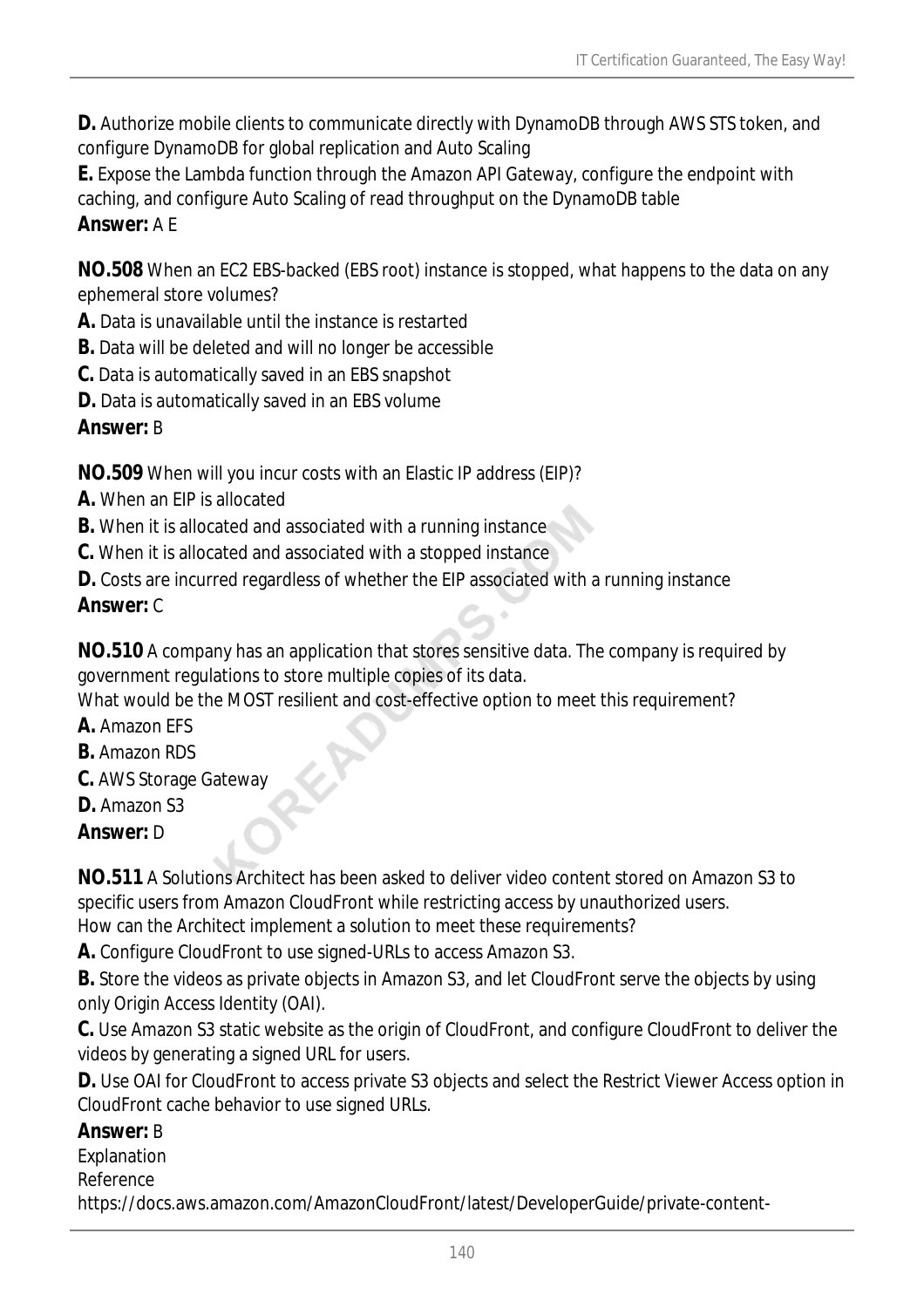**D.** Authorize mobile clients to communicate directly with DynamoDB through AWS STS token, and configure DynamoDB for global replication and Auto Scaling

**E.** Expose the Lambda function through the Amazon API Gateway, configure the endpoint with caching, and configure Auto Scaling of read throughput on the DynamoDB table

**Answer:** A E

**NO.508** When an EC2 EBS-backed (EBS root) instance is stopped, what happens to the data on any ephemeral store volumes?

**A.** Data is unavailable until the instance is restarted

**B.** Data will be deleted and will no longer be accessible

**C.** Data is automatically saved in an EBS snapshot

**D.** Data is automatically saved in an EBS volume

**Answer:** B

**NO.509** When will you incur costs with an Elastic IP address (EIP)?

**A.** When an EIP is allocated

**B.** When it is allocated and associated with a running instance

**C.** When it is allocated and associated with a stopped instance

**D.** Costs are incurred regardless of whether the EIP associated with a running instance

**Answer:** C

**NO.510** A company has an application that stores sensitive data. The company is required by government regulations to store multiple copies of its data.

What would be the MOST resilient and cost-effective option to meet this requirement?

**A.** Amazon EFS

**B.** Amazon RDS

**C.** AWS Storage Gateway

**D.** Amazon S3

**Answer:** D

**NO.511** A Solutions Architect has been asked to deliver video content stored on Amazon S3 to specific users from Amazon CloudFront while restricting access by unauthorized users.

How can the Architect implement a solution to meet these requirements?

**A.** Configure CloudFront to use signed-URLs to access Amazon S3.

**B.** Store the videos as private objects in Amazon S3, and let CloudFront serve the objects by using only Origin Access Identity (OAI).

**C.** Use Amazon S3 static website as the origin of CloudFront, and configure CloudFront to deliver the videos by generating a signed URL for users.

**D.** Use OAI for CloudFront to access private S3 objects and select the Restrict Viewer Access option in CloudFront cache behavior to use signed URLs.

**Answer:** B

Explanation

Reference

https://docs.aws.amazon.com/AmazonCloudFront/latest/DeveloperGuide/private-content-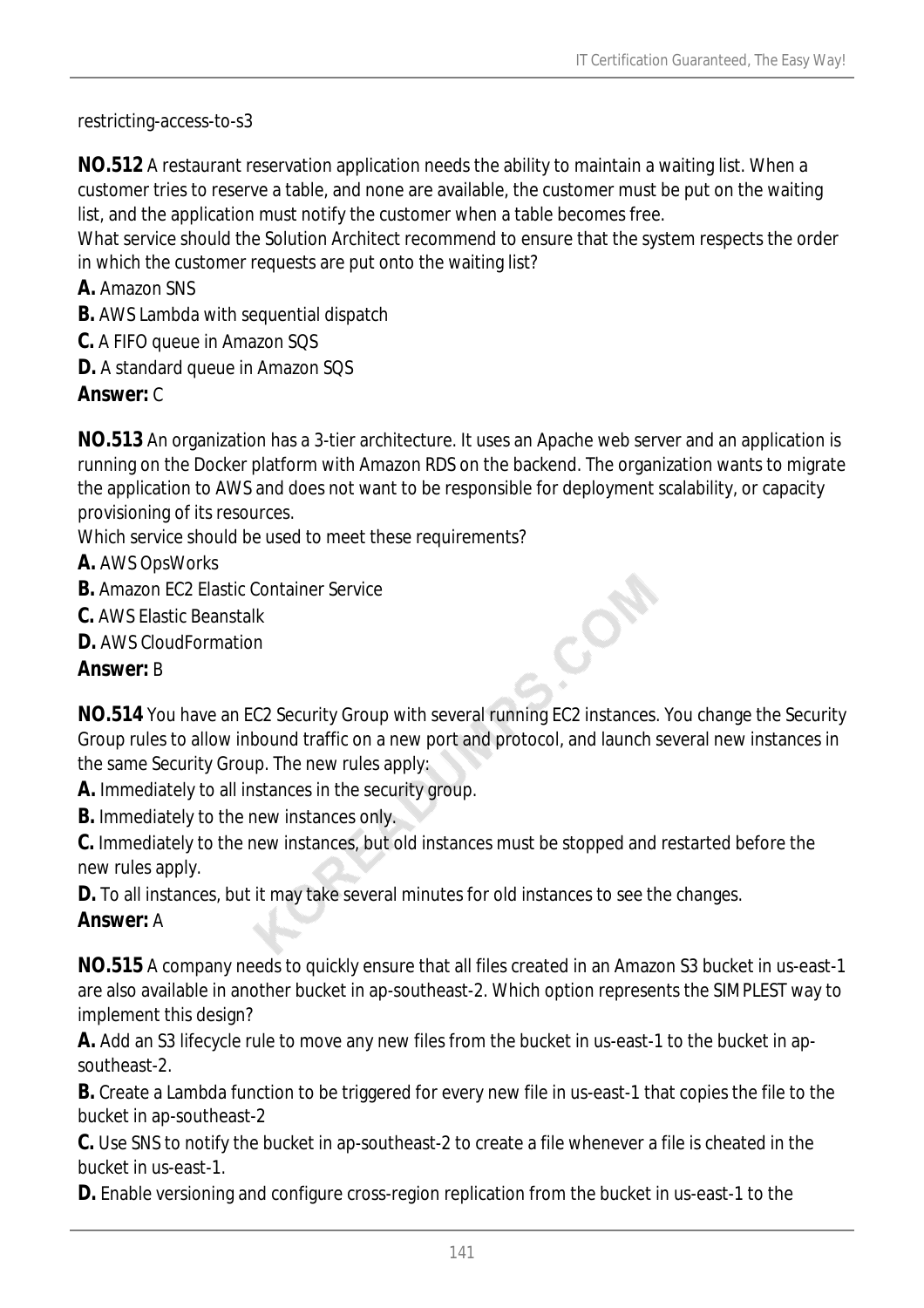restricting-access-to-s3

**NO.512** A restaurant reservation application needs the ability to maintain a waiting list. When a customer tries to reserve a table, and none are available, the customer must be put on the waiting list, and the application must notify the customer when a table becomes free.
What service should the Solution Architect recommend to ensure that the system respects the order in which the customer requests are put onto the waiting list?
**A.** Amazon SNS
**B.** AWS Lambda with sequential dispatch
**C.** A FIFO queue in Amazon SQS
**D.** A standard queue in Amazon SQS
**Answer:** C

**NO.513** An organization has a 3-tier architecture. It uses an Apache web server and an application is running on the Docker platform with Amazon RDS on the backend. The organization wants to migrate the application to AWS and does not want to be responsible for deployment scalability, or capacity provisioning of its resources.
Which service should be used to meet these requirements?
**A.** AWS OpsWorks
**B.** Amazon EC2 Elastic Container Service
**C.** AWS Elastic Beanstalk
**D.** AWS CloudFormation
**Answer:** B

**NO.514** You have an EC2 Security Group with several running EC2 instances. You change the Security Group rules to allow inbound traffic on a new port and protocol, and launch several new instances in the same Security Group. The new rules apply:
**A.** Immediately to all instances in the security group.
**B.** Immediately to the new instances only.
**C.** Immediately to the new instances, but old instances must be stopped and restarted before the new rules apply.
**D.** To all instances, but it may take several minutes for old instances to see the changes.
**Answer:** A

**NO.515** A company needs to quickly ensure that all files created in an Amazon S3 bucket in us-east-1 are also available in another bucket in ap-southeast-2. Which option represents the SIMPLEST way to implement this design?
**A.** Add an S3 lifecycle rule to move any new files from the bucket in us-east-1 to the bucket in ap-southeast-2.
**B.** Create a Lambda function to be triggered for every new file in us-east-1 that copies the file to the bucket in ap-southeast-2
**C.** Use SNS to notify the bucket in ap-southeast-2 to create a file whenever a file is cheated in the bucket in us-east-1.
**D.** Enable versioning and configure cross-region replication from the bucket in us-east-1 to the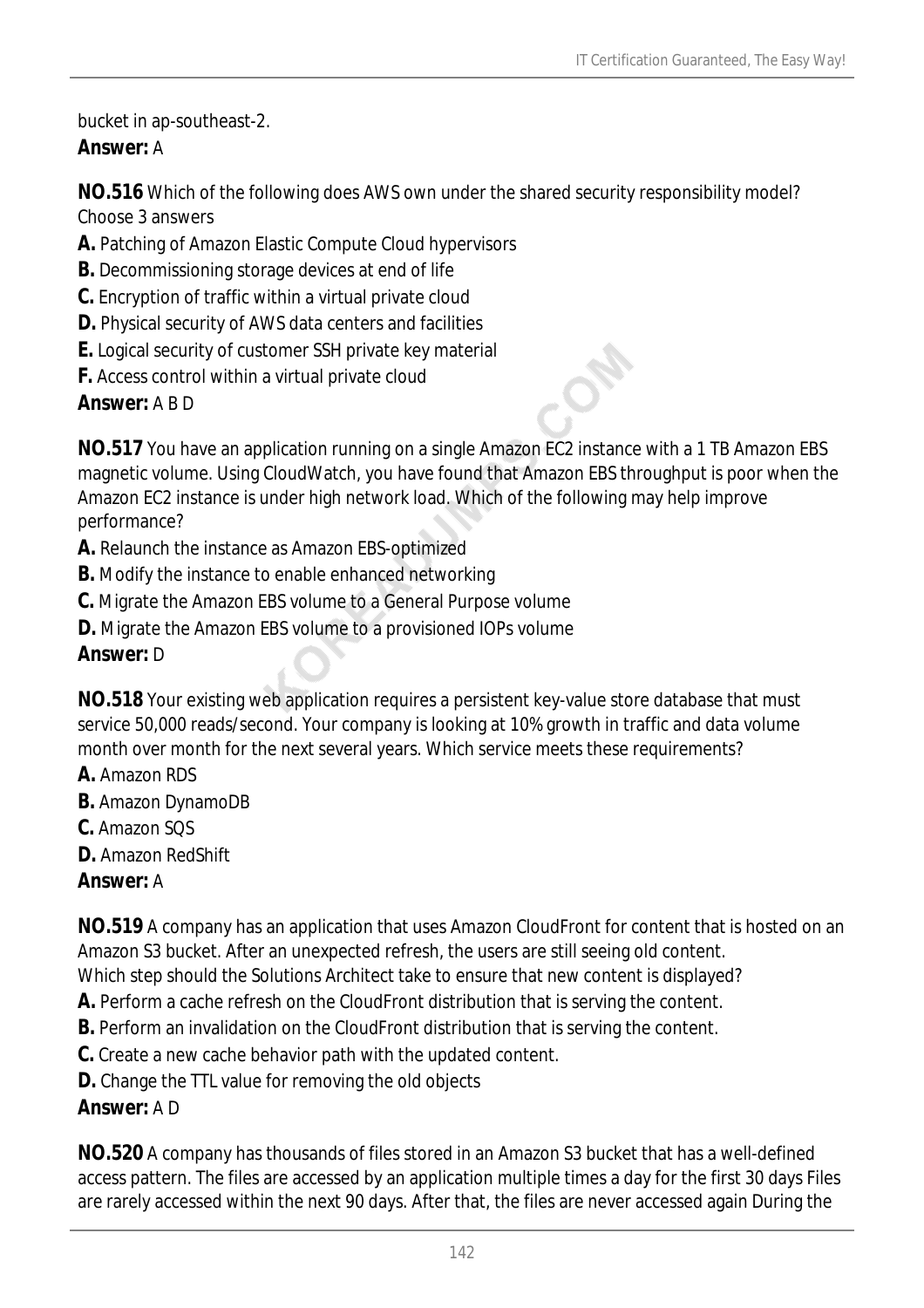bucket in ap-southeast-2.

**Answer:** A

**NO.516** Which of the following does AWS own under the shared security responsibility model? Choose 3 answers

**A.** Patching of Amazon Elastic Compute Cloud hypervisors
**B.** Decommissioning storage devices at end of life
**C.** Encryption of traffic within a virtual private cloud
**D.** Physical security of AWS data centers and facilities
**E.** Logical security of customer SSH private key material
**F.** Access control within a virtual private cloud

**Answer:** A B D

**NO.517** You have an application running on a single Amazon EC2 instance with a 1 TB Amazon EBS magnetic volume. Using CloudWatch, you have found that Amazon EBS throughput is poor when the Amazon EC2 instance is under high network load. Which of the following may help improve performance?

**A.** Relaunch the instance as Amazon EBS-optimized
**B.** Modify the instance to enable enhanced networking
**C.** Migrate the Amazon EBS volume to a General Purpose volume
**D.** Migrate the Amazon EBS volume to a provisioned IOPs volume

**Answer:** D

**NO.518** Your existing web application requires a persistent key-value store database that must service 50,000 reads/second. Your company is looking at 10% growth in traffic and data volume month over month for the next several years. Which service meets these requirements?

**A.** Amazon RDS
**B.** Amazon DynamoDB
**C.** Amazon SQS
**D.** Amazon RedShift

**Answer:** A

**NO.519** A company has an application that uses Amazon CloudFront for content that is hosted on an Amazon S3 bucket. After an unexpected refresh, the users are still seeing old content.
Which step should the Solutions Architect take to ensure that new content is displayed?

**A.** Perform a cache refresh on the CloudFront distribution that is serving the content.
**B.** Perform an invalidation on the CloudFront distribution that is serving the content.
**C.** Create a new cache behavior path with the updated content.
**D.** Change the TTL value for removing the old objects

**Answer:** A D

**NO.520** A company has thousands of files stored in an Amazon S3 bucket that has a well-defined access pattern. The files are accessed by an application multiple times a day for the first 30 days Files are rarely accessed within the next 90 days. After that, the files are never accessed again During the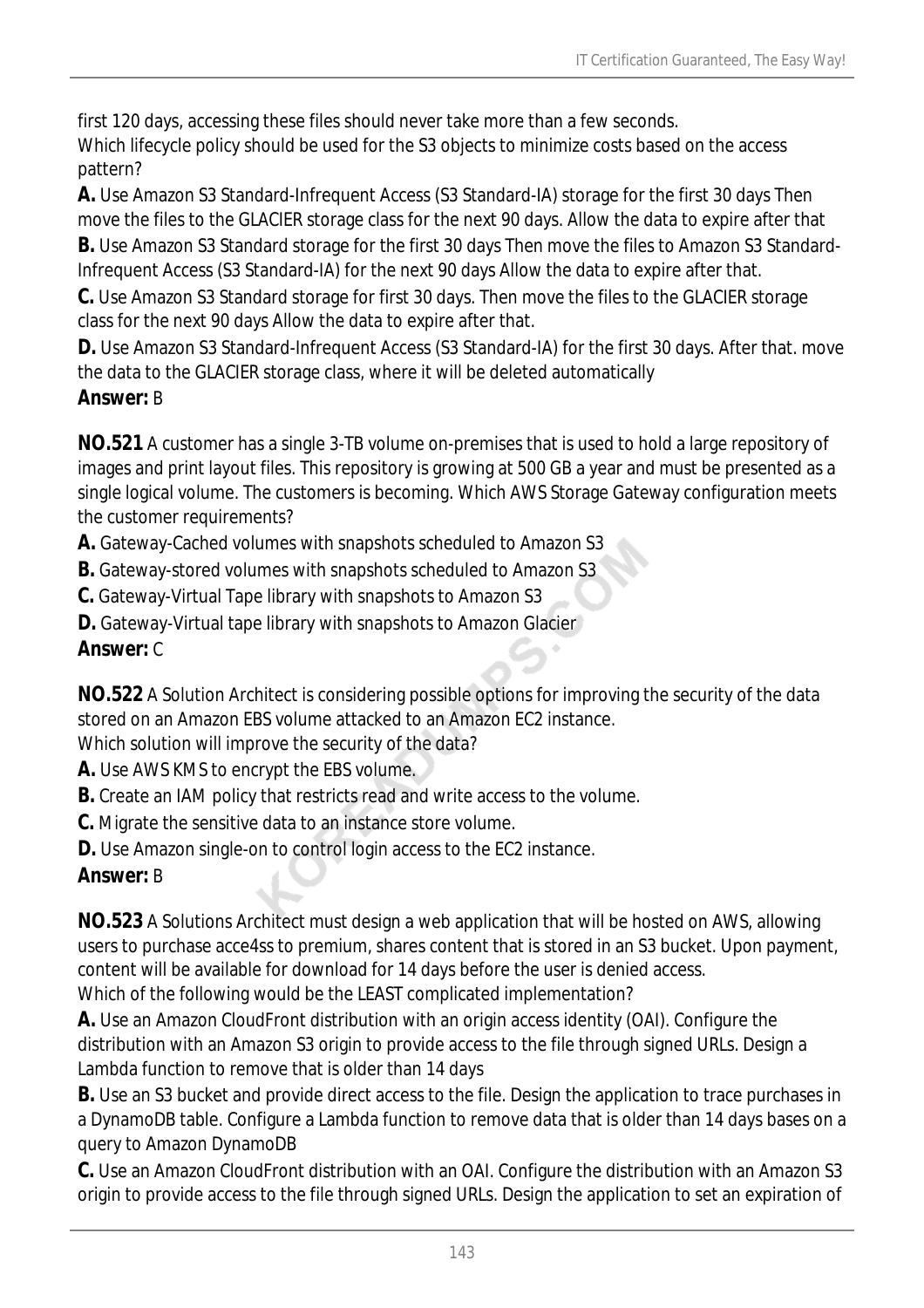first 120 days, accessing these files should never take more than a few seconds.
Which lifecycle policy should be used for the S3 objects to minimize costs based on the access pattern?

**A.** Use Amazon S3 Standard-Infrequent Access (S3 Standard-IA) storage for the first 30 days Then move the files to the GLACIER storage class for the next 90 days. Allow the data to expire after that

**B.** Use Amazon S3 Standard storage for the first 30 days Then move the files to Amazon S3 Standard-Infrequent Access (S3 Standard-IA) for the next 90 days Allow the data to expire after that.

**C.** Use Amazon S3 Standard storage for first 30 days. Then move the files to the GLACIER storage class for the next 90 days Allow the data to expire after that.

**D.** Use Amazon S3 Standard-Infrequent Access (S3 Standard-IA) for the first 30 days. After that. move the data to the GLACIER storage class, where it will be deleted automatically

**Answer:** B

**NO.521** A customer has a single 3-TB volume on-premises that is used to hold a large repository of images and print layout files. This repository is growing at 500 GB a year and must be presented as a single logical volume. The customers is becoming. Which AWS Storage Gateway configuration meets the customer requirements?

**A.** Gateway-Cached volumes with snapshots scheduled to Amazon S3

**B.** Gateway-stored volumes with snapshots scheduled to Amazon S3

**C.** Gateway-Virtual Tape library with snapshots to Amazon S3

**D.** Gateway-Virtual tape library with snapshots to Amazon Glacier

**Answer:** C

**NO.522** A Solution Architect is considering possible options for improving the security of the data stored on an Amazon EBS volume attacked to an Amazon EC2 instance.
Which solution will improve the security of the data?

**A.** Use AWS KMS to encrypt the EBS volume.

**B.** Create an IAM policy that restricts read and write access to the volume.

**C.** Migrate the sensitive data to an instance store volume.

**D.** Use Amazon single-on to control login access to the EC2 instance.

**Answer:** B

**NO.523** A Solutions Architect must design a web application that will be hosted on AWS, allowing users to purchase acce4ss to premium, shares content that is stored in an S3 bucket. Upon payment, content will be available for download for 14 days before the user is denied access.
Which of the following would be the LEAST complicated implementation?

**A.** Use an Amazon CloudFront distribution with an origin access identity (OAI). Configure the distribution with an Amazon S3 origin to provide access to the file through signed URLs. Design a Lambda function to remove that is older than 14 days

**B.** Use an S3 bucket and provide direct access to the file. Design the application to trace purchases in a DynamoDB table. Configure a Lambda function to remove data that is older than 14 days bases on a query to Amazon DynamoDB

**C.** Use an Amazon CloudFront distribution with an OAI. Configure the distribution with an Amazon S3 origin to provide access to the file through signed URLs. Design the application to set an expiration of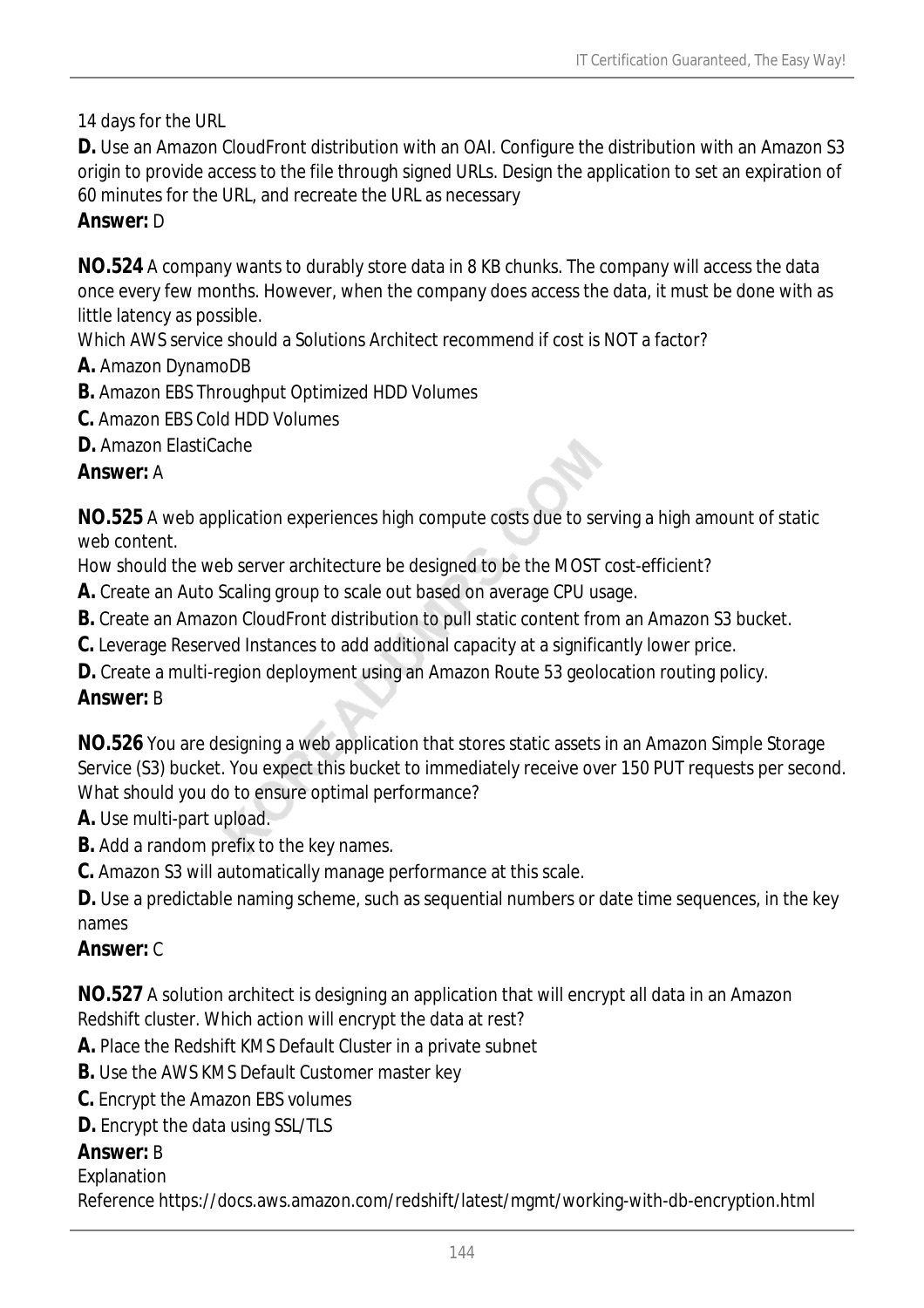14 days for the URL

**D.** Use an Amazon CloudFront distribution with an OAI. Configure the distribution with an Amazon S3 origin to provide access to the file through signed URLs. Design the application to set an expiration of 60 minutes for the URL, and recreate the URL as necessary

**Answer:** D

**NO.524** A company wants to durably store data in 8 KB chunks. The company will access the data once every few months. However, when the company does access the data, it must be done with as little latency as possible.

Which AWS service should a Solutions Architect recommend if cost is NOT a factor?

**A.** Amazon DynamoDB

**B.** Amazon EBS Throughput Optimized HDD Volumes

**C.** Amazon EBS Cold HDD Volumes

**D.** Amazon ElastiCache

**Answer:** A

**NO.525** A web application experiences high compute costs due to serving a high amount of static web content.

How should the web server architecture be designed to be the MOST cost-efficient?

**A.** Create an Auto Scaling group to scale out based on average CPU usage.

**B.** Create an Amazon CloudFront distribution to pull static content from an Amazon S3 bucket.

**C.** Leverage Reserved Instances to add additional capacity at a significantly lower price.

**D.** Create a multi-region deployment using an Amazon Route 53 geolocation routing policy.

**Answer:** B

**NO.526** You are designing a web application that stores static assets in an Amazon Simple Storage Service (S3) bucket. You expect this bucket to immediately receive over 150 PUT requests per second. What should you do to ensure optimal performance?

**A.** Use multi-part upload.

**B.** Add a random prefix to the key names.

**C.** Amazon S3 will automatically manage performance at this scale.

**D.** Use a predictable naming scheme, such as sequential numbers or date time sequences, in the key names

**Answer:** C

**NO.527** A solution architect is designing an application that will encrypt all data in an Amazon Redshift cluster. Which action will encrypt the data at rest?

**A.** Place the Redshift KMS Default Cluster in a private subnet

**B.** Use the AWS KMS Default Customer master key

**C.** Encrypt the Amazon EBS volumes

**D.** Encrypt the data using SSL/TLS

**Answer:** B

Explanation

Reference https://docs.aws.amazon.com/redshift/latest/mgmt/working-with-db-encryption.html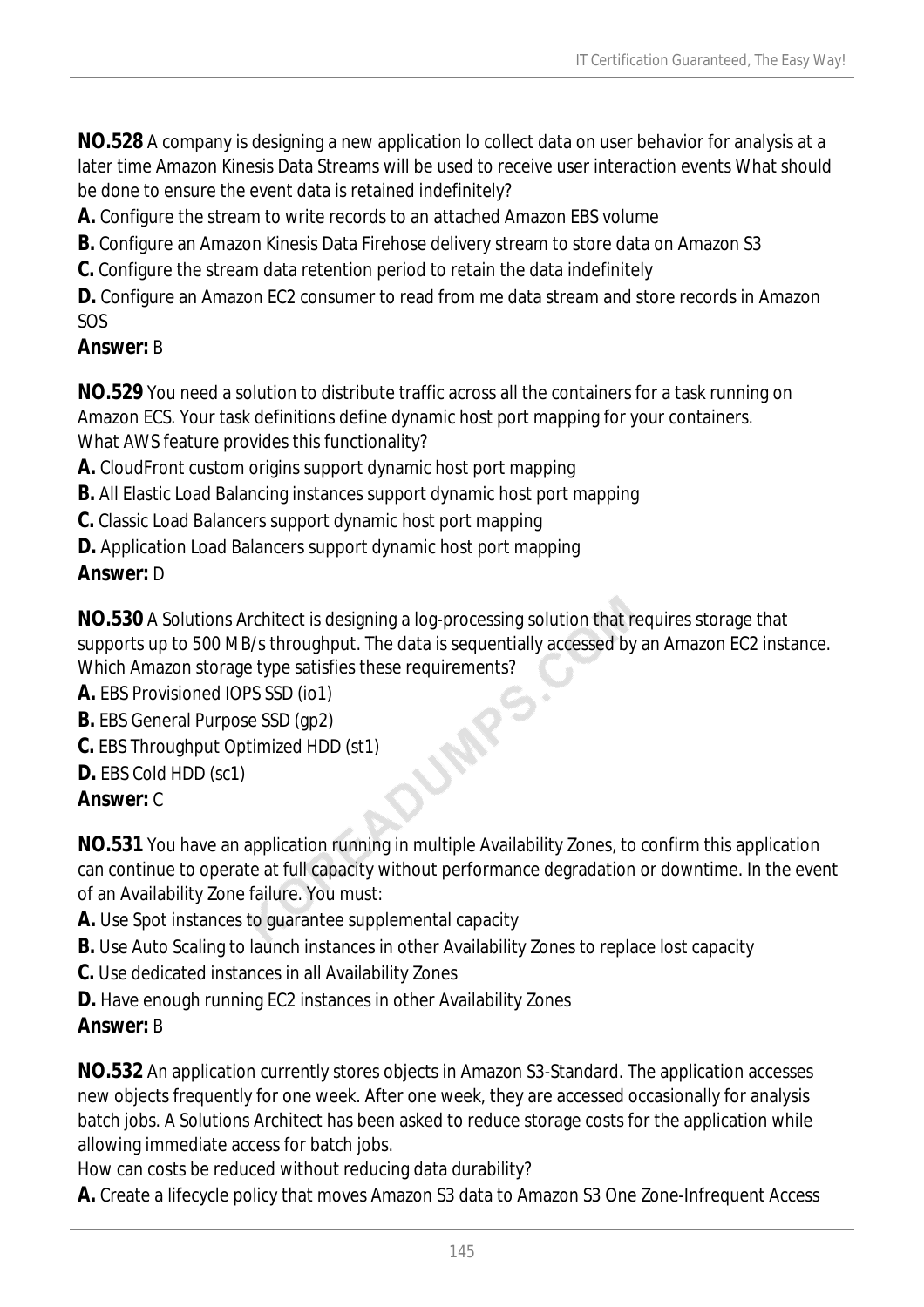**NO.528** A company is designing a new application lo collect data on user behavior for analysis at a later time Amazon Kinesis Data Streams will be used to receive user interaction events What should be done to ensure the event data is retained indefinitely?

**A.** Configure the stream to write records to an attached Amazon EBS volume

**B.** Configure an Amazon Kinesis Data Firehose delivery stream to store data on Amazon S3

**C.** Configure the stream data retention period to retain the data indefinitely

**D.** Configure an Amazon EC2 consumer to read from me data stream and store records in Amazon SOS

**Answer:** B

**NO.529** You need a solution to distribute traffic across all the containers for a task running on Amazon ECS. Your task definitions define dynamic host port mapping for your containers.
What AWS feature provides this functionality?

**A.** CloudFront custom origins support dynamic host port mapping

**B.** All Elastic Load Balancing instances support dynamic host port mapping

**C.** Classic Load Balancers support dynamic host port mapping

**D.** Application Load Balancers support dynamic host port mapping

**Answer:** D

**NO.530** A Solutions Architect is designing a log-processing solution that requires storage that supports up to 500 MB/s throughput. The data is sequentially accessed by an Amazon EC2 instance.
Which Amazon storage type satisfies these requirements?

**A.** EBS Provisioned IOPS SSD (io1)

**B.** EBS General Purpose SSD (gp2)

**C.** EBS Throughput Optimized HDD (st1)

**D.** EBS Cold HDD (sc1)

**Answer:** C

**NO.531** You have an application running in multiple Availability Zones, to confirm this application can continue to operate at full capacity without performance degradation or downtime. In the event of an Availability Zone failure. You must:

**A.** Use Spot instances to guarantee supplemental capacity

**B.** Use Auto Scaling to launch instances in other Availability Zones to replace lost capacity

**C.** Use dedicated instances in all Availability Zones

**D.** Have enough running EC2 instances in other Availability Zones

**Answer:** B

**NO.532** An application currently stores objects in Amazon S3-Standard. The application accesses new objects frequently for one week. After one week, they are accessed occasionally for analysis batch jobs. A Solutions Architect has been asked to reduce storage costs for the application while allowing immediate access for batch jobs.
How can costs be reduced without reducing data durability?

**A.** Create a lifecycle policy that moves Amazon S3 data to Amazon S3 One Zone-Infrequent Access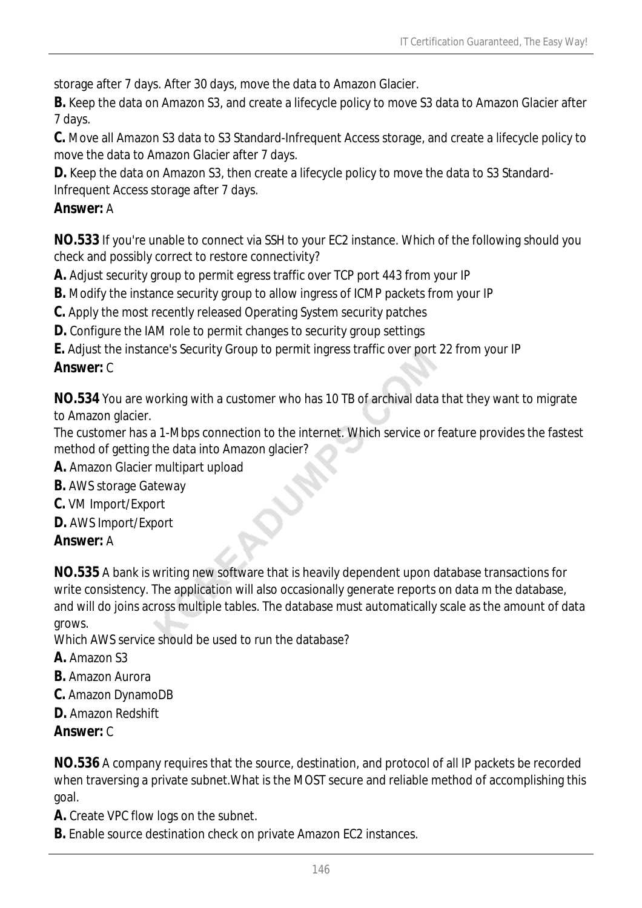storage after 7 days. After 30 days, move the data to Amazon Glacier.

**B.** Keep the data on Amazon S3, and create a lifecycle policy to move S3 data to Amazon Glacier after 7 days.

**C.** Move all Amazon S3 data to S3 Standard-Infrequent Access storage, and create a lifecycle policy to move the data to Amazon Glacier after 7 days.

**D.** Keep the data on Amazon S3, then create a lifecycle policy to move the data to S3 Standard-Infrequent Access storage after 7 days.

**Answer:** A

**NO.533** If you're unable to connect via SSH to your EC2 instance. Which of the following should you check and possibly correct to restore connectivity?

**A.** Adjust security group to permit egress traffic over TCP port 443 from your IP

**B.** Modify the instance security group to allow ingress of ICMP packets from your IP

**C.** Apply the most recently released Operating System security patches

**D.** Configure the IAM role to permit changes to security group settings

**E.** Adjust the instance's Security Group to permit ingress traffic over port 22 from your IP

**Answer:** C

**NO.534** You are working with a customer who has 10 TB of archival data that they want to migrate to Amazon glacier.
The customer has a 1-Mbps connection to the internet. Which service or feature provides the fastest method of getting the data into Amazon glacier?

**A.** Amazon Glacier multipart upload

**B.** AWS storage Gateway

**C.** VM Import/Export

**D.** AWS Import/Export

**Answer:** A

**NO.535** A bank is writing new software that is heavily dependent upon database transactions for write consistency. The application will also occasionally generate reports on data m the database, and will do joins across multiple tables. The database must automatically scale as the amount of data grows.
Which AWS service should be used to run the database?

**A.** Amazon S3

**B.** Amazon Aurora

**C.** Amazon DynamoDB

**D.** Amazon Redshift

**Answer:** C

**NO.536** A company requires that the source, destination, and protocol of all IP packets be recorded when traversing a private subnet.What is the MOST secure and reliable method of accomplishing this goal.

**A.** Create VPC flow logs on the subnet.

**B.** Enable source destination check on private Amazon EC2 instances.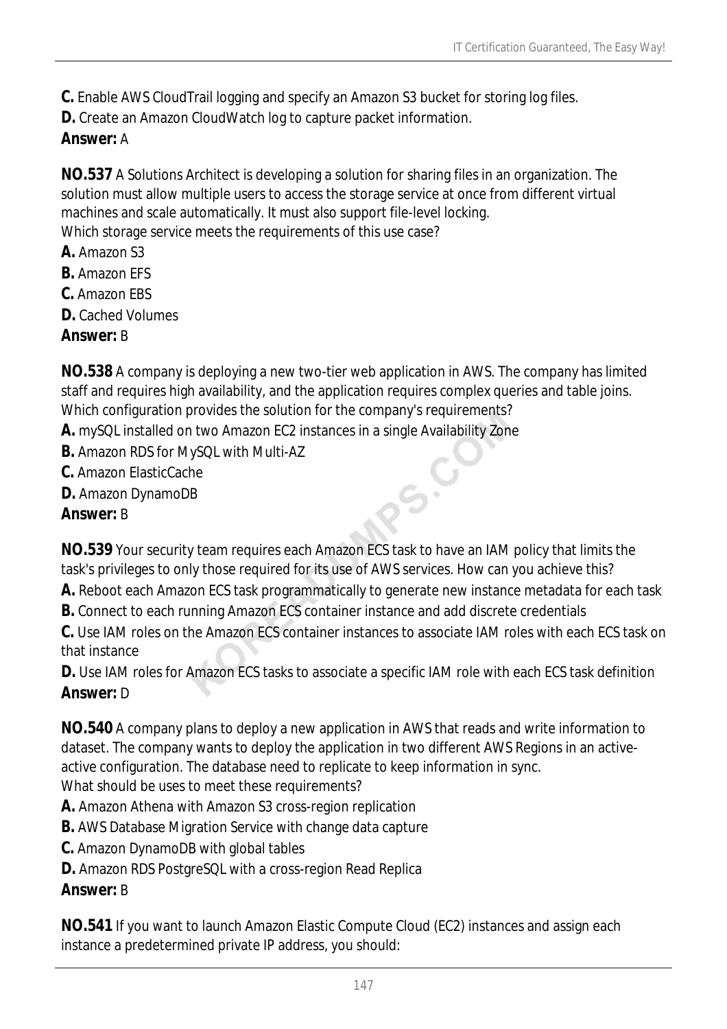**C.** Enable AWS CloudTrail logging and specify an Amazon S3 bucket for storing log files.
**D.** Create an Amazon CloudWatch log to capture packet information.
**Answer:** A

**NO.537** A Solutions Architect is developing a solution for sharing files in an organization. The solution must allow multiple users to access the storage service at once from different virtual machines and scale automatically. It must also support file-level locking.
Which storage service meets the requirements of this use case?
**A.** Amazon S3
**B.** Amazon EFS
**C.** Amazon EBS
**D.** Cached Volumes
**Answer:** B

**NO.538** A company is deploying a new two-tier web application in AWS. The company has limited staff and requires high availability, and the application requires complex queries and table joins.
Which configuration provides the solution for the company's requirements?
**A.** mySQL installed on two Amazon EC2 instances in a single Availability Zone
**B.** Amazon RDS for MySQL with Multi-AZ
**C.** Amazon ElasticCache
**D.** Amazon DynamoDB
**Answer:** B

**NO.539** Your security team requires each Amazon ECS task to have an IAM policy that limits the task's privileges to only those required for its use of AWS services. How can you achieve this?
**A.** Reboot each Amazon ECS task programmatically to generate new instance metadata for each task
**B.** Connect to each running Amazon ECS container instance and add discrete credentials
**C.** Use IAM roles on the Amazon ECS container instances to associate IAM roles with each ECS task on that instance
**D.** Use IAM roles for Amazon ECS tasks to associate a specific IAM role with each ECS task definition
**Answer:** D

**NO.540** A company plans to deploy a new application in AWS that reads and write information to dataset. The company wants to deploy the application in two different AWS Regions in an active-active configuration. The database need to replicate to keep information in sync.
What should be uses to meet these requirements?
**A.** Amazon Athena with Amazon S3 cross-region replication
**B.** AWS Database Migration Service with change data capture
**C.** Amazon DynamoDB with global tables
**D.** Amazon RDS PostgreSQL with a cross-region Read Replica
**Answer:** B

**NO.541** If you want to launch Amazon Elastic Compute Cloud (EC2) instances and assign each instance a predetermined private IP address, you should: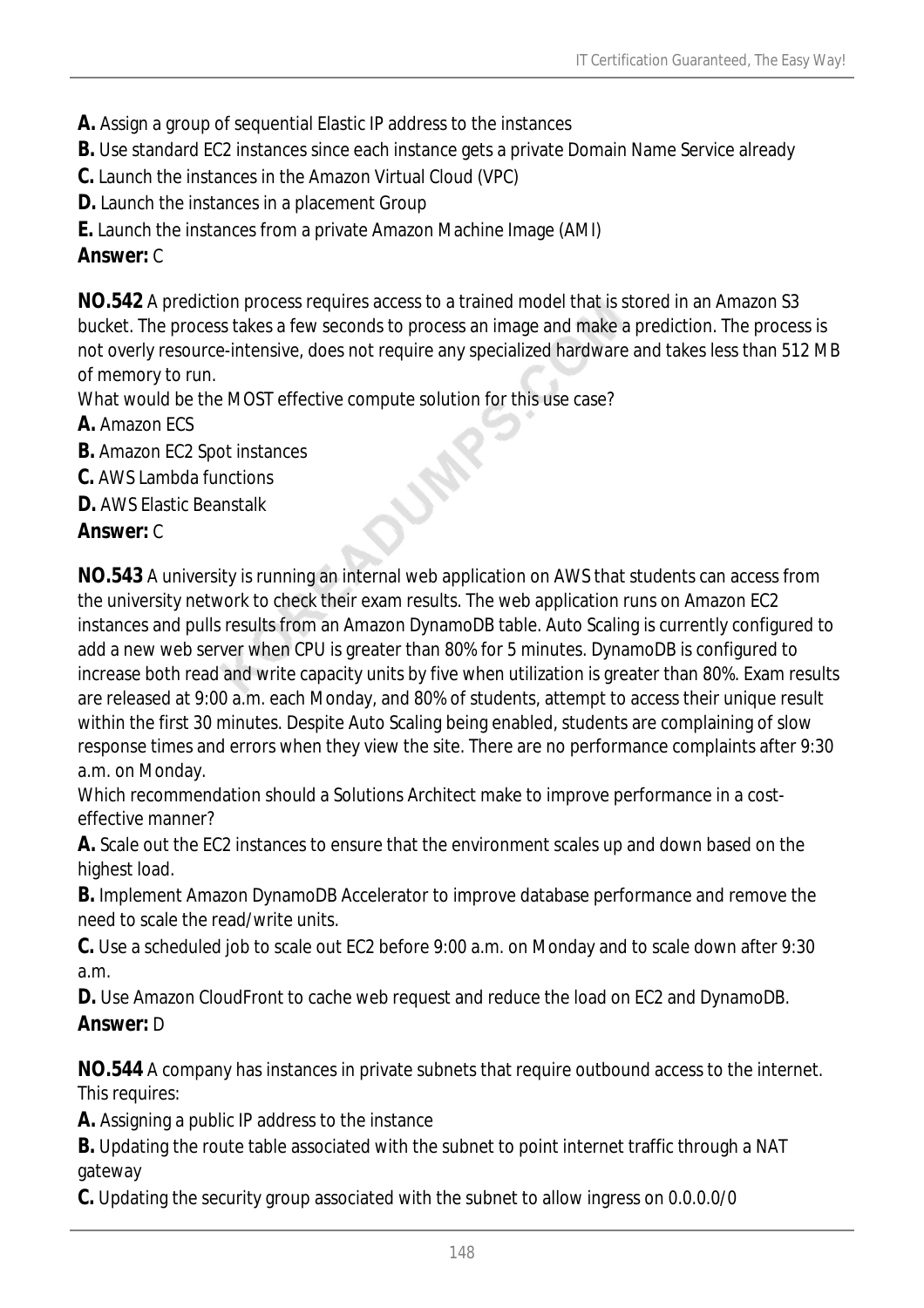**A.** Assign a group of sequential Elastic IP address to the instances

**B.** Use standard EC2 instances since each instance gets a private Domain Name Service already

**C.** Launch the instances in the Amazon Virtual Cloud (VPC)

**D.** Launch the instances in a placement Group

**E.** Launch the instances from a private Amazon Machine Image (AMI)

**Answer:** C

**NO.542** A prediction process requires access to a trained model that is stored in an Amazon S3 bucket. The process takes a few seconds to process an image and make a prediction. The process is not overly resource-intensive, does not require any specialized hardware and takes less than 512 MB of memory to run.

What would be the MOST effective compute solution for this use case?

**A.** Amazon ECS

**B.** Amazon EC2 Spot instances

**C.** AWS Lambda functions

**D.** AWS Elastic Beanstalk

**Answer:** C

**NO.543** A university is running an internal web application on AWS that students can access from the university network to check their exam results. The web application runs on Amazon EC2 instances and pulls results from an Amazon DynamoDB table. Auto Scaling is currently configured to add a new web server when CPU is greater than 80% for 5 minutes. DynamoDB is configured to increase both read and write capacity units by five when utilization is greater than 80%. Exam results are released at 9:00 a.m. each Monday, and 80% of students, attempt to access their unique result within the first 30 minutes. Despite Auto Scaling being enabled, students are complaining of slow response times and errors when they view the site. There are no performance complaints after 9:30 a.m. on Monday.

Which recommendation should a Solutions Architect make to improve performance in a cost-effective manner?

**A.** Scale out the EC2 instances to ensure that the environment scales up and down based on the highest load.

**B.** Implement Amazon DynamoDB Accelerator to improve database performance and remove the need to scale the read/write units.

**C.** Use a scheduled job to scale out EC2 before 9:00 a.m. on Monday and to scale down after 9:30 a.m.

**D.** Use Amazon CloudFront to cache web request and reduce the load on EC2 and DynamoDB.

**Answer:** D

**NO.544** A company has instances in private subnets that require outbound access to the internet. This requires:

**A.** Assigning a public IP address to the instance

**B.** Updating the route table associated with the subnet to point internet traffic through a NAT gateway

**C.** Updating the security group associated with the subnet to allow ingress on 0.0.0.0/0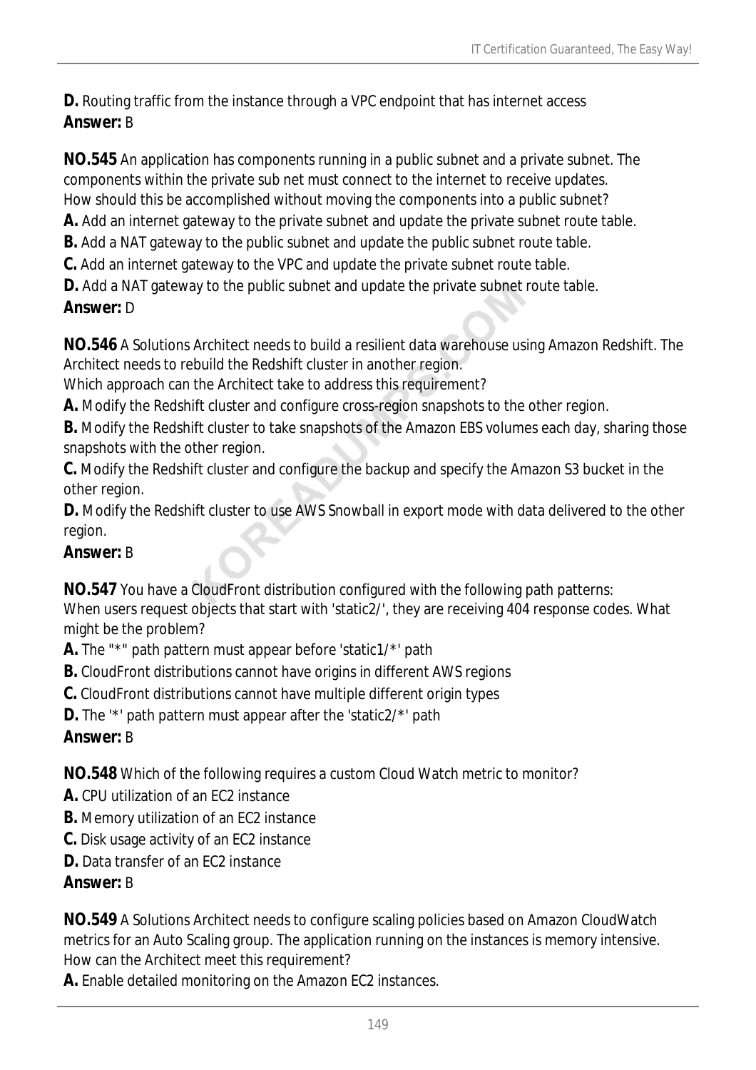**D.** Routing traffic from the instance through a VPC endpoint that has internet access
**Answer:** B

**NO.545** An application has components running in a public subnet and a private subnet. The components within the private sub net must connect to the internet to receive updates.
How should this be accomplished without moving the components into a public subnet?
**A.** Add an internet gateway to the private subnet and update the private subnet route table.
**B.** Add a NAT gateway to the public subnet and update the public subnet route table.
**C.** Add an internet gateway to the VPC and update the private subnet route table.
**D.** Add a NAT gateway to the public subnet and update the private subnet route table.
**Answer:** D

**NO.546** A Solutions Architect needs to build a resilient data warehouse using Amazon Redshift. The Architect needs to rebuild the Redshift cluster in another region.
Which approach can the Architect take to address this requirement?
**A.** Modify the Redshift cluster and configure cross-region snapshots to the other region.
**B.** Modify the Redshift cluster to take snapshots of the Amazon EBS volumes each day, sharing those snapshots with the other region.
**C.** Modify the Redshift cluster and configure the backup and specify the Amazon S3 bucket in the other region.
**D.** Modify the Redshift cluster to use AWS Snowball in export mode with data delivered to the other region.
**Answer:** B

**NO.547** You have a CloudFront distribution configured with the following path patterns:
When users request objects that start with 'static2/', they are receiving 404 response codes. What might be the problem?
**A.** The "*" path pattern must appear before 'static1/*' path
**B.** CloudFront distributions cannot have origins in different AWS regions
**C.** CloudFront distributions cannot have multiple different origin types
**D.** The '*' path pattern must appear after the 'static2/*' path
**Answer:** B

**NO.548** Which of the following requires a custom Cloud Watch metric to monitor?
**A.** CPU utilization of an EC2 instance
**B.** Memory utilization of an EC2 instance
**C.** Disk usage activity of an EC2 instance
**D.** Data transfer of an EC2 instance
**Answer:** B

**NO.549** A Solutions Architect needs to configure scaling policies based on Amazon CloudWatch metrics for an Auto Scaling group. The application running on the instances is memory intensive.
How can the Architect meet this requirement?
**A.** Enable detailed monitoring on the Amazon EC2 instances.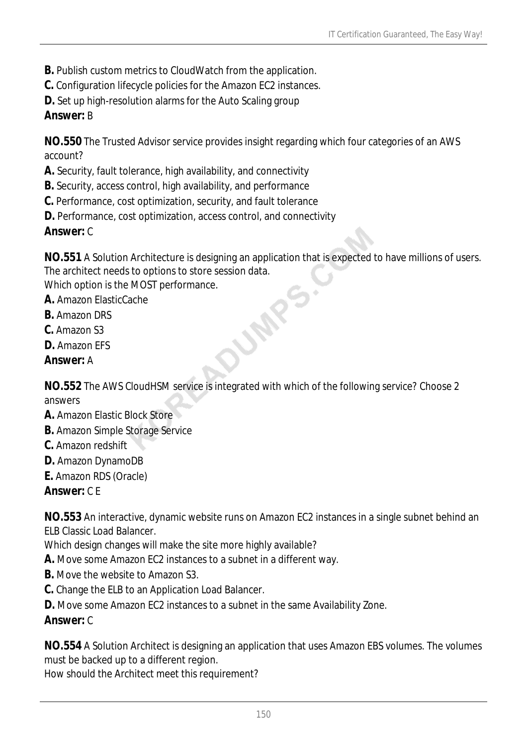**B.** Publish custom metrics to CloudWatch from the application.

**C.** Configuration lifecycle policies for the Amazon EC2 instances.

**D.** Set up high-resolution alarms for the Auto Scaling group

**Answer:** B

**NO.550** The Trusted Advisor service provides insight regarding which four categories of an AWS account?

**A.** Security, fault tolerance, high availability, and connectivity

**B.** Security, access control, high availability, and performance

**C.** Performance, cost optimization, security, and fault tolerance

**D.** Performance, cost optimization, access control, and connectivity

**Answer:** C

**NO.551** A Solution Architecture is designing an application that is expected to have millions of users. The architect needs to options to store session data.

Which option is the MOST performance.

**A.** Amazon ElasticCache

**B.** Amazon DRS

**C.** Amazon S3

**D.** Amazon EFS

**Answer:** A

**NO.552** The AWS CloudHSM service is integrated with which of the following service? Choose 2 answers

**A.** Amazon Elastic Block Store

**B.** Amazon Simple Storage Service

**C.** Amazon redshift

**D.** Amazon DynamoDB

**E.** Amazon RDS (Oracle)

**Answer:** C E

**NO.553** An interactive, dynamic website runs on Amazon EC2 instances in a single subnet behind an ELB Classic Load Balancer.

Which design changes will make the site more highly available?

**A.** Move some Amazon EC2 instances to a subnet in a different way.

**B.** Move the website to Amazon S3.

**C.** Change the ELB to an Application Load Balancer.

**D.** Move some Amazon EC2 instances to a subnet in the same Availability Zone.

**Answer:** C

**NO.554** A Solution Architect is designing an application that uses Amazon EBS volumes. The volumes must be backed up to a different region.

How should the Architect meet this requirement?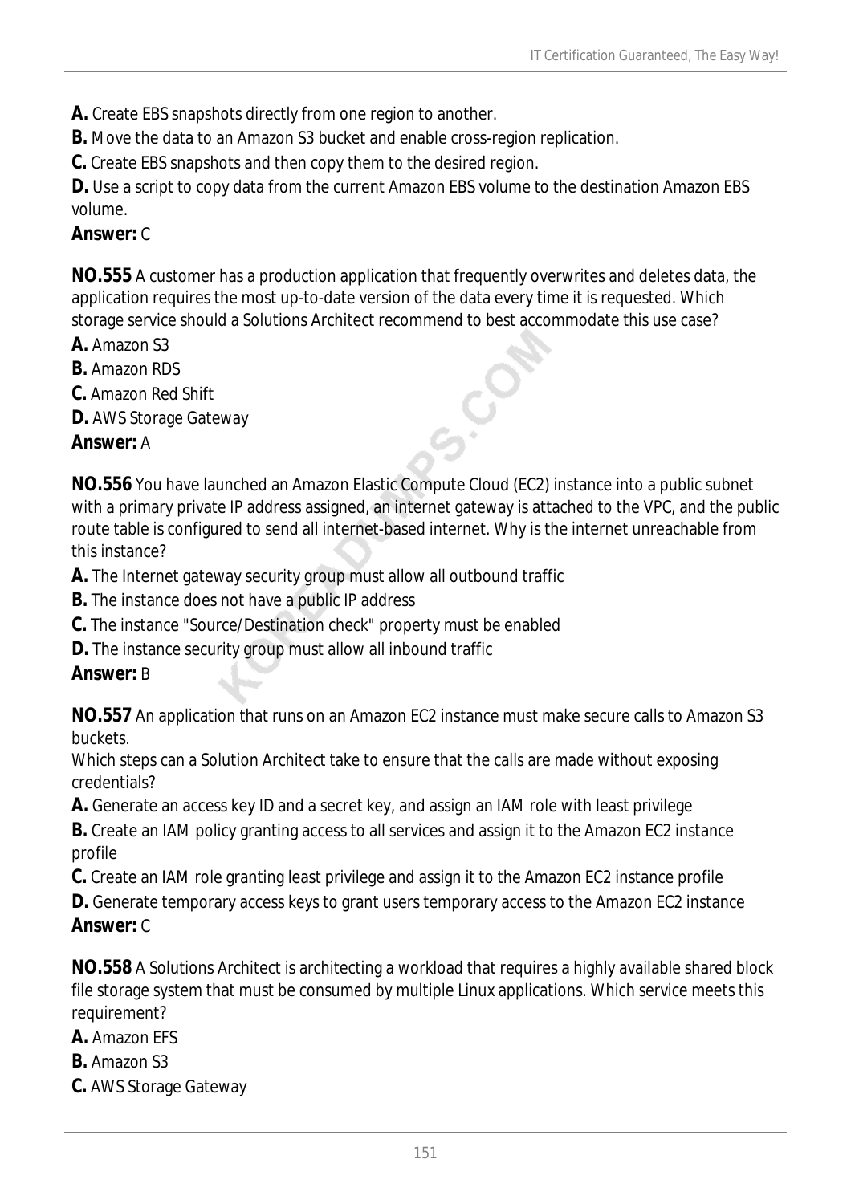**A.** Create EBS snapshots directly from one region to another.

**B.** Move the data to an Amazon S3 bucket and enable cross-region replication.

**C.** Create EBS snapshots and then copy them to the desired region.

**D.** Use a script to copy data from the current Amazon EBS volume to the destination Amazon EBS volume.

**Answer:** C

**NO.555** A customer has a production application that frequently overwrites and deletes data, the application requires the most up-to-date version of the data every time it is requested. Which storage service should a Solutions Architect recommend to best accommodate this use case?

**A.** Amazon S3

**B.** Amazon RDS

**C.** Amazon Red Shift

**D.** AWS Storage Gateway

**Answer:** A

**NO.556** You have launched an Amazon Elastic Compute Cloud (EC2) instance into a public subnet with a primary private IP address assigned, an internet gateway is attached to the VPC, and the public route table is configured to send all internet-based internet. Why is the internet unreachable from this instance?

**A.** The Internet gateway security group must allow all outbound traffic

**B.** The instance does not have a public IP address

**C.** The instance "Source/Destination check" property must be enabled

**D.** The instance security group must allow all inbound traffic

**Answer:** B

**NO.557** An application that runs on an Amazon EC2 instance must make secure calls to Amazon S3 buckets.

Which steps can a Solution Architect take to ensure that the calls are made without exposing credentials?

**A.** Generate an access key ID and a secret key, and assign an IAM role with least privilege

**B.** Create an IAM policy granting access to all services and assign it to the Amazon EC2 instance profile

**C.** Create an IAM role granting least privilege and assign it to the Amazon EC2 instance profile

**D.** Generate temporary access keys to grant users temporary access to the Amazon EC2 instance

**Answer:** C

**NO.558** A Solutions Architect is architecting a workload that requires a highly available shared block file storage system that must be consumed by multiple Linux applications. Which service meets this requirement?

**A.** Amazon EFS

**B.** Amazon S3

**C.** AWS Storage Gateway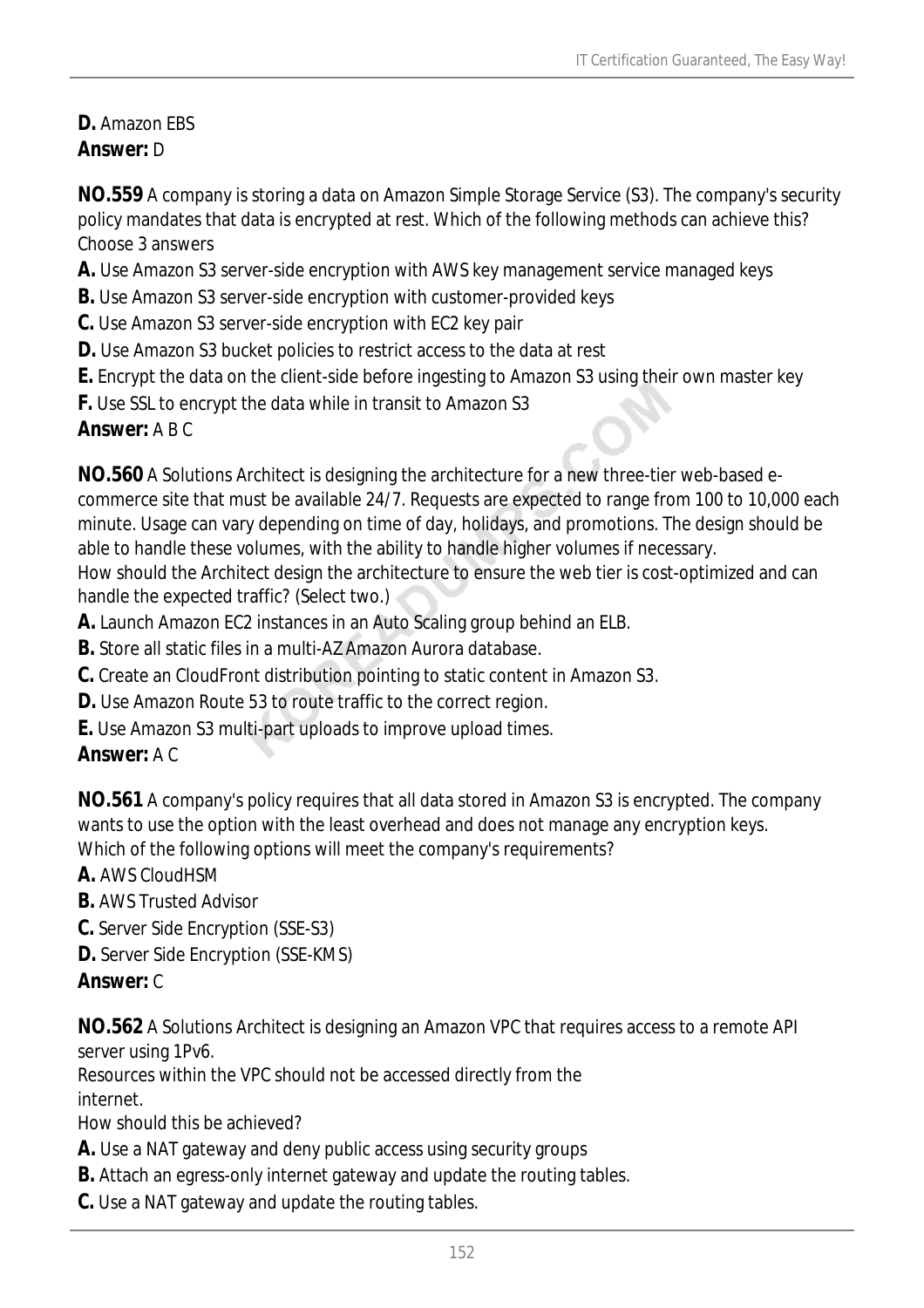**D.** Amazon EBS
**Answer:** D

**NO.559** A company is storing a data on Amazon Simple Storage Service (S3). The company's security policy mandates that data is encrypted at rest. Which of the following methods can achieve this? Choose 3 answers

**A.** Use Amazon S3 server-side encryption with AWS key management service managed keys
**B.** Use Amazon S3 server-side encryption with customer-provided keys
**C.** Use Amazon S3 server-side encryption with EC2 key pair
**D.** Use Amazon S3 bucket policies to restrict access to the data at rest
**E.** Encrypt the data on the client-side before ingesting to Amazon S3 using their own master key
**F.** Use SSL to encrypt the data while in transit to Amazon S3
**Answer:** A B C

**NO.560** A Solutions Architect is designing the architecture for a new three-tier web-based e-commerce site that must be available 24/7. Requests are expected to range from 100 to 10,000 each minute. Usage can vary depending on time of day, holidays, and promotions. The design should be able to handle these volumes, with the ability to handle higher volumes if necessary.
How should the Architect design the architecture to ensure the web tier is cost-optimized and can handle the expected traffic? (Select two.)

**A.** Launch Amazon EC2 instances in an Auto Scaling group behind an ELB.
**B.** Store all static files in a multi-AZ Amazon Aurora database.
**C.** Create an CloudFront distribution pointing to static content in Amazon S3.
**D.** Use Amazon Route 53 to route traffic to the correct region.
**E.** Use Amazon S3 multi-part uploads to improve upload times.
**Answer:** A C

**NO.561** A company's policy requires that all data stored in Amazon S3 is encrypted. The company wants to use the option with the least overhead and does not manage any encryption keys.
Which of the following options will meet the company's requirements?

**A.** AWS CloudHSM
**B.** AWS Trusted Advisor
**C.** Server Side Encryption (SSE-S3)
**D.** Server Side Encryption (SSE-KMS)
**Answer:** C

**NO.562** A Solutions Architect is designing an Amazon VPC that requires access to a remote API server using 1Pv6.
Resources within the VPC should not be accessed directly from the internet.
How should this be achieved?

**A.** Use a NAT gateway and deny public access using security groups
**B.** Attach an egress-only internet gateway and update the routing tables.
**C.** Use a NAT gateway and update the routing tables.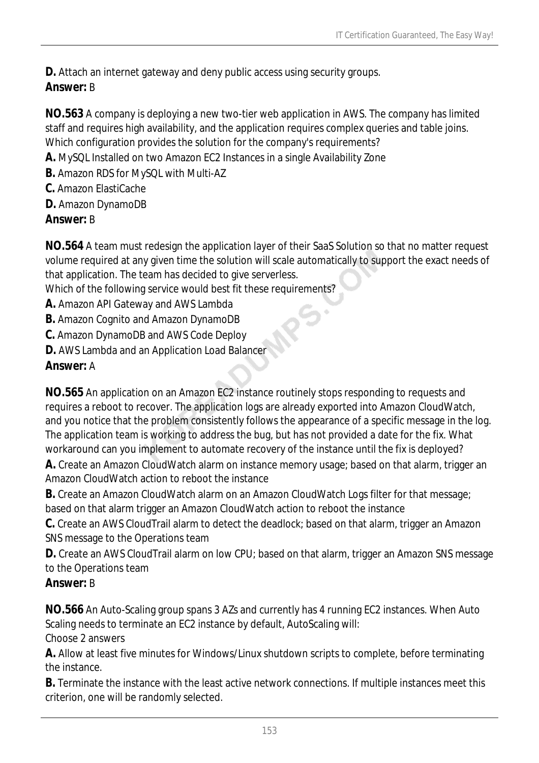**D.** Attach an internet gateway and deny public access using security groups.
**Answer:** B

**NO.563** A company is deploying a new two-tier web application in AWS. The company has limited staff and requires high availability, and the application requires complex queries and table joins. Which configuration provides the solution for the company's requirements?
**A.** MySQL Installed on two Amazon EC2 Instances in a single Availability Zone
**B.** Amazon RDS for MySQL with Multi-AZ
**C.** Amazon ElastiCache
**D.** Amazon DynamoDB
**Answer:** B

**NO.564** A team must redesign the application layer of their SaaS Solution so that no matter request volume required at any given time the solution will scale automatically to support the exact needs of that application. The team has decided to give serverless.
Which of the following service would best fit these requirements?
**A.** Amazon API Gateway and AWS Lambda
**B.** Amazon Cognito and Amazon DynamoDB
**C.** Amazon DynamoDB and AWS Code Deploy
**D.** AWS Lambda and an Application Load Balancer
**Answer:** A

**NO.565** An application on an Amazon EC2 instance routinely stops responding to requests and requires a reboot to recover. The application logs are already exported into Amazon CloudWatch, and you notice that the problem consistently follows the appearance of a specific message in the log. The application team is working to address the bug, but has not provided a date for the fix. What workaround can you implement to automate recovery of the instance until the fix is deployed?
**A.** Create an Amazon CloudWatch alarm on instance memory usage; based on that alarm, trigger an Amazon CloudWatch action to reboot the instance
**B.** Create an Amazon CloudWatch alarm on an Amazon CloudWatch Logs filter for that message; based on that alarm trigger an Amazon CloudWatch action to reboot the instance
**C.** Create an AWS CloudTrail alarm to detect the deadlock; based on that alarm, trigger an Amazon SNS message to the Operations team
**D.** Create an AWS CloudTrail alarm on low CPU; based on that alarm, trigger an Amazon SNS message to the Operations team
**Answer:** B

**NO.566** An Auto-Scaling group spans 3 AZs and currently has 4 running EC2 instances. When Auto Scaling needs to terminate an EC2 instance by default, AutoScaling will:
Choose 2 answers
**A.** Allow at least five minutes for Windows/Linux shutdown scripts to complete, before terminating the instance.
**B.** Terminate the instance with the least active network connections. If multiple instances meet this criterion, one will be randomly selected.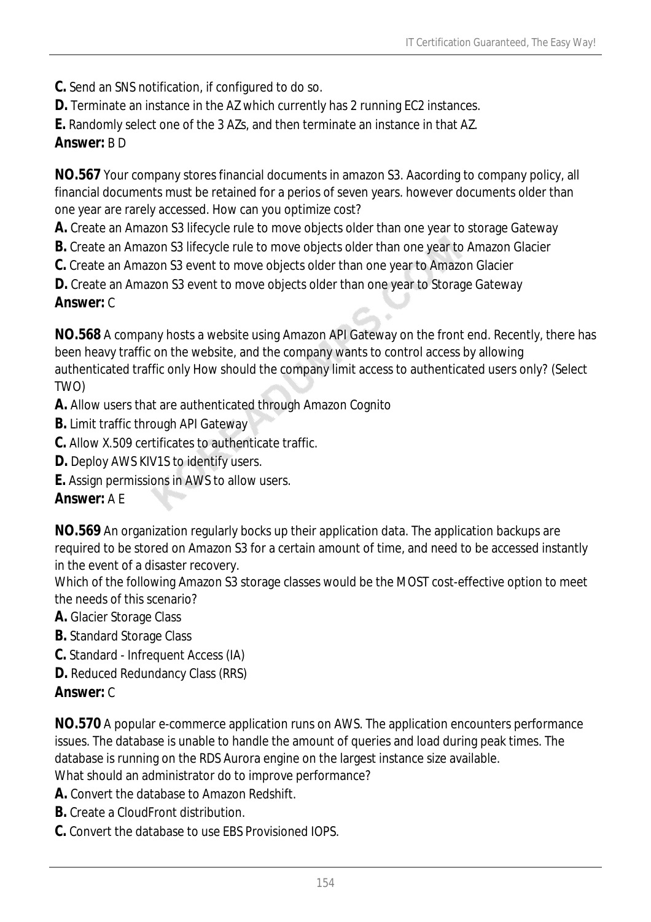**C.** Send an SNS notification, if configured to do so.

**D.** Terminate an instance in the AZ which currently has 2 running EC2 instances.

**E.** Randomly select one of the 3 AZs, and then terminate an instance in that AZ.

**Answer:** B D

**NO.567** Your company stores financial documents in amazon S3. Aacording to company policy, all financial documents must be retained for a perios of seven years. however documents older than one year are rarely accessed. How can you optimize cost?

**A.** Create an Amazon S3 lifecycle rule to move objects older than one year to storage Gateway

**B.** Create an Amazon S3 lifecycle rule to move objects older than one year to Amazon Glacier

**C.** Create an Amazon S3 event to move objects older than one year to Amazon Glacier

**D.** Create an Amazon S3 event to move objects older than one year to Storage Gateway

**Answer:** C

**NO.568** A company hosts a website using Amazon API Gateway on the front end. Recently, there has been heavy traffic on the website, and the company wants to control access by allowing authenticated traffic only How should the company limit access to authenticated users only? (Select TWO)

**A.** Allow users that are authenticated through Amazon Cognito

**B.** Limit traffic through API Gateway

**C.** Allow X.509 certificates to authenticate traffic.

**D.** Deploy AWS KIV1S to identify users.

**E.** Assign permissions in AWS to allow users.

**Answer:** A E

**NO.569** An organization regularly bocks up their application data. The application backups are required to be stored on Amazon S3 for a certain amount of time, and need to be accessed instantly in the event of a disaster recovery.

Which of the following Amazon S3 storage classes would be the MOST cost-effective option to meet the needs of this scenario?

**A.** Glacier Storage Class

**B.** Standard Storage Class

**C.** Standard - Infrequent Access (IA)

**D.** Reduced Redundancy Class (RRS)

**Answer:** C

**NO.570** A popular e-commerce application runs on AWS. The application encounters performance issues. The database is unable to handle the amount of queries and load during peak times. The database is running on the RDS Aurora engine on the largest instance size available.

What should an administrator do to improve performance?

**A.** Convert the database to Amazon Redshift.

**B.** Create a CloudFront distribution.

**C.** Convert the database to use EBS Provisioned IOPS.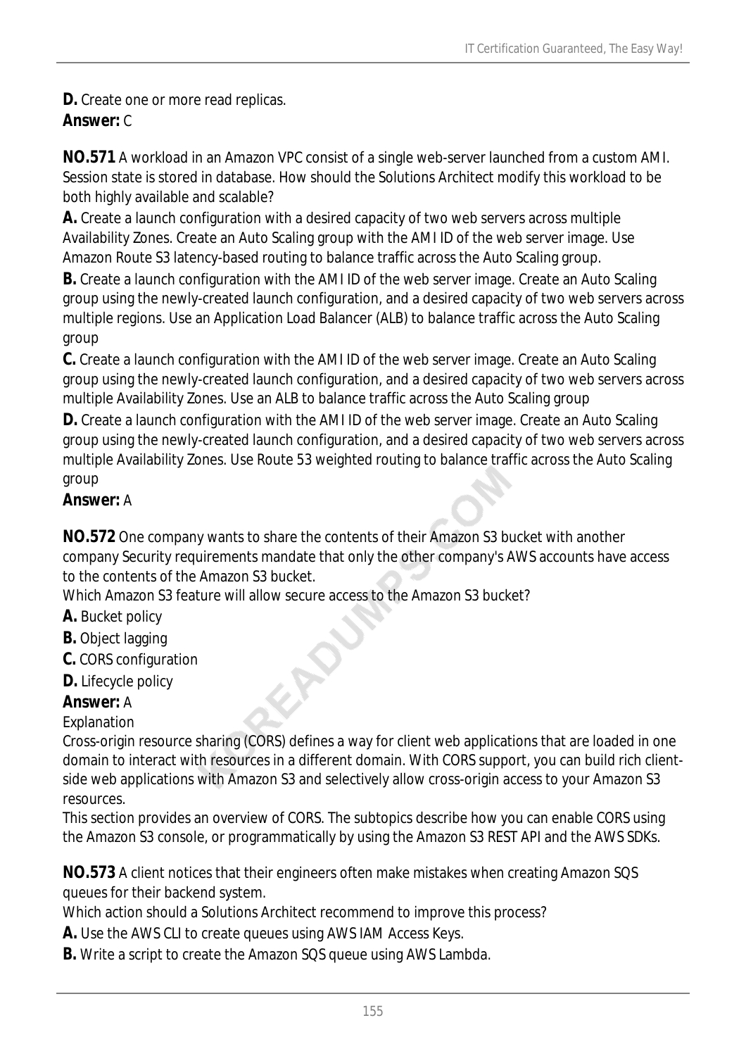**D.** Create one or more read replicas.

**Answer:** C

**NO.571** A workload in an Amazon VPC consist of a single web-server launched from a custom AMI. Session state is stored in database. How should the Solutions Architect modify this workload to be both highly available and scalable?

**A.** Create a launch configuration with a desired capacity of two web servers across multiple Availability Zones. Create an Auto Scaling group with the AMI ID of the web server image. Use Amazon Route S3 latency-based routing to balance traffic across the Auto Scaling group.

**B.** Create a launch configuration with the AMI ID of the web server image. Create an Auto Scaling group using the newly-created launch configuration, and a desired capacity of two web servers across multiple regions. Use an Application Load Balancer (ALB) to balance traffic across the Auto Scaling group

**C.** Create a launch configuration with the AMI ID of the web server image. Create an Auto Scaling group using the newly-created launch configuration, and a desired capacity of two web servers across multiple Availability Zones. Use an ALB to balance traffic across the Auto Scaling group

**D.** Create a launch configuration with the AMI ID of the web server image. Create an Auto Scaling group using the newly-created launch configuration, and a desired capacity of two web servers across multiple Availability Zones. Use Route 53 weighted routing to balance traffic across the Auto Scaling group

**Answer:** A

**NO.572** One company wants to share the contents of their Amazon S3 bucket with another company Security requirements mandate that only the other company's AWS accounts have access to the contents of the Amazon S3 bucket.

Which Amazon S3 feature will allow secure access to the Amazon S3 bucket?

**A.** Bucket policy

**B.** Object lagging

**C.** CORS configuration

**D.** Lifecycle policy

**Answer:** A

Explanation

Cross-origin resource sharing (CORS) defines a way for client web applications that are loaded in one domain to interact with resources in a different domain. With CORS support, you can build rich client-side web applications with Amazon S3 and selectively allow cross-origin access to your Amazon S3 resources.

This section provides an overview of CORS. The subtopics describe how you can enable CORS using the Amazon S3 console, or programmatically by using the Amazon S3 REST API and the AWS SDKs.

**NO.573** A client notices that their engineers often make mistakes when creating Amazon SQS queues for their backend system.

Which action should a Solutions Architect recommend to improve this process?

**A.** Use the AWS CLI to create queues using AWS IAM Access Keys.

**B.** Write a script to create the Amazon SQS queue using AWS Lambda.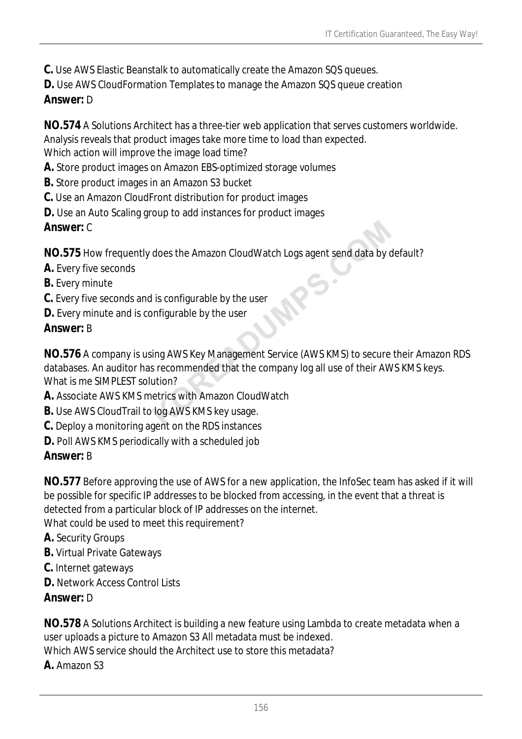**C.** Use AWS Elastic Beanstalk to automatically create the Amazon SQS queues.
**D.** Use AWS CloudFormation Templates to manage the Amazon SQS queue creation
**Answer:** D

**NO.574** A Solutions Architect has a three-tier web application that serves customers worldwide. Analysis reveals that product images take more time to load than expected.
Which action will improve the image load time?
**A.** Store product images on Amazon EBS-optimized storage volumes
**B.** Store product images in an Amazon S3 bucket
**C.** Use an Amazon CloudFront distribution for product images
**D.** Use an Auto Scaling group to add instances for product images
**Answer:** C

**NO.575** How frequently does the Amazon CloudWatch Logs agent send data by default?
**A.** Every five seconds
**B.** Every minute
**C.** Every five seconds and is configurable by the user
**D.** Every minute and is configurable by the user
**Answer:** B

**NO.576** A company is using AWS Key Management Service (AWS KMS) to secure their Amazon RDS databases. An auditor has recommended that the company log all use of their AWS KMS keys.
What is me SIMPLEST solution?
**A.** Associate AWS KMS metrics with Amazon CloudWatch
**B.** Use AWS CloudTrail to log AWS KMS key usage.
**C.** Deploy a monitoring agent on the RDS instances
**D.** Poll AWS KMS periodically with a scheduled job
**Answer:** B

**NO.577** Before approving the use of AWS for a new application, the InfoSec team has asked if it will be possible for specific IP addresses to be blocked from accessing, in the event that a threat is detected from a particular block of IP addresses on the internet.
What could be used to meet this requirement?
**A.** Security Groups
**B.** Virtual Private Gateways
**C.** Internet gateways
**D.** Network Access Control Lists
**Answer:** D

**NO.578** A Solutions Architect is building a new feature using Lambda to create metadata when a user uploads a picture to Amazon S3 All metadata must be indexed.
Which AWS service should the Architect use to store this metadata?
**A.** Amazon S3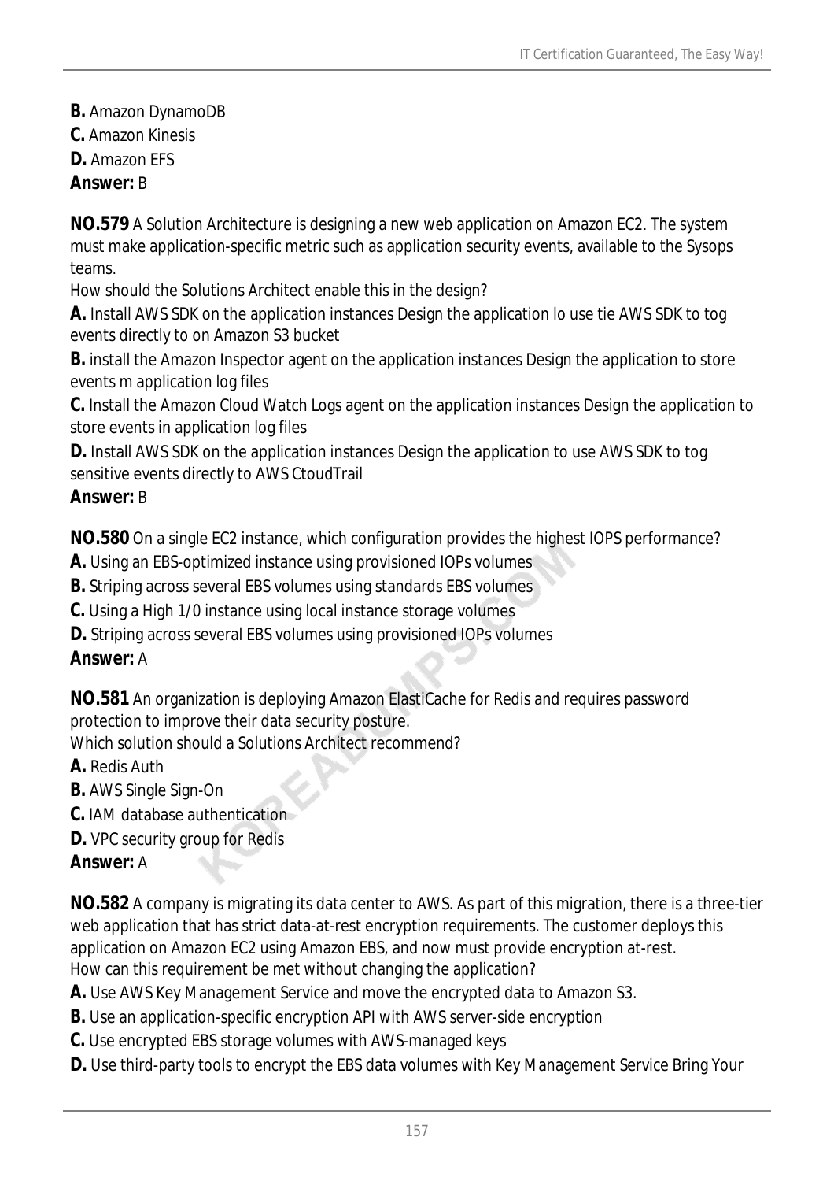**B.** Amazon DynamoDB

**C.** Amazon Kinesis

**D.** Amazon EFS

**Answer:** B

**NO.579** A Solution Architecture is designing a new web application on Amazon EC2. The system must make application-specific metric such as application security events, available to the Sysops teams.

How should the Solutions Architect enable this in the design?

**A.** Install AWS SDK on the application instances Design the application lo use tie AWS SDK to tog events directly to on Amazon S3 bucket

**B.** install the Amazon Inspector agent on the application instances Design the application to store events m application log files

**C.** Install the Amazon Cloud Watch Logs agent on the application instances Design the application to store events in application log files

**D.** Install AWS SDK on the application instances Design the application to use AWS SDK to tog sensitive events directly to AWS CtoudTrail

**Answer:** B

**NO.580** On a single EC2 instance, which configuration provides the highest IOPS performance?

**A.** Using an EBS-optimized instance using provisioned IOPs volumes

**B.** Striping across several EBS volumes using standards EBS volumes

**C.** Using a High 1/0 instance using local instance storage volumes

**D.** Striping across several EBS volumes using provisioned IOPs volumes

**Answer:** A

**NO.581** An organization is deploying Amazon ElastiCache for Redis and requires password protection to improve their data security posture.

Which solution should a Solutions Architect recommend?

**A.** Redis Auth

**B.** AWS Single Sign-On

**C.** IAM database authentication

**D.** VPC security group for Redis

**Answer:** A

**NO.582** A company is migrating its data center to AWS. As part of this migration, there is a three-tier web application that has strict data-at-rest encryption requirements. The customer deploys this application on Amazon EC2 using Amazon EBS, and now must provide encryption at-rest.

How can this requirement be met without changing the application?

**A.** Use AWS Key Management Service and move the encrypted data to Amazon S3.

**B.** Use an application-specific encryption API with AWS server-side encryption

**C.** Use encrypted EBS storage volumes with AWS-managed keys

**D.** Use third-party tools to encrypt the EBS data volumes with Key Management Service Bring Your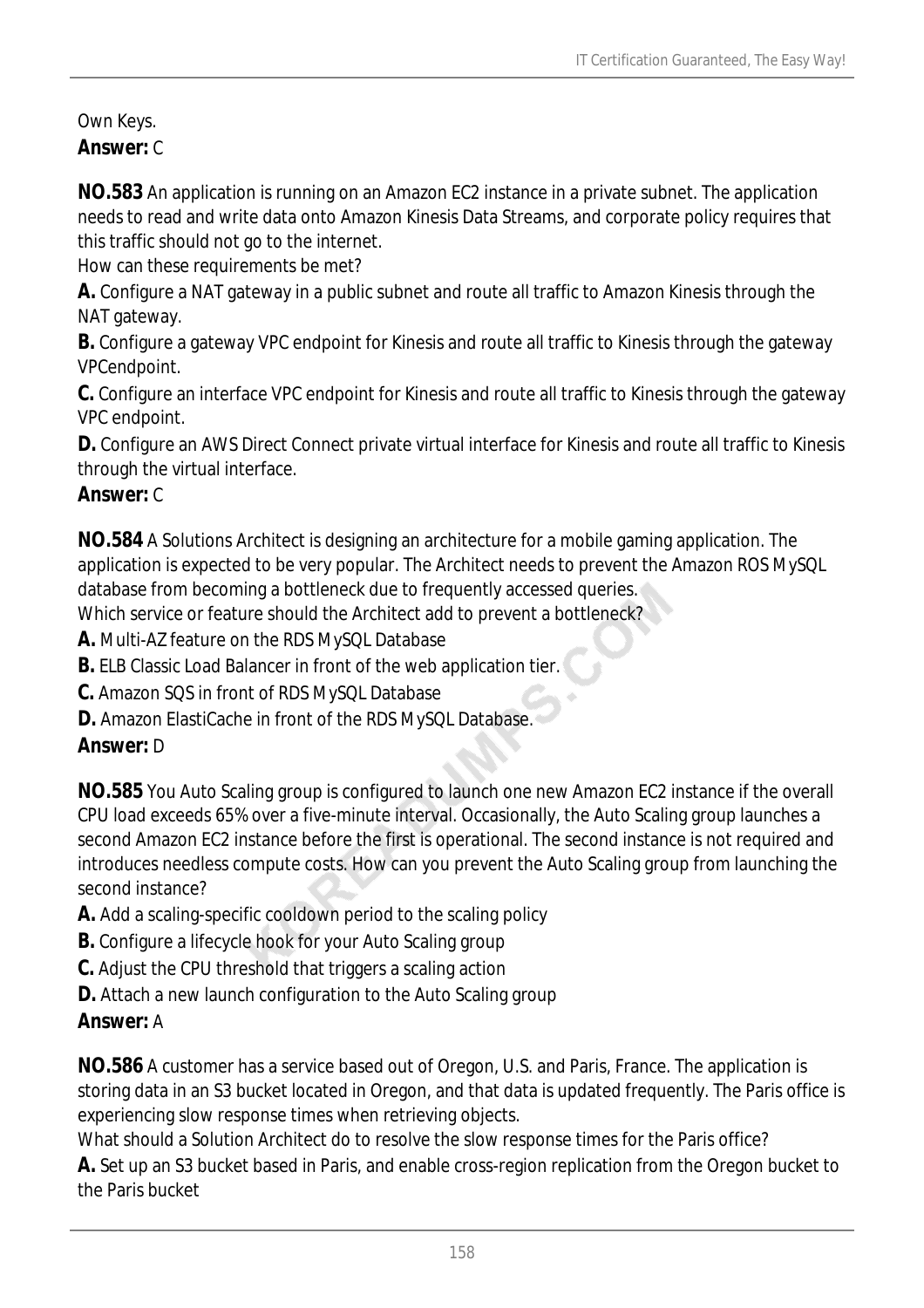Own Keys.
**Answer:** C

**NO.583** An application is running on an Amazon EC2 instance in a private subnet. The application needs to read and write data onto Amazon Kinesis Data Streams, and corporate policy requires that this traffic should not go to the internet.
How can these requirements be met?
**A.** Configure a NAT gateway in a public subnet and route all traffic to Amazon Kinesis through the NAT gateway.
**B.** Configure a gateway VPC endpoint for Kinesis and route all traffic to Kinesis through the gateway VPCendpoint.
**C.** Configure an interface VPC endpoint for Kinesis and route all traffic to Kinesis through the gateway VPC endpoint.
**D.** Configure an AWS Direct Connect private virtual interface for Kinesis and route all traffic to Kinesis through the virtual interface.
**Answer:** C

**NO.584** A Solutions Architect is designing an architecture for a mobile gaming application. The application is expected to be very popular. The Architect needs to prevent the Amazon ROS MySQL database from becoming a bottleneck due to frequently accessed queries.
Which service or feature should the Architect add to prevent a bottleneck?
**A.** Multi-AZ feature on the RDS MySQL Database
**B.** ELB Classic Load Balancer in front of the web application tier.
**C.** Amazon SQS in front of RDS MySQL Database
**D.** Amazon ElastiCache in front of the RDS MySQL Database.
**Answer:** D

**NO.585** You Auto Scaling group is configured to launch one new Amazon EC2 instance if the overall CPU load exceeds 65% over a five-minute interval. Occasionally, the Auto Scaling group launches a second Amazon EC2 instance before the first is operational. The second instance is not required and introduces needless compute costs. How can you prevent the Auto Scaling group from launching the second instance?
**A.** Add a scaling-specific cooldown period to the scaling policy
**B.** Configure a lifecycle hook for your Auto Scaling group
**C.** Adjust the CPU threshold that triggers a scaling action
**D.** Attach a new launch configuration to the Auto Scaling group
**Answer:** A

**NO.586** A customer has a service based out of Oregon, U.S. and Paris, France. The application is storing data in an S3 bucket located in Oregon, and that data is updated frequently. The Paris office is experiencing slow response times when retrieving objects.
What should a Solution Architect do to resolve the slow response times for the Paris office?
**A.** Set up an S3 bucket based in Paris, and enable cross-region replication from the Oregon bucket to the Paris bucket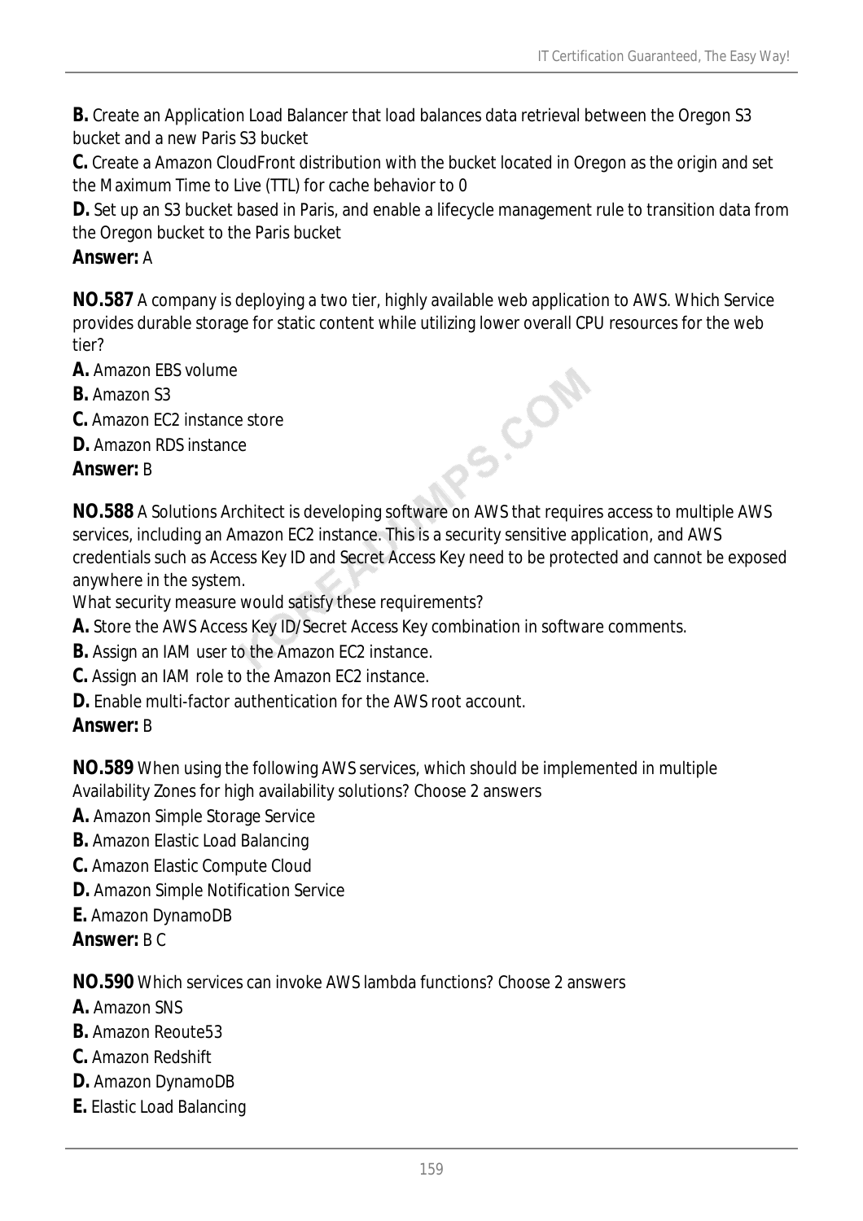**B.** Create an Application Load Balancer that load balances data retrieval between the Oregon S3 bucket and a new Paris S3 bucket

**C.** Create a Amazon CloudFront distribution with the bucket located in Oregon as the origin and set the Maximum Time to Live (TTL) for cache behavior to 0

**D.** Set up an S3 bucket based in Paris, and enable a lifecycle management rule to transition data from the Oregon bucket to the Paris bucket

**Answer:** A

**NO.587** A company is deploying a two tier, highly available web application to AWS. Which Service provides durable storage for static content while utilizing lower overall CPU resources for the web tier?

**A.** Amazon EBS volume

**B.** Amazon S3

**C.** Amazon EC2 instance store

**D.** Amazon RDS instance

**Answer:** B

**NO.588** A Solutions Architect is developing software on AWS that requires access to multiple AWS services, including an Amazon EC2 instance. This is a security sensitive application, and AWS credentials such as Access Key ID and Secret Access Key need to be protected and cannot be exposed anywhere in the system.

What security measure would satisfy these requirements?

**A.** Store the AWS Access Key ID/Secret Access Key combination in software comments.

**B.** Assign an IAM user to the Amazon EC2 instance.

**C.** Assign an IAM role to the Amazon EC2 instance.

**D.** Enable multi-factor authentication for the AWS root account.

**Answer:** B

**NO.589** When using the following AWS services, which should be implemented in multiple Availability Zones for high availability solutions? Choose 2 answers

**A.** Amazon Simple Storage Service

**B.** Amazon Elastic Load Balancing

**C.** Amazon Elastic Compute Cloud

**D.** Amazon Simple Notification Service

**E.** Amazon DynamoDB

**Answer:** B C

**NO.590** Which services can invoke AWS lambda functions? Choose 2 answers

**A.** Amazon SNS

**B.** Amazon Reoute53

**C.** Amazon Redshift

**D.** Amazon DynamoDB

**E.** Elastic Load Balancing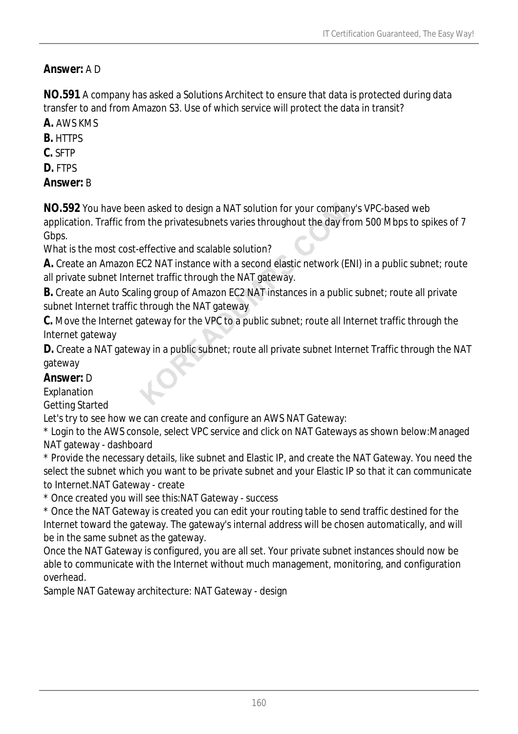**Answer:** A D

**NO.591** A company has asked a Solutions Architect to ensure that data is protected during data transfer to and from Amazon S3. Use of which service will protect the data in transit?

**A.** AWS KMS

**B.** HTTPS

**C.** SFTP

**D.** FTPS

**Answer:** B

**NO.592** You have been asked to design a NAT solution for your company's VPC-based web application. Traffic from the privatesubnets varies throughout the day from 500 Mbps to spikes of 7 Gbps.

What is the most cost-effective and scalable solution?

**A.** Create an Amazon EC2 NAT instance with a second elastic network (ENI) in a public subnet; route all private subnet Internet traffic through the NAT gateway.

**B.** Create an Auto Scaling group of Amazon EC2 NAT instances in a public subnet; route all private subnet Internet traffic through the NAT gateway

**C.** Move the Internet gateway for the VPC to a public subnet; route all Internet traffic through the Internet gateway

**D.** Create a NAT gateway in a public subnet; route all private subnet Internet Traffic through the NAT gateway

**Answer:** D

Explanation

Getting Started

Let's try to see how we can create and configure an AWS NAT Gateway:

* Login to the AWS console, select VPC service and click on NAT Gateways as shown below:Managed NAT gateway - dashboard

* Provide the necessary details, like subnet and Elastic IP, and create the NAT Gateway. You need the select the subnet which you want to be private subnet and your Elastic IP so that it can communicate to Internet.NAT Gateway - create

* Once created you will see this:NAT Gateway - success

* Once the NAT Gateway is created you can edit your routing table to send traffic destined for the Internet toward the gateway. The gateway's internal address will be chosen automatically, and will be in the same subnet as the gateway.

Once the NAT Gateway is configured, you are all set. Your private subnet instances should now be able to communicate with the Internet without much management, monitoring, and configuration overhead.

Sample NAT Gateway architecture: NAT Gateway - design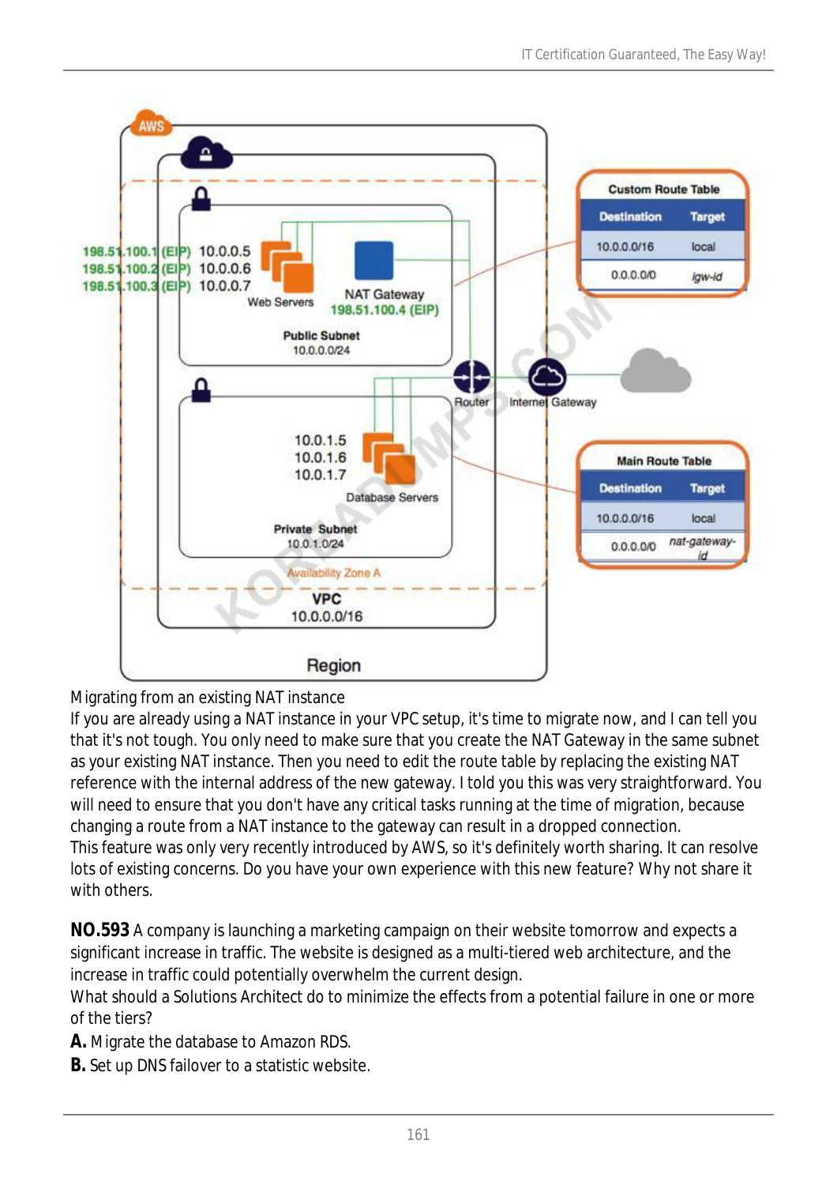Migrating from an existing NAT instance

If you are already using a NAT instance in your VPC setup, it's time to migrate now, and I can tell you that it's not tough. You only need to make sure that you create the NAT Gateway in the same subnet as your existing NAT instance. Then you need to edit the route table by replacing the existing NAT reference with the internal address of the new gateway. I told you this was very straightforward. You will need to ensure that you don't have any critical tasks running at the time of migration, because changing a route from a NAT instance to the gateway can result in a dropped connection.

This feature was only very recently introduced by AWS, so it's definitely worth sharing. It can resolve lots of existing concerns. Do you have your own experience with this new feature? Why not share it with others.

**NO.593** A company is launching a marketing campaign on their website tomorrow and expects a significant increase in traffic. The website is designed as a multi-tiered web architecture, and the increase in traffic could potentially overwhelm the current design.

What should a Solutions Architect do to minimize the effects from a potential failure in one or more of the tiers?

**A.** Migrate the database to Amazon RDS.

**B.** Set up DNS failover to a statistic website.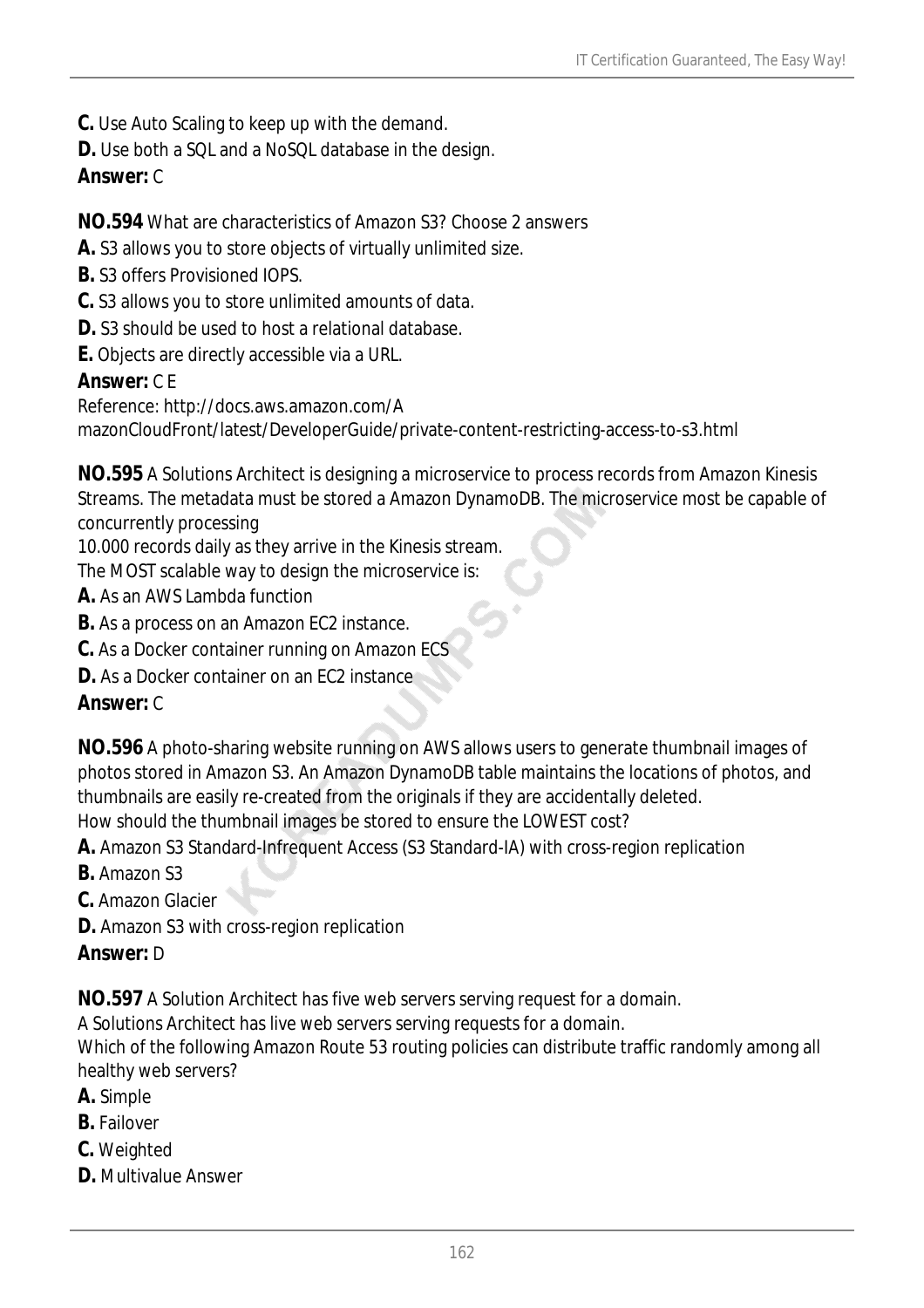**C.** Use Auto Scaling to keep up with the demand.

**D.** Use both a SQL and a NoSQL database in the design.

**Answer:** C

**NO.594** What are characteristics of Amazon S3? Choose 2 answers

**A.** S3 allows you to store objects of virtually unlimited size.

**B.** S3 offers Provisioned IOPS.

**C.** S3 allows you to store unlimited amounts of data.

**D.** S3 should be used to host a relational database.

**E.** Objects are directly accessible via a URL.

**Answer:** C E

Reference: http://docs.aws.amazon.com/A
mazonCloudFront/latest/DeveloperGuide/private-content-restricting-access-to-s3.html

**NO.595** A Solutions Architect is designing a microservice to process records from Amazon Kinesis Streams. The metadata must be stored a Amazon DynamoDB. The microservice most be capable of concurrently processing
10.000 records daily as they arrive in the Kinesis stream.
The MOST scalable way to design the microservice is:

**A.** As an AWS Lambda function

**B.** As a process on an Amazon EC2 instance.

**C.** As a Docker container running on Amazon ECS

**D.** As a Docker container on an EC2 instance

**Answer:** C

**NO.596** A photo-sharing website running on AWS allows users to generate thumbnail images of photos stored in Amazon S3. An Amazon DynamoDB table maintains the locations of photos, and thumbnails are easily re-created from the originals if they are accidentally deleted.
How should the thumbnail images be stored to ensure the LOWEST cost?

**A.** Amazon S3 Standard-Infrequent Access (S3 Standard-IA) with cross-region replication

**B.** Amazon S3

**C.** Amazon Glacier

**D.** Amazon S3 with cross-region replication

**Answer:** D

**NO.597** A Solution Architect has five web servers serving request for a domain.
A Solutions Architect has live web servers serving requests for a domain.
Which of the following Amazon Route 53 routing policies can distribute traffic randomly among all healthy web servers?

**A.** Simple

**B.** Failover

**C.** Weighted

**D.** Multivalue Answer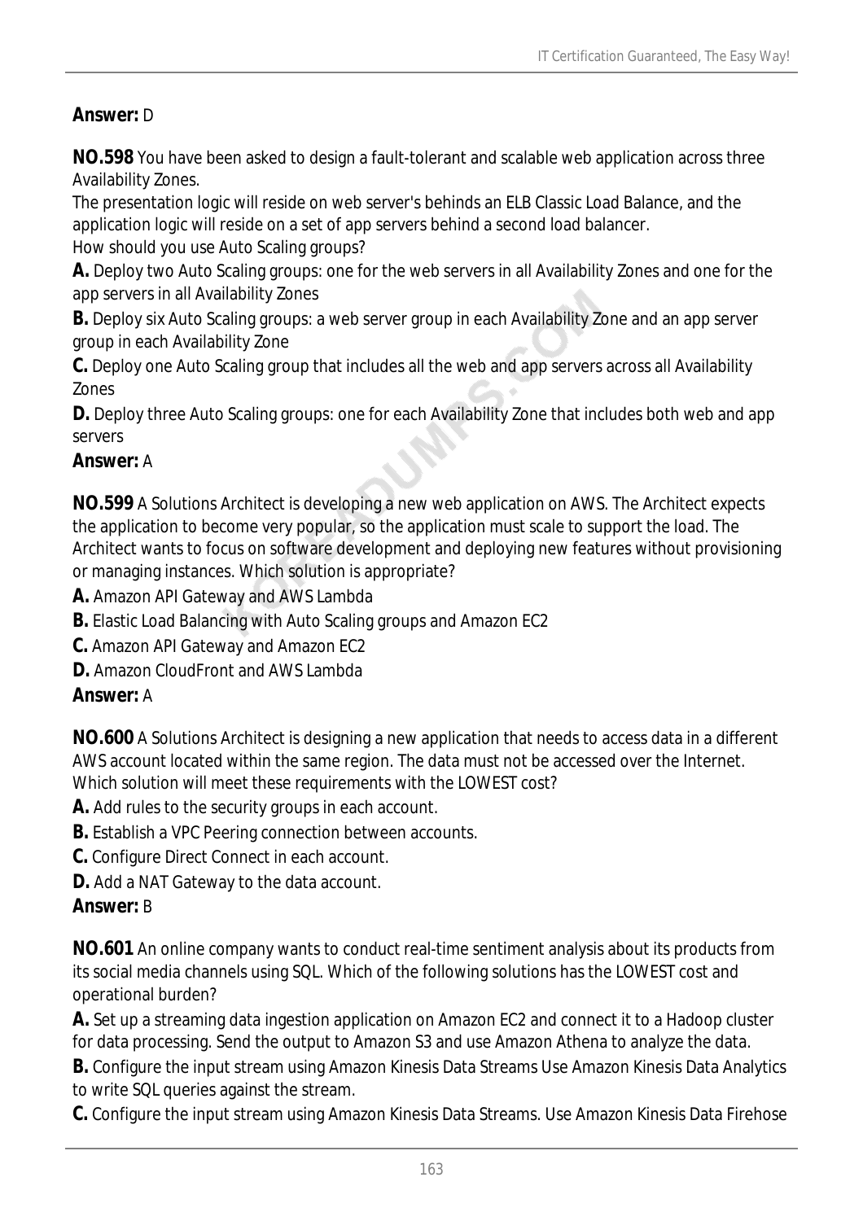**Answer:** D

**NO.598** You have been asked to design a fault-tolerant and scalable web application across three Availability Zones.
The presentation logic will reside on web server's behinds an ELB Classic Load Balance, and the application logic will reside on a set of app servers behind a second load balancer.
How should you use Auto Scaling groups?

**A.** Deploy two Auto Scaling groups: one for the web servers in all Availability Zones and one for the app servers in all Availability Zones

**B.** Deploy six Auto Scaling groups: a web server group in each Availability Zone and an app server group in each Availability Zone

**C.** Deploy one Auto Scaling group that includes all the web and app servers across all Availability Zones

**D.** Deploy three Auto Scaling groups: one for each Availability Zone that includes both web and app servers

**Answer:** A

**NO.599** A Solutions Architect is developing a new web application on AWS. The Architect expects the application to become very popular, so the application must scale to support the load. The Architect wants to focus on software development and deploying new features without provisioning or managing instances. Which solution is appropriate?

**A.** Amazon API Gateway and AWS Lambda

**B.** Elastic Load Balancing with Auto Scaling groups and Amazon EC2

**C.** Amazon API Gateway and Amazon EC2

**D.** Amazon CloudFront and AWS Lambda

**Answer:** A

**NO.600** A Solutions Architect is designing a new application that needs to access data in a different AWS account located within the same region. The data must not be accessed over the Internet.
Which solution will meet these requirements with the LOWEST cost?

**A.** Add rules to the security groups in each account.

**B.** Establish a VPC Peering connection between accounts.

**C.** Configure Direct Connect in each account.

**D.** Add a NAT Gateway to the data account.

**Answer:** B

**NO.601** An online company wants to conduct real-time sentiment analysis about its products from its social media channels using SQL. Which of the following solutions has the LOWEST cost and operational burden?

**A.** Set up a streaming data ingestion application on Amazon EC2 and connect it to a Hadoop cluster for data processing. Send the output to Amazon S3 and use Amazon Athena to analyze the data.

**B.** Configure the input stream using Amazon Kinesis Data Streams Use Amazon Kinesis Data Analytics to write SQL queries against the stream.

**C.** Configure the input stream using Amazon Kinesis Data Streams. Use Amazon Kinesis Data Firehose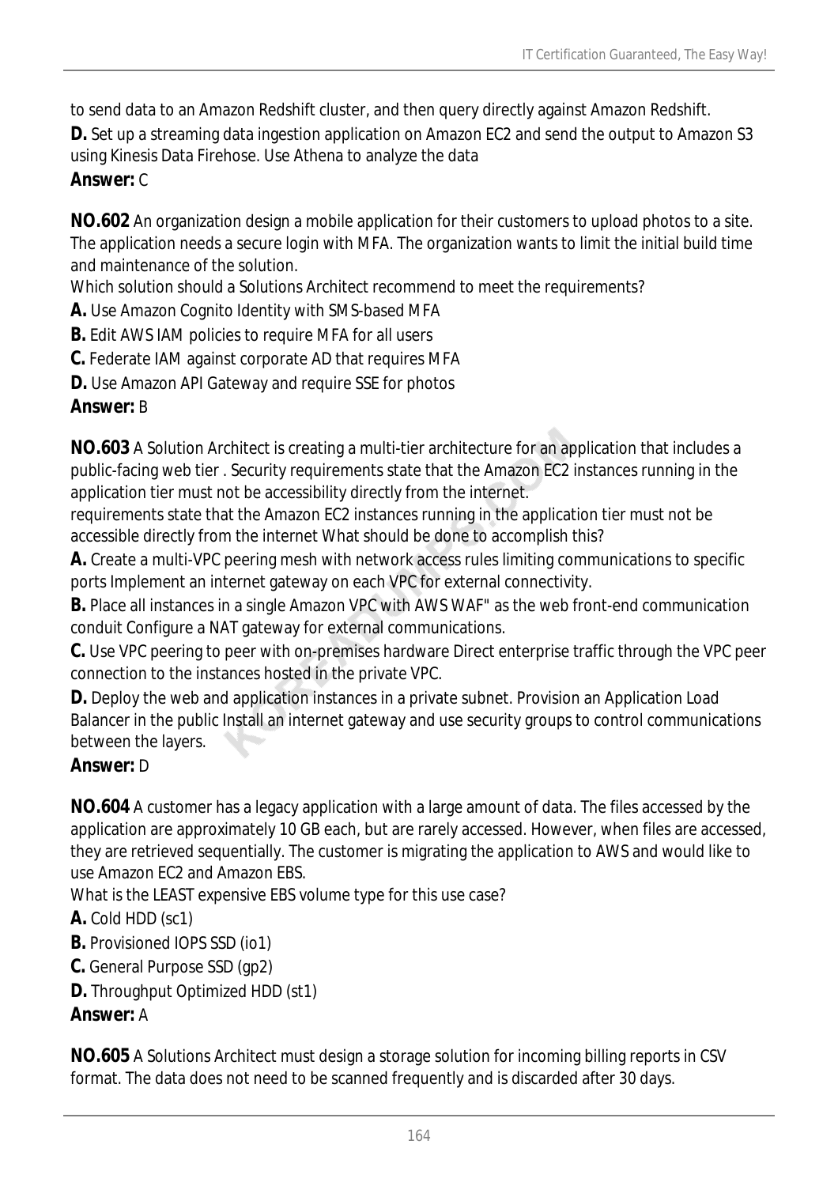to send data to an Amazon Redshift cluster, and then query directly against Amazon Redshift.

**D.** Set up a streaming data ingestion application on Amazon EC2 and send the output to Amazon S3 using Kinesis Data Firehose. Use Athena to analyze the data

**Answer:** C

**NO.602** An organization design a mobile application for their customers to upload photos to a site. The application needs a secure login with MFA. The organization wants to limit the initial build time and maintenance of the solution.

Which solution should a Solutions Architect recommend to meet the requirements?

**A.** Use Amazon Cognito Identity with SMS-based MFA

**B.** Edit AWS IAM policies to require MFA for all users

**C.** Federate IAM against corporate AD that requires MFA

**D.** Use Amazon API Gateway and require SSE for photos

**Answer:** B

**NO.603** A Solution Architect is creating a multi-tier architecture for an application that includes a public-facing web tier . Security requirements state that the Amazon EC2 instances running in the application tier must not be accessibility directly from the internet.

requirements state that the Amazon EC2 instances running in the application tier must not be accessible directly from the internet What should be done to accomplish this?

**A.** Create a multi-VPC peering mesh with network access rules limiting communications to specific ports Implement an internet gateway on each VPC for external connectivity.

**B.** Place all instances in a single Amazon VPC with AWS WAF" as the web front-end communication conduit Configure a NAT gateway for external communications.

**C.** Use VPC peering to peer with on-premises hardware Direct enterprise traffic through the VPC peer connection to the instances hosted in the private VPC.

**D.** Deploy the web and application instances in a private subnet. Provision an Application Load Balancer in the public Install an internet gateway and use security groups to control communications between the layers.

**Answer:** D

**NO.604** A customer has a legacy application with a large amount of data. The files accessed by the application are approximately 10 GB each, but are rarely accessed. However, when files are accessed, they are retrieved sequentially. The customer is migrating the application to AWS and would like to use Amazon EC2 and Amazon EBS.

What is the LEAST expensive EBS volume type for this use case?

**A.** Cold HDD (sc1)

**B.** Provisioned IOPS SSD (io1)

**C.** General Purpose SSD (gp2)

**D.** Throughput Optimized HDD (st1)

**Answer:** A

**NO.605** A Solutions Architect must design a storage solution for incoming billing reports in CSV format. The data does not need to be scanned frequently and is discarded after 30 days.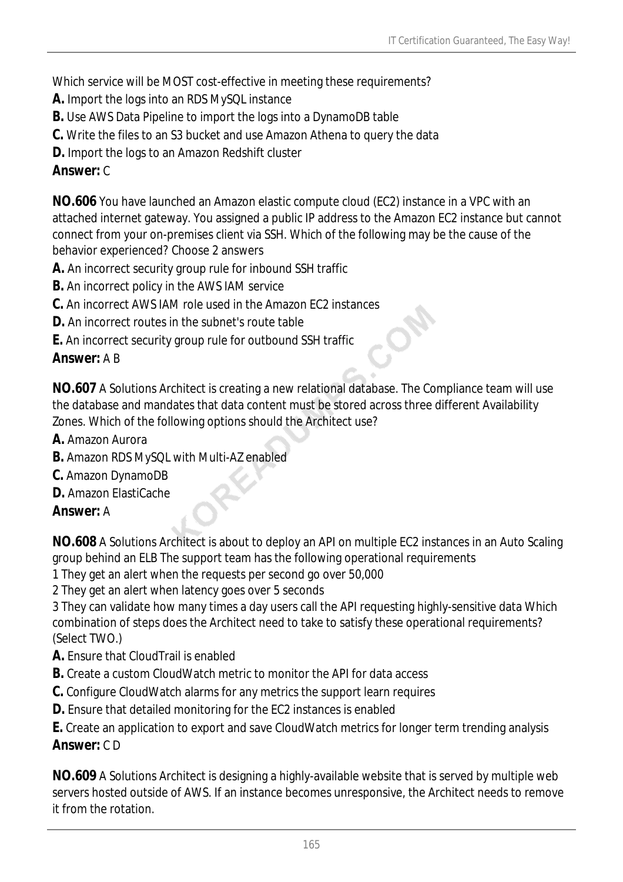Which service will be MOST cost-effective in meeting these requirements?

**A.** Import the logs into an RDS MySQL instance
**B.** Use AWS Data Pipeline to import the logs into a DynamoDB table
**C.** Write the files to an S3 bucket and use Amazon Athena to query the data
**D.** Import the logs to an Amazon Redshift cluster
**Answer:** C

**NO.606** You have launched an Amazon elastic compute cloud (EC2) instance in a VPC with an attached internet gateway. You assigned a public IP address to the Amazon EC2 instance but cannot connect from your on-premises client via SSH. Which of the following may be the cause of the behavior experienced? Choose 2 answers

**A.** An incorrect security group rule for inbound SSH traffic
**B.** An incorrect policy in the AWS IAM service
**C.** An incorrect AWS IAM role used in the Amazon EC2 instances
**D.** An incorrect routes in the subnet's route table
**E.** An incorrect security group rule for outbound SSH traffic
**Answer:** A B

**NO.607** A Solutions Architect is creating a new relational database. The Compliance team will use the database and mandates that data content must be stored across three different Availability Zones. Which of the following options should the Architect use?

**A.** Amazon Aurora
**B.** Amazon RDS MySQL with Multi-AZ enabled
**C.** Amazon DynamoDB
**D.** Amazon ElastiCache
**Answer:** A

**NO.608** A Solutions Architect is about to deploy an API on multiple EC2 instances in an Auto Scaling group behind an ELB The support team has the following operational requirements

1 They get an alert when the requests per second go over 50,000
2 They get an alert when latency goes over 5 seconds
3 They can validate how many times a day users call the API requesting highly-sensitive data Which combination of steps does the Architect need to take to satisfy these operational requirements? (Select TWO.)

**A.** Ensure that CloudTrail is enabled
**B.** Create a custom CloudWatch metric to monitor the API for data access
**C.** Configure CloudWatch alarms for any metrics the support learn requires
**D.** Ensure that detailed monitoring for the EC2 instances is enabled
**E.** Create an application to export and save CloudWatch metrics for longer term trending analysis
**Answer:** C D

**NO.609** A Solutions Architect is designing a highly-available website that is served by multiple web servers hosted outside of AWS. If an instance becomes unresponsive, the Architect needs to remove it from the rotation.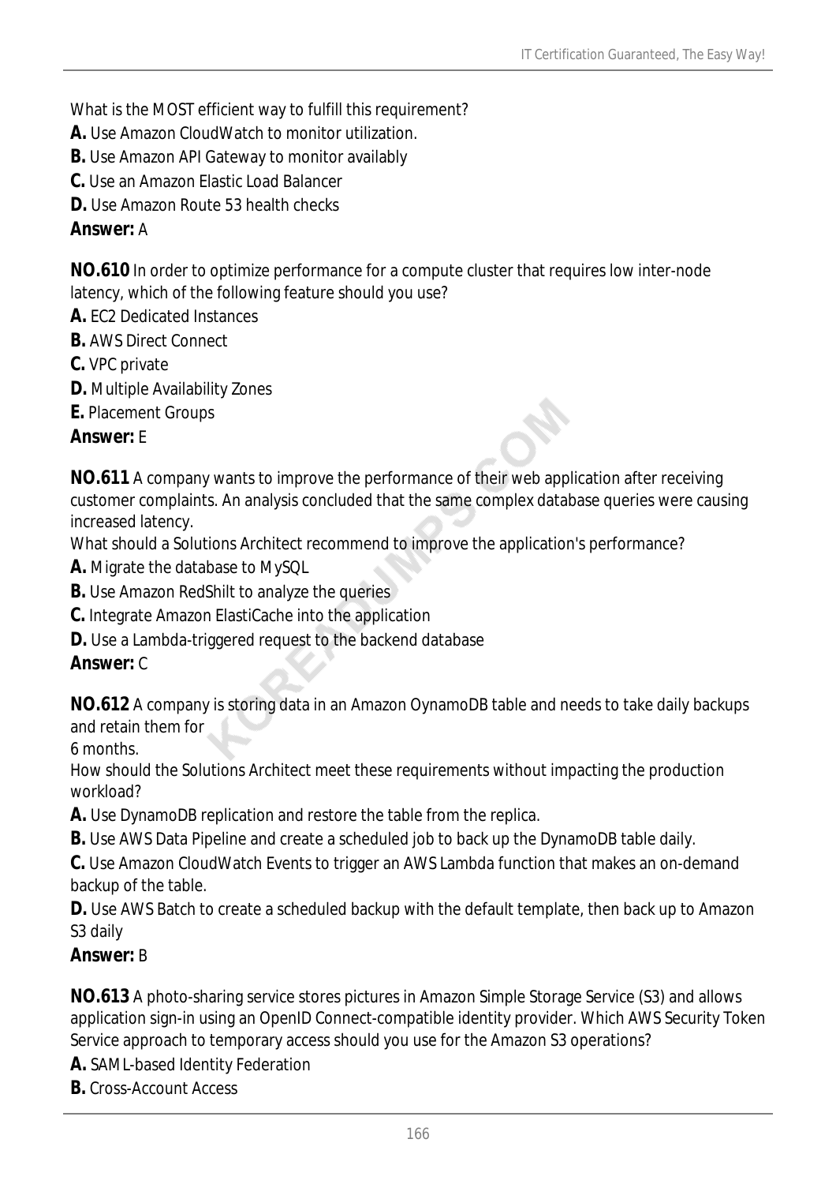What is the MOST efficient way to fulfill this requirement?

**A.** Use Amazon CloudWatch to monitor utilization.

**B.** Use Amazon API Gateway to monitor availably

**C.** Use an Amazon Elastic Load Balancer

**D.** Use Amazon Route 53 health checks

**Answer:** A

**NO.610** In order to optimize performance for a compute cluster that requires low inter-node latency, which of the following feature should you use?

**A.** EC2 Dedicated Instances

**B.** AWS Direct Connect

**C.** VPC private

**D.** Multiple Availability Zones

**E.** Placement Groups

**Answer:** E

**NO.611** A company wants to improve the performance of their web application after receiving customer complaints. An analysis concluded that the same complex database queries were causing increased latency.

What should a Solutions Architect recommend to improve the application's performance?

**A.** Migrate the database to MySQL

**B.** Use Amazon RedShilt to analyze the queries

**C.** Integrate Amazon ElastiCache into the application

**D.** Use a Lambda-triggered request to the backend database

**Answer:** C

**NO.612** A company is storing data in an Amazon OynamoDB table and needs to take daily backups and retain them for
6 months.

How should the Solutions Architect meet these requirements without impacting the production workload?

**A.** Use DynamoDB replication and restore the table from the replica.

**B.** Use AWS Data Pipeline and create a scheduled job to back up the DynamoDB table daily.

**C.** Use Amazon CloudWatch Events to trigger an AWS Lambda function that makes an on-demand backup of the table.

**D.** Use AWS Batch to create a scheduled backup with the default template, then back up to Amazon S3 daily

**Answer:** B

**NO.613** A photo-sharing service stores pictures in Amazon Simple Storage Service (S3) and allows application sign-in using an OpenID Connect-compatible identity provider. Which AWS Security Token Service approach to temporary access should you use for the Amazon S3 operations?

**A.** SAML-based Identity Federation

**B.** Cross-Account Access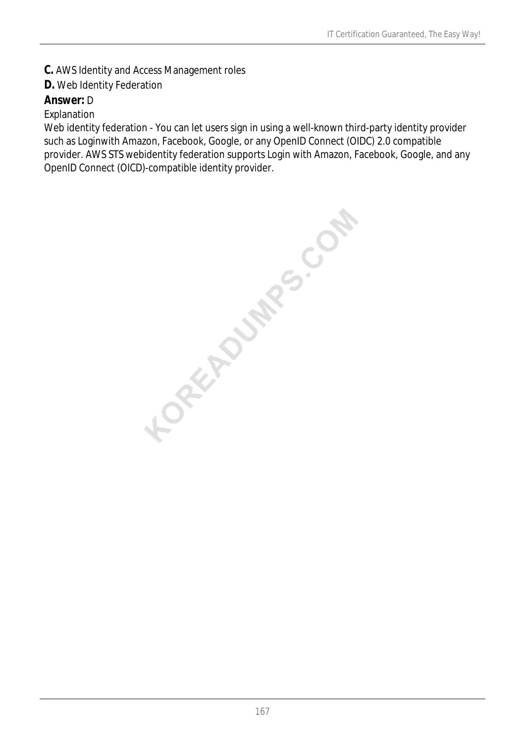**C.** AWS Identity and Access Management roles

**D.** Web Identity Federation

**Answer:** D

Explanation

Web identity federation - You can let users sign in using a well-known third-party identity provider such as Loginwith Amazon, Facebook, Google, or any OpenID Connect (OIDC) 2.0 compatible provider. AWS STS webidentity federation supports Login with Amazon, Facebook, Google, and any OpenID Connect (OICD)-compatible identity provider.